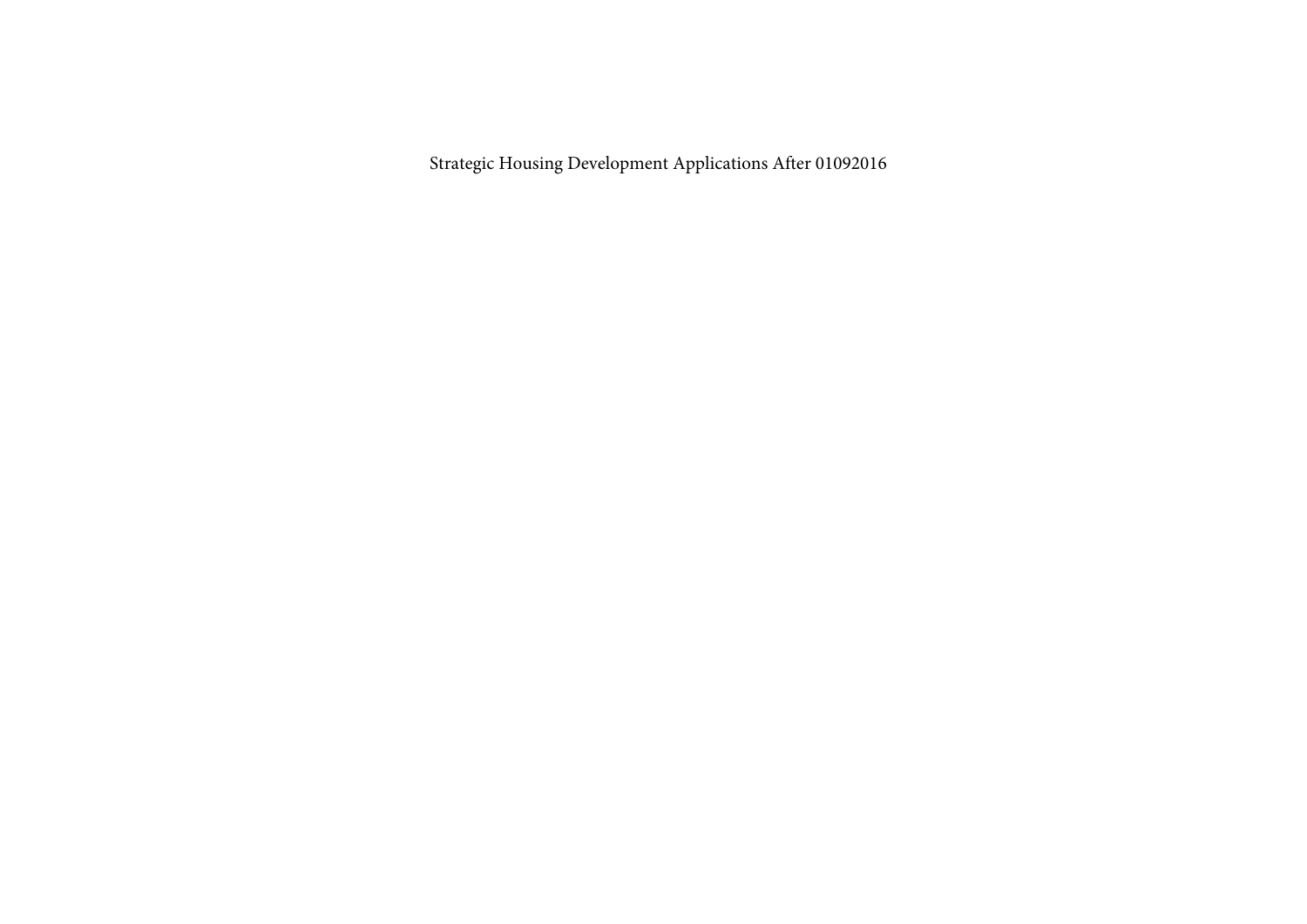# Strategic Housing Development Applications After 01092016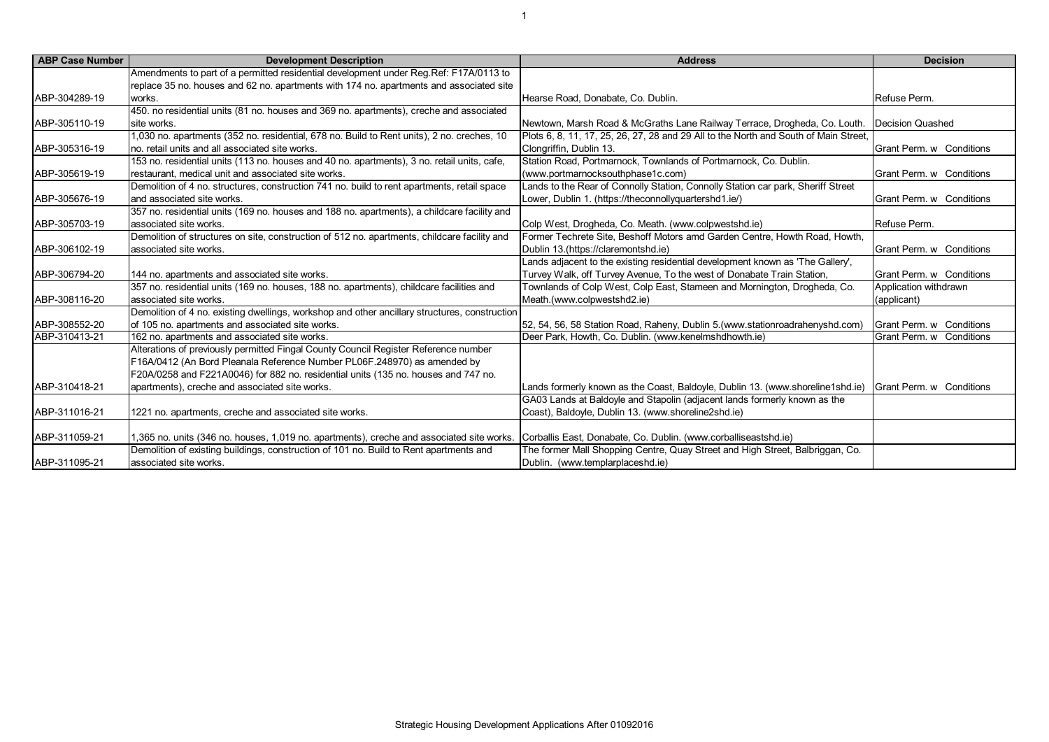| ABP Case Number | Development Description | Address | Decision |
|---|---|---|---|
| ABP-304289-19 | Amendments to part of a permitted residential development under Reg.Ref: F17A/0113 to replace 35 no. houses and 62 no. apartments with 174 no. apartments and associated site works. | Hearse Road, Donabate, Co. Dublin. | Refuse Perm. |
| ABP-305110-19 | 450. no residential units (81 no. houses and 369 no. apartments), creche and associated site works. | Newtown, Marsh Road & McGraths Lane Railway Terrace, Drogheda, Co. Louth. | Decision Quashed |
| ABP-305316-19 | 1,030 no. apartments (352 no. residential, 678 no. Build to Rent units), 2 no. creches, 10 no. retail units and all associated site works. | Plots 6, 8, 11, 17, 25, 26, 27, 28 and 29 All to the North and South of Main Street, Clongriffin, Dublin 13. | Grant Perm. w Conditions |
| ABP-305619-19 | 153 no. residential units (113 no. houses and 40 no. apartments), 3 no. retail units, cafe, restaurant, medical unit and associated site works. | Station Road, Portmarnock, Townlands of Portmarnock, Co. Dublin. (www.portmarnocksouthphase1c.com) | Grant Perm. w Conditions |
| ABP-305676-19 | Demolition of 4 no. structures, construction 741 no. build to rent apartments, retail space and associated site works. | Lands to the Rear of Connolly Station, Connolly Station car park, Sheriff Street Lower, Dublin 1. (https://theconnollyquartershd1.ie/) | Grant Perm. w Conditions |
| ABP-305703-19 | 357 no. residential units (169 no. houses and 188 no. apartments), a childcare facility and associated site works. | Colp West, Drogheda, Co. Meath. (www.colpwestshd.ie) | Refuse Perm. |
| ABP-306102-19 | Demolition of structures on site, construction of 512 no. apartments, childcare facility and associated site works. | Former Techrete Site, Beshoff Motors amd Garden Centre, Howth Road, Howth, Dublin 13.(https://claremontshd.ie) | Grant Perm. w Conditions |
| ABP-306794-20 | 144 no. apartments and associated site works. | Lands adjacent to the existing residential development known as 'The Gallery', Turvey Walk, off Turvey Avenue, To the west of Donabate Train Station, | Grant Perm. w Conditions |
| ABP-308116-20 | 357 no. residential units (169 no. houses, 188 no. apartments), childcare facilities and associated site works. | Townlands of Colp West, Colp East, Stameen and Mornington, Drogheda, Co. Meath.(www.colpwestshd2.ie) | Application withdrawn (applicant) |
| ABP-308552-20 | Demolition of 4 no. existing dwellings, workshop and other ancillary structures, construction of 105 no. apartments and associated site works. | 52, 54, 56, 58 Station Road, Raheny, Dublin 5.(www.stationroadrahenyshd.com) | Grant Perm. w Conditions |
| ABP-310413-21 | 162 no. apartments and associated site works. | Deer Park, Howth, Co. Dublin. (www.kenelmshdhowth.ie) | Grant Perm. w Conditions |
| ABP-310418-21 | Alterations of previously permitted Fingal County Council Register Reference number F16A/0412 (An Bord Pleanala Reference Number PL06F.248970) as amended by F20A/0258 and F221A0046) for 882 no. residential units (135 no. houses and 747 no. apartments), creche and associated site works. | Lands formerly known as the Coast, Baldoyle, Dublin 13. (www.shoreline1shd.ie) | Grant Perm. w Conditions |
| ABP-311016-21 | 1221 no. apartments, creche and associated site works. | GA03 Lands at Baldoyle and Stapolin (adjacent lands formerly known as the Coast), Baldoyle, Dublin 13. (www.shoreline2shd.ie) | |
| ABP-311059-21 | 1,365 no. units (346 no. houses, 1,019 no. apartments), creche and associated site works. | Corballis East, Donabate, Co. Dublin. (www.corballiseastshd.ie) | |
| ABP-311095-21 | Demolition of existing buildings, construction of 101 no. Build to Rent apartments and associated site works. | The former Mall Shopping Centre, Quay Street and High Street, Balbriggan, Co. Dublin. (www.templarplaceshd.ie) | |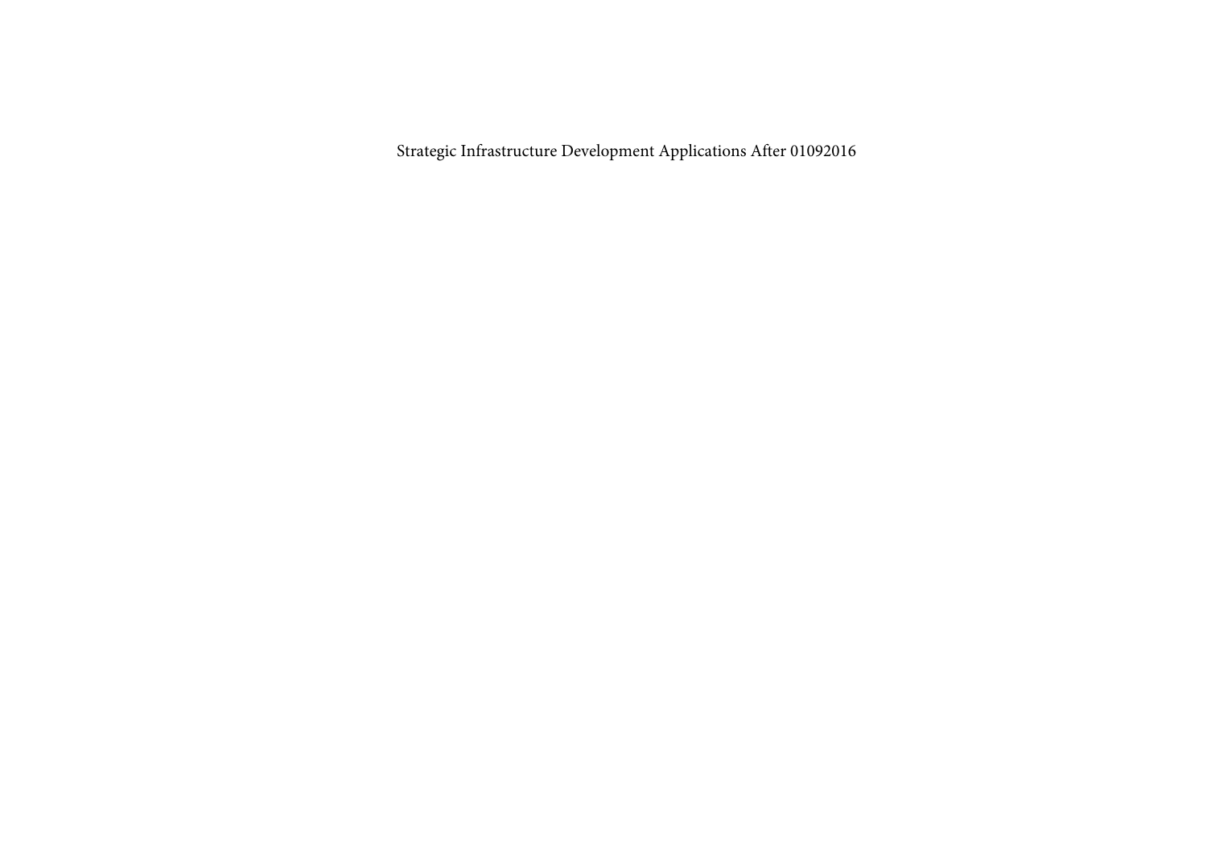Strategic Infrastructure Development Applications After 01092016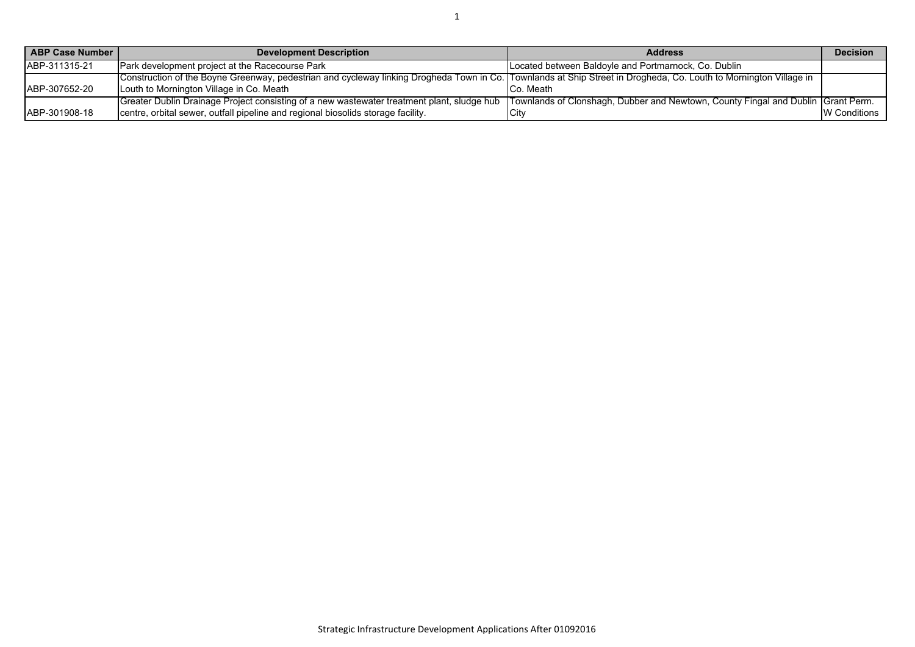| ABP Case Number | Development Description | Address | Decision |
| --- | --- | --- | --- |
| ABP-311315-21 | Park development project at the Racecourse Park | Located between Baldoyle and Portmarnock, Co. Dublin | |
| ABP-307652-20 | Construction of the Boyne Greenway, pedestrian and cycleway linking Drogheda Town in Co. Louth to Mornington Village in Co. Meath | Townlands at Ship Street in Drogheda, Co. Louth to Mornington Village in Co. Meath | |
| ABP-301908-18 | Greater Dublin Drainage Project consisting of a new wastewater treatment plant, sludge hub centre, orbital sewer, outfall pipeline and regional biosolids storage facility. | Townlands of Clonshagh, Dubber and Newtown, County Fingal and Dublin City | Grant Perm. W Conditions |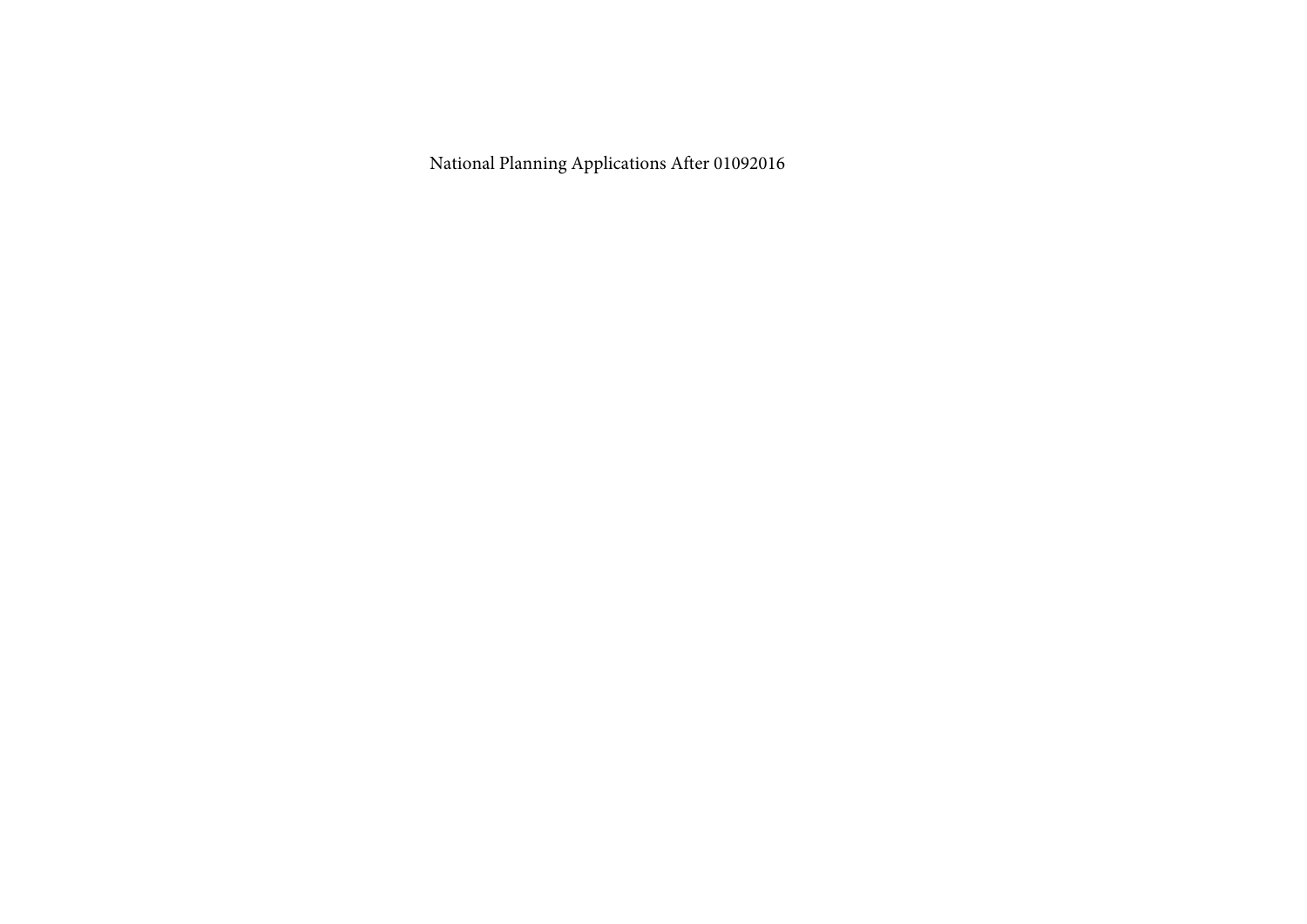National Planning Applications After 01092016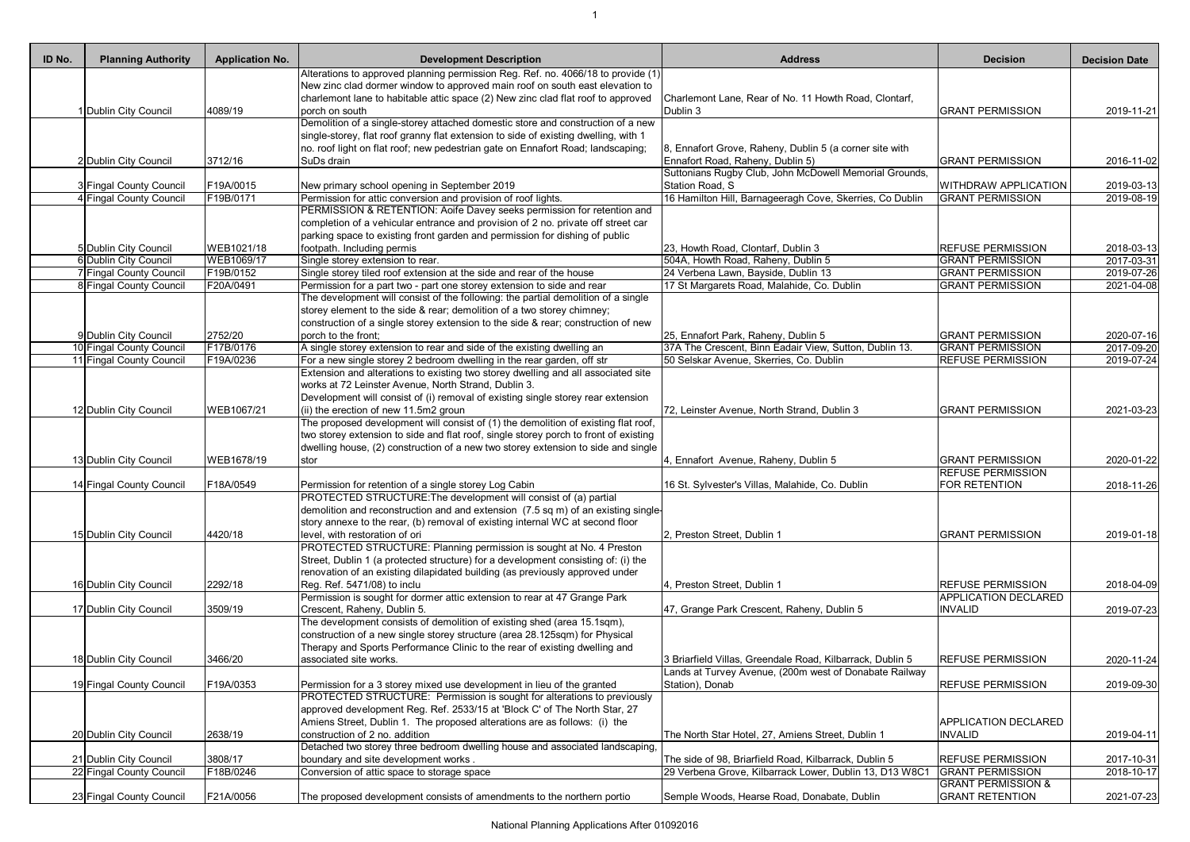| ID No. | Planning Authority | Application No. | Development Description | Address | Decision | Decision Date |
|---|---|---|---|---|---|---|
| 1 | Dublin City Council | 4089/19 | Alterations to approved planning permission Reg. Ref. no. 4066/18 to provide (1) New zinc clad dormer window to approved main roof on south east elevation to charlemont lane to habitable attic space (2) New zinc clad flat roof to approved porch on south | Charlemont Lane, Rear of No. 11 Howth Road, Clontarf, Dublin 3 | GRANT PERMISSION | 2019-11-21 |
| 2 | Dublin City Council | 3712/16 | Demolition of a single-storey attached domestic store and construction of a new single-storey, flat roof granny flat extension to side of existing dwelling, with 1 no. roof light on flat roof; new pedestrian gate on Ennafort Road; landscaping; SuDs drain | 8, Ennafort Grove, Raheny, Dublin 5 (a corner site with Ennafort Road, Raheny, Dublin 5) | GRANT PERMISSION | 2016-11-02 |
| 3 | Fingal County Council | F19A/0015 | New primary school opening in September 2019 | Suttonians Rugby Club, John McDowell Memorial Grounds, Station Road, S | WITHDRAW APPLICATION | 2019-03-13 |
| 4 | Fingal County Council | F19B/0171 | Permission for attic conversion and provision of roof lights. | 16 Hamilton Hill, Barnageeragh Cove, Skerries, Co Dublin | GRANT PERMISSION | 2019-08-19 |
| 5 | Dublin City Council | WEB1021/18 | PERMISSION & RETENTION: Aoife Davey seeks permission for retention and completion of a vehicular entrance and provision of 2 no. private off street car parking space to existing front garden and permission for dishing of public footpath. Including permis | 23, Howth Road, Clontarf, Dublin 3 | REFUSE PERMISSION | 2018-03-13 |
| 6 | Dublin City Council | WEB1069/17 | Single storey extension to rear. | 504A, Howth Road, Raheny, Dublin 5 | GRANT PERMISSION | 2017-03-31 |
| 7 | Fingal County Council | F19B/0152 | Single storey tiled roof extension at the side and rear of the house | 24 Verbena Lawn, Bayside, Dublin 13 | GRANT PERMISSION | 2019-07-26 |
| 8 | Fingal County Council | F20A/0491 | Permission for a part two - part one storey extension to side and rear | 17 St Margarets Road, Malahide, Co. Dublin | GRANT PERMISSION | 2021-04-08 |
| 9 | Dublin City Council | 2752/20 | The development will consist of the following: the partial demolition of a single storey element to the side & rear; demolition of a two storey chimney; construction of a single storey extension to the side & rear; construction of new porch to the front; | 25, Ennafort Park, Raheny, Dublin 5 | GRANT PERMISSION | 2020-07-16 |
| 10 | Fingal County Council | F17B/0176 | A single storey extension to rear and side of the existing dwelling an | 37A The Crescent, Binn Eadair View, Sutton, Dublin 13. | GRANT PERMISSION | 2017-09-20 |
| 11 | Fingal County Council | F19A/0236 | For a new single storey 2 bedroom dwelling in the rear garden, off str | 50 Selskar Avenue, Skerries, Co. Dublin | REFUSE PERMISSION | 2019-07-24 |
| 12 | Dublin City Council | WEB1067/21 | Extension and alterations to existing two storey dwelling and all associated site works at 72 Leinster Avenue, North Strand, Dublin 3. Development will consist of (i) removal of existing single storey rear extension (ii) the erection of new 11.5m2 groun | 72, Leinster Avenue, North Strand, Dublin 3 | GRANT PERMISSION | 2021-03-23 |
| 13 | Dublin City Council | WEB1678/19 | The proposed development will consist of (1) the demolition of existing flat roof, two storey extension to side and flat roof, single storey porch to front of existing dwelling house, (2) construction of a new two storey extension to side and single stor | 4, Ennafort Avenue, Raheny, Dublin 5 | GRANT PERMISSION | 2020-01-22 |
| 14 | Fingal County Council | F18A/0549 | Permission for retention of a single storey Log Cabin | 16 St. Sylvester's Villas, Malahide, Co. Dublin | REFUSE PERMISSION FOR RETENTION | 2018-11-26 |
| 15 | Dublin City Council | 4420/18 | PROTECTED STRUCTURE:The development will consist of (a) partial demolition and reconstruction and and extension (7.5 sq m) of an existing single-story annexe to the rear, (b) removal of existing internal WC at second floor level, with restoration of ori | 2, Preston Street, Dublin 1 | GRANT PERMISSION | 2019-01-18 |
| 16 | Dublin City Council | 2292/18 | PROTECTED STRUCTURE: Planning permission is sought at No. 4 Preston Street, Dublin 1 (a protected structure) for a development consisting of: (i) the renovation of an existing dilapidated building (as previously approved under Reg. Ref. 5471/08) to inclu | 4, Preston Street, Dublin 1 | REFUSE PERMISSION | 2018-04-09 |
| 17 | Dublin City Council | 3509/19 | Permission is sought for dormer attic extension to rear at 47 Grange Park Crescent, Raheny, Dublin 5. | 47, Grange Park Crescent, Raheny, Dublin 5 | APPLICATION DECLARED INVALID | 2019-07-23 |
| 18 | Dublin City Council | 3466/20 | The development consists of demolition of existing shed (area 15.1sqm), construction of a new single storey structure (area 28.125sqm) for Physical Therapy and Sports Performance Clinic to the rear of existing dwelling and associated site works. | 3 Briarfield Villas, Greendale Road, Kilbarrack, Dublin 5 | REFUSE PERMISSION | 2020-11-24 |
| 19 | Fingal County Council | F19A/0353 | Permission for a 3 storey mixed use development in lieu of the granted | Lands at Turvey Avenue, (200m west of Donabate Railway Station), Donab | REFUSE PERMISSION | 2019-09-30 |
| 20 | Dublin City Council | 2638/19 | PROTECTED STRUCTURE: Permission is sought for alterations to previously approved development Reg. Ref. 2533/15 at 'Block C' of The North Star, 27 Amiens Street, Dublin 1. The proposed alterations are as follows: (i) the construction of 2 no. addition | The North Star Hotel, 27, Amiens Street, Dublin 1 | APPLICATION DECLARED INVALID | 2019-04-11 |
| 21 | Dublin City Council | 3808/17 | Detached two storey three bedroom dwelling house and associated landscaping, boundary and site development works . | The side of 98, Briarfield Road, Kilbarrack, Dublin 5 | REFUSE PERMISSION | 2017-10-31 |
| 22 | Fingal County Council | F18B/0246 | Conversion of attic space to storage space | 29 Verbena Grove, Kilbarrack Lower, Dublin 13, D13 W8C1 | GRANT PERMISSION | 2018-10-17 |
| 23 | Fingal County Council | F21A/0056 | The proposed development consists of amendments to the northern portio | Semple Woods, Hearse Road, Donabate, Dublin | GRANT PERMISSION & GRANT RETENTION | 2021-07-23 |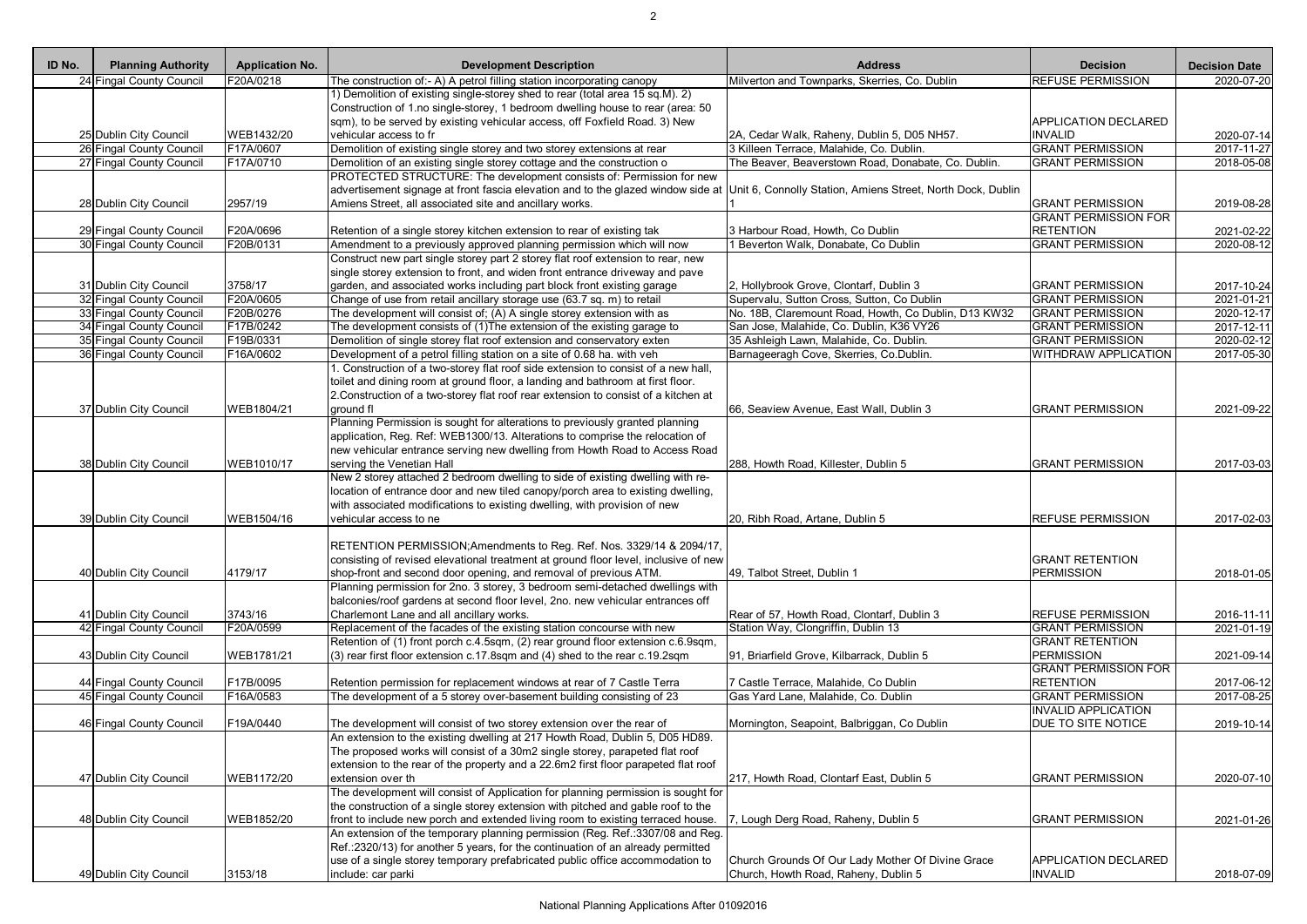| ID No. | Planning Authority | Application No. | Development Description | Address | Decision | Decision Date |
|---|---|---|---|---|---|---|
| 24 | Fingal County Council | F20A/0218 | The construction of:- A) A petrol filling station incorporating canopy | Milverton and Townparks, Skerries, Co. Dublin | REFUSE PERMISSION | 2020-07-20 |
| 25 | Dublin City Council | WEB1432/20 | 1) Demolition of existing single-storey shed to rear (total area 15 sq.M). 2) Construction of 1.no single-storey, 1 bedroom dwelling house to rear (area: 50 sqm), to be served by existing vehicular access, off Foxfield Road. 3) New vehicular access to fr | 2A, Cedar Walk, Raheny, Dublin 5, D05 NH57. | APPLICATION DECLARED INVALID | 2020-07-14 |
| 26 | Fingal County Council | F17A/0607 | Demolition of existing single storey and two storey extensions at rear | 3 Killeen Terrace, Malahide, Co. Dublin. | GRANT PERMISSION | 2017-11-27 |
| 27 | Fingal County Council | F17A/0710 | Demolition of an existing single storey cottage and the construction o | The Beaver, Beaverstown Road, Donabate, Co. Dublin. | GRANT PERMISSION | 2018-05-08 |
| 28 | Dublin City Council | 2957/19 | PROTECTED STRUCTURE: The development consists of: Permission for new advertisement signage at front fascia elevation and to the glazed window side at Amiens Street, all associated site and ancillary works. | Unit 6, Connolly Station, Amiens Street, North Dock, Dublin 1 | GRANT PERMISSION | 2019-08-28 |
| 29 | Fingal County Council | F20A/0696 | Retention of a single storey kitchen extension to rear of existing tak | 3 Harbour Road, Howth, Co Dublin | GRANT PERMISSION FOR RETENTION | 2021-02-22 |
| 30 | Fingal County Council | F20B/0131 | Amendment to a previously approved planning permission which will now | 1 Beverton Walk, Donabate, Co Dublin | GRANT PERMISSION | 2020-08-12 |
| 31 | Dublin City Council | 3758/17 | Construct new part single storey part 2 storey flat roof extension to rear, new single storey extension to front, and widen front entrance driveway and pave garden, and associated works including part block front existing garage | 2, Hollybrook Grove, Clontarf, Dublin 3 | GRANT PERMISSION | 2017-10-24 |
| 32 | Fingal County Council | F20A/0605 | Change of use from retail ancillary storage use (63.7 sq. m) to retail | Supervalu, Sutton Cross, Sutton, Co Dublin | GRANT PERMISSION | 2021-01-21 |
| 33 | Fingal County Council | F20B/0276 | The development will consist of; (A) A single storey extension with as | No. 18B, Claremount Road, Howth, Co Dublin, D13 KW32 | GRANT PERMISSION | 2020-12-17 |
| 34 | Fingal County Council | F17B/0242 | The development consists of (1)The extension of the existing garage to | San Jose, Malahide, Co. Dublin, K36 VY26 | GRANT PERMISSION | 2017-12-11 |
| 35 | Fingal County Council | F19B/0331 | Demolition of single storey flat roof extension and conservatory exten | 35 Ashleigh Lawn, Malahide, Co. Dublin. | GRANT PERMISSION | 2020-02-12 |
| 36 | Fingal County Council | F16A/0602 | Development of a petrol filling station on a site of 0.68 ha. with veh | Barnageeragh Cove, Skerries, Co.Dublin. | WITHDRAW APPLICATION | 2017-05-30 |
| 37 | Dublin City Council | WEB1804/21 | 1. Construction of a two-storey flat roof side extension to consist of a new hall, toilet and dining room at ground floor, a landing and bathroom at first floor. 2.Construction of a two-storey flat roof rear extension to consist of a kitchen at ground fl | 66, Seaview Avenue, East Wall, Dublin 3 | GRANT PERMISSION | 2021-09-22 |
| 38 | Dublin City Council | WEB1010/17 | Planning Permission is sought for alterations to previously granted planning application, Reg. Ref: WEB1300/13. Alterations to comprise the relocation of new vehicular entrance serving new dwelling from Howth Road to Access Road serving the Venetian Hall | 288, Howth Road, Killester, Dublin 5 | GRANT PERMISSION | 2017-03-03 |
| 39 | Dublin City Council | WEB1504/16 | New 2 storey attached 2 bedroom dwelling to side of existing dwelling with re-location of entrance door and new tiled canopy/porch area to existing dwelling, with associated modifications to existing dwelling, with provision of new vehicular access to ne | 20, Ribh Road, Artane, Dublin 5 | REFUSE PERMISSION | 2017-02-03 |
| 40 | Dublin City Council | 4179/17 | RETENTION PERMISSION;Amendments to Reg. Ref. Nos. 3329/14 & 2094/17, consisting of revised elevational treatment at ground floor level, inclusive of new shop-front and second door opening, and removal of previous ATM. | 49, Talbot Street, Dublin 1 | GRANT RETENTION PERMISSION | 2018-01-05 |
| 41 | Dublin City Council | 3743/16 | Planning permission for 2no. 3 storey, 3 bedroom semi-detached dwellings with balconies/roof gardens at second floor level, 2no. new vehicular entrances off Charlemont Lane and all ancillary works. | Rear of 57, Howth Road, Clontarf, Dublin 3 | REFUSE PERMISSION | 2016-11-11 |
| 42 | Fingal County Council | F20A/0599 | Replacement of the facades of the existing station concourse with new | Station Way, Clongriffin, Dublin 13 | GRANT PERMISSION | 2021-01-19 |
| 43 | Dublin City Council | WEB1781/21 | Retention of (1) front porch c.4.5sqm, (2) rear ground floor extension c.6.9sqm, (3) rear first floor extension c.17.8sqm and (4) shed to the rear c.19.2sqm | 91, Briarfield Grove, Kilbarrack, Dublin 5 | GRANT RETENTION PERMISSION | 2021-09-14 |
| 44 | Fingal County Council | F17B/0095 | Retention permission for replacement windows at rear of 7 Castle Terra | 7 Castle Terrace, Malahide, Co Dublin | GRANT PERMISSION FOR RETENTION | 2017-06-12 |
| 45 | Fingal County Council | F16A/0583 | The development of a 5 storey over-basement building consisting of 23 | Gas Yard Lane, Malahide, Co. Dublin | GRANT PERMISSION | 2017-08-25 |
| 46 | Fingal County Council | F19A/0440 | The development will consist of two storey extension over the rear of | Mornington, Seapoint, Balbriggan, Co Dublin | INVALID APPLICATION DUE TO SITE NOTICE | 2019-10-14 |
| 47 | Dublin City Council | WEB1172/20 | An extension to the existing dwelling at 217 Howth Road, Dublin 5, D05 HD89. The proposed works will consist of a 30m2 single storey, parapeted flat roof extension to the rear of the property and a 22.6m2 first floor parapeted flat roof extension over th | 217, Howth Road, Clontarf East, Dublin 5 | GRANT PERMISSION | 2020-07-10 |
| 48 | Dublin City Council | WEB1852/20 | The development will consist of Application for planning permission is sought for the construction of a single storey extension with pitched and gable roof to the front to include new porch and extended living room to existing terraced house. | 7, Lough Derg Road, Raheny, Dublin 5 | GRANT PERMISSION | 2021-01-26 |
| 49 | Dublin City Council | 3153/18 | An extension of the temporary planning permission (Reg. Ref.:3307/08 and Reg. Ref.:2320/13) for another 5 years, for the continuation of an already permitted use of a single storey temporary prefabricated public office accommodation to include: car parki | Church Grounds Of Our Lady Mother Of Divine Grace Church, Howth Road, Raheny, Dublin 5 | APPLICATION DECLARED INVALID | 2018-07-09 |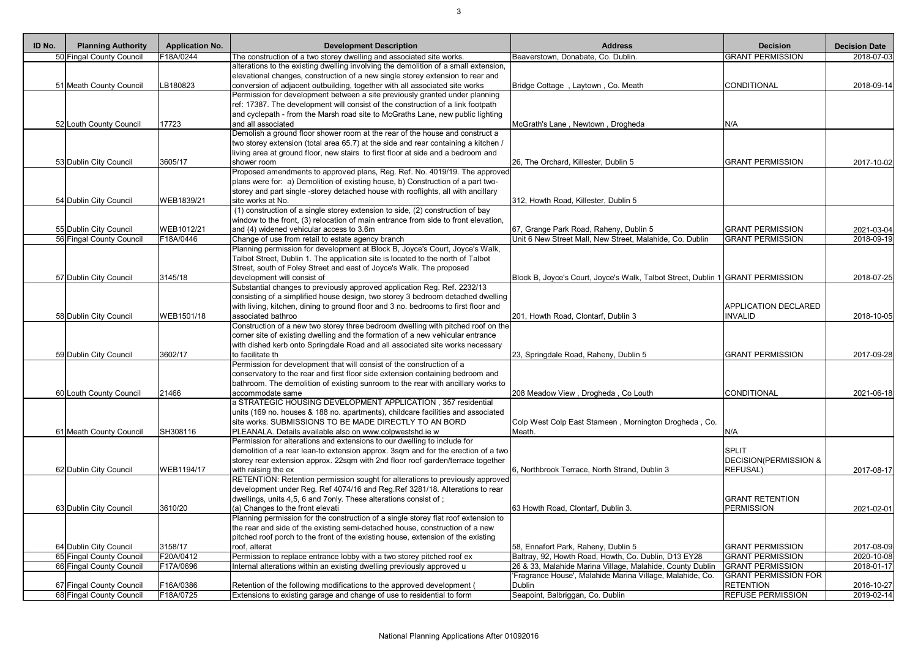| ID No. | Planning Authority | Application No. | Development Description | Address | Decision | Decision Date |
|---|---|---|---|---|---|---|
| 50 | Fingal County Council | F18A/0244 | The construction of a two storey dwelling and associated site works. | Beaverstown, Donabate, Co. Dublin. | GRANT PERMISSION | 2018-07-03 |
| 51 | Meath County Council | LB180823 | alterations to the existing dwelling involving the demolition of a small extension, elevational changes, construction of a new single storey extension to rear and conversion of adjacent outbuilding, together with all associated site works | Bridge Cottage , Laytown , Co. Meath | CONDITIONAL | 2018-09-14 |
| 52 | Louth County Council | 17723 | Permission for development between a site previously granted under planning ref: 17387. The development will consist of the construction of a link footpath and cyclepath - from the Marsh road site to McGraths Lane, new public lighting and all associated | McGrath's Lane , Newtown , Drogheda | N/A | |
| 53 | Dublin City Council | 3605/17 | Demolish a ground floor shower room at the rear of the house and construct a two storey extension (total area 65.7) at the side and rear containing a kitchen / living area at ground floor, new stairs to first floor at side and a bedroom and shower room | 26, The Orchard, Killester, Dublin 5 | GRANT PERMISSION | 2017-10-02 |
| 54 | Dublin City Council | WEB1839/21 | Proposed amendments to approved plans, Reg. Ref. No. 4019/19. The approved plans were for: a) Demolition of existing house, b) Construction of a part two-storey and part single -storey detached house with rooflights, all with ancillary site works at No. | 312, Howth Road, Killester, Dublin 5 | | |
| 55 | Dublin City Council | WEB1012/21 | (1) construction of a single storey extension to side, (2) construction of bay window to the front, (3) relocation of main entrance from side to front elevation, and (4) widened vehicular access to 3.6m | 67, Grange Park Road, Raheny, Dublin 5 | GRANT PERMISSION | 2021-03-04 |
| 56 | Fingal County Council | F18A/0446 | Change of use from retail to estate agency branch | Unit 6 New Street Mall, New Street, Malahide, Co. Dublin | GRANT PERMISSION | 2018-09-19 |
| 57 | Dublin City Council | 3145/18 | Planning permission for development at Block B, Joyce's Court, Joyce's Walk, Talbot Street, Dublin 1. The application site is located to the north of Talbot Street, south of Foley Street and east of Joyce's Walk. The proposed development will consist of | Block B, Joyce's Court, Joyce's Walk, Talbot Street, Dublin 1 | GRANT PERMISSION | 2018-07-25 |
| 58 | Dublin City Council | WEB1501/18 | Substantial changes to previously approved application Reg. Ref. 2232/13 consisting of a simplified house design, two storey 3 bedroom detached dwelling with living, kitchen, dining to ground floor and 3 no. bedrooms to first floor and associated bathroo | 201, Howth Road, Clontarf, Dublin 3 | APPLICATION DECLARED INVALID | 2018-10-05 |
| 59 | Dublin City Council | 3602/17 | Construction of a new two storey three bedroom dwelling with pitched roof on the corner site of existing dwelling and the formation of a new vehicular entrance with dished kerb onto Springdale Road and all associated site works necessary to facilitate th | 23, Springdale Road, Raheny, Dublin 5 | GRANT PERMISSION | 2017-09-28 |
| 60 | Louth County Council | 21466 | Permission for development that will consist of the construction of a conservatory to the rear and first floor side extension containing bedroom and bathroom. The demolition of existing sunroom to the rear with ancillary works to accommodate same | 208 Meadow View , Drogheda , Co Louth | CONDITIONAL | 2021-06-18 |
| 61 | Meath County Council | SH308116 | a STRATEGIC HOUSING DEVELOPMENT APPLICATION , 357 residential units (169 no. houses & 188 no. apartments), childcare facilities and associated site works. SUBMISSIONS TO BE MADE DIRECTLY TO AN BORD PLEANALA. Details available also on www.colpwestshd.ie w | Colp West Colp East Stameen , Mornington Drogheda , Co. Meath. | N/A | |
| 62 | Dublin City Council | WEB1194/17 | Permission for alterations and extensions to our dwelling to include for demolition of a rear lean-to extension approx. 3sqm and for the erection of a two storey rear extension approx. 22sqm with 2nd floor roof garden/terrace together with raising the ex | 6, Northbrook Terrace, North Strand, Dublin 3 | SPLIT DECISION(PERMISSION & REFUSAL) | 2017-08-17 |
| 63 | Dublin City Council | 3610/20 | RETENTION: Retention permission sought for alterations to previously approved development under Reg. Ref 4074/16 and Reg.Ref 3281/18. Alterations to rear dwellings, units 4,5, 6 and 7only. These alterations consist of ; (a) Changes to the front elevati | 63 Howth Road, Clontarf, Dublin 3. | GRANT RETENTION PERMISSION | 2021-02-01 |
| 64 | Dublin City Council | 3158/17 | Planning permission for the construction of a single storey flat roof extension to the rear and side of the existing semi-detached house, construction of a new pitched roof porch to the front of the existing house, extension of the existing roof, alterat | 58, Ennafort Park, Raheny, Dublin 5 | GRANT PERMISSION | 2017-08-09 |
| 65 | Fingal County Council | F20A/0412 | Permission to replace entrance lobby with a two storey pitched roof ex | Baltray, 92, Howth Road, Howth, Co. Dublin, D13 EY28 | GRANT PERMISSION | 2020-10-08 |
| 66 | Fingal County Council | F17A/0696 | Internal alterations within an existing dwelling previously approved u | 26 & 33, Malahide Marina Village, Malahide, County Dublin | GRANT PERMISSION | 2018-01-17 |
| 67 | Fingal County Council | F16A/0386 | Retention of the following modifications to the approved development ( | 'Fragrance House', Malahide Marina Village, Malahide, Co. Dublin | GRANT PERMISSION FOR RETENTION | 2016-10-27 |
| 68 | Fingal County Council | F18A/0725 | Extensions to existing garage and change of use to residential to form | Seapoint, Balbriggan, Co. Dublin | REFUSE PERMISSION | 2019-02-14 |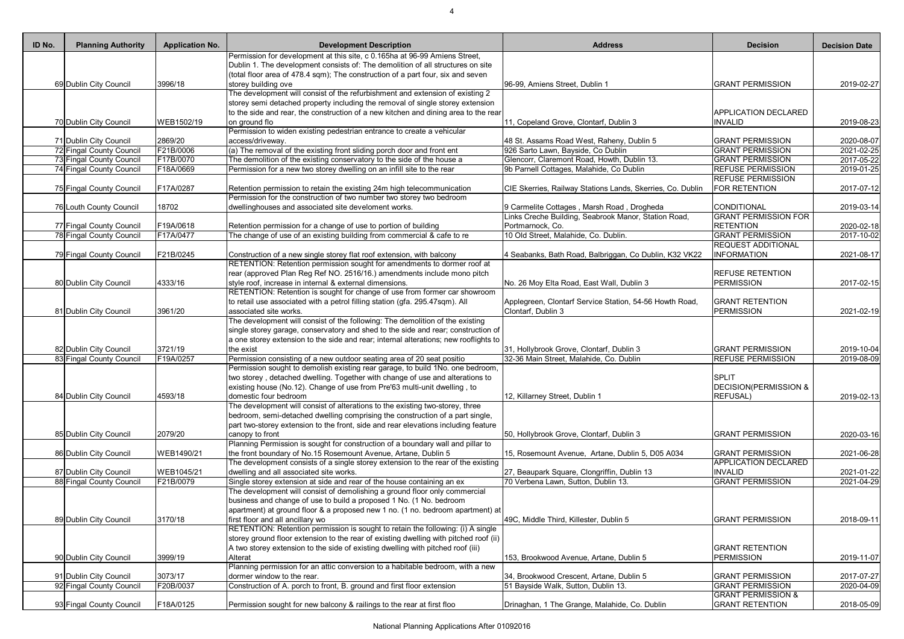| ID No. | Planning Authority | Application No. | Development Description | Address | Decision | Decision Date |
|---|---|---|---|---|---|---|
| 69 | Dublin City Council | 3996/18 | Permission for development at this site, c 0.165ha at 96-99 Amiens Street, Dublin 1. The development consists of: The demolition of all structures on site (total floor area of 478.4 sqm); The construction of a part four, six and seven storey building ove | 96-99, Amiens Street, Dublin 1 | GRANT PERMISSION | 2019-02-27 |
| 70 | Dublin City Council | WEB1502/19 | The development will consist of the refurbishment and extension of existing 2 storey semi detached property including the removal of single storey extension to the side and rear, the construction of a new kitchen and dining area to the rear on ground flo | 11, Copeland Grove, Clontarf, Dublin 3 | APPLICATION DECLARED INVALID | 2019-08-23 |
| 71 | Dublin City Council | 2869/20 | Permission to widen existing pedestrian entrance to create a vehicular access/driveway. | 48 St. Assams Road West, Raheny, Dublin 5 | GRANT PERMISSION | 2020-08-07 |
| 72 | Fingal County Council | F21B/0006 | (a) The removal of the existing front sliding porch door and front ent | 926 Sarto Lawn, Bayside, Co Dublin | GRANT PERMISSION | 2021-02-25 |
| 73 | Fingal County Council | F17B/0070 | The demolition of the existing conservatory to the side of the house a | Glencorr, Claremont Road, Howth, Dublin 13. | GRANT PERMISSION | 2017-05-22 |
| 74 | Fingal County Council | F18A/0669 | Permission for a new two storey dwelling on an infill site to the rear | 9b Parnell Cottages, Malahide, Co Dublin | REFUSE PERMISSION | 2019-01-25 |
| 75 | Fingal County Council | F17A/0287 | Retention permission to retain the existing 24m high telecommunication | CIE Skerries, Railway Stations Lands, Skerries, Co. Dublin | REFUSE PERMISSION FOR RETENTION | 2017-07-12 |
| 76 | Louth County Council | 18702 | Permission for the construction of two number two storey two bedroom dwellinghouses and associated site develoment works. | 9 Carmelite Cottages , Marsh Road , Drogheda | CONDITIONAL | 2019-03-14 |
| 77 | Fingal County Council | F19A/0618 | Retention permission for a change of use to portion of building | Links Creche Building, Seabrook Manor, Station Road, Portmarnock, Co. | GRANT PERMISSION FOR RETENTION | 2020-02-18 |
| 78 | Fingal County Council | F17A/0477 | The change of use of an existing building from commercial & cafe to re | 10 Old Street, Malahide, Co. Dublin. | GRANT PERMISSION | 2017-10-02 |
| 79 | Fingal County Council | F21B/0245 | Construction of a new single storey flat roof extension, with balcony | 4 Seabanks, Bath Road, Balbriggan, Co Dublin, K32 VK22 | REQUEST ADDITIONAL INFORMATION | 2021-08-17 |
| 80 | Dublin City Council | 4333/16 | RETENTION: Retention permission sought for amendments to dormer roof at rear (approved Plan Reg Ref NO. 2516/16.) amendments include mono pitch style roof, increase in internal & external dimensions. | No. 26 Moy Elta Road, East Wall, Dublin 3 | REFUSE RETENTION PERMISSION | 2017-02-15 |
| 81 | Dublin City Council | 3961/20 | RETENTION: Retention is sought for change of use from former car showroom to retail use associated with a petrol filling station (gfa. 295.47sqm). All associated site works. | Applegreen, Clontarf Service Station, 54-56 Howth Road, Clontarf, Dublin 3 | GRANT RETENTION PERMISSION | 2021-02-19 |
| 82 | Dublin City Council | 3721/19 | The development will consist of the following: The demolition of the existing single storey garage, conservatory and shed to the side and rear; construction of a one storey extension to the side and rear; internal alterations; new rooflights to the exist | 31, Hollybrook Grove, Clontarf, Dublin 3 | GRANT PERMISSION | 2019-10-04 |
| 83 | Fingal County Council | F19A/0257 | Permission consisting of a new outdoor seating area of 20 seat positio | 32-36 Main Street, Malahide, Co. Dublin | REFUSE PERMISSION | 2019-08-09 |
| 84 | Dublin City Council | 4593/18 | Permission sought to demolish existing rear garage, to build 1No. one bedroom, two storey , detached dwelling. Together with change of use and alterations to existing house (No.12). Change of use from Pre'63 multi-unit dwelling , to domestic four bedroom | 12, Killarney Street, Dublin 1 | SPLIT DECISION(PERMISSION & REFUSAL) | 2019-02-13 |
| 85 | Dublin City Council | 2079/20 | The development will consist of alterations to the existing two-storey, three bedroom, semi-detached dwelling comprising the construction of a part single, part two-storey extension to the front, side and rear elevations including feature canopy to front | 50, Hollybrook Grove, Clontarf, Dublin 3 | GRANT PERMISSION | 2020-03-16 |
| 86 | Dublin City Council | WEB1490/21 | Planning Permission is sought for construction of a boundary wall and pillar to the front boundary of No.15 Rosemount Avenue, Artane, Dublin 5 | 15, Rosemount Avenue, Artane, Dublin 5, D05 A034 | GRANT PERMISSION | 2021-06-28 |
| 87 | Dublin City Council | WEB1045/21 | The development consists of a single storey extension to the rear of the existing dwelling and all associated site works. | 27, Beaupark Square, Clongriffin, Dublin 13 | APPLICATION DECLARED INVALID | 2021-01-22 |
| 88 | Fingal County Council | F21B/0079 | Single storey extension at side and rear of the house containing an ex | 70 Verbena Lawn, Sutton, Dublin 13. | GRANT PERMISSION | 2021-04-29 |
| 89 | Dublin City Council | 3170/18 | The development will consist of demolishing a ground floor only commercial business and change of use to build a proposed 1 No. (1 No. bedroom apartment) at ground floor & a proposed new 1 no. (1 no. bedroom apartment) at first floor and all ancillary wo | 49C, Middle Third, Killester, Dublin 5 | GRANT PERMISSION | 2018-09-11 |
| 90 | Dublin City Council | 3999/19 | RETENTION: Retention permission is sought to retain the following: (i) A single storey ground floor extension to the rear of existing dwelling with pitched roof (ii) A two storey extension to the side of existing dwelling with pitched roof (iii) Alterat | 153, Brookwood Avenue, Artane, Dublin 5 | GRANT RETENTION PERMISSION | 2019-11-07 |
| 91 | Dublin City Council | 3073/17 | Planning permission for an attic conversion to a habitable bedroom, with a new dormer window to the rear. | 34, Brookwood Crescent, Artane, Dublin 5 | GRANT PERMISSION | 2017-07-27 |
| 92 | Fingal County Council | F20B/0037 | Construction of A. porch to front, B. ground and first floor extension | 51 Bayside Walk, Sutton, Dublin 13. | GRANT PERMISSION | 2020-04-09 |
| 93 | Fingal County Council | F18A/0125 | Permission sought for new balcony & railings to the rear at first floo | Drinaghan, 1 The Grange, Malahide, Co. Dublin | GRANT PERMISSION & GRANT RETENTION | 2018-05-09 |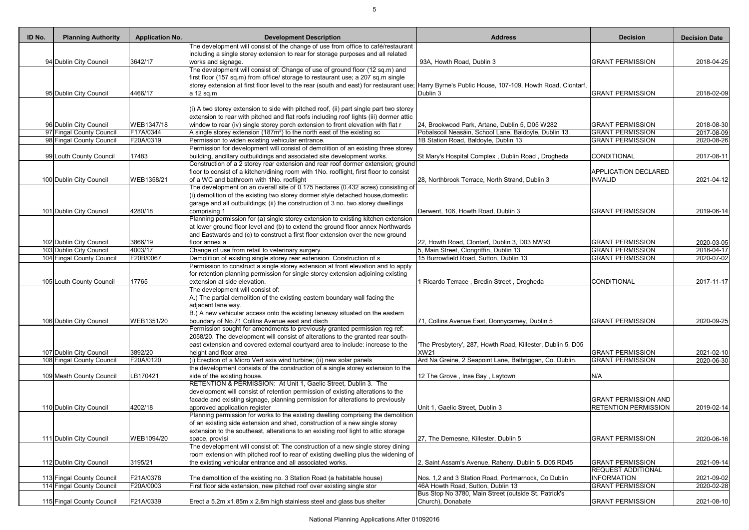| ID No. | Planning Authority | Application No. | Development Description | Address | Decision | Decision Date |
|---|---|---|---|---|---|---|
| 94 | Dublin City Council | 3642/17 | The development will consist of the change of use from office to café/restaurant including a single storey extension to rear for storage purposes and all related works and signage. | 93A, Howth Road, Dublin 3 | GRANT PERMISSION | 2018-04-25 |
| 95 | Dublin City Council | 4466/17 | The development will consist of: Change of use of ground floor (12 sq.m) and first floor (157 sq.m) from office/ storage to restaurant use; a 207 sq.m single storey extension at first floor level to the rear (south and east) for restaurant use; a 12 sq.m | Harry Byrne's Public House, 107-109, Howth Road, Clontarf, Dublin 3 | GRANT PERMISSION | 2018-02-09 |
| 96 | Dublin City Council | WEB1347/18 | (i) A two storey extension to side with pitched roof, (ii) part single part two storey extension to rear with pitched and flat roofs including roof lights (iii) dormer attic window to rear (iv) single storey porch extension to front elevation with flat r | 24, Brookwood Park, Artane, Dublin 5, D05 W282 | GRANT PERMISSION | 2018-08-30 |
| 97 | Fingal County Council | F17A/0344 | A single storey extension (187m²) to the north east of the existing sc | Pobalscoil Neasáin, School Lane, Baldoyle, Dublin 13. | GRANT PERMISSION | 2017-08-09 |
| 98 | Fingal County Council | F20A/0319 | Permission to widen existing vehicular entrance. | 1B Station Road, Baldoyle, Dublin 13 | GRANT PERMISSION | 2020-08-26 |
| 99 | Louth County Council | 17483 | Permission for development will consist of demolition of an existing three storey building, ancillary outbuildings and associated site development works. | St Mary's Hospital Complex , Dublin Road , Drogheda | CONDITIONAL | 2017-08-11 |
| 100 | Dublin City Council | WEB1358/21 | Construction of a 2 storey rear extension and rear roof dormer extension; ground floor to consist of a kitchen/dining room with 1No. rooflight, first floor to consist of a WC and bathroom with 1No. rooflight | 28, Northbrook Terrace, North Strand, Dublin 3 | APPLICATION DECLARED INVALID | 2021-04-12 |
| 101 | Dublin City Council | 4280/18 | The development on an overall site of 0.175 hectares (0.432 acres) consisting of (i) demolition of the existing two storey dormer style detached house,domestic garage and all outbuildings; (ii) the construction of 3 no. two storey dwellings comprising 1 | Derwent, 106, Howth Road, Dublin 3 | GRANT PERMISSION | 2019-06-14 |
| 102 | Dublin City Council | 3866/19 | Planning permission for (a) single storey extension to existing kitchen extension at lower ground floor level and (b) to extend the ground floor annex Northwards and Eastwards and (c) to construct a first floor extension over the new ground floor annex a | 22, Howth Road, Clontarf, Dublin 3, D03 NW93 | GRANT PERMISSION | 2020-03-05 |
| 103 | Dublin City Council | 4003/17 | Change of use from retail to veterinary surgery. | 5, Main Street, Clongriffin, Dublin 13 | GRANT PERMISSION | 2018-04-17 |
| 104 | Fingal County Council | F20B/0067 | Demolition of existing single storey rear extension. Construction of s | 15 Burrowfield Road, Sutton, Dublin 13 | GRANT PERMISSION | 2020-07-02 |
| 105 | Louth County Council | 17765 | Permission to construct a single storey extension at front elevation and to apply for retention planning permission for single storey extension adjoining existing extension at side elevation. | 1 Ricardo Terrace , Bredin Street , Drogheda | CONDITIONAL | 2017-11-17 |
| 106 | Dublin City Council | WEB1351/20 | The development will consist of: A.) The partial demolition of the existing eastern boundary wall facing the adjacent lane way. B.) A new vehicular access onto the existing laneway situated on the eastern boundary of No.71 Collins Avenue east and disch | 71, Collins Avenue East, Donnycarney, Dublin 5 | GRANT PERMISSION | 2020-09-25 |
| 107 | Dublin City Council | 3892/20 | Permission sought for amendments to previously granted permission reg ref: 2058/20. The development will consist of alterations to the granted rear south-east extension and covered external courtyard area to include: increase to the height and floor area | 'The Presbytery', 287, Howth Road, Killester, Dublin 5, D05 XW21 | GRANT PERMISSION | 2021-02-10 |
| 108 | Fingal County Council | F20A/0120 | (i) Erection of a Micro Vert axis wind turbine; (ii) new solar panels | Ard Na Greine, 2 Seapoint Lane, Balbriggan, Co. Dublin. | GRANT PERMISSION | 2020-06-30 |
| 109 | Meath County Council | LB170421 | the development consists of the construction of a single storey extension to the side of the existing house. | 12 The Grove , Inse Bay , Laytown | N/A | |
| 110 | Dublin City Council | 4202/18 | RETENTION & PERMISSION: At Unit 1, Gaelic Street, Dublin 3. The development will consist of retention permission of existing alterations to the facade and existing signage, planning permission for alterations to previously approved application register | Unit 1, Gaelic Street, Dublin 3 | GRANT PERMISSION AND RETENTION PERMISSION | 2019-02-14 |
| 111 | Dublin City Council | WEB1094/20 | Planning permission for works to the existing dwelling comprising the demolition of an existing side extension and shed, construction of a new single storey extension to the southeast, alterations to an existing roof light to attic storage space, provisi | 27, The Demesne, Killester, Dublin 5 | GRANT PERMISSION | 2020-06-16 |
| 112 | Dublin City Council | 3195/21 | The development will consist of: The construction of a new single storey dining room extension with pitched roof to rear of existing dwelling plus the widening of the existing vehicular entrance and all associated works. | 2, Saint Assam's Avenue, Raheny, Dublin 5, D05 RD45 | GRANT PERMISSION | 2021-09-14 |
| 113 | Fingal County Council | F21A/0378 | The demolition of the existing no. 3 Station Road (a habitable house) | Nos. 1,2 and 3 Station Road, Portmarnock, Co Dublin | REQUEST ADDITIONAL INFORMATION | 2021-09-02 |
| 114 | Fingal County Council | F20A/0003 | First floor side extension, new pitched roof over existing single stor | 46A Howth Road, Sutton, Dublin 13 | GRANT PERMISSION | 2020-02-28 |
| 115 | Fingal County Council | F21A/0339 | Erect a 5.2m x1.85m x 2.8m high stainless steel and glass bus shelter | Bus Stop No 3780, Main Street (outside St. Patrick's Church), Donabate | GRANT PERMISSION | 2021-08-10 |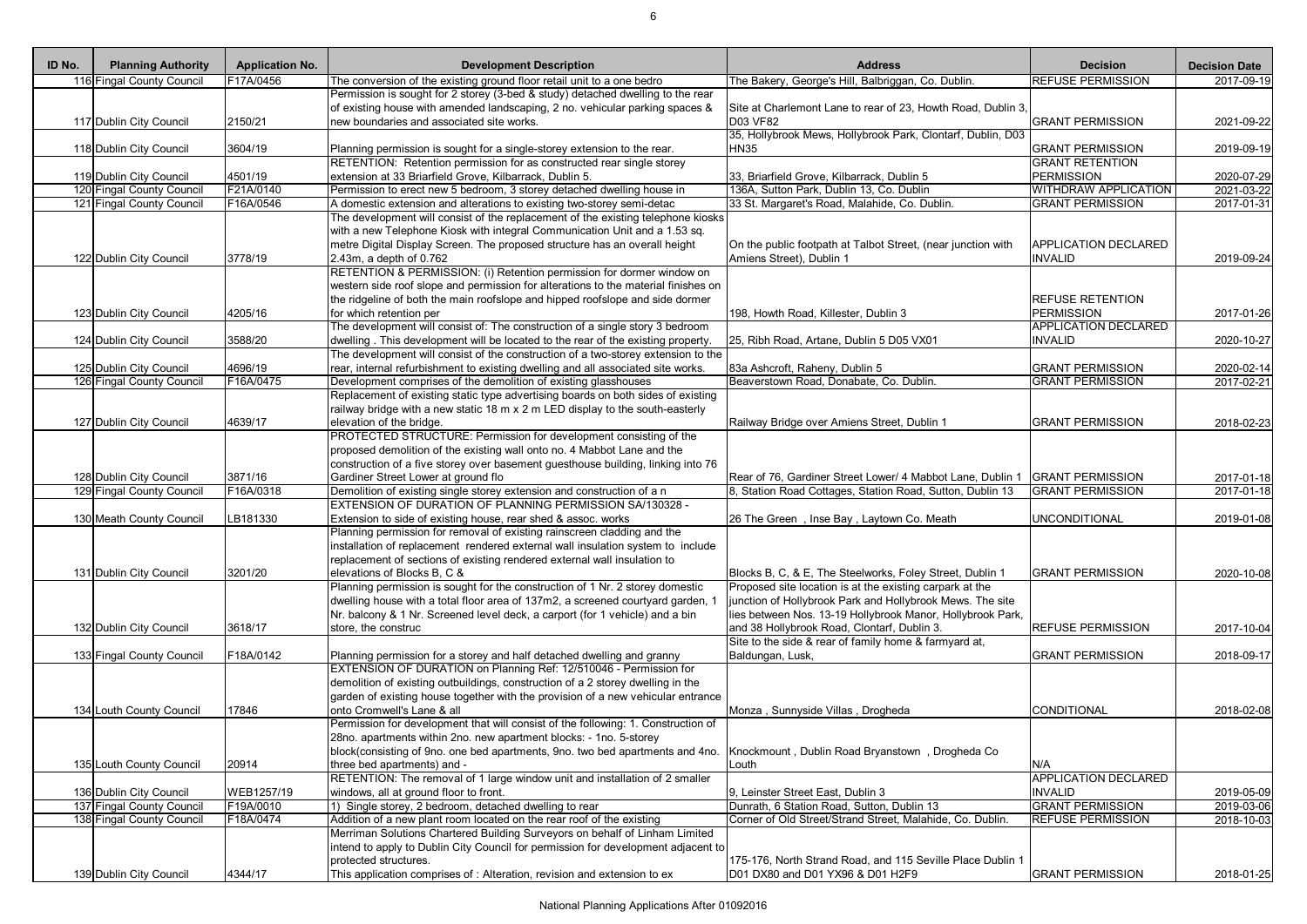| ID No. | Planning Authority | Application No. | Development Description | Address | Decision | Decision Date |
|---|---|---|---|---|---|---|
| 116 | Fingal County Council | F17A/0456 | The conversion of the existing ground floor retail unit to a one bedro | The Bakery, George's Hill, Balbriggan, Co. Dublin. | REFUSE PERMISSION | 2017-09-19 |
| 117 | Dublin City Council | 2150/21 | Permission is sought for 2 storey (3-bed & study) detached dwelling to the rear of existing house with amended landscaping, 2 no. vehicular parking spaces & new boundaries and associated site works. | Site at Charlemont Lane to rear of 23, Howth Road, Dublin 3, D03 VF82 | GRANT PERMISSION | 2021-09-22 |
| 118 | Dublin City Council | 3604/19 | Planning permission is sought for a single-storey extension to the rear. | 35, Hollybrook Mews, Hollybrook Park, Clontarf, Dublin, D03 HN35 | GRANT PERMISSION | 2019-09-19 |
| 119 | Dublin City Council | 4501/19 | RETENTION: Retention permission for as constructed rear single storey extension at 33 Briarfield Grove, Kilbarrack, Dublin 5. | 33, Briarfield Grove, Kilbarrack, Dublin 5 | GRANT RETENTION PERMISSION | 2020-07-29 |
| 120 | Fingal County Council | F21A/0140 | Permission to erect new 5 bedroom, 3 storey detached dwelling house in | 136A, Sutton Park, Dublin 13, Co. Dublin | WITHDRAW APPLICATION | 2021-03-22 |
| 121 | Fingal County Council | F16A/0546 | A domestic extension and alterations to existing two-storey semi-detac | 33 St. Margaret's Road, Malahide, Co. Dublin. | GRANT PERMISSION | 2017-01-31 |
| 122 | Dublin City Council | 3778/19 | The development will consist of the replacement of the existing telephone kiosks with a new Telephone Kiosk with integral Communication Unit and a 1.53 sq. metre Digital Display Screen. The proposed structure has an overall height 2.43m, a depth of 0.762 | On the public footpath at Talbot Street, (near junction with Amiens Street), Dublin 1 | APPLICATION DECLARED INVALID | 2019-09-24 |
| 123 | Dublin City Council | 4205/16 | RETENTION & PERMISSION: (i) Retention permission for dormer window on western side roof slope and permission for alterations to the material finishes on the ridgeline of both the main roofslope and hipped roofslope and side dormer for which retention per | 198, Howth Road, Killester, Dublin 3 | REFUSE RETENTION PERMISSION | 2017-01-26 |
| 124 | Dublin City Council | 3588/20 | The development will consist of: The construction of a single story 3 bedroom dwelling . This development will be located to the rear of the existing property. | 25, Ribh Road, Artane, Dublin 5 D05 VX01 | APPLICATION DECLARED INVALID | 2020-10-27 |
| 125 | Dublin City Council | 4696/19 | The development will consist of the construction of a two-storey extension to the rear, internal refurbishment to existing dwelling and all associated site works. | 83a Ashcroft, Raheny, Dublin 5 | GRANT PERMISSION | 2020-02-14 |
| 126 | Fingal County Council | F16A/0475 | Development comprises of the demolition of existing glasshouses | Beaverstown Road, Donabate, Co. Dublin. | GRANT PERMISSION | 2017-02-21 |
| 127 | Dublin City Council | 4639/17 | Replacement of existing static type advertising boards on both sides of existing railway bridge with a new static 18 m x 2 m LED display to the south-easterly elevation of the bridge. | Railway Bridge over Amiens Street, Dublin 1 | GRANT PERMISSION | 2018-02-23 |
| 128 | Dublin City Council | 3871/16 | PROTECTED STRUCTURE: Permission for development consisting of the proposed demolition of the existing wall onto no. 4 Mabbot Lane and the construction of a five storey over basement guesthouse building, linking into 76 Gardiner Street Lower at ground flo | Rear of 76, Gardiner Street Lower/ 4 Mabbot Lane, Dublin 1 | GRANT PERMISSION | 2017-01-18 |
| 129 | Fingal County Council | F16A/0318 | Demolition of existing single storey extension and construction of a n | 8, Station Road Cottages, Station Road, Sutton, Dublin 13 | GRANT PERMISSION | 2017-01-18 |
| 130 | Meath County Council | LB181330 | EXTENSION OF DURATION OF PLANNING PERMISSION SA/130328 - Extension to side of existing house, rear shed & assoc. works | 26 The Green , Inse Bay , Laytown Co. Meath | UNCONDITIONAL | 2019-01-08 |
| 131 | Dublin City Council | 3201/20 | Planning permission for removal of existing rainscreen cladding and the installation of replacement rendered external wall insulation system to include replacement of sections of existing rendered external wall insulation to elevations of Blocks B, C & | Blocks B, C, & E, The Steelworks, Foley Street, Dublin 1 | GRANT PERMISSION | 2020-10-08 |
| 132 | Dublin City Council | 3618/17 | Planning permission is sought for the construction of 1 Nr. 2 storey domestic dwelling house with a total floor area of 137m2, a screened courtyard garden, 1 Nr. balcony & 1 Nr. Screened level deck, a carport (for 1 vehicle) and a bin store, the construc | Proposed site location is at the existing carpark at the junction of Hollybrook Park and Hollybrook Mews. The site lies between Nos. 13-19 Hollybrook Manor, Hollybrook Park, and 38 Hollybrook Road, Clontarf, Dublin 3. | REFUSE PERMISSION | 2017-10-04 |
| 133 | Fingal County Council | F18A/0142 | Planning permission for a storey and half detached dwelling and granny | Site to the side & rear of family home & farmyard at, Baldungan, Lusk, | GRANT PERMISSION | 2018-09-17 |
| 134 | Louth County Council | 17846 | EXTENSION OF DURATION OF Planning Ref: 12/510046 - Permission for demolition of existing outbuildings, construction of a 2 storey dwelling in the garden of existing house together with the provision of a new vehicular entrance onto Cromwell's Lane & all | Monza , Sunnyside Villas , Drogheda | CONDITIONAL | 2018-02-08 |
| 135 | Louth County Council | 20914 | Permission for development that will consist of the following: 1. Construction of 28no. apartments within 2no. new apartment blocks: - 1no. 5-storey block(consisting of 9no. one bed apartments, 9no. two bed apartments and 4no. three bed apartments) and - | Knockmount , Dublin Road Bryanstown , Drogheda Co Louth | N/A | |
| 136 | Dublin City Council | WEB1257/19 | RETENTION: The removal of 1 large window unit and installation of 2 smaller windows, all at ground floor to front. | 9, Leinster Street East, Dublin 3 | APPLICATION DECLARED INVALID | 2019-05-09 |
| 137 | Fingal County Council | F19A/0010 | 1) Single storey, 2 bedroom, detached dwelling to rear | Dunrath, 6 Station Road, Sutton, Dublin 13 | GRANT PERMISSION | 2019-03-06 |
| 138 | Fingal County Council | F18A/0474 | Addition of a new plant room located on the rear roof of the existing | Corner of Old Street/Strand Street, Malahide, Co. Dublin. | REFUSE PERMISSION | 2018-10-03 |
| 139 | Dublin City Council | 4344/17 | Merriman Solutions Chartered Building Surveyors on behalf of Linham Limited intend to apply to Dublin City Council for permission for development adjacent to protected structures. This application comprises of : Alteration, revision and extension to ex | 175-176, North Strand Road, and 115 Seville Place Dublin 1 D01 DX80 and D01 YX96 & D01 H2F9 | GRANT PERMISSION | 2018-01-25 |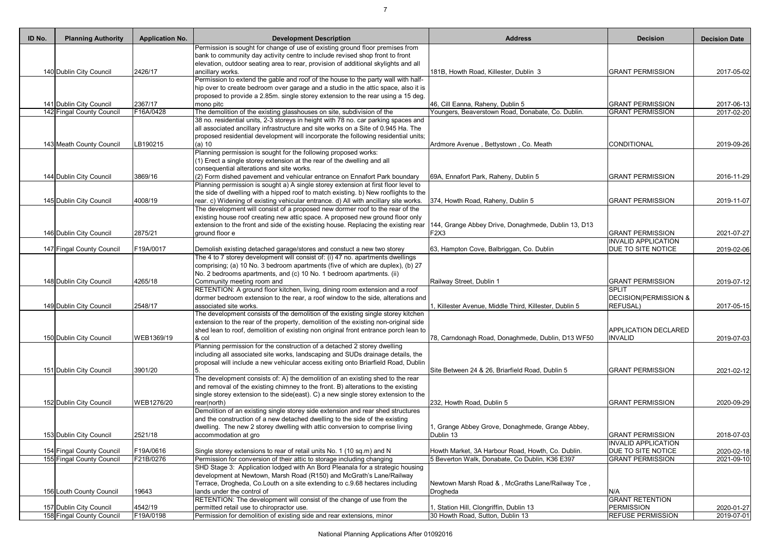| ID No. | Planning Authority | Application No. | Development Description | Address | Decision | Decision Date |
|---|---|---|---|---|---|---|
| 140 | Dublin City Council | 2426/17 | Permission is sought for change of use of existing ground floor premises from bank to community day activity centre to include revised shop front to front elevation, outdoor seating area to rear, provision of additional skylights and all ancillary works. | 181B, Howth Road, Killester, Dublin 3 | GRANT PERMISSION | 2017-05-02 |
| 141 | Dublin City Council | 2367/17 | Permission to extend the gable and roof of the house to the party wall with half-hip over to create bedroom over garage and a studio in the attic space, also it is proposed to provide a 2.85m. single storey extension to the rear using a 15 deg. mono pitc | 46, Cill Eanna, Raheny, Dublin 5 | GRANT PERMISSION | 2017-06-13 |
| 142 | Fingal County Council | F16A/0428 | The demolition of the existing glasshouses on site, subdivision of the | Youngers, Beaverstown Road, Donabate, Co. Dublin. | GRANT PERMISSION | 2017-02-20 |
| 143 | Meath County Council | LB190215 | 38 no. residential units, 2-3 storeys in height with 78 no. car parking spaces and all associated ancillary infrastructure and site works on a Site of 0.945 Ha. The proposed residential development will incorporate the following residential units; (a) 10 | Ardmore Avenue , Bettystown , Co. Meath | CONDITIONAL | 2019-09-26 |
| 144 | Dublin City Council | 3869/16 | Planning permission is sought for the following proposed works: (1) Erect a single storey extension at the rear of the dwelling and all consequential alterations and site works. (2) Form dished pavement and vehicular entrance on Ennafort Park boundary | 69A, Ennafort Park, Raheny, Dublin 5 | GRANT PERMISSION | 2016-11-29 |
| 145 | Dublin City Council | 4008/19 | Planning permission is sought a) A single storey extension at first floor level to the side of dwelling with a hipped roof to match existing. b) New rooflights to the rear. c) Widening of existing vehicular entrance. d) All with ancillary site works. | 374, Howth Road, Raheny, Dublin 5 | GRANT PERMISSION | 2019-11-07 |
| 146 | Dublin City Council | 2875/21 | The development will consist of a proposed new dormer roof to the rear of the existing house roof creating new attic space. A proposed new ground floor only extension to the front and side of the existing house. Replacing the existing rear ground floor e | 144, Grange Abbey Drive, Donaghmede, Dublin 13, D13 F2X3 | GRANT PERMISSION | 2021-07-27 |
| 147 | Fingal County Council | F19A/0017 | Demolish existing detached garage/stores and constuct a new two storey | 63, Hampton Cove, Balbriggan, Co. Dublin | INVALID APPLICATION DUE TO SITE NOTICE | 2019-02-06 |
| 148 | Dublin City Council | 4265/18 | The 4 to 7 storey development will consist of: (i) 47 no. apartments dwellings comprising; (a) 10 No. 3 bedroom apartments (five of which are duplex), (b) 27 No. 2 bedrooms apartments, and (c) 10 No. 1 bedroom apartments. (ii) Community meeting room and | Railway Street, Dublin 1 | GRANT PERMISSION | 2019-07-12 |
| 149 | Dublin City Council | 2548/17 | RETENTION: A ground floor kitchen, living, dining room extension and a roof dormer bedroom extension to the rear, a roof window to the side, alterations and associated site works. | 1, Killester Avenue, Middle Third, Killester, Dublin 5 | SPLIT DECISION(PERMISSION & REFUSAL) | 2017-05-15 |
| 150 | Dublin City Council | WEB1369/19 | The development consists of the demolition of the existing single storey kitchen extension to the rear of the property, demolition of the existing non-original side shed lean to roof, demolition of existing non original front entrance porch lean to & col | 78, Carndonagh Road, Donaghmede, Dublin, D13 WF50 | APPLICATION DECLARED INVALID | 2019-07-03 |
| 151 | Dublin City Council | 3901/20 | Planning permission for the construction of a detached 2 storey dwelling including all associated site works, landscaping and SUDs drainage details, the proposal will include a new vehicular access exiting onto Briarfield Road, Dublin 5. | Site Between 24 & 26, Briarfield Road, Dublin 5 | GRANT PERMISSION | 2021-02-12 |
| 152 | Dublin City Council | WEB1276/20 | The development consists of: A) the demolition of an existing shed to the rear and removal of the existing chimney to the front. B) alterations to the existing single storey extension to the side(east). C) a new single storey extension to the rear(north) | 232, Howth Road, Dublin 5 | GRANT PERMISSION | 2020-09-29 |
| 153 | Dublin City Council | 2521/18 | Demolition of an existing single storey side extension and rear shed structures and the construction of a new detached dwelling to the side of the existing dwelling. The new 2 storey dwelling with attic conversion to comprise living accommodation at gro | 1, Grange Abbey Grove, Donaghmede, Grange Abbey, Dublin 13 | GRANT PERMISSION | 2018-07-03 |
| 154 | Fingal County Council | F19A/0616 | Single storey extensions to rear of retail units No. 1 (10 sq.m) and N | Howth Market, 3A Harbour Road, Howth, Co. Dublin. | INVALID APPLICATION DUE TO SITE NOTICE | 2020-02-18 |
| 155 | Fingal County Council | F21B/0276 | Permission for conversion of their attic to storage including changing | 5 Beverton Walk, Donabate, Co Dublin, K36 E397 | GRANT PERMISSION | 2021-09-10 |
| 156 | Louth County Council | 19643 | SHD Stage 3: Application lodged with An Bord Pleanala for a strategic housing development at Newtown, Marsh Road (R150) and McGrath's Lane/Railway Terrace, Drogheda, Co.Louth on a site extending to c.9.68 hectares including lands under the control of | Newtown Marsh Road & , McGraths Lane/Railway Tce , Drogheda | N/A | |
| 157 | Dublin City Council | 4542/19 | RETENTION: The development will consist of the change of use from the permitted retail use to chiropractor use. | 1, Station Hill, Clongriffin, Dublin 13 | GRANT RETENTION PERMISSION | 2020-01-27 |
| 158 | Fingal County Council | F19A/0198 | Permission for demolition of existing side and rear extensions, minor | 30 Howth Road, Sutton, Dublin 13 | REFUSE PERMISSION | 2019-07-01 |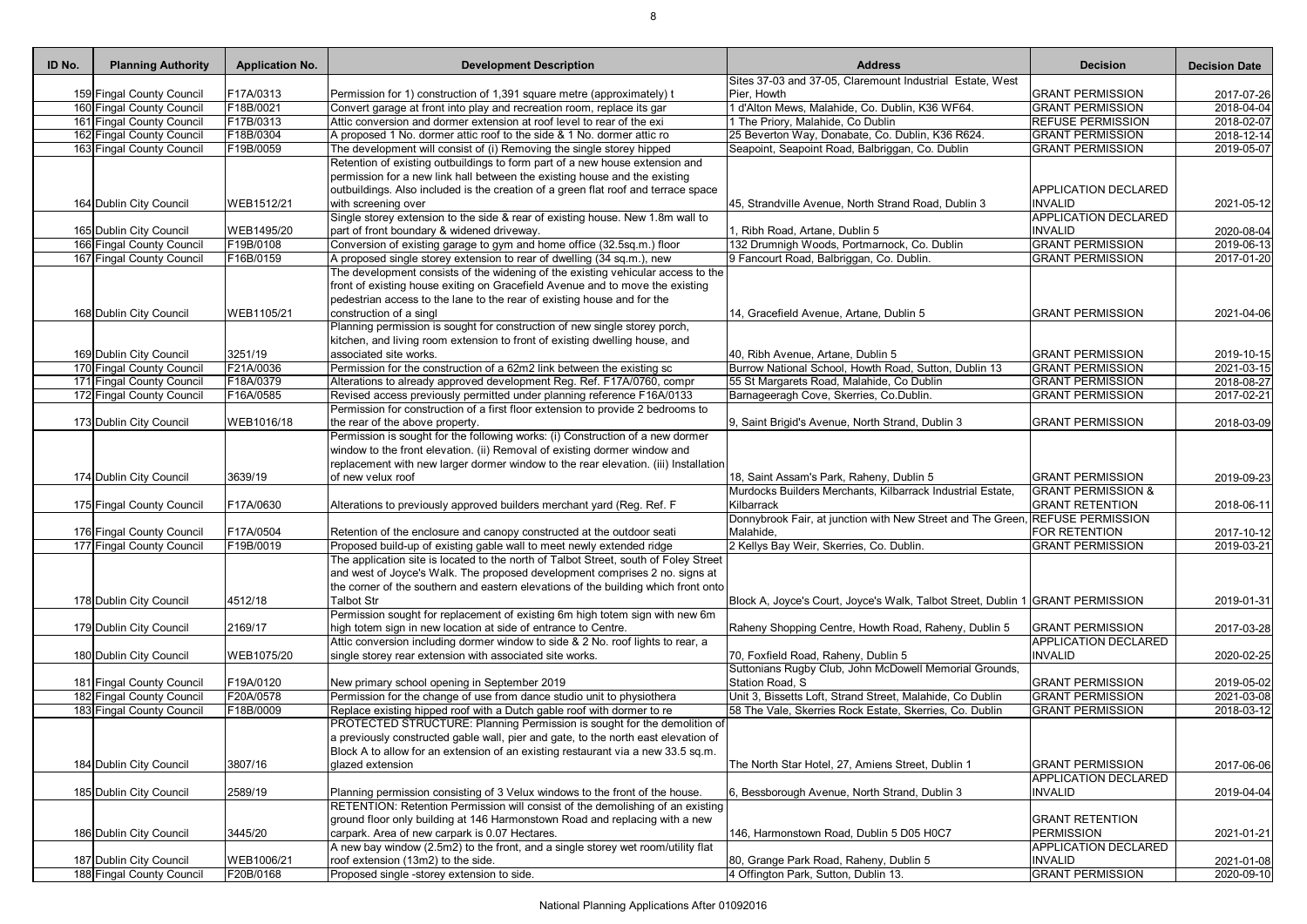| ID No. | Planning Authority | Application No. | Development Description | Address | Decision | Decision Date |
|---|---|---|---|---|---|---|
| 159 | Fingal County Council | F17A/0313 | Permission for 1) construction of 1,391 square metre (approximately) t | Sites 37-03 and 37-05, Claremount Industrial Estate, West Pier, Howth | GRANT PERMISSION | 2017-07-26 |
| 160 | Fingal County Council | F18B/0021 | Convert garage at front into play and recreation room, replace its gar | 1 d'Alton Mews, Malahide, Co. Dublin, K36 WF64. | GRANT PERMISSION | 2018-04-04 |
| 161 | Fingal County Council | F17B/0313 | Attic conversion and dormer extension at roof level to rear of the exi | 1 The Priory, Malahide, Co Dublin | REFUSE PERMISSION | 2018-02-07 |
| 162 | Fingal County Council | F18B/0304 | A proposed 1 No. dormer attic roof to the side & 1 No. dormer attic ro | 25 Beverton Way, Donabate, Co. Dublin, K36 R624. | GRANT PERMISSION | 2018-12-14 |
| 163 | Fingal County Council | F19B/0059 | The development will consist of (i) Removing the single storey hipped | Seapoint, Seapoint Road, Balbriggan, Co. Dublin | GRANT PERMISSION | 2019-05-07 |
| 164 | Dublin City Council | WEB1512/21 | Retention of existing outbuildings to form part of a new house extension and permission for a new link hall between the existing house and the existing outbuildings. Also included is the creation of a green flat roof and terrace space with screening over | 45, Strandville Avenue, North Strand Road, Dublin 3 | APPLICATION DECLARED INVALID | 2021-05-12 |
| 165 | Dublin City Council | WEB1495/20 | Single storey extension to the side & rear of existing house. New 1.8m wall to part of front boundary & widened driveway. | 1, Ribh Road, Artane, Dublin 5 | APPLICATION DECLARED INVALID | 2020-08-04 |
| 166 | Fingal County Council | F19B/0108 | Conversion of existing garage to gym and home office (32.5sq.m.) floor | 132 Drumnigh Woods, Portmarnock, Co. Dublin | GRANT PERMISSION | 2019-06-13 |
| 167 | Fingal County Council | F16B/0159 | A proposed single storey extension to rear of dwelling (34 sq.m.), new | 9 Fancourt Road, Balbriggan, Co. Dublin. | GRANT PERMISSION | 2017-01-20 |
| 168 | Dublin City Council | WEB1105/21 | The development consists of the widening of the existing vehicular access to the front of existing house exiting on Gracefield Avenue and to move the existing pedestrian access to the lane to the rear of existing house and for the construction of a singl | 14, Gracefield Avenue, Artane, Dublin 5 | GRANT PERMISSION | 2021-04-06 |
| 169 | Dublin City Council | 3251/19 | Planning permission is sought for construction of new single storey porch, kitchen, and living room extension to front of existing dwelling house, and associated site works. | 40, Ribh Avenue, Artane, Dublin 5 | GRANT PERMISSION | 2019-10-15 |
| 170 | Fingal County Council | F21A/0036 | Permission for the construction of a 62m2 link between the existing sc | Burrow National School, Howth Road, Sutton, Dublin 13 | GRANT PERMISSION | 2021-03-15 |
| 171 | Fingal County Council | F18A/0379 | Alterations to already approved development Reg. Ref. F17A/0760, compr | 55 St Margarets Road, Malahide, Co Dublin | GRANT PERMISSION | 2018-08-27 |
| 172 | Fingal County Council | F16A/0585 | Revised access previously permitted under planning reference F16A/0133 | Barnageeragh Cove, Skerries, Co.Dublin. | GRANT PERMISSION | 2017-02-21 |
| 173 | Dublin City Council | WEB1016/18 | Permission for construction of a first floor extension to provide 2 bedrooms to the rear of the above property. | 9, Saint Brigid's Avenue, North Strand, Dublin 3 | GRANT PERMISSION | 2018-03-09 |
| 174 | Dublin City Council | 3639/19 | Permission is sought for the following works: (i) Construction of a new dormer window to the front elevation. (ii) Removal of existing dormer window and replacement with new larger dormer window to the rear elevation. (iii) Installation of new velux roof | 18, Saint Assam's Park, Raheny, Dublin 5 | GRANT PERMISSION | 2019-09-23 |
| 175 | Fingal County Council | F17A/0630 | Alterations to previously approved builders merchant yard (Reg. Ref. F | Murdocks Builders Merchants, Kilbarrack Industrial Estate, Kilbarrack | GRANT PERMISSION & GRANT RETENTION | 2018-06-11 |
| 176 | Fingal County Council | F17A/0504 | Retention of the enclosure and canopy constructed at the outdoor seati | Donnybrook Fair, at junction with New Street and The Green, Malahide, | REFUSE PERMISSION FOR RETENTION | 2017-10-12 |
| 177 | Fingal County Council | F19B/0019 | Proposed build-up of existing gable wall to meet newly extended ridge | 2 Kellys Bay Weir, Skerries, Co. Dublin. | GRANT PERMISSION | 2019-03-21 |
| 178 | Dublin City Council | 4512/18 | The application site is located to the north of Talbot Street, south of Foley Street and west of Joyce's Walk. The proposed development comprises 2 no. signs at the corner of the southern and eastern elevations of the building which front onto Talbot Str | Block A, Joyce's Court, Joyce's Walk, Talbot Street, Dublin 1 | GRANT PERMISSION | 2019-01-31 |
| 179 | Dublin City Council | 2169/17 | Permission sought for replacement of existing 6m high totem sign with new 6m high totem sign in new location at side of entrance to Centre. | Raheny Shopping Centre, Howth Road, Raheny, Dublin 5 | GRANT PERMISSION | 2017-03-28 |
| 180 | Dublin City Council | WEB1075/20 | Attic conversion including dormer window to side & 2 No. roof lights to rear, a single storey rear extension with associated site works. | 70, Foxfield Road, Raheny, Dublin 5 | APPLICATION DECLARED INVALID | 2020-02-25 |
| 181 | Fingal County Council | F19A/0120 | New primary school opening in September 2019 | Suttonians Rugby Club, John McDowell Memorial Grounds, Station Road, S | GRANT PERMISSION | 2019-05-02 |
| 182 | Fingal County Council | F20A/0578 | Permission for the change of use from dance studio unit to physiothera | Unit 3, Bissetts Loft, Strand Street, Malahide, Co Dublin | GRANT PERMISSION | 2021-03-08 |
| 183 | Fingal County Council | F18B/0009 | Replace existing hipped roof with a Dutch gable roof with dormer to re | 58 The Vale, Skerries Rock Estate, Skerries, Co. Dublin | GRANT PERMISSION | 2018-03-12 |
| 184 | Dublin City Council | 3807/16 | PROTECTED STRUCTURE: Planning Permission is sought for the demolition of a previously constructed gable wall, pier and gate, to the north east elevation of Block A to allow for an extension of an existing restaurant via a new 33.5 sq.m. glazed extension | The North Star Hotel, 27, Amiens Street, Dublin 1 | GRANT PERMISSION | 2017-06-06 |
| 185 | Dublin City Council | 2589/19 | Planning permission consisting of 3 Velux windows to the front of the house. | 6, Bessborough Avenue, North Strand, Dublin 3 | APPLICATION DECLARED INVALID | 2019-04-04 |
| 186 | Dublin City Council | 3445/20 | RETENTION: Retention Permission will consist of the demolishing of an existing ground floor only building at 146 Harmonstown Road and replacing with a new carpark. Area of new carpark is 0.07 Hectares. | 146, Harmonstown Road, Dublin 5 D05 H0C7 | GRANT RETENTION PERMISSION | 2021-01-21 |
| 187 | Dublin City Council | WEB1006/21 | A new bay window (2.5m2) to the front, and a single storey wet room/utility flat roof extension (13m2) to the side. | 80, Grange Park Road, Raheny, Dublin 5 | APPLICATION DECLARED INVALID | 2021-01-08 |
| 188 | Fingal County Council | F20B/0168 | Proposed single -storey extension to side. | 4 Offington Park, Sutton, Dublin 13. | GRANT PERMISSION | 2020-09-10 |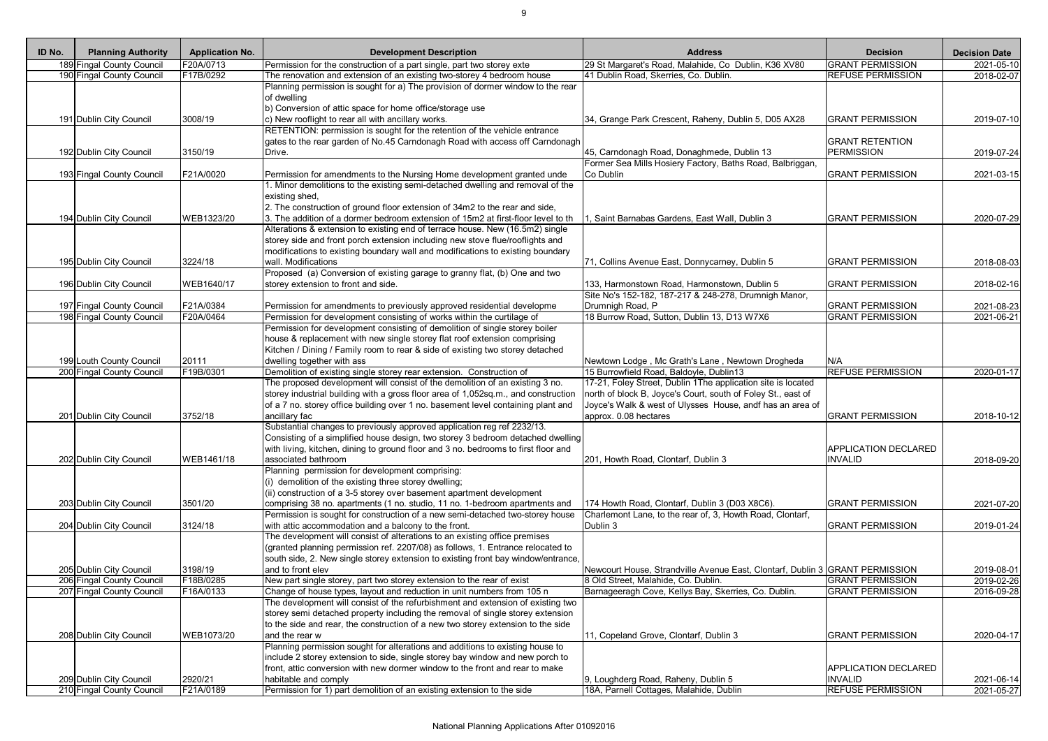| ID No. | Planning Authority | Application No. | Development Description | Address | Decision | Decision Date |
|---|---|---|---|---|---|---|
| 189 | Fingal County Council | F20A/0713 | Permission for the construction of a part single, part two storey exte | 29 St Margaret's Road, Malahide, Co Dublin, K36 XV80 | GRANT PERMISSION | 2021-05-10 |
| 190 | Fingal County Council | F17B/0292 | The renovation and extension of an existing two-storey 4 bedroom house | 41 Dublin Road, Skerries, Co. Dublin. | REFUSE PERMISSION | 2018-02-07 |
| 191 | Dublin City Council | 3008/19 | Planning permission is sought for a) The provision of dormer window to the rear of dwelling b) Conversion of attic space for home office/storage use c) New rooflight to rear all with ancillary works. | 34, Grange Park Crescent, Raheny, Dublin 5, D05 AX28 | GRANT PERMISSION | 2019-07-10 |
| 192 | Dublin City Council | 3150/19 | RETENTION: permission is sought for the retention of the vehicle entrance gates to the rear garden of No.45 Carndonagh Road with access off Carndonagh Drive. | 45, Carndonagh Road, Donaghmede, Dublin 13 | GRANT RETENTION PERMISSION | 2019-07-24 |
| 193 | Fingal County Council | F21A/0020 | Permission for amendments to the Nursing Home development granted unde | Former Sea Mills Hosiery Factory, Baths Road, Balbriggan, Co Dublin | GRANT PERMISSION | 2021-03-15 |
| 194 | Dublin City Council | WEB1323/20 | 1. Minor demolitions to the existing semi-detached dwelling and removal of the existing shed, 2. The construction of ground floor extension of 34m2 to the rear and side, 3. The addition of a dormer bedroom extension of 15m2 at first-floor level to th | 1, Saint Barnabas Gardens, East Wall, Dublin 3 | GRANT PERMISSION | 2020-07-29 |
| 195 | Dublin City Council | 3224/18 | Alterations & extension to existing end of terrace house. New (16.5m2) single storey side and front porch extension including new stove flue/rooflights and modifications to existing boundary wall and modifications to existing boundary wall. Modifications | 71, Collins Avenue East, Donnycarney, Dublin 5 | GRANT PERMISSION | 2018-08-03 |
| 196 | Dublin City Council | WEB1640/17 | Proposed (a) Conversion of existing garage to granny flat, (b) One and two storey extension to front and side. | 133, Harmonstown Road, Harmonstown, Dublin 5 | GRANT PERMISSION | 2018-02-16 |
| 197 | Fingal County Council | F21A/0384 | Permission for amendments to previously approved residential developme | Site No's 152-182, 187-217 & 248-278, Drumnigh Manor, Drumnigh Road, P | GRANT PERMISSION | 2021-08-23 |
| 198 | Fingal County Council | F20A/0464 | Permission for development consisting of works within the curtilage of | 18 Burrow Road, Sutton, Dublin 13, D13 W7X6 | GRANT PERMISSION | 2021-06-21 |
| 199 | Louth County Council | 20111 | Permission for development consisting of demolition of single storey boiler house & replacement with new single storey flat roof extension comprising Kitchen / Dining / Family room to rear & side of existing two storey detached dwelling together with ass | Newtown Lodge , Mc Grath's Lane , Newtown Drogheda | N/A | |
| 200 | Fingal County Council | F19B/0301 | Demolition of existing single storey rear extension. Construction of | 15 Burrowfield Road, Baldoyle, Dublin13 | REFUSE PERMISSION | 2020-01-17 |
| 201 | Dublin City Council | 3752/18 | The proposed development will consist of the demolition of an existing 3 no. storey industrial building with a gross floor area of 1,052sq.m., and construction of a 7 no. storey office building over 1 no. basement level containing plant and ancillary fac | 17-21, Foley Street, Dublin 1The application site is located north of block B, Joyce's Court, south of Foley St., east of Joyce's Walk & west of Ulysses House, andf has an area of approx. 0.08 hectares | GRANT PERMISSION | 2018-10-12 |
| 202 | Dublin City Council | WEB1461/18 | Substantial changes to previously approved application reg ref 2232/13. Consisting of a simplified house design, two storey 3 bedroom detached dwelling with living, kitchen, dining to ground floor and 3 no. bedrooms to first floor and associated bathroom | 201, Howth Road, Clontarf, Dublin 3 | APPLICATION DECLARED INVALID | 2018-09-20 |
| 203 | Dublin City Council | 3501/20 | Planning permission for development comprising: (i) demolition of the existing three storey dwelling; (ii) construction of a 3-5 storey over basement apartment development comprising 38 no. apartments (1 no. studio, 11 no. 1-bedroom apartments and | 174 Howth Road, Clontarf, Dublin 3 (D03 X8C6). | GRANT PERMISSION | 2021-07-20 |
| 204 | Dublin City Council | 3124/18 | Permission is sought for construction of a new semi-detached two-storey house with attic accommodation and a balcony to the front. | Charlemont Lane, to the rear of, 3, Howth Road, Clontarf, Dublin 3 | GRANT PERMISSION | 2019-01-24 |
| 205 | Dublin City Council | 3198/19 | The development will consist of alterations to an existing office premises (granted planning permission ref. 2207/08) as follows, 1. Entrance relocated to south side, 2. New single storey extension to existing front bay window/entrance, and to front elev | Newcourt House, Strandville Avenue East, Clontarf, Dublin 3 | GRANT PERMISSION | 2019-08-01 |
| 206 | Fingal County Council | F18B/0285 | New part single storey, part two storey extension to the rear of exist | 8 Old Street, Malahide, Co. Dublin. | GRANT PERMISSION | 2019-02-26 |
| 207 | Fingal County Council | F16A/0133 | Change of house types, layout and reduction in unit numbers from 105 n | Barnageeragh Cove, Kellys Bay, Skerries, Co. Dublin. | GRANT PERMISSION | 2016-09-28 |
| 208 | Dublin City Council | WEB1073/20 | The development will consist of the refurbishment and extension of existing two storey semi detached property including the removal of single storey extension to the side and rear, the construction of a new two storey extension to the side and the rear w | 11, Copeland Grove, Clontarf, Dublin 3 | GRANT PERMISSION | 2020-04-17 |
| 209 | Dublin City Council | 2920/21 | Planning permission sought for alterations and additions to existing house to include 2 storey extension to side, single storey bay window and new porch to front, attic conversion with new dormer window to the front and rear to make habitable and comply | 9, Loughderg Road, Raheny, Dublin 5 | APPLICATION DECLARED INVALID | 2021-06-14 |
| 210 | Fingal County Council | F21A/0189 | Permission for 1) part demolition of an existing extension to the side | 18A, Parnell Cottages, Malahide, Dublin | REFUSE PERMISSION | 2021-05-27 |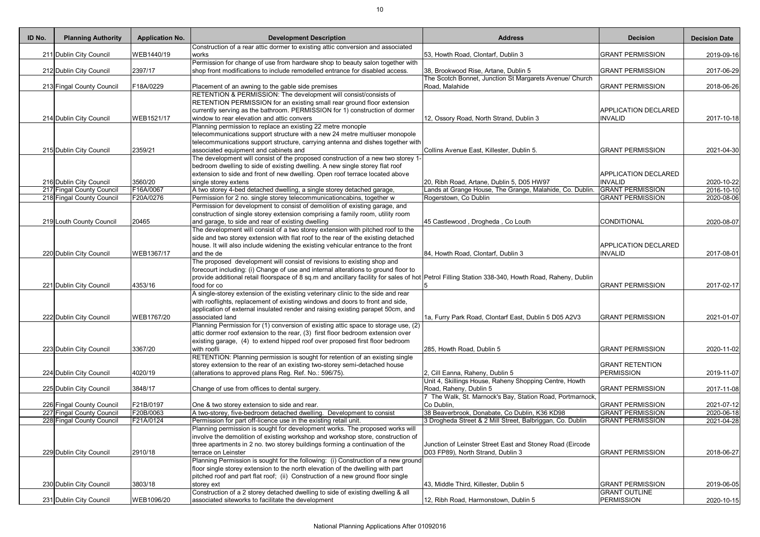| ID No. | Planning Authority | Application No. | Development Description | Address | Decision | Decision Date |
|---|---|---|---|---|---|---|
| 211 | Dublin City Council | WEB1440/19 | Construction of a rear attic dormer to existing attic conversion and associated works | 53, Howth Road, Clontarf, Dublin 3 | GRANT PERMISSION | 2019-09-16 |
| 212 | Dublin City Council | 2397/17 | Permission for change of use from hardware shop to beauty salon together with shop front modifications to include remodelled entrance for disabled access. | 38, Brookwood Rise, Artane, Dublin 5 | GRANT PERMISSION | 2017-06-29 |
| 213 | Fingal County Council | F18A/0229 | Placement of an awning to the gable side premises | The Scotch Bonnet, Junction St Margarets Avenue/ Church Road, Malahide | GRANT PERMISSION | 2018-06-26 |
| 214 | Dublin City Council | WEB1521/17 | RETENTION & PERMISSION: The development will consist/consists of RETENTION PERMISSION for an existing small rear ground floor extension currently serving as the bathroom. PERMISSION for 1) construction of dormer window to rear elevation and attic convers | 12, Ossory Road, North Strand, Dublin 3 | APPLICATION DECLARED INVALID | 2017-10-18 |
| 215 | Dublin City Council | 2359/21 | Planning permission to replace an existing 22 metre monople telecommunications support structure with a new 24 metre multiuser monopole telecommunications support structure, carrying antenna and dishes together with associated equipment and cabinets and | Collins Avenue East, Killester, Dublin 5. | GRANT PERMISSION | 2021-04-30 |
| 216 | Dublin City Council | 3560/20 | The development will consist of the proposed construction of a new two storey 1-bedroom dwelling to side of existing dwelling. A new single storey flat roof extension to side and front of new dwelling. Open roof terrace located above single storey extens | 20, Ribh Road, Artane, Dublin 5, D05 HW97 | APPLICATION DECLARED INVALID | 2020-10-22 |
| 217 | Fingal County Council | F16A/0067 | A two storey 4-bed detached dwelling, a single storey detached garage, | Lands at Grange House, The Grange, Malahide, Co. Dublin. | GRANT PERMISSION | 2016-10-10 |
| 218 | Fingal County Council | F20A/0276 | Permission for 2 no. single storey telecommunicationcabins, together w | Rogerstown, Co Dublin | GRANT PERMISSION | 2020-08-06 |
| 219 | Louth County Council | 20465 | Permission for development to consist of demolition of existing garage, and construction of single storey extension comprising a family room, utility room and garage, to side and rear of existing dwelling | 45 Castlewood , Drogheda , Co Louth | CONDITIONAL | 2020-08-07 |
| 220 | Dublin City Council | WEB1367/17 | The development will consist of a two storey extension with pitched roof to the side and two storey extension with flat roof to the rear of the existing detached house. It will also include widening the existing vehicular entrance to the front and the de | 84, Howth Road, Clontarf, Dublin 3 | APPLICATION DECLARED INVALID | 2017-08-01 |
| 221 | Dublin City Council | 4353/16 | The proposed development will consist of revisions to existing shop and forecourt including: (i) Change of use and internal alterations to ground floor to provide additional retail floorspace of 8 sq.m and ancillary facility for sales of hot food for co | Petrol Filling Station 338-340, Howth Road, Raheny, Dublin 5 | GRANT PERMISSION | 2017-02-17 |
| 222 | Dublin City Council | WEB1767/20 | A single-storey extension of the existing veterinary clinic to the side and rear with rooflights, replacement of existing windows and doors to front and side, application of external insulated render and raising existing parapet 50cm, and associated land | 1a, Furry Park Road, Clontarf East, Dublin 5 D05 A2V3 | GRANT PERMISSION | 2021-01-07 |
| 223 | Dublin City Council | 3367/20 | Planning Permission for (1) conversion of existing attic space to storage use, (2) attic dormer roof extension to the rear, (3) first floor bedroom extension over existing garage, (4) to extend hipped roof over proposed first floor bedroom with roofli | 285, Howth Road, Dublin 5 | GRANT PERMISSION | 2020-11-02 |
| 224 | Dublin City Council | 4020/19 | RETENTION: Planning permission is sought for retention of an existing single storey extension to the rear of an existing two-storey semi-detached house (alterations to approved plans Reg. Ref. No.: 596/75). | 2, Cill Eanna, Raheny, Dublin 5 | GRANT RETENTION PERMISSION | 2019-11-07 |
| 225 | Dublin City Council | 3848/17 | Change of use from offices to dental surgery. | Unit 4, Skillings House, Raheny Shopping Centre, Howth Road, Raheny, Dublin 5 | GRANT PERMISSION | 2017-11-08 |
| 226 | Fingal County Council | F21B/0197 | One & two storey extension to side and rear. | 7 The Walk, St. Marnock's Bay, Station Road, Portmarnock, Co Dublin, | GRANT PERMISSION | 2021-07-12 |
| 227 | Fingal County Council | F20B/0063 | A two-storey, five-bedroom detached dwelling. Development to consist | 38 Beaverbrook, Donabate, Co Dublin, K36 KD98 | GRANT PERMISSION | 2020-06-18 |
| 228 | Fingal County Council | F21A/0124 | Permission for part off-licence use in the existing retail unit. | 3 Drogheda Street & 2 Mill Street, Balbriggan, Co. Dublin | GRANT PERMISSION | 2021-04-28 |
| 229 | Dublin City Council | 2910/18 | Planning permission is sought for development works. The proposed works will involve the demolition of existing workshop and workshop store, construction of three apartments in 2 no. two storey buildings forming a continuation of the terrace on Leinster | Junction of Leinster Street East and Stoney Road (Eircode D03 FP89), North Strand, Dublin 3 | GRANT PERMISSION | 2018-06-27 |
| 230 | Dublin City Council | 3803/18 | Planning Permission is sought for the following: (i) Construction of a new ground floor single storey extension to the north elevation of the dwelling with part pitched roof and part flat roof; (ii) Construction of a new ground floor single storey ext | 43, Middle Third, Killester, Dublin 5 | GRANT PERMISSION | 2019-06-05 |
| 231 | Dublin City Council | WEB1096/20 | Construction of a 2 storey detached dwelling to side of existing dwelling & all associated siteworks to facilitate the development | 12, Ribh Road, Harmonstown, Dublin 5 | GRANT OUTLINE PERMISSION | 2020-10-15 |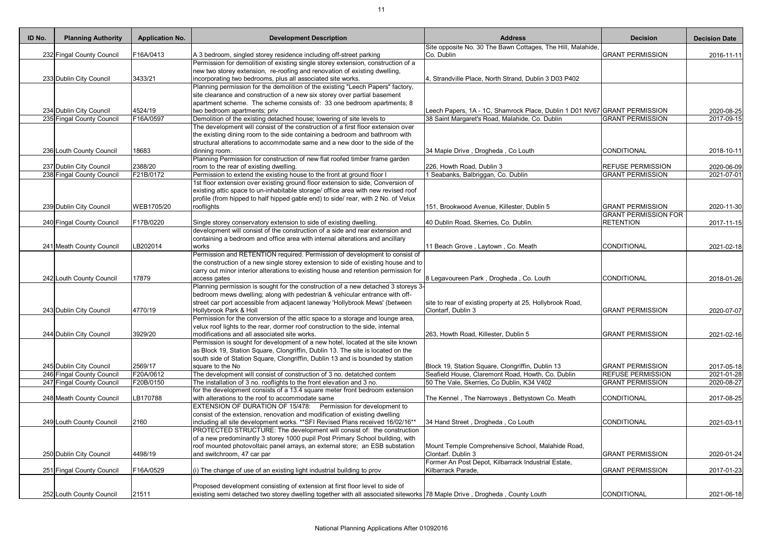| ID No. | Planning Authority | Application No. | Development Description | Address | Decision | Decision Date |
|---|---|---|---|---|---|---|
| 232 | Fingal County Council | F16A/0413 | A 3 bedroom, singled storey residence including off-street parking | Site opposite No. 30 The Bawn Cottages, The Hill, Malahide, Co. Dublin | GRANT PERMISSION | 2016-11-11 |
| 233 | Dublin City Council | 3433/21 | Permission for demolition of existing single storey extension, construction of a new two storey extension, re-roofing and renovation of existing dwelling, incorporating two bedrooms, plus all associated site works. | 4, Strandville Place, North Strand, Dublin 3 D03 P402 | | |
| 234 | Dublin City Council | 4524/19 | Planning permission for the demolition of the existing "Leech Papers" factory, site clearance and construction of a new six storey over partial basement apartment scheme. The scheme consists of: 33 one bedroom apartments; 8 two bedroom apartments; priv | Leech Papers, 1A - 1C, Shamrock Place, Dublin 1 D01 NV67 | GRANT PERMISSION | 2020-08-25 |
| 235 | Fingal County Council | F16A/0597 | Demolition of the existing detached house; lowering of site levels to | 38 Saint Margaret's Road, Malahide, Co. Dublin | GRANT PERMISSION | 2017-09-15 |
| 236 | Louth County Council | 18683 | The development will consist of the construction of a first floor extension over the existing dining room to the side containing a bedroom and bathroom with structural alterations to accommodate same and a new door to the side of the dinning room. | 34 Maple Drive , Drogheda , Co Louth | CONDITIONAL | 2018-10-11 |
| 237 | Dublin City Council | 2388/20 | Planning Permission for construction of new flat roofed timber frame garden room to the rear of existing dwelling. | 226, Howth Road, Dublin 3 | REFUSE PERMISSION | 2020-06-09 |
| 238 | Fingal County Council | F21B/0172 | Permission to extend the existing house to the front at ground floor l | 1 Seabanks, Balbriggan, Co. Dublin | GRANT PERMISSION | 2021-07-01 |
| 239 | Dublin City Council | WEB1705/20 | 1st floor extension over existing ground floor extension to side, Conversion of existing attic space to un-inhabitable storage/ office area with new revised roof profile (from hipped to half hipped gable end) to side/ rear, with 2 No. of Velux rooflights | 151, Brookwood Avenue, Killester, Dublin 5 | GRANT PERMISSION | 2020-11-30 |
| 240 | Fingal County Council | F17B/0220 | Single storey conservatory extension to side of existing dwelling. | 40 Dublin Road, Skerries, Co. Dublin. | GRANT PERMISSION FOR RETENTION | 2017-11-15 |
| 241 | Meath County Council | LB202014 | development will consist of the construction of a side and rear extension and containing a bedroom and office area with internal alterations and ancillary works | 11 Beach Grove , Laytown , Co. Meath | CONDITIONAL | 2021-02-18 |
| 242 | Louth County Council | 17879 | Permission and RETENTION required. Permission of development to consist of the construction of a new single storey extension to side of existing house and to carry out minor interior alterations to existing house and retention permission for access gates | 8 Legavooreen Park , Drogheda , Co. Louth | CONDITIONAL | 2018-01-26 |
| 243 | Dublin City Council | 4770/19 | Planning permission is sought for the construction of a new detached 3 storeys 3-bedroom mews dwelling; along with pedestrian & vehicular entrance with off-street car port accessible from adjacent laneway 'Hollybrook Mews' (between Hollybrook Park & Holl | site to rear of existing property at 25, Hollybrook Road, Clontarf, Dublin 3 | GRANT PERMISSION | 2020-07-07 |
| 244 | Dublin City Council | 3929/20 | Permission for the conversion of the attic space to a storage and lounge area, velux roof lights to the rear, dormer roof construction to the side, internal modifications and all associated site works. | 263, Howth Road, Killester, Dublin 5 | GRANT PERMISSION | 2021-02-16 |
| 245 | Dublin City Council | 2569/17 | Permission is sought for development of a new hotel, located at the site known as Block 19, Station Square, Clongriffin, Dublin 13. The site is located on the south side of Station Square, Clongriffin, Dublin 13 and is bounded by station square to the No | Block 19, Station Square, Clongriffin, Dublin 13 | GRANT PERMISSION | 2017-05-18 |
| 246 | Fingal County Council | F20A/0612 | The development will consist of construction of 3 no. detatched contem | Seafield House, Claremont Road, Howth, Co. Dublin | REFUSE PERMISSION | 2021-01-28 |
| 247 | Fingal County Council | F20B/0150 | The installation of 3 no. rooflights to the front elevation and 3 no. | 50 The Vale, Skerries, Co Dublin, K34 V402 | GRANT PERMISSION | 2020-08-27 |
| 248 | Meath County Council | LB170788 | for the development consists of a 13.4 square meter front bedroom extension with alterations to the roof to accommodate same | The Kennel , The Narroways , Bettystown Co. Meath | CONDITIONAL | 2017-08-25 |
| 249 | Louth County Council | 2160 | EXTENSION OF DURATION OF 15/478: Permission for development to consist of the extension, renovation and modification of existing dwelling including all site development works. **SFI Revised Plans received 16/02/16** | 34 Hand Street , Drogheda , Co Louth | CONDITIONAL | 2021-03-11 |
| 250 | Dublin City Council | 4498/19 | PROTECTED STRUCTURE: The development will consist of: the construction of a new predominantly 3 storey 1000 pupil Post Primary School building, with roof mounted photovoltaic panel arrays, an external store; an ESB substation and switchroom, 47 car par | Mount Temple Comprehensive School, Malahide Road, Clontarf. Dublin 3 | GRANT PERMISSION | 2020-01-24 |
| 251 | Fingal County Council | F16A/0529 | (i) The change of use of an existing light industrial building to prov | Former An Post Depot, Kilbarrack Industrial Estate, Kilbarrack Parade, | GRANT PERMISSION | 2017-01-23 |
| 252 | Louth County Council | 21511 | Proposed development consisting of extension at first floor level to side of existing semi detached two storey dwelling together with all associated siteworks | 78 Maple Drive , Drogheda , County Louth | CONDITIONAL | 2021-06-18 |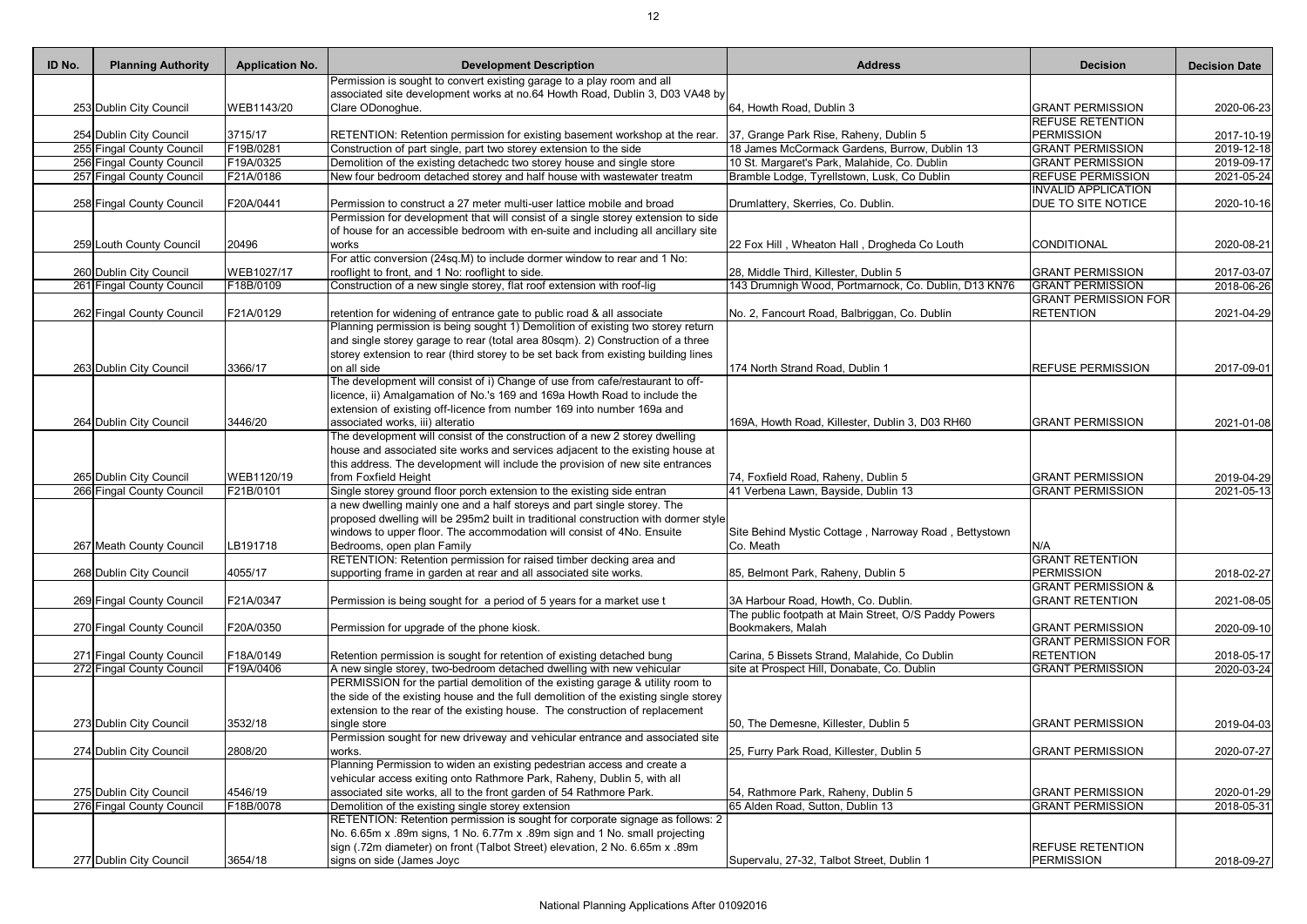| ID No. | Planning Authority | Application No. | Development Description | Address | Decision | Decision Date |
|---|---|---|---|---|---|---|
| 253 | Dublin City Council | WEB1143/20 | Permission is sought to convert existing garage to a play room and all associated site development works at no.64 Howth Road, Dublin 3, D03 VA48 by Clare ODonoghue. | 64, Howth Road, Dublin 3 | GRANT PERMISSION | 2020-06-23 |
| 254 | Dublin City Council | 3715/17 | RETENTION: Retention permission for existing basement workshop at the rear. | 37, Grange Park Rise, Raheny, Dublin 5 | REFUSE RETENTION PERMISSION | 2017-10-19 |
| 255 | Fingal County Council | F19B/0281 | Construction of part single, part two storey extension to the side | 18 James McCormack Gardens, Burrow, Dublin 13 | GRANT PERMISSION | 2019-12-18 |
| 256 | Fingal County Council | F19A/0325 | Demolition of the existing detachedc two storey house and single store | 10 St. Margaret's Park, Malahide, Co. Dublin | GRANT PERMISSION | 2019-09-17 |
| 257 | Fingal County Council | F21A/0186 | New four bedroom detached storey and half house with wastewater treatm | Bramble Lodge, Tyrellstown, Lusk, Co Dublin | REFUSE PERMISSION | 2021-05-24 |
| 258 | Fingal County Council | F20A/0441 | Permission to construct a 27 meter multi-user lattice mobile and broad | Drumlattery, Skerries, Co. Dublin. | INVALID APPLICATION DUE TO SITE NOTICE | 2020-10-16 |
| 259 | Louth County Council | 20496 | Permission for development that will consist of a single storey extension to side of house for an accessible bedroom with en-suite and including all ancillary site works | 22 Fox Hill , Wheaton Hall , Drogheda Co Louth | CONDITIONAL | 2020-08-21 |
| 260 | Dublin City Council | WEB1027/17 | For attic conversion (24sq.M) to include dormer window to rear and 1 No: rooflight to front, and 1 No: rooflight to side. | 28, Middle Third, Killester, Dublin 5 | GRANT PERMISSION | 2017-03-07 |
| 261 | Fingal County Council | F18B/0109 | Construction of a new single storey, flat roof extension with roof-lig | 143 Drumnigh Wood, Portmarnock, Co. Dublin, D13 KN76 | GRANT PERMISSION | 2018-06-26 |
| 262 | Fingal County Council | F21A/0129 | retention for widening of entrance gate to public road & all associate | No. 2, Fancourt Road, Balbriggan, Co. Dublin | GRANT PERMISSION FOR RETENTION | 2021-04-29 |
| 263 | Dublin City Council | 3366/17 | Planning permission is being sought 1) Demolition of existing two storey return and single storey garage to rear (total area 80sqm). 2) Construction of a three storey extension to rear (third storey to be set back from existing building lines on all side | 174 North Strand Road, Dublin 1 | REFUSE PERMISSION | 2017-09-01 |
| 264 | Dublin City Council | 3446/20 | The development will consist of i) Change of use from cafe/restaurant to off-licence, ii) Amalgamation of No.'s 169 and 169a Howth Road to include the extension of existing off-licence from number 169 into number 169a and associated works, iii) alteratio | 169A, Howth Road, Killester, Dublin 3, D03 RH60 | GRANT PERMISSION | 2021-01-08 |
| 265 | Dublin City Council | WEB1120/19 | The development will consist of the construction of a new 2 storey dwelling house and associated site works and services adjacent to the existing house at this address. The development will include the provision of new site entrances from Foxfield Height | 74, Foxfield Road, Raheny, Dublin 5 | GRANT PERMISSION | 2019-04-29 |
| 266 | Fingal County Council | F21B/0101 | Single storey ground floor porch extension to the existing side entran | 41 Verbena Lawn, Bayside, Dublin 13 | GRANT PERMISSION | 2021-05-13 |
| 267 | Meath County Council | LB191718 | a new dwelling mainly one and a half storeys and part single storey. The proposed dwelling will be 295m2 built in traditional construction with dormer style windows to upper floor. The accommodation will consist of 4No. Ensuite Bedrooms, open plan Family | Site Behind Mystic Cottage , Narroway Road , Bettystown Co. Meath | N/A | |
| 268 | Dublin City Council | 4055/17 | RETENTION: Retention permission for raised timber decking area and supporting frame in garden at rear and all associated site works. | 85, Belmont Park, Raheny, Dublin 5 | GRANT RETENTION PERMISSION | 2018-02-27 |
| 269 | Fingal County Council | F21A/0347 | Permission is being sought for a period of 5 years for a market use t | 3A Harbour Road, Howth, Co. Dublin. | GRANT PERMISSION & GRANT RETENTION | 2021-08-05 |
| 270 | Fingal County Council | F20A/0350 | Permission for upgrade of the phone kiosk. | The public footpath at Main Street, O/S Paddy Powers Bookmakers, Malah | GRANT PERMISSION | 2020-09-10 |
| 271 | Fingal County Council | F18A/0149 | Retention permission is sought for retention of existing detached bung | Carina, 5 Bissets Strand, Malahide, Co Dublin | GRANT PERMISSION FOR RETENTION | 2018-05-17 |
| 272 | Fingal County Council | F19A/0406 | A new single storey, two-bedroom detached dwelling with new vehicular | site at Prospect Hill, Donabate, Co. Dublin | GRANT PERMISSION | 2020-03-24 |
| 273 | Dublin City Council | 3532/18 | PERMISSION for the partial demolition of the existing garage & utility room to the side of the existing house and the full demolition of the existing single storey extension to the rear of the existing house. The construction of replacement single store | 50, The Demesne, Killester, Dublin 5 | GRANT PERMISSION | 2019-04-03 |
| 274 | Dublin City Council | 2808/20 | Permission sought for new driveway and vehicular entrance and associated site works. | 25, Furry Park Road, Killester, Dublin 5 | GRANT PERMISSION | 2020-07-27 |
| 275 | Dublin City Council | 4546/19 | Planning Permission to widen an existing pedestrian access and create a vehicular access exiting onto Rathmore Park, Raheny, Dublin 5, with all associated site works, all to the front garden of 54 Rathmore Park. | 54, Rathmore Park, Raheny, Dublin 5 | GRANT PERMISSION | 2020-01-29 |
| 276 | Fingal County Council | F18B/0078 | Demolition of the existing single storey extension | 65 Alden Road, Sutton, Dublin 13 | GRANT PERMISSION | 2018-05-31 |
| 277 | Dublin City Council | 3654/18 | RETENTION: Retention permission is sought for corporate signage as follows: 2 No. 6.65m x .89m signs, 1 No. 6.77m x .89m sign and 1 No. small projecting sign (.72m diameter) on front (Talbot Street) elevation, 2 No. 6.65m x .89m signs on side (James Joyc | Supervalu, 27-32, Talbot Street, Dublin 1 | REFUSE RETENTION PERMISSION | 2018-09-27 |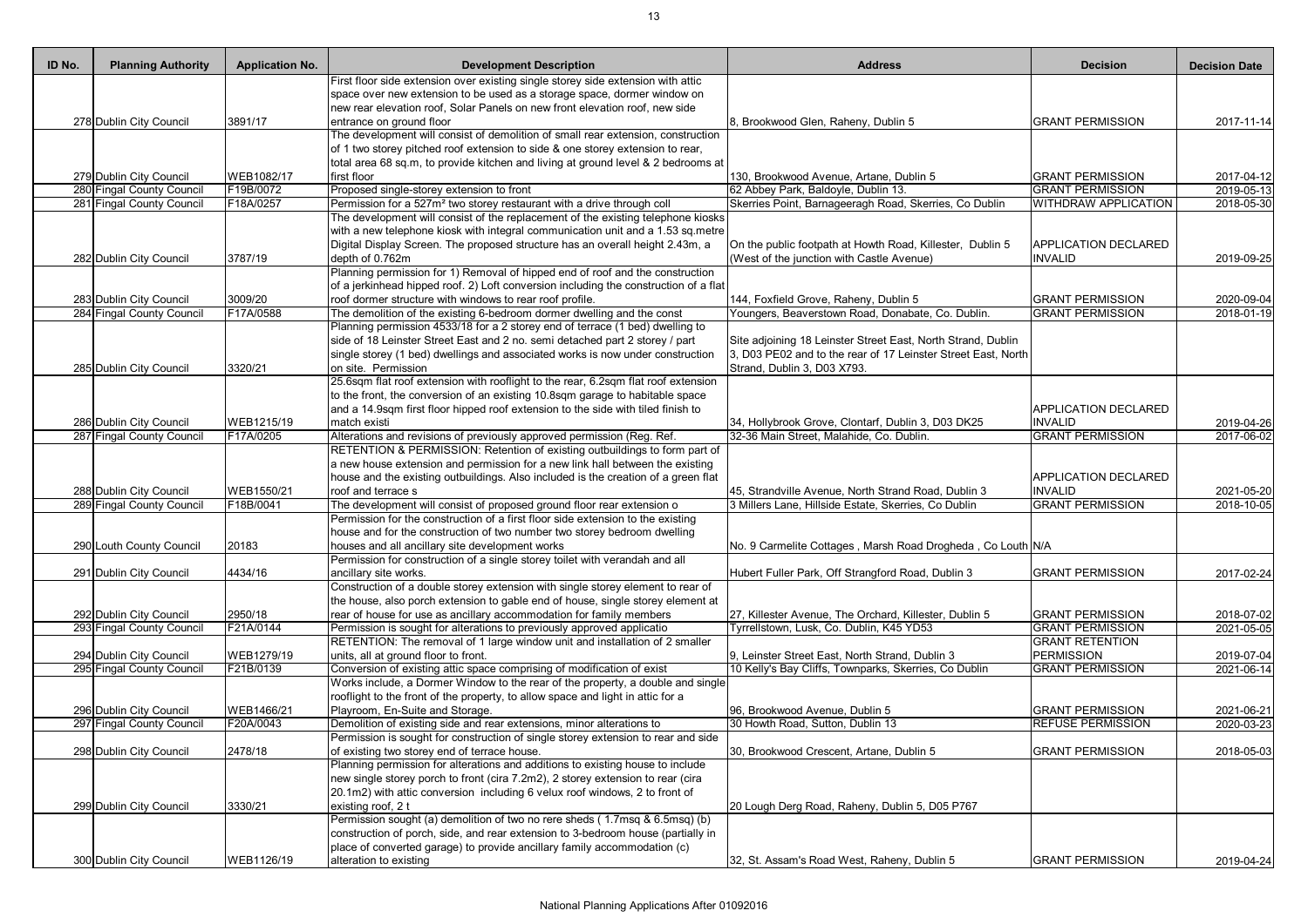| ID No. | Planning Authority | Application No. | Development Description | Address | Decision | Decision Date |
|---|---|---|---|---|---|---|
| 278 | Dublin City Council | 3891/17 | First floor side extension over existing single storey side extension with attic space over new extension to be used as a storage space, dormer window on new rear elevation roof, Solar Panels on new front elevation roof, new side entrance on ground floor | 8, Brookwood Glen, Raheny, Dublin 5 | GRANT PERMISSION | 2017-11-14 |
| 279 | Dublin City Council | WEB1082/17 | The development will consist of demolition of small rear extension, construction of 1 two storey pitched roof extension to side & one storey extension to rear, total area 68 sq.m, to provide kitchen and living at ground level & 2 bedrooms at first floor | 130, Brookwood Avenue, Artane, Dublin 5 | GRANT PERMISSION | 2017-04-12 |
| 280 | Fingal County Council | F19B/0072 | Proposed single-storey extension to front | 62 Abbey Park, Baldoyle, Dublin 13. | GRANT PERMISSION | 2019-05-13 |
| 281 | Fingal County Council | F18A/0257 | Permission for a 527m² two storey restaurant with a drive through coll | Skerries Point, Barnageeragh Road, Skerries, Co Dublin | WITHDRAW APPLICATION | 2018-05-30 |
| 282 | Dublin City Council | 3787/19 | The development will consist of the replacement of the existing telephone kiosks with a new telephone kiosk with integral communication unit and a 1.53 sq.metre Digital Display Screen. The proposed structure has an overall height 2.43m, a depth of 0.762m | On the public footpath at Howth Road, Killester, Dublin 5 (West of the junction with Castle Avenue) | APPLICATION DECLARED INVALID | 2019-09-25 |
| 283 | Dublin City Council | 3009/20 | Planning permission for 1) Removal of hipped end of roof and the construction of a jerkinhead hipped roof. 2) Loft conversion including the construction of a flat roof dormer structure with windows to rear roof profile. | 144, Foxfield Grove, Raheny, Dublin 5 | GRANT PERMISSION | 2020-09-04 |
| 284 | Fingal County Council | F17A/0588 | The demolition of the existing 6-bedroom dormer dwelling and the const | Youngers, Beaverstown Road, Donabate, Co. Dublin. | GRANT PERMISSION | 2018-01-19 |
| 285 | Dublin City Council | 3320/21 | Planning permission 4533/18 for a 2 storey end of terrace (1 bed) dwelling to side of 18 Leinster Street East and 2 no. semi detached part 2 storey / part single storey (1 bed) dwellings and associated works is now under construction on site. Permission | Site adjoining 18 Leinster Street East, North Strand, Dublin 3, D03 PE02 and to the rear of 17 Leinster Street East, North Strand, Dublin 3, D03 X793. | | |
| 286 | Dublin City Council | WEB1215/19 | 25.6sqm flat roof extension with rooflight to the rear, 6.2sqm flat roof extension to the front, the conversion of an existing 10.8sqm garage to habitable space and a 14.9sqm first floor hipped roof extension to the side with tiled finish to match existi | 34, Hollybrook Grove, Clontarf, Dublin 3, D03 DK25 | APPLICATION DECLARED INVALID | 2019-04-26 |
| 287 | Fingal County Council | F17A/0205 | Alterations and revisions of previously approved permission (Reg. Ref. | 32-36 Main Street, Malahide, Co. Dublin. | GRANT PERMISSION | 2017-06-02 |
| 288 | Dublin City Council | WEB1550/21 | RETENTION & PERMISSION: Retention of existing outbuildings to form part of a new house extension and permission for a new link hall between the existing house and the existing outbuildings. Also included is the creation of a green flat roof and terrace s | 45, Strandville Avenue, North Strand Road, Dublin 3 | APPLICATION DECLARED INVALID | 2021-05-20 |
| 289 | Fingal County Council | F18B/0041 | The development will consist of proposed ground floor rear extension o | 3 Millers Lane, Hillside Estate, Skerries, Co Dublin | GRANT PERMISSION | 2018-10-05 |
| 290 | Louth County Council | 20183 | Permission for the construction of a first floor side extension to the existing house and for the construction of two number two storey bedroom dwelling houses and all ancillary site development works | No. 9 Carmelite Cottages , Marsh Road Drogheda , Co Louth | N/A | |
| 291 | Dublin City Council | 4434/16 | Permission for construction of a single storey toilet with verandah and all ancillary site works. | Hubert Fuller Park, Off Strangford Road, Dublin 3 | GRANT PERMISSION | 2017-02-24 |
| 292 | Dublin City Council | 2950/18 | Construction of a double storey extension with single storey element to rear of the house, also porch extension to gable end of house, single storey element at rear of house for use as ancillary accommodation for family members | 27, Killester Avenue, The Orchard, Killester, Dublin 5 | GRANT PERMISSION | 2018-07-02 |
| 293 | Fingal County Council | F21A/0144 | Permission is sought for alterations to previously approved applicatio | Tyrrellstown, Lusk, Co. Dublin, K45 YD53 | GRANT PERMISSION | 2021-05-05 |
| 294 | Dublin City Council | WEB1279/19 | RETENTION: The removal of 1 large window unit and installation of 2 smaller units, all at ground floor to front. | 9, Leinster Street East, North Strand, Dublin 3 | GRANT RETENTION PERMISSION | 2019-07-04 |
| 295 | Fingal County Council | F21B/0139 | Conversion of existing attic space comprising of modification of exist | 10 Kelly's Bay Cliffs, Townparks, Skerries, Co Dublin | GRANT PERMISSION | 2021-06-14 |
| 296 | Dublin City Council | WEB1466/21 | Works include, a Dormer Window to the rear of the property, a double and single rooflight to the front of the property, to allow space and light in attic for a Playroom, En-Suite and Storage. | 96, Brookwood Avenue, Dublin 5 | GRANT PERMISSION | 2021-06-21 |
| 297 | Fingal County Council | F20A/0043 | Demolition of existing side and rear extensions, minor alterations to | 30 Howth Road, Sutton, Dublin 13 | REFUSE PERMISSION | 2020-03-23 |
| 298 | Dublin City Council | 2478/18 | Permission is sought for construction of single storey extension to rear and side of existing two storey end of terrace house. | 30, Brookwood Crescent, Artane, Dublin 5 | GRANT PERMISSION | 2018-05-03 |
| 299 | Dublin City Council | 3330/21 | Planning permission for alterations and additions to existing house to include new single storey porch to front (cira 7.2m2), 2 storey extension to rear (cira 20.1m2) with attic conversion including 6 velux roof windows, 2 to front of existing roof, 2 t | 20 Lough Derg Road, Raheny, Dublin 5, D05 P767 | | |
| 300 | Dublin City Council | WEB1126/19 | Permission sought (a) demolition of two no rere sheds ( 1.7msq & 6.5msq) (b) construction of porch, side, and rear extension to 3-bedroom house (partially in place of converted garage) to provide ancillary family accommodation (c) alteration to existing | 32, St. Assam's Road West, Raheny, Dublin 5 | GRANT PERMISSION | 2019-04-24 |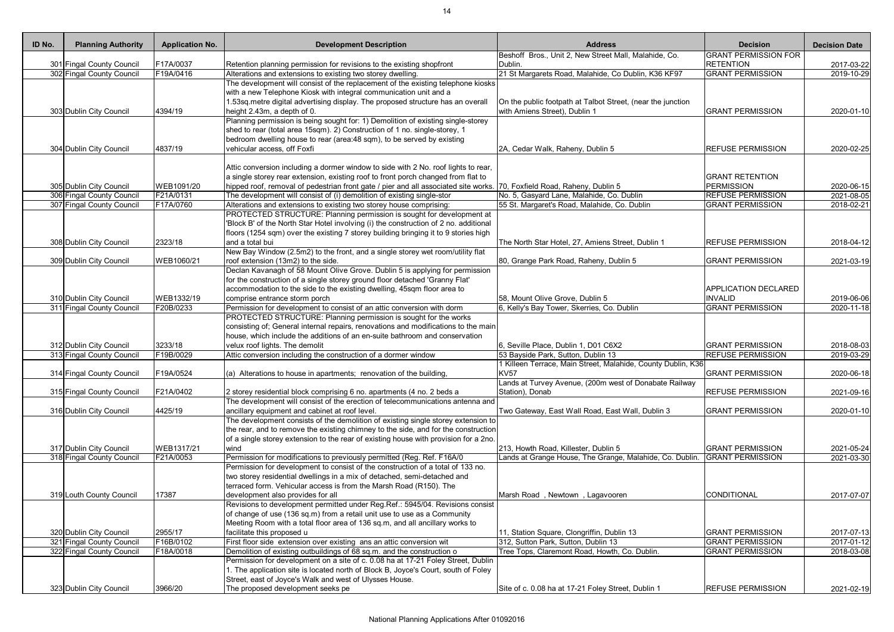| ID No. | Planning Authority | Application No. | Development Description | Address | Decision | Decision Date |
|---|---|---|---|---|---|---|
| 301 | Fingal County Council | F17A/0037 | Retention planning permission for revisions to the existing shopfront | Beshoff Bros., Unit 2, New Street Mall, Malahide, Co. Dublin. | GRANT PERMISSION FOR RETENTION | 2017-03-22 |
| 302 | Fingal County Council | F19A/0416 | Alterations and extensions to existing two storey dwelling. | 21 St Margarets Road, Malahide, Co Dublin, K36 KF97 | GRANT PERMISSION | 2019-10-29 |
| 303 | Dublin City Council | 4394/19 | The development will consist of the replacement of the existing telephone kiosks with a new Telephone Kiosk with integral communication unit and a 1.53sq.metre digital advertising display. The proposed structure has an overall height 2.43m, a depth of 0. | On the public footpath at Talbot Street, (near the junction with Amiens Street), Dublin 1 | GRANT PERMISSION | 2020-01-10 |
| 304 | Dublin City Council | 4837/19 | Planning permission is being sought for: 1) Demolition of existing single-storey shed to rear (total area 15sqm). 2) Construction of 1 no. single-storey, 1 bedroom dwelling house to rear (area:48 sqm), to be served by existing vehicular access, off Foxfi | 2A, Cedar Walk, Raheny, Dublin 5 | REFUSE PERMISSION | 2020-02-25 |
| 305 | Dublin City Council | WEB1091/20 | Attic conversion including a dormer window to side with 2 No. roof lights to rear, a single storey rear extension, existing roof to front porch changed from flat to hipped roof, removal of pedestrian front gate / pier and all associated site works. | 70, Foxfield Road, Raheny, Dublin 5 | GRANT RETENTION PERMISSION | 2020-06-15 |
| 306 | Fingal County Council | F21A/0131 | The development will consist of (i) demolition of existing single-stor | No. 5, Gasyard Lane, Malahide, Co. Dublin | REFUSE PERMISSION | 2021-08-05 |
| 307 | Fingal County Council | F17A/0760 | Alterations and extensions to existing two storey house comprising: | 55 St. Margaret's Road, Malahide, Co. Dublin | GRANT PERMISSION | 2018-02-21 |
| 308 | Dublin City Council | 2323/18 | PROTECTED STRUCTURE: Planning permission is sought for development at 'Block B' of the North Star Hotel involving (i) the construction of 2 no. additional floors (1254 sqm) over the existing 7 storey building bringing it to 9 stories high and a total bui | The North Star Hotel, 27, Amiens Street, Dublin 1 | REFUSE PERMISSION | 2018-04-12 |
| 309 | Dublin City Council | WEB1060/21 | New Bay Window (2.5m2) to the front, and a single storey wet room/utility flat roof extension (13m2) to the side. | 80, Grange Park Road, Raheny, Dublin 5 | GRANT PERMISSION | 2021-03-19 |
| 310 | Dublin City Council | WEB1332/19 | Declan Kavanagh of 58 Mount Olive Grove. Dublin 5 is applying for permission for the construction of a single storey ground floor detached 'Granny Flat' accommodation to the side to the existing dwelling, 45sqm floor area to comprise entrance storm porch | 58, Mount Olive Grove, Dublin 5 | APPLICATION DECLARED INVALID | 2019-06-06 |
| 311 | Fingal County Council | F20B/0233 | Permission for development to consist of an attic conversion with dorm | 6, Kelly's Bay Tower, Skerries, Co. Dublin | GRANT PERMISSION | 2020-11-18 |
| 312 | Dublin City Council | 3233/18 | PROTECTED STRUCTURE: Planning permission is sought for the works consisting of; General internal repairs, renovations and modifications to the main house, which include the additions of an en-suite bathroom and conservation velux roof lights. The demolit | 6, Seville Place, Dublin 1, D01 C6X2 | GRANT PERMISSION | 2018-08-03 |
| 313 | Fingal County Council | F19B/0029 | Attic conversion including the construction of a dormer window | 53 Bayside Park, Sutton, Dublin 13 | REFUSE PERMISSION | 2019-03-29 |
| 314 | Fingal County Council | F19A/0524 | (a) Alterations to house in apartments; renovation of the building, | 1 Killeen Terrace, Main Street, Malahide, County Dublin, K36 KV57 | GRANT PERMISSION | 2020-06-18 |
| 315 | Fingal County Council | F21A/0402 | 2 storey residential block comprising 6 no. apartments (4 no. 2 beds a | Lands at Turvey Avenue, (200m west of Donabate Railway Station), Donab | REFUSE PERMISSION | 2021-09-16 |
| 316 | Dublin City Council | 4425/19 | The development will consist of the erection of telecommunications antenna and ancillary equipment and cabinet at roof level. | Two Gateway, East Wall Road, East Wall, Dublin 3 | GRANT PERMISSION | 2020-01-10 |
| 317 | Dublin City Council | WEB1317/21 | The development consists of the demolition of existing single storey extension to the rear, and to remove the existing chimney to the side, and for the construction of a single storey extension to the rear of existing house with provision for a 2no. wind | 213, Howth Road, Killester, Dublin 5 | GRANT PERMISSION | 2021-05-24 |
| 318 | Fingal County Council | F21A/0053 | Permission for modifications to previously permitted (Reg. Ref. F16A/0 | Lands at Grange House, The Grange, Malahide, Co. Dublin. | GRANT PERMISSION | 2021-03-30 |
| 319 | Louth County Council | 17387 | Permission for development to consist of the construction of a total of 133 no. two storey residential dwellings in a mix of detached, semi-detached and terraced form. Vehicular access is from the Marsh Road (R150). The development also provides for all | Marsh Road , Newtown , Lagavooren | CONDITIONAL | 2017-07-07 |
| 320 | Dublin City Council | 2955/17 | Revisions to development permitted under Reg.Ref.: 5945/04. Revisions consist of change of use (136 sq.m) from a retail unit use to use as a Community Meeting Room with a total floor area of 136 sq.m, and all ancillary works to facilitate this proposed u | 11, Station Square, Clongriffin, Dublin 13 | GRANT PERMISSION | 2017-07-13 |
| 321 | Fingal County Council | F16B/0102 | First floor side extension over existing ans an attic conversion wit | 312, Sutton Park, Sutton, Dublin 13 | GRANT PERMISSION | 2017-01-12 |
| 322 | Fingal County Council | F18A/0018 | Demolition of existing outbuildings of 68 sq.m. and the construction o | Tree Tops, Claremont Road, Howth, Co. Dublin. | GRANT PERMISSION | 2018-03-08 |
| 323 | Dublin City Council | 3966/20 | Permission for development on a site of c. 0.08 ha at 17-21 Foley Street, Dublin 1. The application site is located north of Block B, Joyce's Court, south of Foley Street, east of Joyce's Walk and west of Ulysses House. The proposed development seeks pe | Site of c. 0.08 ha at 17-21 Foley Street, Dublin 1 | REFUSE PERMISSION | 2021-02-19 |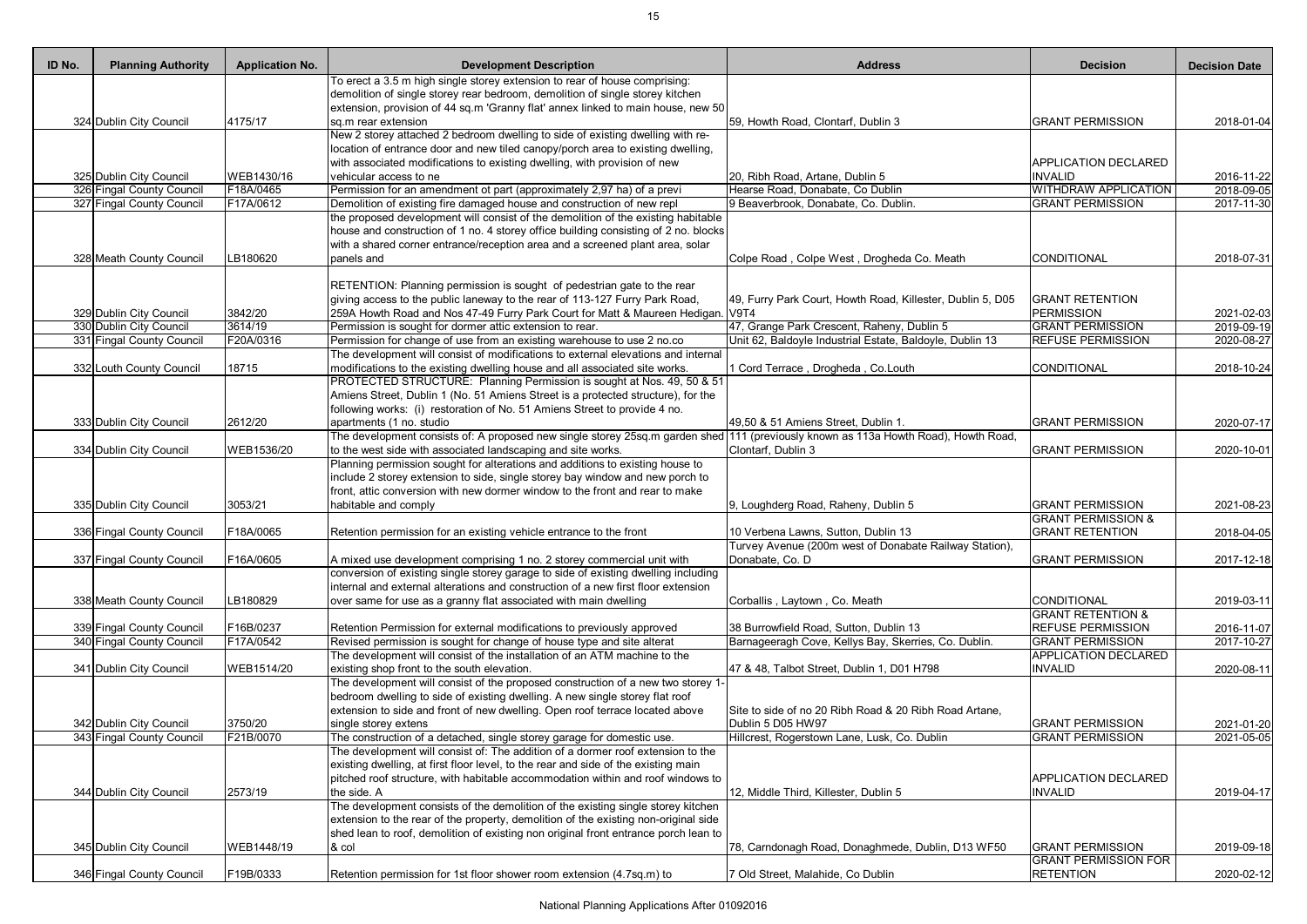| ID No. | Planning Authority | Application No. | Development Description | Address | Decision | Decision Date |
|---|---|---|---|---|---|---|
| 324 | Dublin City Council | 4175/17 | To erect a 3.5 m high single storey extension to rear of house comprising: demolition of single storey rear bedroom, demolition of single storey kitchen extension, provision of 44 sq.m 'Granny flat' annex linked to main house, new 50 sq.m rear extension | 59, Howth Road, Clontarf, Dublin 3 | GRANT PERMISSION | 2018-01-04 |
| 325 | Dublin City Council | WEB1430/16 | New 2 storey attached 2 bedroom dwelling to side of existing dwelling with re-location of entrance door and new tiled canopy/porch area to existing dwelling, with associated modifications to existing dwelling, with provision of new vehicular access to ne | 20, Ribh Road, Artane, Dublin 5 | APPLICATION DECLARED INVALID | 2016-11-22 |
| 326 | Fingal County Council | F18A/0465 | Permission for an amendment ot part (approximately 2,97 ha) of a previ | Hearse Road, Donabate, Co Dublin | WITHDRAW APPLICATION | 2018-09-05 |
| 327 | Fingal County Council | F17A/0612 | Demolition of existing fire damaged house and construction of new repl | 9 Beaverbrook, Donabate, Co. Dublin. | GRANT PERMISSION | 2017-11-30 |
| 328 | Meath County Council | LB180620 | the proposed development will consist of the demolition of the existing habitable house and construction of 1 no. 4 storey office building consisting of 2 no. blocks with a shared corner entrance/reception area and a screened plant area, solar panels and | Colpe Road , Colpe West , Drogheda Co. Meath | CONDITIONAL | 2018-07-31 |
| 329 | Dublin City Council | 3842/20 | RETENTION: Planning permission is sought of pedestrian gate to the rear giving access to the public laneway to the rear of 113-127 Furry Park Road, 259A Howth Road and Nos 47-49 Furry Park Court for Matt & Maureen Hedigan. | 49, Furry Park Court, Howth Road, Killester, Dublin 5, D05 V9T4 | GRANT RETENTION PERMISSION | 2021-02-03 |
| 330 | Dublin City Council | 3614/19 | Permission is sought for dormer attic extension to rear. | 47, Grange Park Crescent, Raheny, Dublin 5 | GRANT PERMISSION | 2019-09-19 |
| 331 | Fingal County Council | F20A/0316 | Permission for change of use from an existing warehouse to use 2 no.co | Unit 62, Baldoyle Industrial Estate, Baldoyle, Dublin 13 | REFUSE PERMISSION | 2020-08-27 |
| 332 | Louth County Council | 18715 | The development will consist of modifications to external elevations and internal modifications to the existing dwelling house and all associated site works. | 1 Cord Terrace , Drogheda , Co.Louth | CONDITIONAL | 2018-10-24 |
| 333 | Dublin City Council | 2612/20 | PROTECTED STRUCTURE: Planning Permission is sought at Nos. 49, 50 & 51 Amiens Street, Dublin 1 (No. 51 Amiens Street is a protected structure), for the following works: (i) restoration of No. 51 Amiens Street to provide 4 no. apartments (1 no. studio | 49,50 & 51 Amiens Street, Dublin 1. | GRANT PERMISSION | 2020-07-17 |
| 334 | Dublin City Council | WEB1536/20 | The development consists of: A proposed new single storey 25sq.m garden shed to the west side with associated landscaping and site works. | 111 (previously known as 113a Howth Road), Howth Road, Clontarf, Dublin 3 | GRANT PERMISSION | 2020-10-01 |
| 335 | Dublin City Council | 3053/21 | Planning permission sought for alterations and additions to existing house to include 2 storey extension to side, single storey bay window and new porch to front, attic conversion with new dormer window to the front and rear to make habitable and comply | 9, Loughderg Road, Raheny, Dublin 5 | GRANT PERMISSION | 2021-08-23 |
| 336 | Fingal County Council | F18A/0065 | Retention permission for an existing vehicle entrance to the front | 10 Verbena Lawns, Sutton, Dublin 13 | GRANT PERMISSION & GRANT RETENTION | 2018-04-05 |
| 337 | Fingal County Council | F16A/0605 | A mixed use development comprising 1 no. 2 storey commercial unit with | Turvey Avenue (200m west of Donabate Railway Station), Donabate, Co. D | GRANT PERMISSION | 2017-12-18 |
| 338 | Meath County Council | LB180829 | conversion of existing single storey garage to side of existing dwelling including internal and external alterations and construction of a new first floor extension over same for use as a granny flat associated with main dwelling | Corballis , Laytown , Co. Meath | CONDITIONAL | 2019-03-11 |
| 339 | Fingal County Council | F16B/0237 | Retention Permission for external modifications to previously approved | 38 Burrowfield Road, Sutton, Dublin 13 | GRANT RETENTION & REFUSE PERMISSION | 2016-11-07 |
| 340 | Fingal County Council | F17A/0542 | Revised permission is sought for change of house type and site alterat | Barnageeragh Cove, Kellys Bay, Skerries, Co. Dublin. | GRANT PERMISSION | 2017-10-27 |
| 341 | Dublin City Council | WEB1514/20 | The development will consist of the installation of an ATM machine to the existing shop front to the south elevation. | 47 & 48, Talbot Street, Dublin 1, D01 H798 | APPLICATION DECLARED INVALID | 2020-08-11 |
| 342 | Dublin City Council | 3750/20 | The development will consist of the proposed construction of a new two storey 1-bedroom dwelling to side of existing dwelling. A new single storey flat roof extension to side and front of new dwelling. Open roof terrace located above single storey extens | Site to side of no 20 Ribh Road & 20 Ribh Road Artane, Dublin 5 D05 HW97 | GRANT PERMISSION | 2021-01-20 |
| 343 | Fingal County Council | F21B/0070 | The construction of a detached, single storey garage for domestic use. | Hillcrest, Rogerstown Lane, Lusk, Co. Dublin | GRANT PERMISSION | 2021-05-05 |
| 344 | Dublin City Council | 2573/19 | The development will consist of: The addition of a dormer roof extension to the existing dwelling, at first floor level, to the rear and side of the existing main pitched roof structure, with habitable accommodation within and roof windows to the side. A | 12, Middle Third, Killester, Dublin 5 | APPLICATION DECLARED INVALID | 2019-04-17 |
| 345 | Dublin City Council | WEB1448/19 | The development consists of the demolition of the existing single storey kitchen extension to the rear of the property, demolition of the existing non-original side shed lean to roof, demolition of existing non original front entrance porch lean to & col | 78, Carndonagh Road, Donaghmede, Dublin, D13 WF50 | GRANT PERMISSION | 2019-09-18 |
| 346 | Fingal County Council | F19B/0333 | Retention permission for 1st floor shower room extension (4.7sq.m) to | 7 Old Street, Malahide, Co Dublin | GRANT PERMISSION FOR RETENTION | 2020-02-12 |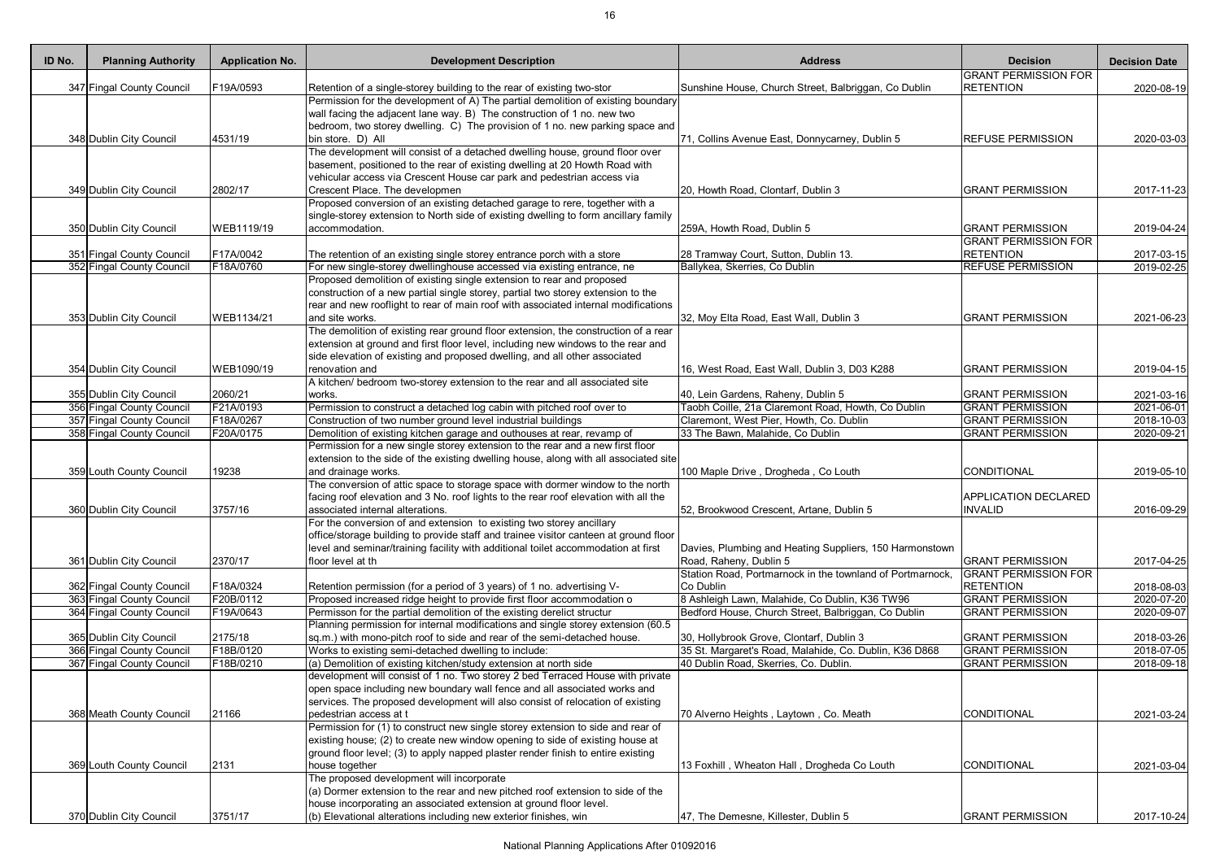| ID No. | Planning Authority | Application No. | Development Description | Address | Decision | Decision Date |
|---|---|---|---|---|---|---|
| 347 | Fingal County Council | F19A/0593 | Retention of a single-storey building to the rear of existing two-stor | Sunshine House, Church Street, Balbriggan, Co Dublin | GRANT PERMISSION FOR RETENTION | 2020-08-19 |
| 348 | Dublin City Council | 4531/19 | Permission for the development of A) The partial demolition of existing boundary wall facing the adjacent lane way. B) The construction of 1 no. new two bedroom, two storey dwelling. C) The provision of 1 no. new parking space and bin store. D) All | 71, Collins Avenue East, Donnycarney, Dublin 5 | REFUSE PERMISSION | 2020-03-03 |
| 349 | Dublin City Council | 2802/17 | The development will consist of a detached dwelling house, ground floor over basement, positioned to the rear of existing dwelling at 20 Howth Road with vehicular access via Crescent House car park and pedestrian access via Crescent Place. The developmen | 20, Howth Road, Clontarf, Dublin 3 | GRANT PERMISSION | 2017-11-23 |
| 350 | Dublin City Council | WEB1119/19 | Proposed conversion of an existing detached garage to rere, together with a single-storey extension to North side of existing dwelling to form ancillary family accommodation. | 259A, Howth Road, Dublin 5 | GRANT PERMISSION | 2019-04-24 |
| 351 | Fingal County Council | F17A/0042 | The retention of an existing single storey entrance porch with a store | 28 Tramway Court, Sutton, Dublin 13. | GRANT PERMISSION FOR RETENTION | 2017-03-15 |
| 352 | Fingal County Council | F18A/0760 | For new single-storey dwellinghouse accessed via existing entrance, ne | Ballykea, Skerries, Co Dublin | REFUSE PERMISSION | 2019-02-25 |
| 353 | Dublin City Council | WEB1134/21 | Proposed demolition of existing single extension to rear and proposed construction of a new partial single storey, partial two storey extension to the rear and new rooflight to rear of main roof with associated internal modifications and site works. | 32, Moy Elta Road, East Wall, Dublin 3 | GRANT PERMISSION | 2021-06-23 |
| 354 | Dublin City Council | WEB1090/19 | The demolition of existing rear ground floor extension, the construction of a rear extension at ground and first floor level, including new windows to the rear and side elevation of existing and proposed dwelling, and all other associated renovation and | 16, West Road, East Wall, Dublin 3, D03 K288 | GRANT PERMISSION | 2019-04-15 |
| 355 | Dublin City Council | 2060/21 | A kitchen/ bedroom two-storey extension to the rear and all associated site works. | 40, Lein Gardens, Raheny, Dublin 5 | GRANT PERMISSION | 2021-03-16 |
| 356 | Fingal County Council | F21A/0193 | Permission to construct a detached log cabin with pitched roof over to | Taobh Coille, 21a Claremont Road, Howth, Co Dublin | GRANT PERMISSION | 2021-06-01 |
| 357 | Fingal County Council | F18A/0267 | Construction of two number ground level industrial buildings | Claremont, West Pier, Howth, Co. Dublin | GRANT PERMISSION | 2018-10-03 |
| 358 | Fingal County Council | F20A/0175 | Demolition of existing kitchen garage and outhouses at rear, revamp of | 33 The Bawn, Malahide, Co Dublin | GRANT PERMISSION | 2020-09-21 |
| 359 | Louth County Council | 19238 | Permission for a new single storey extension to the rear and a new first floor extension to the side of the existing dwelling house, along with all associated site and drainage works. | 100 Maple Drive , Drogheda , Co Louth | CONDITIONAL | 2019-05-10 |
| 360 | Dublin City Council | 3757/16 | The conversion of attic space to storage space with dormer window to the north facing roof elevation and 3 No. roof lights to the rear roof elevation with all the associated internal alterations. | 52, Brookwood Crescent, Artane, Dublin 5 | APPLICATION DECLARED INVALID | 2016-09-29 |
| 361 | Dublin City Council | 2370/17 | For the conversion of and extension to existing two storey ancillary office/storage building to provide staff and trainee visitor canteen at ground floor level and seminar/training facility with additional toilet accommodation at first floor level at th | Davies, Plumbing and Heating Suppliers, 150 Harmonstown Road, Raheny, Dublin 5 | GRANT PERMISSION | 2017-04-25 |
| 362 | Fingal County Council | F18A/0324 | Retention permission (for a period of 3 years) of 1 no. advertising V- | Station Road, Portmarnock in the townland of Portmarnock, Co Dublin | GRANT PERMISSION FOR RETENTION | 2018-08-03 |
| 363 | Fingal County Council | F20B/0112 | Proposed increased ridge height to provide first floor accommodation o | 8 Ashleigh Lawn, Malahide, Co Dublin, K36 TW96 | GRANT PERMISSION | 2020-07-20 |
| 364 | Fingal County Council | F19A/0643 | Permisson for the partial demolition of the existing derelict structur | Bedford House, Church Street, Balbriggan, Co Dublin | GRANT PERMISSION | 2020-09-07 |
| 365 | Dublin City Council | 2175/18 | Planning permission for internal modifications and single storey extension (60.5 sq.m.) with mono-pitch roof to side and rear of the semi-detached house. | 30, Hollybrook Grove, Clontarf, Dublin 3 | GRANT PERMISSION | 2018-03-26 |
| 366 | Fingal County Council | F18B/0120 | Works to existing semi-detached dwelling to include: | 35 St. Margaret's Road, Malahide, Co. Dublin, K36 D868 | GRANT PERMISSION | 2018-07-05 |
| 367 | Fingal County Council | F18B/0210 | (a) Demolition of existing kitchen/study extension at north side | 40 Dublin Road, Skerries, Co. Dublin. | GRANT PERMISSION | 2018-09-18 |
| 368 | Meath County Council | 21166 | development will consist of 1 no. Two storey 2 bed Terraced House with private open space including new boundary wall fence and all associated works and services. The proposed development will also consist of relocation of existing pedestrian access at t | 70 Alverno Heights , Laytown , Co. Meath | CONDITIONAL | 2021-03-24 |
| 369 | Louth County Council | 2131 | Permission for (1) to construct new single storey extension to side and rear of existing house; (2) to create new window opening to side of existing house at ground floor level; (3) to apply napped plaster render finish to entire existing house together | 13 Foxhill , Wheaton Hall , Drogheda Co Louth | CONDITIONAL | 2021-03-04 |
| 370 | Dublin City Council | 3751/17 | The proposed development will incorporate (a) Dormer extension to the rear and new pitched roof extension to side of the house incorporating an associated extension at ground floor level. (b) Elevational alterations including new exterior finishes, win | 47, The Demesne, Killester, Dublin 5 | GRANT PERMISSION | 2017-10-24 |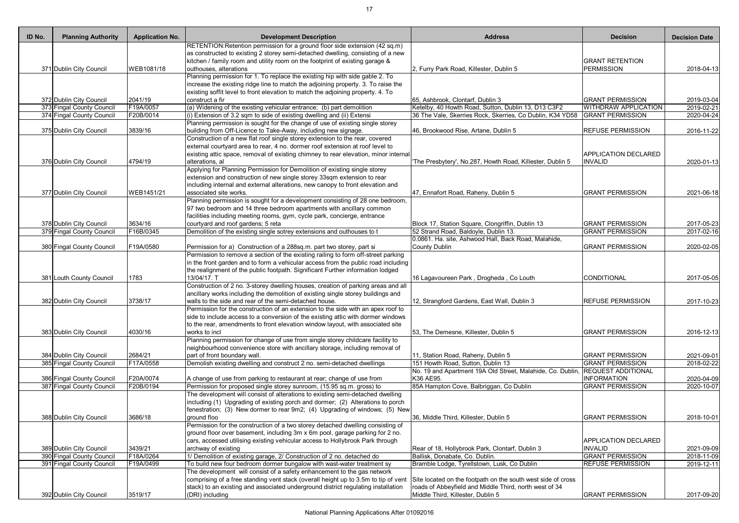| ID No. | Planning Authority | Application No. | Development Description | Address | Decision | Decision Date |
|---|---|---|---|---|---|---|
| 371 | Dublin City Council | WEB1081/18 | RETENTION:Retention permission for a ground floor side extension (42 sq.m) as constructed to existing 2 storey semi-detached dwelling, consisting of a new kitchen / family room and utility room on the footprint of existing garage & outhouses, alterations | 2, Furry Park Road, Killester, Dublin 5 | GRANT RETENTION PERMISSION | 2018-04-13 |
| 372 | Dublin City Council | 2041/19 | Planning permission for 1. To replace the existing hip with side gable 2. To increase the existing ridge line to match the adjoining property. 3. To raise the existing soffit level to front elevation to match the adjoining property. 4. To construct a fir | 65, Ashbrook, Clontarf, Dublin 3 | GRANT PERMISSION | 2019-03-04 |
| 373 | Fingal County Council | F19A/0057 | (a) Widening of the existing vehicular entrance; (b) part demolition | Ketelby, 40 Howth Road, Sutton, Dublin 13, D13 C3F2 | WITHDRAW APPLICATION | 2019-02-21 |
| 374 | Fingal County Council | F20B/0014 | (i) Extension of 3.2 sqm to side of existing dwelling and (ii) Extensi | 36 The Vale, Skerries Rock, Skerries, Co Dublin, K34 YD58 | GRANT PERMISSION | 2020-04-24 |
| 375 | Dublin City Council | 3839/16 | Planning permission is sought for the change of use of existing single storey building from Off-Licence to Take-Away, including new signage. | 46, Brookwood Rise, Artane, Dublin 5 | REFUSE PERMISSION | 2016-11-22 |
| 376 | Dublin City Council | 4794/19 | Construction of a new flat roof single storey extension to the rear, covered external courtyard area to rear, 4 no. dormer roof extension at roof level to existing attic space, removal of existing chimney to rear elevation, minor internal alterations, al | 'The Presbytery', No.287, Howth Road, Killester, Dublin 5 | APPLICATION DECLARED INVALID | 2020-01-13 |
| 377 | Dublin City Council | WEB1451/21 | Applying for Planning Permission for Demolition of existing single storey extension and construction of new single storey 33sqm extension to rear including internal and external alterations, new canopy to front elevation and associated site works. | 47, Ennafort Road, Raheny, Dublin 5 | GRANT PERMISSION | 2021-06-18 |
| 378 | Dublin City Council | 3634/16 | Planning permission is sought for a development consisting of 28 one bedroom, 97 two bedroom and 14 three bedroom apartments with ancillary common facilities including meeting rooms, gym, cycle park, concierge, entrance courtyard and roof gardens; 5 reta | Block 17, Station Square, Clongriffin, Dublin 13 | GRANT PERMISSION | 2017-05-23 |
| 379 | Fingal County Council | F16B/0345 | Demolition of the existing single sotrey extensions and outhouses to t | 52 Strand Road, Baldoyle, Dublin 13. | GRANT PERMISSION | 2017-02-16 |
| 380 | Fingal County Council | F19A/0580 | Permission for a) Construction of a 288sq.m. part two storey, part si | 0.0861. Ha. site, Ashwood Hall, Back Road, Malahide, County Dublin | GRANT PERMISSION | 2020-02-05 |
| 381 | Louth County Council | 1783 | Permission to remove a section of the existing railing to form off-street parking in the front garden and to form a vehicular access from the public road including the realignment of the public footpath. Significant Further information lodged 13/04/17. T | 16 Lagavooreen Park , Drogheda , Co Louth | CONDITIONAL | 2017-05-05 |
| 382 | Dublin City Council | 3738/17 | Construction of 2 no. 3-storey dwelling houses, creation of parking areas and all ancillary works including the demolition of existing single storey buildings and walls to the side and rear of the semi-detached house. | 12, Strangford Gardens, East Wall, Dublin 3 | REFUSE PERMISSION | 2017-10-23 |
| 383 | Dublin City Council | 4030/16 | Permission for the construction of an extension to the side with an apex roof to side to include access to a conversion of the existing attic with dormer windows to the rear, amendments to front elevation window layout, with associated site works to incl | 53, The Demesne, Killester, Dublin 5 | GRANT PERMISSION | 2016-12-13 |
| 384 | Dublin City Council | 2684/21 | Planning permission for change of use from single storey childcare facility to neighbourhood convenience store with ancillary storage, including removal of part of front boundary wall. | 11, Station Road, Raheny, Dublin 5 | GRANT PERMISSION | 2021-09-01 |
| 385 | Fingal County Council | F17A/0558 | Demolish existing dwelling and construct 2 no. semi-detached dwellings | 151 Howth Road, Sutton, Dublin 13 | GRANT PERMISSION | 2018-02-22 |
| 386 | Fingal County Council | F20A/0074 | A change of use from parking to restaurant at rear; change of use from | No. 19 and Apartment 19A Old Street, Malahide, Co. Dublin, K36 AE95. | REQUEST ADDITIONAL INFORMATION | 2020-04-09 |
| 387 | Fingal County Council | F20B/0194 | Permission for proposed single storey sunroom, (15.95 sq.m. gross) to | 85A Hampton Cove, Balbriggan, Co Dublin | GRANT PERMISSION | 2020-10-07 |
| 388 | Dublin City Council | 3686/18 | The development will consist of alterations to existing semi-detached dwelling including (1) Upgrading of existing porch and dormer; (2) Alterations to porch fenestration; (3) New dormer to rear 9m2; (4) Upgrading of windows; (5) New ground floo | 36, Middle Third, Killester, Dublin 5 | GRANT PERMISSION | 2018-10-01 |
| 389 | Dublin City Council | 3439/21 | Permission for the construction of a two storey detached dwelling consisting of ground floor over basement, including 3m x 6m pool, garage parking for 2 no. cars, accessed utilising existing vehicular access to Hollybrook Park through archway of existing | Rear of 18, Hollybrook Park, Clontarf, Dublin 3 | APPLICATION DECLARED INVALID | 2021-09-09 |
| 390 | Fingal County Council | F18A/0264 | 1/ Demolition of existing garage, 2/ Construction of 2 no. detached do | Ballisk, Donabate, Co. Dublin. | GRANT PERMISSION | 2018-11-09 |
| 391 | Fingal County Council | F19A/0499 | To build new four bedroom dormer bungalow with wast-water treatment sy | Bramble Lodge, Tyrellstown, Lusk, Co Dublin | REFUSE PERMISSION | 2019-12-11 |
| 392 | Dublin City Council | 3519/17 | The development will consist of a safety enhancement to the gas network comprising of a free standing vent stack (overall height up to 3.5m to tip of vent stack) to an existing and associated underground district regulating installation (DRI) including | Site located on the footpath on the south west side of cross roads of Abbeyfield and Middle Third, north west of 34 Middle Third, Killester, Dublin 5 | GRANT PERMISSION | 2017-09-20 |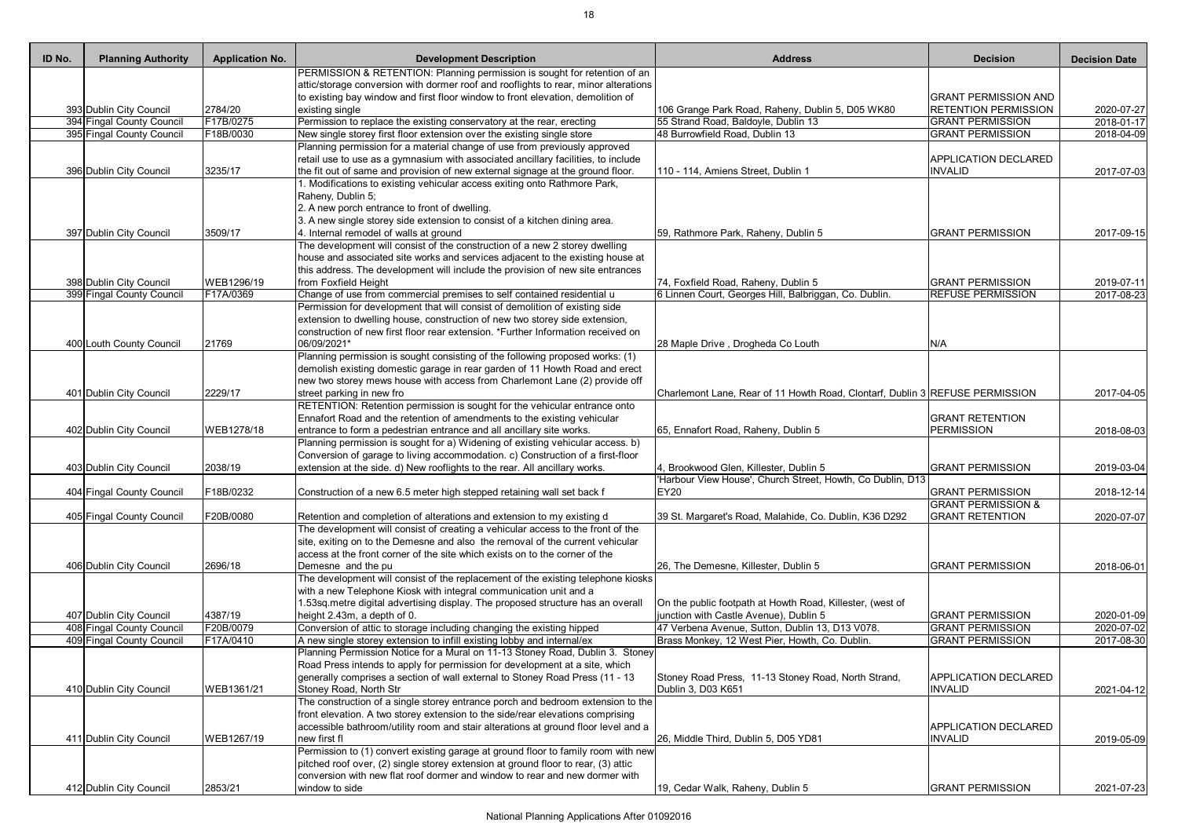| ID No. | Planning Authority | Application No. | Development Description | Address | Decision | Decision Date |
|---|---|---|---|---|---|---|
| 393 | Dublin City Council | 2784/20 | PERMISSION & RETENTION: Planning permission is sought for retention of an attic/storage conversion with dormer roof and rooflights to rear, minor alterations to existing bay window and first floor window to front elevation, demolition of existing single | 106 Grange Park Road, Raheny, Dublin 5, D05 WK80 | GRANT PERMISSION AND RETENTION PERMISSION | 2020-07-27 |
| 394 | Fingal County Council | F17B/0275 | Permission to replace the existing conservatory at the rear, erecting | 55 Strand Road, Baldoyle, Dublin 13 | GRANT PERMISSION | 2018-01-17 |
| 395 | Fingal County Council | F18B/0030 | New single storey first floor extension over the existing single store | 48 Burrowfield Road, Dublin 13 | GRANT PERMISSION | 2018-04-09 |
| 396 | Dublin City Council | 3235/17 | Planning permission for a material change of use from previously approved retail use to use as a gymnasium with associated ancillary facilities, to include the fit out of same and provision of new external signage at the ground floor. | 110 - 114, Amiens Street, Dublin 1 | APPLICATION DECLARED INVALID | 2017-07-03 |
| 397 | Dublin City Council | 3509/17 | 1. Modifications to existing vehicular access exiting onto Rathmore Park, Raheny, Dublin 5; 2. A new porch entrance to front of dwelling. 3. A new single storey side extension to consist of a kitchen dining area. 4. Internal remodel of walls at ground | 59, Rathmore Park, Raheny, Dublin 5 | GRANT PERMISSION | 2017-09-15 |
| 398 | Dublin City Council | WEB1296/19 | The development will consist of the construction of a new 2 storey dwelling house and associated site works and services adjacent to the existing house at this address. The development will include the provision of new site entrances from Foxfield Height | 74, Foxfield Road, Raheny, Dublin 5 | GRANT PERMISSION | 2019-07-11 |
| 399 | Fingal County Council | F17A/0369 | Change of use from commercial premises to self contained residential u | 6 Linnen Court, Georges Hill, Balbriggan, Co. Dublin. | REFUSE PERMISSION | 2017-08-23 |
| 400 | Louth County Council | 21769 | Permission for development that will consist of demolition of existing side extension to dwelling house, construction of new two storey side extension, construction of new first floor rear extension. *Further Information received on 06/09/2021* | 28 Maple Drive , Drogheda Co Louth | N/A | |
| 401 | Dublin City Council | 2229/17 | Planning permission is sought consisting of the following proposed works: (1) demolish existing domestic garage in rear garden of 11 Howth Road and erect new two storey mews house with access from Charlemont Lane (2) provide off street parking in new fro | Charlemont Lane, Rear of 11 Howth Road, Clontarf, Dublin 3 | REFUSE PERMISSION | 2017-04-05 |
| 402 | Dublin City Council | WEB1278/18 | RETENTION: Retention permission is sought for the vehicular entrance onto Ennafort Road and the retention of amendments to the existing vehicular entrance to form a pedestrian entrance and all ancillary site works. | 65, Ennafort Road, Raheny, Dublin 5 | GRANT RETENTION PERMISSION | 2018-08-03 |
| 403 | Dublin City Council | 2038/19 | Planning permission is sought for a) Widening of existing vehicular access. b) Conversion of garage to living accommodation. c) Construction of a first-floor extension at the side. d) New rooflights to the rear. All ancillary works. | 4, Brookwood Glen, Killester, Dublin 5 | GRANT PERMISSION | 2019-03-04 |
| 404 | Fingal County Council | F18B/0232 | Construction of a new 6.5 meter high stepped retaining wall set back f | 'Harbour View House', Church Street, Howth, Co Dublin, D13 EY20 | GRANT PERMISSION | 2018-12-14 |
| 405 | Fingal County Council | F20B/0080 | Retention and completion of alterations and extension to my existing d | 39 St. Margaret's Road, Malahide, Co. Dublin, K36 D292 | GRANT PERMISSION & GRANT RETENTION | 2020-07-07 |
| 406 | Dublin City Council | 2696/18 | The development will consist of creating a vehicular access to the front of the site, exiting on to the Demesne and also the removal of the current vehicular access at the front corner of the site which exists on to the corner of the Demesne and the pu | 26, The Demesne, Killester, Dublin 5 | GRANT PERMISSION | 2018-06-01 |
| 407 | Dublin City Council | 4387/19 | The development will consist of the replacement of the existing telephone kiosks with a new Telephone Kiosk with integral communication unit and a 1.53sq.metre digital advertising display. The proposed structure has an overall height 2.43m, a depth of 0. | On the public footpath at Howth Road, Killester, (west of junction with Castle Avenue), Dublin 5 | GRANT PERMISSION | 2020-01-09 |
| 408 | Fingal County Council | F20B/0079 | Conversion of attic to storage including changing the existing hipped | 47 Verbena Avenue, Sutton, Dublin 13, D13 V078. | GRANT PERMISSION | 2020-07-02 |
| 409 | Fingal County Council | F17A/0410 | A new single storey extension to infill existing lobby and internal/ex | Brass Monkey, 12 West Pier, Howth, Co. Dublin. | GRANT PERMISSION | 2017-08-30 |
| 410 | Dublin City Council | WEB1361/21 | Planning Permission Notice for a Mural on 11-13 Stoney Road, Dublin 3. Stoney Road Press intends to apply for permission for development at a site, which generally comprises a section of wall external to Stoney Road Press (11 - 13 Stoney Road, North Str | Stoney Road Press, 11-13 Stoney Road, North Strand, Dublin 3, D03 K651 | APPLICATION DECLARED INVALID | 2021-04-12 |
| 411 | Dublin City Council | WEB1267/19 | The construction of a single storey entrance porch and bedroom extension to the front elevation. A two storey extension to the side/rear elevations comprising accessible bathroom/utility room and stair alterations at ground floor level and a new first fl | 26, Middle Third, Dublin 5, D05 YD81 | APPLICATION DECLARED INVALID | 2019-05-09 |
| 412 | Dublin City Council | 2853/21 | Permission to (1) convert existing garage at ground floor to family room with new pitched roof over, (2) single storey extension at ground floor to rear, (3) attic conversion with new flat roof dormer and window to rear and new dormer with window to side | 19, Cedar Walk, Raheny, Dublin 5 | GRANT PERMISSION | 2021-07-23 |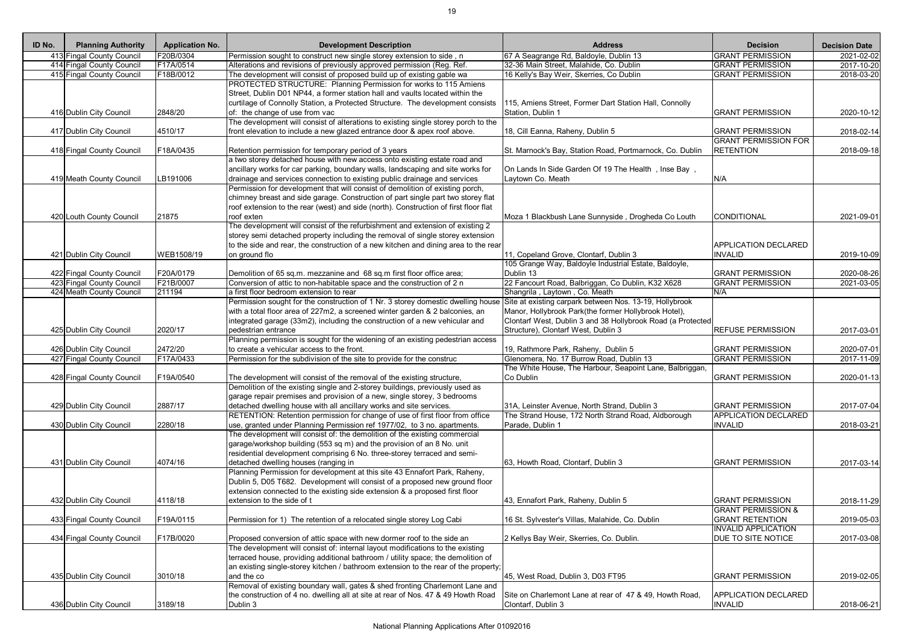| ID No. | Planning Authority | Application No. | Development Description | Address | Decision | Decision Date |
|---|---|---|---|---|---|---|
| 413 | Fingal County Council | F20B/0304 | Permission sought to construct new single storey extension to side , n | 67 A Seagrange Rd, Baldoyle, Dublin 13 | GRANT PERMISSION | 2021-02-02 |
| 414 | Fingal County Council | F17A/0514 | Alterations and revisions of previously approved permission (Reg. Ref. | 32-36 Main Street, Malahide, Co. Dublin | GRANT PERMISSION | 2017-10-20 |
| 415 | Fingal County Council | F18B/0012 | The development will consist of proposed build up of existing gable wa | 16 Kelly's Bay Weir, Skerries, Co Dublin | GRANT PERMISSION | 2018-03-20 |
| 416 | Dublin City Council | 2848/20 | PROTECTED STRUCTURE: Planning Permission for works to 115 Amiens Street, Dublin D01 NP44, a former station hall and vaults located within the curtilage of Connolly Station, a Protected Structure. The development consists of: the change of use from vac | 115, Amiens Street, Former Dart Station Hall, Connolly Station, Dublin 1 | GRANT PERMISSION | 2020-10-12 |
| 417 | Dublin City Council | 4510/17 | The development will consist of alterations to existing single storey porch to the front elevation to include a new glazed entrance door & apex roof above. | 18, Cill Eanna, Raheny, Dublin 5 | GRANT PERMISSION | 2018-02-14 |
| 418 | Fingal County Council | F18A/0435 | Retention permission for temporary period of 3 years | St. Marnock's Bay, Station Road, Portmarnock, Co. Dublin | GRANT PERMISSION FOR RETENTION | 2018-09-18 |
| 419 | Meath County Council | LB191006 | a two storey detached house with new access onto existing estate road and ancillary works for car parking, boundary walls, landscaping and site works for drainage and services connection to existing public drainage and services | On Lands In Side Garden Of 19 The Health , Inse Bay , Laytown Co. Meath | N/A | |
| 420 | Louth County Council | 21875 | Permission for development that will consist of demolition of existing porch, chimney breast and side garage. Construction of part single part two storey flat roof extension to the rear (west) and side (north). Construction of first floor flat roof exten | Moza 1 Blackbush Lane Sunnyside , Drogheda Co Louth | CONDITIONAL | 2021-09-01 |
| 421 | Dublin City Council | WEB1508/19 | The development will consist of the refurbishment and extension of existing 2 storey semi detached property including the removal of single storey extension to the side and rear, the construction of a new kitchen and dining area to the rear on ground flo | 11, Copeland Grove, Clontarf, Dublin 3 | APPLICATION DECLARED INVALID | 2019-10-09 |
| 422 | Fingal County Council | F20A/0179 | Demolition of 65 sq.m. mezzanine and 68 sq.m first floor office area; | 105 Grange Way, Baldoyle Industrial Estate, Baldoyle, Dublin 13 | GRANT PERMISSION | 2020-08-26 |
| 423 | Fingal County Council | F21B/0007 | Conversion of attic to non-habitable space and the construction of 2 n | 22 Fancourt Road, Balbriggan, Co Dublin, K32 X628 | GRANT PERMISSION | 2021-03-05 |
| 424 | Meath County Council | 211194 | a first floor bedroom extension to rear | Shangrila , Laytown , Co. Meath | N/A | |
| 425 | Dublin City Council | 2020/17 | Permission sought for the construction of 1 Nr. 3 storey domestic dwelling house with a total floor area of 227m2, a screened winter garden & 2 balconies, an integrated garage (33m2), including the construction of a new vehicular and pedestrian entrance | Site at existing carpark between Nos. 13-19, Hollybrook Manor, Hollybrook Park(the former Hollybrook Hotel), Clontarf West, Dublin 3 and 38 Hollybrook Road (a Protected Structure), Clontarf West, Dublin 3 | REFUSE PERMISSION | 2017-03-01 |
| 426 | Dublin City Council | 2472/20 | Planning permission is sought for the widening of an existing pedestrian access to create a vehicular access to the front. | 19, Rathmore Park, Raheny, Dublin 5 | GRANT PERMISSION | 2020-07-01 |
| 427 | Fingal County Council | F17A/0433 | Permission for the subdivision of the site to provide for the construc | Glenomera, No. 17 Burrow Road, Dublin 13 | GRANT PERMISSION | 2017-11-09 |
| 428 | Fingal County Council | F19A/0540 | The development will consist of the removal of the existing structure, | The White House, The Harbour, Seapoint Lane, Balbriggan, Co Dublin | GRANT PERMISSION | 2020-01-13 |
| 429 | Dublin City Council | 2887/17 | Demolition of the existing single and 2-storey buildings, previously used as garage repair premises and provision of a new, single storey, 3 bedrooms detached dwelling house with all ancillary works and site services. | 31A, Leinster Avenue, North Strand, Dublin 3 | GRANT PERMISSION | 2017-07-04 |
| 430 | Dublin City Council | 2280/18 | RETENTION: Retention permission for change of use of first floor from office use, granted under Planning Permission ref 1977/02, to 3 no. apartments. | The Strand House, 172 North Strand Road, Aldborough Parade, Dublin 1 | APPLICATION DECLARED INVALID | 2018-03-21 |
| 431 | Dublin City Council | 4074/16 | The development will consist of: the demolition of the existing commercial garage/workshop building (553 sq m) and the provision of an 8 No. unit residential development comprising 6 No. three-storey terraced and semi-detached dwelling houses (ranging in | 63, Howth Road, Clontarf, Dublin 3 | GRANT PERMISSION | 2017-03-14 |
| 432 | Dublin City Council | 4118/18 | Planning Permission for development at this site 43 Ennafort Park, Raheny, Dublin 5, D05 T682. Development will consist of a proposed new ground floor extension connected to the existing side extension & a proposed first floor extension to the side of t | 43, Ennafort Park, Raheny, Dublin 5 | GRANT PERMISSION | 2018-11-29 |
| 433 | Fingal County Council | F19A/0115 | Permission for 1) The retention of a relocated single storey Log Cabi | 16 St. Sylvester's Villas, Malahide, Co. Dublin | GRANT PERMISSION & GRANT RETENTION | 2019-05-03 |
| 434 | Fingal County Council | F17B/0020 | Proposed conversion of attic space with new dormer roof to the side an | 2 Kellys Bay Weir, Skerries, Co. Dublin. | INVALID APPLICATION DUE TO SITE NOTICE | 2017-03-08 |
| 435 | Dublin City Council | 3010/18 | The development will consist of: internal layout modifications to the existing terraced house, providing additional bathroom / utility space; the demolition of an existing single-storey kitchen / bathroom extension to the rear of the property; and the co | 45, West Road, Dublin 3, D03 FT95 | GRANT PERMISSION | 2019-02-05 |
| 436 | Dublin City Council | 3189/18 | Removal of existing boundary wall, gates & shed fronting Charlemont Lane and the construction of 4 no. dwelling all at site at rear of Nos. 47 & 49 Howth Road Dublin 3 | Site on Charlemont Lane at rear of 47 & 49, Howth Road, Clontarf, Dublin 3 | APPLICATION DECLARED INVALID | 2018-06-21 |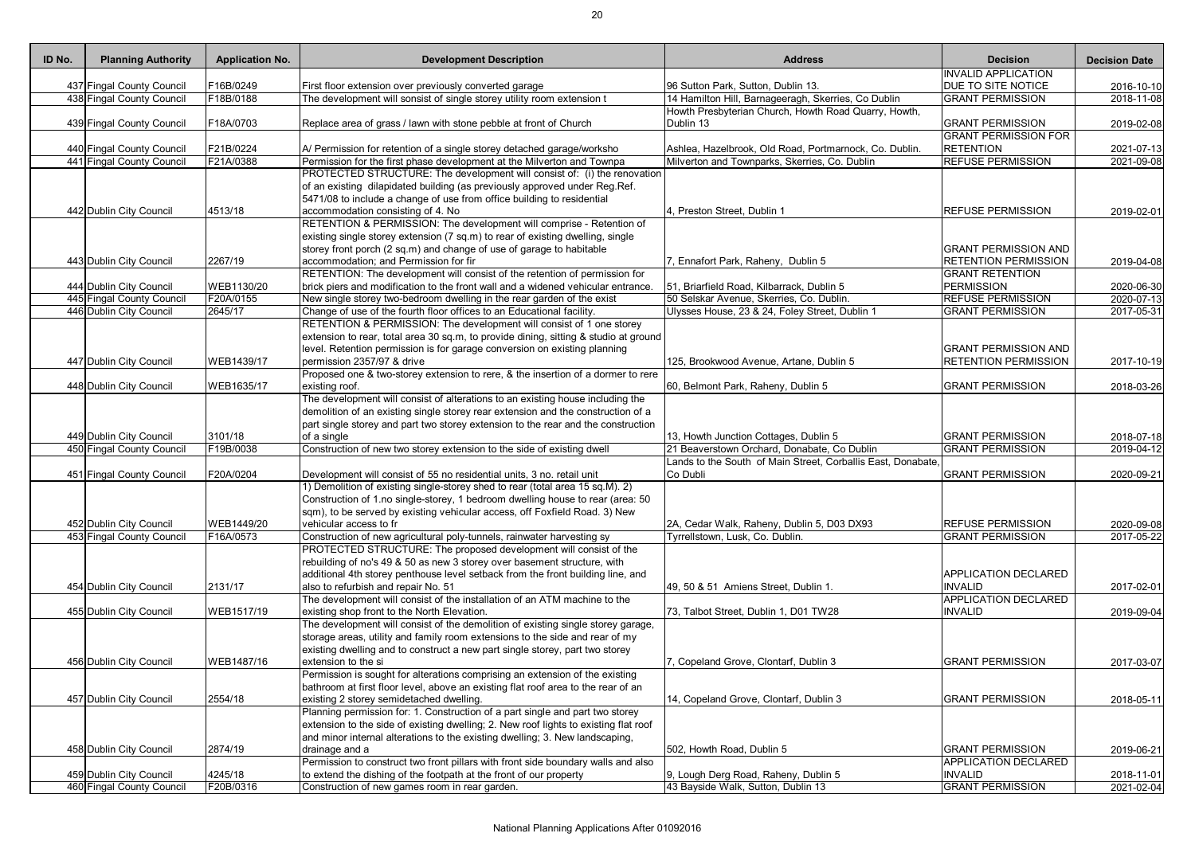| ID No. | Planning Authority | Application No. | Development Description | Address | Decision | Decision Date |
|---|---|---|---|---|---|---|
| 437 | Fingal County Council | F16B/0249 | First floor extension over previously converted garage | 96 Sutton Park, Sutton, Dublin 13. | INVALID APPLICATION DUE TO SITE NOTICE | 2016-10-10 |
| 438 | Fingal County Council | F18B/0188 | The development will sonsist of single storey utility room extension t | 14 Hamilton Hill, Barnageeragh, Skerries, Co Dublin | GRANT PERMISSION | 2018-11-08 |
| 439 | Fingal County Council | F18A/0703 | Replace area of grass / lawn with stone pebble at front of Church | Howth Presbyterian Church, Howth Road Quarry, Howth, Dublin 13 | GRANT PERMISSION | 2019-02-08 |
| 440 | Fingal County Council | F21B/0224 | A/ Permission for retention of a single storey detached garage/worksho | Ashlea, Hazelbrook, Old Road, Portmarnock, Co. Dublin. | GRANT PERMISSION FOR RETENTION | 2021-07-13 |
| 441 | Fingal County Council | F21A/0388 | Permission for the first phase development at the Milverton and Townpa | Milverton and Townparks, Skerries, Co. Dublin | REFUSE PERMISSION | 2021-09-08 |
| 442 | Dublin City Council | 4513/18 | PROTECTED STRUCTURE: The development will consist of: (i) the renovation of an existing dilapidated building (as previously approved under Reg.Ref. 5471/08 to include a change of use from office building to residential accommodation consisting of 4. No | 4, Preston Street, Dublin 1 | REFUSE PERMISSION | 2019-02-01 |
| 443 | Dublin City Council | 2267/19 | RETENTION & PERMISSION: The development will comprise - Retention of existing single storey extension (7 sq.m) to rear of existing dwelling, single storey front porch (2 sq.m) and change of use of garage to habitable accommodation; and Permission for fir | 7, Ennafort Park, Raheny, Dublin 5 | GRANT PERMISSION AND RETENTION PERMISSION | 2019-04-08 |
| 444 | Dublin City Council | WEB1130/20 | RETENTION: The development will consist of the retention of permission for brick piers and modification to the front wall and a widened vehicular entrance. | 51, Briarfield Road, Kilbarrack, Dublin 5 | GRANT RETENTION PERMISSION | 2020-06-30 |
| 445 | Fingal County Council | F20A/0155 | New single storey two-bedroom dwelling in the rear garden of the exist | 50 Selskar Avenue, Skerries, Co. Dublin. | REFUSE PERMISSION | 2020-07-13 |
| 446 | Dublin City Council | 2645/17 | Change of use of the fourth floor offices to an Educational facility. | Ulysses House, 23 & 24, Foley Street, Dublin 1 | GRANT PERMISSION | 2017-05-31 |
| 447 | Dublin City Council | WEB1439/17 | RETENTION & PERMISSION: The development will consist of 1 one storey extension to rear, total area 30 sq.m, to provide dining, sitting & studio at ground level. Retention permission is for garage conversion on existing planning permission 2357/97 & drive | 125, Brookwood Avenue, Artane, Dublin 5 | GRANT PERMISSION AND RETENTION PERMISSION | 2017-10-19 |
| 448 | Dublin City Council | WEB1635/17 | Proposed one & two-storey extension to rere, & the insertion of a dormer to rere existing roof. | 60, Belmont Park, Raheny, Dublin 5 | GRANT PERMISSION | 2018-03-26 |
| 449 | Dublin City Council | 3101/18 | The development will consist of alterations to an existing house including the demolition of an existing single storey rear extension and the construction of a part single storey and part two storey extension to the rear and the construction of a single | 13, Howth Junction Cottages, Dublin 5 | GRANT PERMISSION | 2018-07-18 |
| 450 | Fingal County Council | F19B/0038 | Construction of new two storey extension to the side of existing dwell | 21 Beaverstown Orchard, Donabate, Co Dublin | GRANT PERMISSION | 2019-04-12 |
| 451 | Fingal County Council | F20A/0204 | Development will consist of 55 no residential units, 3 no. retail unit | Lands to the South of Main Street, Corballis East, Donabate, Co Dubli | GRANT PERMISSION | 2020-09-21 |
| 452 | Dublin City Council | WEB1449/20 | 1) Demolition of existing single-storey shed to rear (total area 15 sq.M). 2) Construction of 1.no single-storey, 1 bedroom dwelling house to rear (area: 50 sqm), to be served by existing vehicular access, off Foxfield Road. 3) New vehicular access to fr | 2A, Cedar Walk, Raheny, Dublin 5, D03 DX93 | REFUSE PERMISSION | 2020-09-08 |
| 453 | Fingal County Council | F16A/0573 | Construction of new agricultural poly-tunnels, rainwater harvesting sy | Tyrrellstown, Lusk, Co. Dublin. | GRANT PERMISSION | 2017-05-22 |
| 454 | Dublin City Council | 2131/17 | PROTECTED STRUCTURE: The proposed development will consist of the rebuilding of no's 49 & 50 as new 3 storey over basement structure, with additional 4th storey penthouse level setback from the front building line, and also to refurbish and repair No. 51 | 49, 50 & 51 Amiens Street, Dublin 1. | APPLICATION DECLARED INVALID | 2017-02-01 |
| 455 | Dublin City Council | WEB1517/19 | The development will consist of the installation of an ATM machine to the existing shop front to the North Elevation. | 73, Talbot Street, Dublin 1, D01 TW28 | APPLICATION DECLARED INVALID | 2019-09-04 |
| 456 | Dublin City Council | WEB1487/16 | The development will consist of the demolition of existing single storey garage, storage areas, utility and family room extensions to the side and rear of my existing dwelling and to construct a new part single storey, part two storey extension to the si | 7, Copeland Grove, Clontarf, Dublin 3 | GRANT PERMISSION | 2017-03-07 |
| 457 | Dublin City Council | 2554/18 | Permission is sought for alterations comprising an extension of the existing bathroom at first floor level, above an existing flat roof area to the rear of an existing 2 storey semidetached dwelling. | 14, Copeland Grove, Clontarf, Dublin 3 | GRANT PERMISSION | 2018-05-11 |
| 458 | Dublin City Council | 2874/19 | Planning permission for: 1. Construction of a part single and part two storey extension to the side of existing dwelling; 2. New roof lights to existing flat roof and minor internal alterations to the existing dwelling; 3. New landscaping, drainage and a | 502, Howth Road, Dublin 5 | GRANT PERMISSION | 2019-06-21 |
| 459 | Dublin City Council | 4245/18 | Permission to construct two front pillars with front side boundary walls and also to extend the dishing of the footpath at the front of our property | 9, Lough Derg Road, Raheny, Dublin 5 | APPLICATION DECLARED INVALID | 2018-11-01 |
| 460 | Fingal County Council | F20B/0316 | Construction of new games room in rear garden. | 43 Bayside Walk, Sutton, Dublin 13 | GRANT PERMISSION | 2021-02-04 |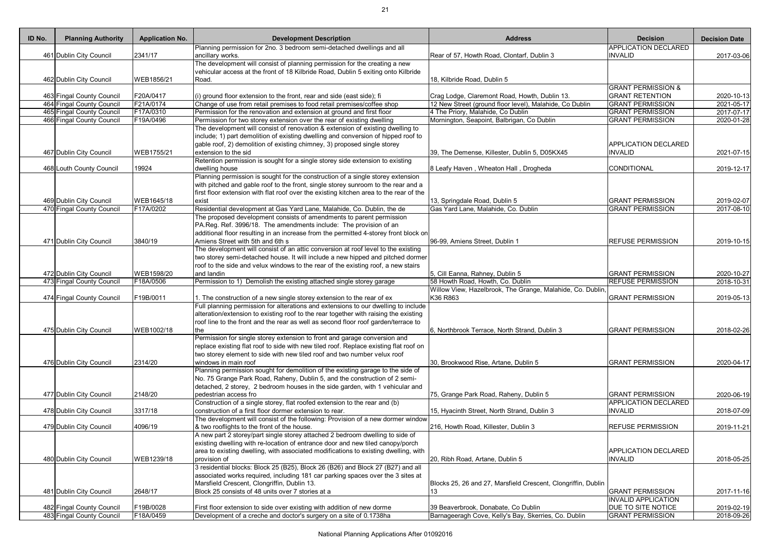| ID No. | Planning Authority | Application No. | Development Description | Address | Decision | Decision Date |
|---|---|---|---|---|---|---|
| 461 | Dublin City Council | 2341/17 | Planning permission for 2no. 3 bedroom semi-detached dwellings and all ancillary works. | Rear of 57, Howth Road, Clontarf, Dublin 3 | APPLICATION DECLARED INVALID | 2017-03-06 |
| 462 | Dublin City Council | WEB1856/21 | The development will consist of planning permission for the creating a new vehicular access at the front of 18 Kilbride Road, Dublin 5 exiting onto Kilbride Road. | 18, Kilbride Road, Dublin 5 | | |
| 463 | Fingal County Council | F20A/0417 | (i) ground floor extension to the front, rear and side (east side); fi | Crag Lodge, Claremont Road, Howth, Dublin 13. | GRANT PERMISSION & GRANT RETENTION | 2020-10-13 |
| 464 | Fingal County Council | F21A/0174 | Change of use from retail premises to food retail premises/coffee shop | 12 New Street (ground floor level), Malahide, Co Dublin | GRANT PERMISSION | 2021-05-17 |
| 465 | Fingal County Council | F17A/0310 | Permission for the renovation and extension at ground and first floor | 4 The Priory, Malahide, Co Dublin | GRANT PERMISSION | 2017-07-17 |
| 466 | Fingal County Council | F19A/0496 | Permission for two storey extension over the rear of existing dwelling | Mornington, Seapoint, Balbrigan, Co Dublin | GRANT PERMISSION | 2020-01-28 |
| 467 | Dublin City Council | WEB1755/21 | The development will consist of renovation & extension of existing dwelling to include; 1) part demolition of existing dwelling and conversion of hipped roof to gable roof, 2) demolition of existing chimney, 3) proposed single storey extension to the sid | 39, The Demense, Killester, Dublin 5, D05KX45 | APPLICATION DECLARED INVALID | 2021-07-15 |
| 468 | Louth County Council | 19924 | Retention permission is sought for a single storey side extension to existing dwelling house | 8 Leafy Haven , Wheaton Hall , Drogheda | CONDITIONAL | 2019-12-17 |
| 469 | Dublin City Council | WEB1645/18 | Planning permission is sought for the construction of a single storey extension with pitched and gable roof to the front, single storey sunroom to the rear and a first floor extension with flat roof over the existing kitchen area to the rear of the exist | 13, Springdale Road, Dublin 5 | GRANT PERMISSION | 2019-02-07 |
| 470 | Fingal County Council | F17A/0202 | Residential development at Gas Yard Lane, Malahide, Co. Dublin, the de | Gas Yard Lane, Malahide, Co. Dublin | GRANT PERMISSION | 2017-08-10 |
| 471 | Dublin City Council | 3840/19 | The proposed development consists of amendments to parent permission PA.Reg. Ref. 3996/18. The amendments include: The provision of an additional floor resulting in an increase from the permitted 4-storey front block on Amiens Street with 5th and 6th s | 96-99, Amiens Street, Dublin 1 | REFUSE PERMISSION | 2019-10-15 |
| 472 | Dublin City Council | WEB1598/20 | The development will consist of an attic conversion at roof level to the existing two storey semi-detached house. It will include a new hipped and pitched dormer roof to the side and velux windows to the rear of the existing roof, a new stairs and landin | 5, Cill Eanna, Rahney, Dublin 5 | GRANT PERMISSION | 2020-10-27 |
| 473 | Fingal County Council | F18A/0506 | Permission to 1) Demolish the existing attached single storey garage | 58 Howth Road, Howth, Co. Dublin | REFUSE PERMISSION | 2018-10-31 |
| 474 | Fingal County Council | F19B/0011 | 1. The construction of a new single storey extension to the rear of ex | Willow View, Hazelbrook, The Grange, Malahide, Co. Dublin, K36 R863 | GRANT PERMISSION | 2019-05-13 |
| 475 | Dublin City Council | WEB1002/18 | Full planning permission for alterations and extensions to our dwelling to include alteration/extension to existing roof to the rear together with raising the existing roof line to the front and the rear as well as second floor roof garden/terrace to the | 6, Northbrook Terrace, North Strand, Dublin 3 | GRANT PERMISSION | 2018-02-26 |
| 476 | Dublin City Council | 2314/20 | Permission for single storey extension to front and garage conversion and replace existing flat roof to side with new tiled roof. Replace existing flat roof on two storey element to side with new tiled roof and two number velux roof windows in main roof | 30, Brookwood Rise, Artane, Dublin 5 | GRANT PERMISSION | 2020-04-17 |
| 477 | Dublin City Council | 2148/20 | Planning permission sought for demolition of the existing garage to the side of No. 75 Grange Park Road, Raheny, Dublin 5, and the construction of 2 semi-detached, 2 storey, 2 bedroom houses in the side garden, with 1 vehicular and pedestrian access fro | 75, Grange Park Road, Raheny, Dublin 5 | GRANT PERMISSION | 2020-06-19 |
| 478 | Dublin City Council | 3317/18 | Construction of a single storey, flat roofed extension to the rear and (b) construction of a first floor dormer extension to rear. | 15, Hyacinth Street, North Strand, Dublin 3 | APPLICATION DECLARED INVALID | 2018-07-09 |
| 479 | Dublin City Council | 4096/19 | The development will consist of the following: Provision of a new dormer window & two rooflights to the front of the house. | 216, Howth Road, Killester, Dublin 3 | REFUSE PERMISSION | 2019-11-21 |
| 480 | Dublin City Council | WEB1239/18 | A new part 2 storey/part single storey attached 2 bedroom dwelling to side of existing dwelling with re-location of entrance door and new tiled canopy/porch area to existing dwelling, with associated modifications to existing dwelling, with provision of | 20, Ribh Road, Artane, Dublin 5 | APPLICATION DECLARED INVALID | 2018-05-25 |
| 481 | Dublin City Council | 2648/17 | 3 residential blocks: Block 25 (B25), Block 26 (B26) and Block 27 (B27) and all associated works required, including 181 car parking spaces over the 3 sites at Marsfield Crescent, Clongriffin, Dublin 13. Block 25 consists of 48 units over 7 stories at a | Blocks 25, 26 and 27, Marsfield Crescent, Clongriffin, Dublin 13 | GRANT PERMISSION | 2017-11-16 |
| 482 | Fingal County Council | F19B/0028 | First floor extension to side over existing with addition of new dorme | 39 Beaverbrook, Donabate, Co Dublin | INVALID APPLICATION DUE TO SITE NOTICE | 2019-02-19 |
| 483 | Fingal County Council | F18A/0459 | Development of a creche and doctor's surgery on a site of 0.1738ha | Barnageeragh Cove, Kelly's Bay, Skerries, Co. Dublin | GRANT PERMISSION | 2018-09-26 |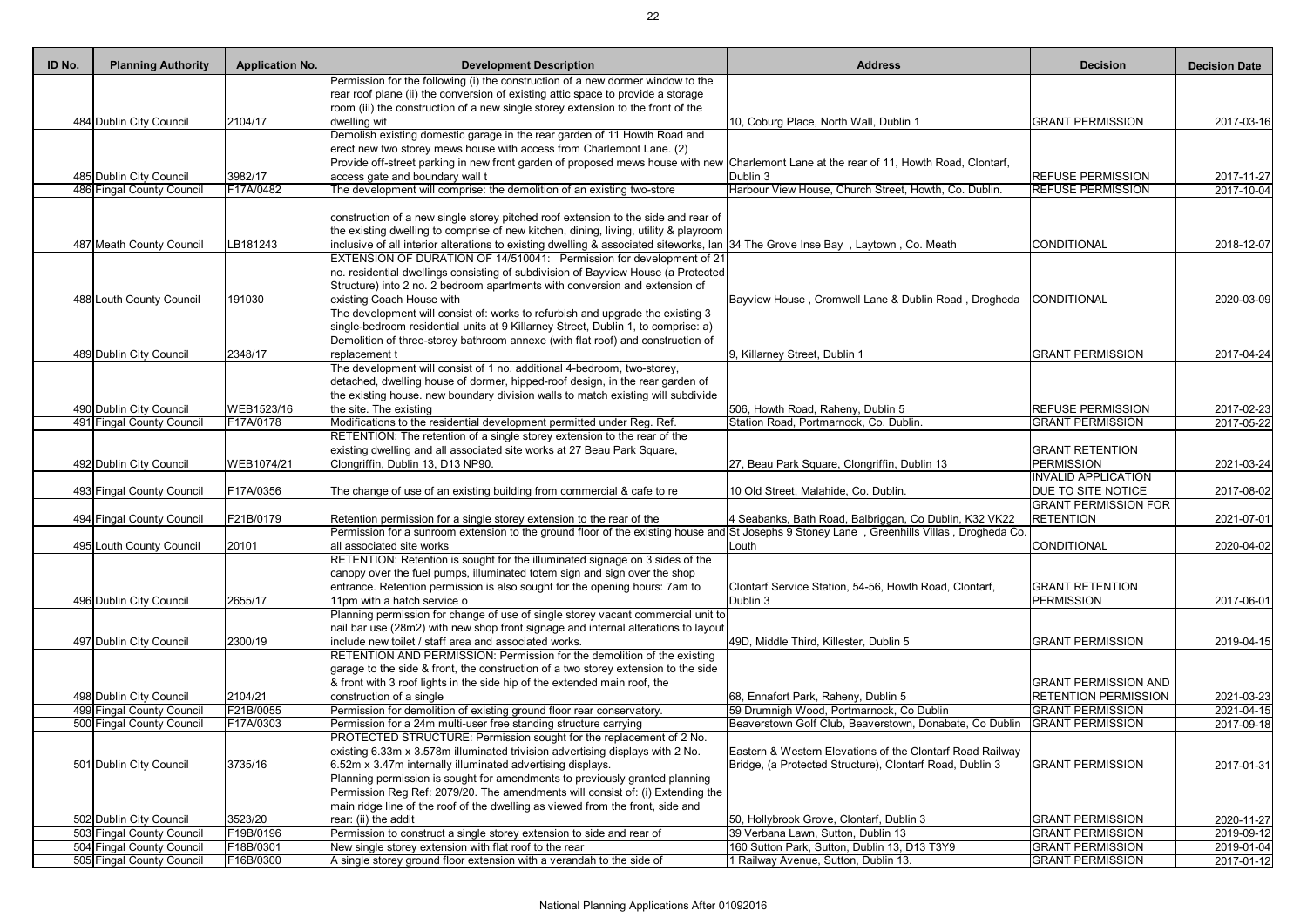| ID No. | Planning Authority | Application No. | Development Description | Address | Decision | Decision Date |
|---|---|---|---|---|---|---|
| 484 | Dublin City Council | 2104/17 | Permission for the following (i) the construction of a new dormer window to the rear roof plane (ii) the conversion of existing attic space to provide a storage room (iii) the construction of a new single storey extension to the front of the dwelling wit | 10, Coburg Place, North Wall, Dublin 1 | GRANT PERMISSION | 2017-03-16 |
| 485 | Dublin City Council | 3982/17 | Demolish existing domestic garage in the rear garden of 11 Howth Road and erect new two storey mews house with access from Charlemont Lane. (2) Provide off-street parking in new front garden of proposed mews house with new access gate and boundary wall t | Charlemont Lane at the rear of 11, Howth Road, Clontarf, Dublin 3 | REFUSE PERMISSION | 2017-11-27 |
| 486 | Fingal County Council | F17A/0482 | The development will comprise: the demolition of an existing two-store | Harbour View House, Church Street, Howth, Co. Dublin. | REFUSE PERMISSION | 2017-10-04 |
| 487 | Meath County Council | LB181243 | construction of a new single storey pitched roof extension to the side and rear of the existing dwelling to comprise of new kitchen, dining, living, utility & playroom inclusive of all interior alterations to existing dwelling & associated siteworks, lan | 34 The Grove Inse Bay , Laytown , Co. Meath | CONDITIONAL | 2018-12-07 |
| 488 | Louth County Council | 191030 | EXTENSION OF DURATION OF 14/510041: Permission for development of 21 no. residential dwellings consisting of subdivision of Bayview House (a Protected Structure) into 2 no. 2 bedroom apartments with conversion and extension of existing Coach House with | Bayview House , Cromwell Lane & Dublin Road , Drogheda | CONDITIONAL | 2020-03-09 |
| 489 | Dublin City Council | 2348/17 | The development will consist of: works to refurbish and upgrade the existing 3 single-bedroom residential units at 9 Killarney Street, Dublin 1, to comprise: a) Demolition of three-storey bathroom annexe (with flat roof) and construction of replacement t | 9, Killarney Street, Dublin 1 | GRANT PERMISSION | 2017-04-24 |
| 490 | Dublin City Council | WEB1523/16 | The development will consist of 1 no. additional 4-bedroom, two-storey, detached, dwelling house of dormer, hipped-roof design, in the rear garden of the existing house. new boundary division walls to match existing will subdivide the site. The existing | 506, Howth Road, Raheny, Dublin 5 | REFUSE PERMISSION | 2017-02-23 |
| 491 | Fingal County Council | F17A/0178 | Modifications to the residential development permitted under Reg. Ref. | Station Road, Portmarnock, Co. Dublin. | GRANT PERMISSION | 2017-05-22 |
| 492 | Dublin City Council | WEB1074/21 | RETENTION: The retention of a single storey extension to the rear of the existing dwelling and all associated site works at 27 Beau Park Square, Clongriffin, Dublin 13, D13 NP90. | 27, Beau Park Square, Clongriffin, Dublin 13 | GRANT RETENTION PERMISSION | 2021-03-24 |
| 493 | Fingal County Council | F17A/0356 | The change of use of an existing building from commercial & cafe to re | 10 Old Street, Malahide, Co. Dublin. | INVALID APPLICATION DUE TO SITE NOTICE | 2017-08-02 |
| 494 | Fingal County Council | F21B/0179 | Retention permission for a single storey extension to the rear of the | 4 Seabanks, Bath Road, Balbriggan, Co Dublin, K32 VK22 | GRANT PERMISSION FOR RETENTION | 2021-07-01 |
| 495 | Louth County Council | 20101 | Permission for a sunroom extension to the ground floor of the existing house and all associated site works | St Josephs 9 Stoney Lane , Greenhills Villas , Drogheda Co. Louth | CONDITIONAL | 2020-04-02 |
| 496 | Dublin City Council | 2655/17 | RETENTION: Retention is sought for the illuminated signage on 3 sides of the canopy over the fuel pumps, illuminated totem sign and sign over the shop entrance. Retention permission is also sought for the opening hours: 7am to 11pm with a hatch service o | Clontarf Service Station, 54-56, Howth Road, Clontarf, Dublin 3 | GRANT RETENTION PERMISSION | 2017-06-01 |
| 497 | Dublin City Council | 2300/19 | Planning permission for change of use of single storey vacant commercial unit to nail bar use (28m2) with new shop front signage and internal alterations to layout include new toilet / staff area and associated works. | 49D, Middle Third, Killester, Dublin 5 | GRANT PERMISSION | 2019-04-15 |
| 498 | Dublin City Council | 2104/21 | RETENTION AND PERMISSION: Permission for the demolition of the existing garage to the side & front, the construction of a two storey extension to the side & front with 3 roof lights in the side hip of the extended main roof, the construction of a single | 68, Ennafort Park, Raheny, Dublin 5 | GRANT PERMISSION AND RETENTION PERMISSION | 2021-03-23 |
| 499 | Fingal County Council | F21B/0055 | Permission for demolition of existing ground floor rear conservatory. | 59 Drumnigh Wood, Portmarnock, Co Dublin | GRANT PERMISSION | 2021-04-15 |
| 500 | Fingal County Council | F17A/0303 | Permission for a 24m multi-user free standing structure carrying | Beaverstown Golf Club, Beaverstown, Donabate, Co Dublin | GRANT PERMISSION | 2017-09-18 |
| 501 | Dublin City Council | 3735/16 | PROTECTED STRUCTURE: Permission sought for the replacement of 2 No. existing 6.33m x 3.578m illuminated trivision advertising displays with 2 No. 6.52m x 3.47m internally illuminated advertising displays. | Eastern & Western Elevations of the Clontarf Road Railway Bridge, (a Protected Structure), Clontarf Road, Dublin 3 | GRANT PERMISSION | 2017-01-31 |
| 502 | Dublin City Council | 3523/20 | Planning permission is sought for amendments to previously granted planning Permission Reg Ref: 2079/20. The amendments will consist of: (i) Extending the main ridge line of the roof of the dwelling as viewed from the front, side and rear: (ii) the addit | 50, Hollybrook Grove, Clontarf, Dublin 3 | GRANT PERMISSION | 2020-11-27 |
| 503 | Fingal County Council | F19B/0196 | Permission to construct a single storey extension to side and rear of | 39 Verbana Lawn, Sutton, Dublin 13 | GRANT PERMISSION | 2019-09-12 |
| 504 | Fingal County Council | F18B/0301 | New single storey extension with flat roof to the rear | 160 Sutton Park, Sutton, Dublin 13, D13 T3Y9 | GRANT PERMISSION | 2019-01-04 |
| 505 | Fingal County Council | F16B/0300 | A single storey ground floor extension with a verandah to the side of | 1 Railway Avenue, Sutton, Dublin 13. | GRANT PERMISSION | 2017-01-12 |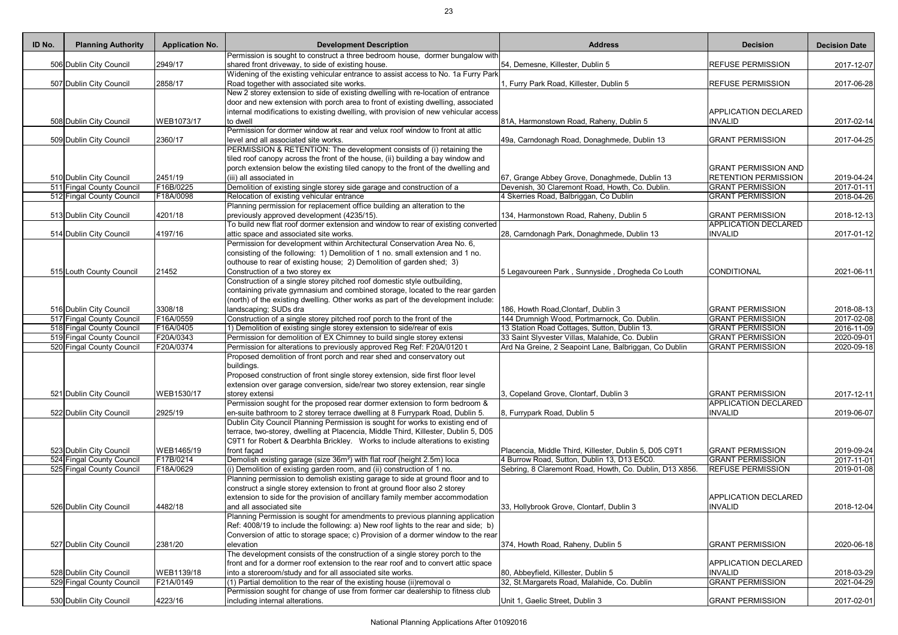| ID No. | Planning Authority | Application No. | Development Description | Address | Decision | Decision Date |
|---|---|---|---|---|---|---|
| 506 | Dublin City Council | 2949/17 | Permission is sought to construct a three bedroom house, dormer bungalow with shared front driveway, to side of existing house. | 54, Demesne, Killester, Dublin 5 | REFUSE PERMISSION | 2017-12-07 |
| 507 | Dublin City Council | 2858/17 | Widening of the existing vehicular entrance to assist access to No. 1a Furry Park Road together with associated site works. | 1, Furry Park Road, Killester, Dublin 5 | REFUSE PERMISSION | 2017-06-28 |
| 508 | Dublin City Council | WEB1073/17 | New 2 storey extension to side of existing dwelling with re-location of entrance door and new extension with porch area to front of existing dwelling, associated internal modifications to existing dwelling, with provision of new vehicular access to dwell | 81A, Harmonstown Road, Raheny, Dublin 5 | APPLICATION DECLARED INVALID | 2017-02-14 |
| 509 | Dublin City Council | 2360/17 | Permission for dormer window at rear and velux roof window to front at attic level and all associated site works. | 49a, Carndonagh Road, Donaghmede, Dublin 13 | GRANT PERMISSION | 2017-04-25 |
| 510 | Dublin City Council | 2451/19 | PERMISSION & RETENTION: The development consists of (i) retaining the tiled roof canopy across the front of the house, (ii) building a bay window and porch extension below the existing tiled canopy to the front of the dwelling and (iii) all associated in | 67, Grange Abbey Grove, Donaghmede, Dublin 13 | GRANT PERMISSION AND RETENTION PERMISSION | 2019-04-24 |
| 511 | Fingal County Council | F16B/0225 | Demolition of existing single storey side garage and construction of a | Devenish, 30 Claremont Road, Howth, Co. Dublin. | GRANT PERMISSION | 2017-01-11 |
| 512 | Fingal County Council | F18A/0098 | Relocation of existing vehicular entrance | 4 Skerries Road, Balbriggan, Co Dublin | GRANT PERMISSION | 2018-04-26 |
| 513 | Dublin City Council | 4201/18 | Planning permission for replacement office building an alteration to the previously approved development (4235/15). | 134, Harmonstown Road, Raheny, Dublin 5 | GRANT PERMISSION | 2018-12-13 |
| 514 | Dublin City Council | 4197/16 | To build new flat roof dormer extension and window to rear of existing converted attic space and associated site works. | 28, Carndonagh Park, Donaghmede, Dublin 13 | APPLICATION DECLARED INVALID | 2017-01-12 |
| 515 | Louth County Council | 21452 | Permission for development within Architectural Conservation Area No. 6, consisting of the following: 1) Demolition of 1 no. small extension and 1 no. outhouse to rear of existing house; 2) Demolition of garden shed; 3) Construction of a two storey ex | 5 Legavoureen Park , Sunnyside , Drogheda Co Louth | CONDITIONAL | 2021-06-11 |
| 516 | Dublin City Council | 3308/18 | Construction of a single storey pitched roof domestic style outbuilding, containing private gymnasium and combined storage, located to the rear garden (north) of the existing dwelling. Other works as part of the development include: landscaping; SUDs dra | 186, Howth Road,Clontarf, Dublin 3 | GRANT PERMISSION | 2018-08-13 |
| 517 | Fingal County Council | F16A/0559 | Construction of a single storey pitched roof porch to the front of the | 144 Drumnigh Wood, Portmarnock, Co. Dublin. | GRANT PERMISSION | 2017-02-08 |
| 518 | Fingal County Council | F16A/0405 | 1) Demolition of existing single storey extension to side/rear of exis | 13 Station Road Cottages, Sutton, Dublin 13. | GRANT PERMISSION | 2016-11-09 |
| 519 | Fingal County Council | F20A/0343 | Permission for demolition of EX Chimney to build single storey extensi | 33 Saint Slyvester Villas, Malahide, Co. Dublin | GRANT PERMISSION | 2020-09-01 |
| 520 | Fingal County Council | F20A/0374 | Permission for alterations to previously approved Reg Ref: F20A/0120 t | Ard Na Greine, 2 Seapoint Lane, Balbriggan, Co Dublin | GRANT PERMISSION | 2020-09-18 |
| 521 | Dublin City Council | WEB1530/17 | Proposed demolition of front porch and rear shed and conservatory out buildings. Proposed construction of front single storey extension, side first floor level extension over garage conversion, side/rear two storey extension, rear single storey extensi | 3, Copeland Grove, Clontarf, Dublin 3 | GRANT PERMISSION | 2017-12-11 |
| 522 | Dublin City Council | 2925/19 | Permission sought for the proposed rear dormer extension to form bedroom & en-suite bathroom to 2 storey terrace dwelling at 8 Furrypark Road, Dublin 5. | 8, Furrypark Road, Dublin 5 | APPLICATION DECLARED INVALID | 2019-06-07 |
| 523 | Dublin City Council | WEB1465/19 | Dublin City Council Planning Permission is sought for works to existing end of terrace, two-storey, dwelling at Placencia, Middle Third, Killester, Dublin 5, D05 C9T1 for Robert & Dearbhla Brickley. Works to include alterations to existing front façad | Placencia, Middle Third, Killester, Dublin 5, D05 C9T1 | GRANT PERMISSION | 2019-09-24 |
| 524 | Fingal County Council | F17B/0214 | Demolish existing garage (size 36m²) with flat roof (height 2.5m) loca | 4 Burrow Road, Sutton, Dublin 13, D13 E5C0. | GRANT PERMISSION | 2017-11-01 |
| 525 | Fingal County Council | F18A/0629 | (i) Demolition of existing garden room, and (ii) construction of 1 no. | Sebring, 8 Claremont Road, Howth, Co. Dublin, D13 X856. | REFUSE PERMISSION | 2019-01-08 |
| 526 | Dublin City Council | 4482/18 | Planning permission to demolish existing garage to side at ground floor and to construct a single storey extension to front at ground floor also 2 storey extension to side for the provision of ancillary family member accommodation and all associated site | 33, Hollybrook Grove, Clontarf, Dublin 3 | APPLICATION DECLARED INVALID | 2018-12-04 |
| 527 | Dublin City Council | 2381/20 | Planning Permission is sought for amendments to previous planning application Ref: 4008/19 to include the following: a) New roof lights to the rear and side; b) Conversion of attic to storage space; c) Provision of a dormer window to the rear elevation | 374, Howth Road, Raheny, Dublin 5 | GRANT PERMISSION | 2020-06-18 |
| 528 | Dublin City Council | WEB1139/18 | The development consists of the construction of a single storey porch to the front and for a dormer roof extension to the rear roof and to convert attic space into a storeroom/study and for all associated site works. | 80, Abbeyfield, Killester, Dublin 5 | APPLICATION DECLARED INVALID | 2018-03-29 |
| 529 | Fingal County Council | F21A/0149 | (1) Partial demolition to the rear of the existing house (ii)removal o | 32, St.Margarets Road, Malahide, Co. Dublin | GRANT PERMISSION | 2021-04-29 |
| 530 | Dublin City Council | 4223/16 | Permission sought for change of use from former car dealership to fitness club including internal alterations. | Unit 1, Gaelic Street, Dublin 3 | GRANT PERMISSION | 2017-02-01 |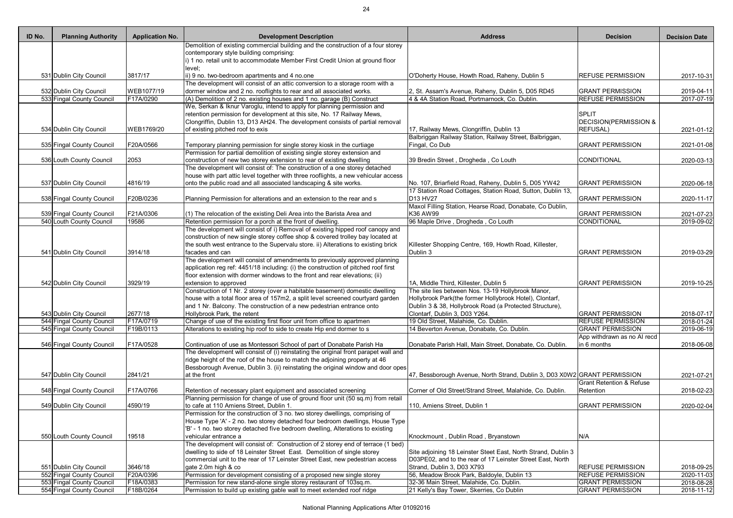| ID No. | Planning Authority | Application No. | Development Description | Address | Decision | Decision Date |
|---|---|---|---|---|---|---|
| 531 | Dublin City Council | 3817/17 | Demolition of existing commercial building and the construction of a four storey contemporary style building comprising: i) 1 no. retail unit to accommodate Member First Credit Union at ground floor level; ii) 9 no. two-bedroom apartments and 4 no.one | O'Doherty House, Howth Road, Raheny, Dublin 5 | REFUSE PERMISSION | 2017-10-31 |
| 532 | Dublin City Council | WEB1077/19 | The development will consist of an attic conversion to a storage room with a dormer window and 2 no. rooflights to rear and all associated works. | 2, St. Assam's Avenue, Raheny, Dublin 5, D05 RD45 | GRANT PERMISSION | 2019-04-11 |
| 533 | Fingal County Council | F17A/0290 | (A) Demolition of 2 no. existing houses and 1 no. garage (B) Construct | 4 & 4A Station Road, Portmarnock, Co. Dublin. | REFUSE PERMISSION | 2017-07-19 |
| 534 | Dublin City Council | WEB1769/20 | We, Serkan & Iknur Varoglu, intend to apply for planning permission and retention permission for development at this site, No. 17 Railway Mews, Clongriffin, Dublin 13, D13 AH24. The development consists of partial removal of existing pitched roof to exis | 17, Railway Mews, Clongriffin, Dublin 13 | SPLIT DECISION(PERMISSION & REFUSAL) | 2021-01-12 |
| 535 | Fingal County Council | F20A/0566 | Temporary planning permission for single storey kiosk in the curtiage | Balbriggan Railway Station, Railway Street, Balbriggan, Fingal, Co Dub | GRANT PERMISSION | 2021-01-08 |
| 536 | Louth County Council | 2053 | Permission for partial demolition of existing single storey extension and construction of new two storey extension to rear of existing dwelling | 39 Bredin Street , Drogheda , Co Louth | CONDITIONAL | 2020-03-13 |
| 537 | Dublin City Council | 4816/19 | The development will consist of: The construction of a one storey detached house with part attic level together with three rooflights, a new vehicular access onto the public road and all associated landscaping & site works. | No. 107, Briarfield Road, Raheny, Dublin 5, D05 YW42 | GRANT PERMISSION | 2020-06-18 |
| 538 | Fingal County Council | F20B/0236 | Planning Permission for alterations and an extension to the rear and s | 17 Station Road Cottages, Station Road, Sutton, Dublin 13, D13 HV27 | GRANT PERMISSION | 2020-11-17 |
| 539 | Fingal County Council | F21A/0306 | (1) The relocation of the existing Deli Area into the Barista Area and | Maxol Filling Station, Hearse Road, Donabate, Co Dublin, K36 AW99 | GRANT PERMISSION | 2021-07-23 |
| 540 | Louth County Council | 19586 | Retention permission for a porch at the front of dwelling. | 96 Maple Drive , Drogheda , Co Louth | CONDITIONAL | 2019-09-02 |
| 541 | Dublin City Council | 3914/18 | The development will consist of i) Removal of existing hipped roof canopy and construction of new single storey coffee shop & covered trolley bay located at the south west entrance to the Supervalu store. ii) Alterations to existing brick facades and can | Killester Shopping Centre, 169, Howth Road, Killester, Dublin 3 | GRANT PERMISSION | 2019-03-29 |
| 542 | Dublin City Council | 3929/19 | The development will consist of amendments to previously approved planning application reg ref: 4451/18 including: (i) the construction of pitched roof first floor extension with dormer windows to the front and rear elevations; (ii) extension to approved | 1A, Middle Third, Killester, Dublin 5 | GRANT PERMISSION | 2019-10-25 |
| 543 | Dublin City Council | 2677/18 | Construction of 1 Nr. 2 storey (over a habitable basement) domestic dwelling house with a total floor area of 157m2, a split level screened courtyard garden and 1 Nr. Balcony. The construction of a new pedestrian entrance onto Hollybrook Park, the retent | The site lies between Nos. 13-19 Hollybrook Manor, Hollybrook Park(the former Hollybrook Hotel), Clontarf, Dublin 3 & 38, Hollybrook Road (a Protected Structure), Clontarf, Dublin 3, D03 Y264. | GRANT PERMISSION | 2018-07-17 |
| 544 | Fingal County Council | F17A/0719 | Change of use of the existing first floor unit from office to apartmen | 19 Old Street, Malahide, Co. Dublin. | REFUSE PERMISSION | 2018-01-24 |
| 545 | Fingal County Council | F19B/0113 | Alterations to existing hip roof to side to create Hip end dormer to s | 14 Beverton Avenue, Donabate, Co. Dublin. | GRANT PERMISSION | 2019-06-19 |
| 546 | Fingal County Council | F17A/0528 | Continuation of use as Montessori School of part of Donabate Parish Ha | Donabate Parish Hall, Main Street, Donabate, Co. Dublin. | App withdrawn as no AI recd in 6 months | 2018-06-08 |
| 547 | Dublin City Council | 2841/21 | The development will consist of (i) reinstating the original front parapet wall and ridge height of the roof of the house to match the adjoining property at 46 Bessborough Avenue, Dublin 3. (ii) reinstating the original window and door opes at the front | 47, Bessborough Avenue, North Strand, Dublin 3, D03 X0W2 | GRANT PERMISSION | 2021-07-21 |
| 548 | Fingal County Council | F17A/0766 | Retention of necessary plant equipment and associated screening | Corner of Old Street/Strand Street, Malahide, Co. Dublin. | Grant Retention & Refuse Retention | 2018-02-23 |
| 549 | Dublin City Council | 4590/19 | Planning permission for change of use of ground floor unit (50 sq.m) from retail to cafe at 110 Amiens Street, Dublin 1. | 110, Amiens Street, Dublin 1 | GRANT PERMISSION | 2020-02-04 |
| 550 | Louth County Council | 19518 | Permission for the construction of 3 no. two storey dwellings, comprising of House Type 'A' - 2 no. two storey detached four bedroom dwellings, House Type 'B' - 1 no. two storey detached five bedroom dwelling, Alterations to existing vehicular entrance a | Knockmount , Dublin Road , Bryanstown | N/A | |
| 551 | Dublin City Council | 3646/18 | The development will consist of: Construction of 2 storey end of terrace (1 bed) dwelling to side of 18 Leinster Street East. Demolition of single storey commercial unit to the rear of 17 Leinster Street East, new pedestrian access gate 2.0m high & co | Site adjoining 18 Leinster Steet East, North Strand, Dublin 3 D03PE02, and to the rear of 17 Leinster Street East, North Strand, Dublin 3, D03 X793 | REFUSE PERMISSION | 2018-09-25 |
| 552 | Fingal County Council | F20A/0396 | Permission for development consisting of a proposed new single storey | 56, Meadow Brook Park, Baldoyle, Dublin 13 | REFUSE PERMISSION | 2020-11-03 |
| 553 | Fingal County Council | F18A/0383 | Permission for new stand-alone single storey restaurant of 103sq.m. | 32-36 Main Street, Malahide, Co. Dublin. | GRANT PERMISSION | 2018-08-28 |
| 554 | Fingal County Council | F18B/0264 | Permission to build up existing gable wall to meet extended roof ridge | 21 Kelly's Bay Tower, Skerries, Co Dublin | GRANT PERMISSION | 2018-11-12 |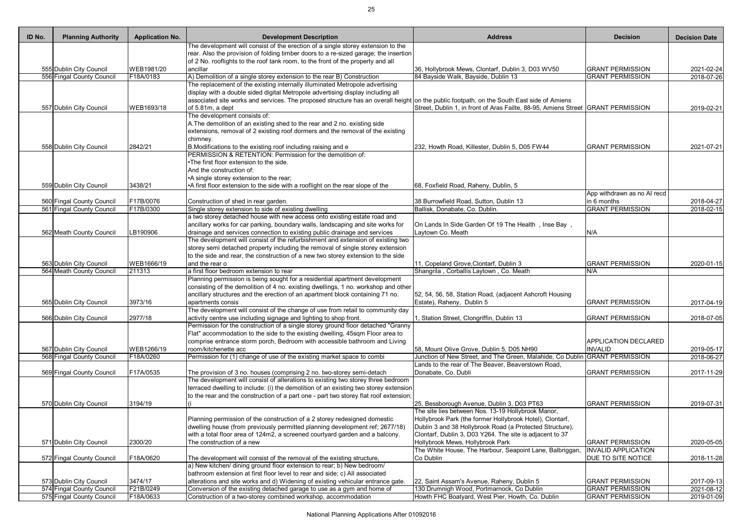| ID No. | Planning Authority | Application No. | Development Description | Address | Decision | Decision Date |
|---|---|---|---|---|---|---|
| 555 | Dublin City Council | WEB1981/20 | The development will consist of the erection of a single storey extension to the rear. Also the provision of folding timber doors to a re-sized garage; the insertion of 2 No. rooflights to the roof tank room, to the front of the property and all ancillar | 36, Hollybrook Mews, Clontarf, Dublin 3, D03 WV50 | GRANT PERMISSION | 2021-02-24 |
| 556 | Fingal County Council | F18A/0183 | A) Demolition of a single storey extension to the rear B) Construction | 84 Bayside Walk, Bayside, Dublin 13 | GRANT PERMISSION | 2018-07-26 |
| 557 | Dublin City Council | WEB1693/18 | The replacement of the existing internally illuminated Metropole advertising display with a double sided digital Metropole advertising display including all associated site works and services. The proposed structure has an overall height of 5.81m, a dept | on the public footpath, on the South East side of Amiens Street, Dublin 1, in front of Aras Failte, 88-95, Amiens Street | GRANT PERMISSION | 2019-02-21 |
| 558 | Dublin City Council | 2842/21 | The development consists of: A.The demolition of an existing shed to the rear and 2 no. existing side extensions, removal of 2 existing roof dormers and the removal of the existing chimney. B.Modifications to the existing roof including raising and e | 232, Howth Road, Killester, Dublin 5, D05 FW44 | GRANT PERMISSION | 2021-07-21 |
| 559 | Dublin City Council | 3438/21 | PERMISSION & RETENTION: Permission for the demolition of: •The first floor extension to the side. And the construction of: •A single storey extension to the rear; •A first floor extension to the side with a rooflight on the rear slope of the | 68, Foxfield Road, Raheny, Dublin, 5 | | |
| 560 | Fingal County Council | F17B/0076 | Construction of shed in rear garden. | 38 Burrowfield Road, Sutton, Dublin 13 | App withdrawn as no AI recd in 6 months | 2018-04-27 |
| 561 | Fingal County Council | F17B/0300 | Single storey extension to side of existing dwelling | Ballisk, Donabate, Co. Dublin. | GRANT PERMISSION | 2018-02-15 |
| 562 | Meath County Council | LB190906 | a two storey detached house with new access onto existing estate road and ancillary works for car parking, boundary walls, landscaping and site works for drainage and services connection to existing public drainage and services | On Lands In Side Garden Of 19 The Health , Inse Bay , Laytown Co. Meath | N/A | |
| 563 | Dublin City Council | WEB1666/19 | The development will consist of the refurbishment and extension of existing two storey semi detached property including the removal of single storey extension to the side and rear, the construction of a new two storey extension to the side and the rear o | 11, Copeland Grove,Clontarf, Dublin 3 | GRANT PERMISSION | 2020-01-15 |
| 564 | Meath County Council | 211313 | a first floor bedroom extension to rear | Shangrila , Corballis Laytown , Co. Meath | N/A | |
| 565 | Dublin City Council | 3973/16 | Planning permission is being sought for a residential apartment development consisting of the demolition of 4 no. existing dwellings, 1 no. workshop and other ancillary structures and the erection of an apartment block containing 71 no. apartments consis | 52, 54, 56, 58, Station Road, (adjacent Ashcroft Housing Estate), Raheny, Dublin 5 | GRANT PERMISSION | 2017-04-19 |
| 566 | Dublin City Council | 2977/18 | The development will consist of the change of use from retail to community day activity centre use including signage and lighting to shop front. | 1, Station Street, Clongriffin, Dublin 13 | GRANT PERMISSION | 2018-07-05 |
| 567 | Dublin City Council | WEB1266/19 | Permission for the construction of a single storey ground floor detached "Granny Flat" accommodation to the side to the existing dwelling, 45sqm Floor area to comprise entrance storm porch, Bedroom with accessible bathroom and Living room/kitchenette acc | 58, Mount Olive Grove, Dublin 5, D05 NH90 | APPLICATION DECLARED INVALID | 2019-05-17 |
| 568 | Fingal County Council | F18A/0260 | Permission for (1) change of use of the existing market space to combi | Junction of New Street, and The Green, Malahide, Co Dublin | GRANT PERMISSION | 2018-06-27 |
| 569 | Fingal County Council | F17A/0535 | The provision of 3 no. houses (comprising 2 no. two-storey semi-detach | Lands to the rear of The Beaver, Beaverstown Road, Donabate, Co. Dubli | GRANT PERMISSION | 2017-11-29 |
| 570 | Dublin City Council | 3194/19 | The development will consist of alterations to existing two storey three bedroom terraced dwelling to include: (i) the demolition of an existing two storey extension to the rear and the construction of a part one - part two storey flat roof extension; (i | 25, Bessborough Avenue, Dublin 3, D03 PT63 | GRANT PERMISSION | 2019-07-31 |
| 571 | Dublin City Council | 2300/20 | Planning permission of the construction of a 2 storey redesigned domestic dwelling house (from previously permitted planning development ref; 2677/18) with a total floor area of 124m2, a screened courtyard garden and a balcony. The construction of a new | The site lies between Nos. 13-19 Hollybrook Manor, Hollybrook Park (the former Hollybrook Hotel), Clontarf, Dublin 3 and 38 Hollybrook Road (a Protected Structure), Clontarf, Dublin 3, D03 Y264. The site is adjacent to 37 Hollybrook Mews, Hollybrook Park | GRANT PERMISSION | 2020-05-05 |
| 572 | Fingal County Council | F18A/0620 | The development will consist of the removal of the existing structure, | The White House, The Harbour, Seapoint Lane, Balbriggan, Co Dublin | INVALID APPLICATION DUE TO SITE NOTICE | 2018-11-28 |
| 573 | Dublin City Council | 3474/17 | a) New kitchen/ dining ground floor extension to rear; b) New bedroom/ bathroom extension at first floor level to rear and side; c) All associated alterations and site works and d) Widening of existing vehicular entrance gate. | 22, Saint Assam's Avenue, Raheny, Dublin 5 | GRANT PERMISSION | 2017-09-13 |
| 574 | Fingal County Council | F21B/0249 | Conversion of the existing detached garage to use as a gym and home of | 130 Drumnigh Wood, Portmarnock, Co Dublin | GRANT PERMISSION | 2021-08-12 |
| 575 | Fingal County Council | F18A/0633 | Construction of a two-storey combined workshop, accommodation | Howth FHC Boatyard, West Pier, Howth, Co. Dublin | GRANT PERMISSION | 2019-01-09 |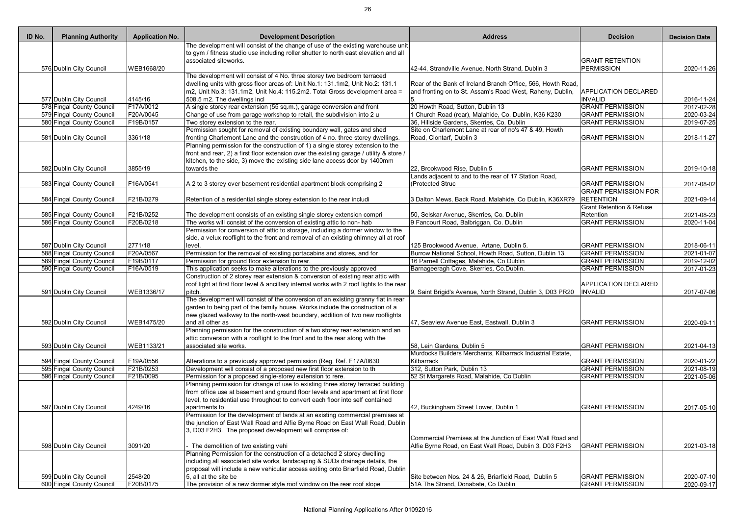| ID No. | Planning Authority | Application No. | Development Description | Address | Decision | Decision Date |
|---|---|---|---|---|---|---|
| 576 | Dublin City Council | WEB1668/20 | The development will consist of the change of use of the existing warehouse unit to gym / fitness studio use including roller shutter to north east elevation and all associated siteworks. | 42-44, Strandville Avenue, North Strand, Dublin 3 | GRANT RETENTION PERMISSION | 2020-11-26 |
| 577 | Dublin City Council | 4145/16 | The development will consist of 4 No. three storey two bedroom terraced dwelling units with gross floor areas of: Unit No.1: 131.1m2, Unit No.2: 131.1 m2, Unit No.3: 131.1m2, Unit No.4: 115.2m2. Total Gross development area = 508.5 m2. The dwellings incl | Rear of the Bank of Ireland Branch Office, 566, Howth Road, and fronting on to St. Assam's Road West, Raheny, Dublin, 5. | APPLICATION DECLARED INVALID | 2016-11-24 |
| 578 | Fingal County Council | F17A/0012 | A single storey rear extension (55 sq.m.), garage conversion and front | 20 Howth Road, Sutton, Dublin 13 | GRANT PERMISSION | 2017-02-28 |
| 579 | Fingal County Council | F20A/0045 | Change of use from garage workshop to retail, the subdivision into 2 u | 1 Church Road (rear), Malahide, Co. Dublin, K36 K230 | GRANT PERMISSION | 2020-03-24 |
| 580 | Fingal County Council | F19B/0157 | Two storey extension to the rear. | 36, Hillside Gardens, Skerries, Co. Dublin | GRANT PERMISSION | 2019-07-25 |
| 581 | Dublin City Council | 3361/18 | Permission sought for removal of existing boundary wall, gates and shed fronting Charlemont Lane and the construction of 4 no. three storey dwellings. | Site on Charlemont Lane at rear of no's 47 & 49, Howth Road, Clontarf, Dublin 3 | GRANT PERMISSION | 2018-11-27 |
| 582 | Dublin City Council | 3855/19 | Planning permission for the construction of 1) a single storey extension to the front and rear, 2) a first floor extension over the existing garage / utility & store / kitchen, to the side, 3) move the existing side lane access door by 1400mm towards the | 22, Brookwood Rise, Dublin 5 | GRANT PERMISSION | 2019-10-18 |
| 583 | Fingal County Council | F16A/0541 | A 2 to 3 storey over basement residential apartment block comprising 2 | Lands adjacent to and to the rear of 17 Station Road, (Protected Struc | GRANT PERMISSION | 2017-08-02 |
| 584 | Fingal County Council | F21B/0279 | Retention of a residential single storey extension to the rear includi | 3 Dalton Mews, Back Road, Malahide, Co Dublin, K36XR79 | GRANT PERMISSION FOR RETENTION | 2021-09-14 |
| 585 | Fingal County Council | F21B/0252 | The development consists of an existing single storey extension compri | 50, Selskar Avenue, Skerries, Co. Dublin | Grant Retention & Refuse Retention | 2021-08-23 |
| 586 | Fingal County Council | F20B/0218 | The works will consist of the conversion of existing attic to non- hab | 9 Fancourt Road, Balbriggan, Co. Dublin | GRANT PERMISSION | 2020-11-04 |
| 587 | Dublin City Council | 2771/18 | Permission for conversion of attic to storage, including a dormer window to the side, a velux rooflight to the front and removal of an existing chimney all at roof level. | 125 Brookwood Avenue, Artane, Dublin 5. | GRANT PERMISSION | 2018-06-11 |
| 588 | Fingal County Council | F20A/0567 | Permission for the removal of existing portacabins and stores, and for | Burrow National School, Howth Road, Sutton, Dublin 13. | GRANT PERMISSION | 2021-01-07 |
| 589 | Fingal County Council | F19B/0117 | Permission for ground floor extension to rear. | 16 Parnell Cottages, Malahide, Co Dublin | GRANT PERMISSION | 2019-12-02 |
| 590 | Fingal County Council | F16A/0519 | This application seeks to make alterations to the previously approved | Barnageeragh Cove, Skerries, Co.Dublin. | GRANT PERMISSION | 2017-01-23 |
| 591 | Dublin City Council | WEB1336/17 | Construction of 2 storey rear extension & conversion of existing rear attic with roof light at first floor level & ancillary internal works with 2 roof lights to the rear pitch. | 9, Saint Brigid's Avenue, North Strand, Dublin 3, D03 PR20 | APPLICATION DECLARED INVALID | 2017-07-06 |
| 592 | Dublin City Council | WEB1475/20 | The development will consist of the conversion of an existing granny flat in rear garden to being part of the family house. Works include the construction of a new glazed walkway to the north-west boundary, addition of two new rooflights and all other as | 47, Seaview Avenue East, Eastwall, Dublin 3 | GRANT PERMISSION | 2020-09-11 |
| 593 | Dublin City Council | WEB1133/21 | Planning permission for the construction of a two storey rear extension and an attic conversion with a rooflight to the front and to the rear along with the associated site works. | 58, Lein Gardens, Dublin 5 | GRANT PERMISSION | 2021-04-13 |
| 594 | Fingal County Council | F19A/0556 | Alterations to a previously approved permission (Reg. Ref. F17A/0630 | Murdocks Builders Merchants, Kilbarrack Industrial Estate, Kilbarrack | GRANT PERMISSION | 2020-01-22 |
| 595 | Fingal County Council | F21B/0253 | Development will consist of a proposed new first floor extension to th | 312, Sutton Park, Dublin 13 | GRANT PERMISSION | 2021-08-19 |
| 596 | Fingal County Council | F21B/0095 | Permission for a proposed single-storey extension to rere. | 52 St Margarets Road, Malahide, Co Dublin | GRANT PERMISSION | 2021-05-06 |
| 597 | Dublin City Council | 4249/16 | Planning permission for change of use to existing three storey terraced building from office use at basement and ground floor levels and apartment at first floor level, to residential use throughout to convert each floor into self contained apartments to | 42, Buckingham Street Lower, Dublin 1 | GRANT PERMISSION | 2017-05-10 |
| 598 | Dublin City Council | 3091/20 | Permission for the development of lands at an existing commercial premises at the junction of East Wall Road and Alfie Byrne Road on East Wall Road, Dublin 3, D03 F2H3. The proposed development will comprise of: - The demolition of two existing vehi | Commercial Premises at the Junction of East Wall Road and Alfie Byrne Road, on East Wall Road, Dublin 3, D03 F2H3 | GRANT PERMISSION | 2021-03-18 |
| 599 | Dublin City Council | 2548/20 | Planning Permission for the construction of a detached 2 storey dwelling including all associated site works, landscaping & SUDs drainage details, the proposal will include a new vehicular access exiting onto Briarfield Road, Dublin 5, all at the site be | Site between Nos. 24 & 26, Briarfield Road, Dublin 5 | GRANT PERMISSION | 2020-07-10 |
| 600 | Fingal County Council | F20B/0175 | The provision of a new dormer style roof window on the rear roof slope | 51A The Strand, Donabate, Co Dublin | GRANT PERMISSION | 2020-09-17 |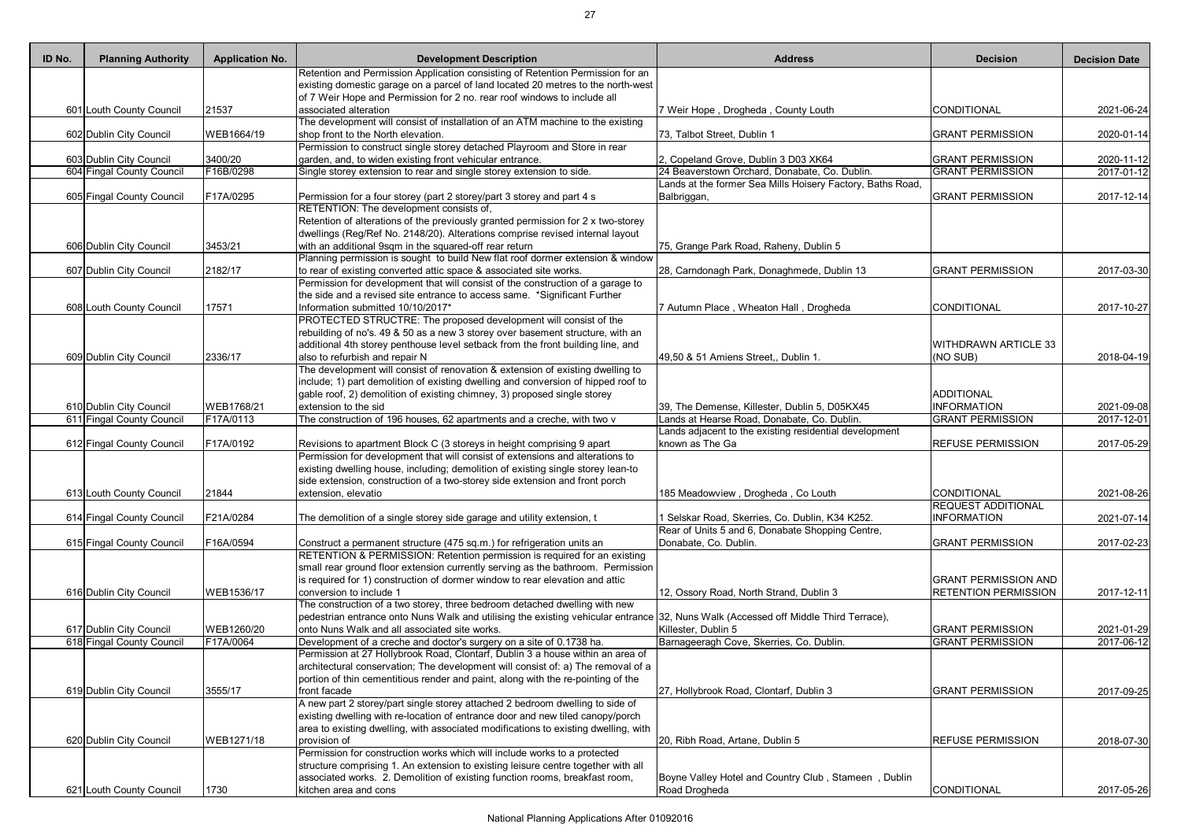| ID No. | Planning Authority | Application No. | Development Description | Address | Decision | Decision Date |
|---|---|---|---|---|---|---|
| 601 | Louth County Council | 21537 | Retention and Permission Application consisting of Retention Permission for an existing domestic garage on a parcel of land located 20 metres to the north-west of 7 Weir Hope and Permission for 2 no. rear roof windows to include all associated alteration | 7 Weir Hope , Drogheda , County Louth | CONDITIONAL | 2021-06-24 |
| 602 | Dublin City Council | WEB1664/19 | The development will consist of installation of an ATM machine to the existing shop front to the North elevation. | 73, Talbot Street, Dublin 1 | GRANT PERMISSION | 2020-01-14 |
| 603 | Dublin City Council | 3400/20 | Permission to construct single storey detached Playroom and Store in rear garden, and, to widen existing front vehicular entrance. | 2, Copeland Grove, Dublin 3 D03 XK64 | GRANT PERMISSION | 2020-11-12 |
| 604 | Fingal County Council | F16B/0298 | Single storey extension to rear and single storey extension to side. | 24 Beaverstown Orchard, Donabate, Co. Dublin. | GRANT PERMISSION | 2017-01-12 |
| 605 | Fingal County Council | F17A/0295 | Permission for a four storey (part 2 storey/part 3 storey and part 4 s | Lands at the former Sea Mills Hoisery Factory, Baths Road, Balbriggan, | GRANT PERMISSION | 2017-12-14 |
| 606 | Dublin City Council | 3453/21 | RETENTION: The development consists of, Retention of alterations of the previously granted permission for 2 x two-storey dwellings (Reg/Ref No. 2148/20). Alterations comprise revised internal layout with an additional 9sqm in the squared-off rear return | 75, Grange Park Road, Raheny, Dublin 5 | | |
| 607 | Dublin City Council | 2182/17 | Planning permission is sought to build New flat roof dormer extension & window to rear of existing converted attic space & associated site works. | 28, Carndonagh Park, Donaghmede, Dublin 13 | GRANT PERMISSION | 2017-03-30 |
| 608 | Louth County Council | 17571 | Permission for development that will consist of the construction of a garage to the side and a revised site entrance to access same. *Significant Further Information submitted 10/10/2017* | 7 Autumn Place , Wheaton Hall , Drogheda | CONDITIONAL | 2017-10-27 |
| 609 | Dublin City Council | 2336/17 | PROTECTED STRUCTRE: The proposed development will consist of the rebuilding of no's. 49 & 50 as a new 3 storey over basement structure, with an additional 4th storey penthouse level setback from the front building line, and also to refurbish and repair N | 49,50 & 51 Amiens Street,, Dublin 1. | WITHDRAWN ARTICLE 33 (NO SUB) | 2018-04-19 |
| 610 | Dublin City Council | WEB1768/21 | The development will consist of renovation & extension of existing dwelling to include; 1) part demolition of existing dwelling and conversion of hipped roof to gable roof, 2) demolition of existing chimney, 3) proposed single storey extension to the sid | 39, The Demense, Killester, Dublin 5, D05KX45 | ADDITIONAL INFORMATION | 2021-09-08 |
| 611 | Fingal County Council | F17A/0113 | The construction of 196 houses, 62 apartments and a creche, with two v | Lands at Hearse Road, Donabate, Co. Dublin. | GRANT PERMISSION | 2017-12-01 |
| 612 | Fingal County Council | F17A/0192 | Revisions to apartment Block C (3 storeys in height comprising 9 apart | Lands adjacent to the existing residential development known as The Ga | REFUSE PERMISSION | 2017-05-29 |
| 613 | Louth County Council | 21844 | Permission for development that will consist of extensions and alterations to existing dwelling house, including; demolition of existing single storey lean-to side extension, construction of a two-storey side extension and front porch extension, elevatio | 185 Meadowview , Drogheda , Co Louth | CONDITIONAL | 2021-08-26 |
| 614 | Fingal County Council | F21A/0284 | The demolition of a single storey side garage and utility extension, t | 1 Selskar Road, Skerries, Co. Dublin, K34 K252. | REQUEST ADDITIONAL INFORMATION | 2021-07-14 |
| 615 | Fingal County Council | F16A/0594 | Construct a permanent structure (475 sq.m.) for refrigeration units an | Rear of Units 5 and 6, Donabate Shopping Centre, Donabate, Co. Dublin. | GRANT PERMISSION | 2017-02-23 |
| 616 | Dublin City Council | WEB1536/17 | RETENTION & PERMISSION: Retention permission is required for an existing small rear ground floor extension currently serving as the bathroom. Permission is required for 1) construction of dormer window to rear elevation and attic conversion to include 1 | 12, Ossory Road, North Strand, Dublin 3 | GRANT PERMISSION AND RETENTION PERMISSION | 2017-12-11 |
| 617 | Dublin City Council | WEB1260/20 | The construction of a two storey, three bedroom detached dwelling with new pedestrian entrance onto Nuns Walk and utilising the existing vehicular entrance onto Nuns Walk and all associated site works. | 32, Nuns Walk (Accessed off Middle Third Terrace), Killester, Dublin 5 | GRANT PERMISSION | 2021-01-29 |
| 618 | Fingal County Council | F17A/0064 | Development of a creche and doctor's surgery on a site of 0.1738 ha. | Barnageeragh Cove, Skerries, Co. Dublin. | GRANT PERMISSION | 2017-06-12 |
| 619 | Dublin City Council | 3555/17 | Permission at 27 Hollybrook Road, Clontarf, Dublin 3 a house within an area of architectural conservation; The development will consist of: a) The removal of a portion of thin cementitious render and paint, along with the re-pointing of the front facade | 27, Hollybrook Road, Clontarf, Dublin 3 | GRANT PERMISSION | 2017-09-25 |
| 620 | Dublin City Council | WEB1271/18 | A new part 2 storey/part single storey attached 2 bedroom dwelling to side of existing dwelling with re-location of entrance door and new tiled canopy/porch area to existing dwelling, with associated modifications to existing dwelling, with provision of | 20, Ribh Road, Artane, Dublin 5 | REFUSE PERMISSION | 2018-07-30 |
| 621 | Louth County Council | 1730 | Permission for construction works which will include works to a protected structure comprising 1. An extension to existing leisure centre together with all associated works. 2. Demolition of existing function rooms, breakfast room, kitchen area and cons | Boyne Valley Hotel and Country Club , Stameen , Dublin Road Drogheda | CONDITIONAL | 2017-05-26 |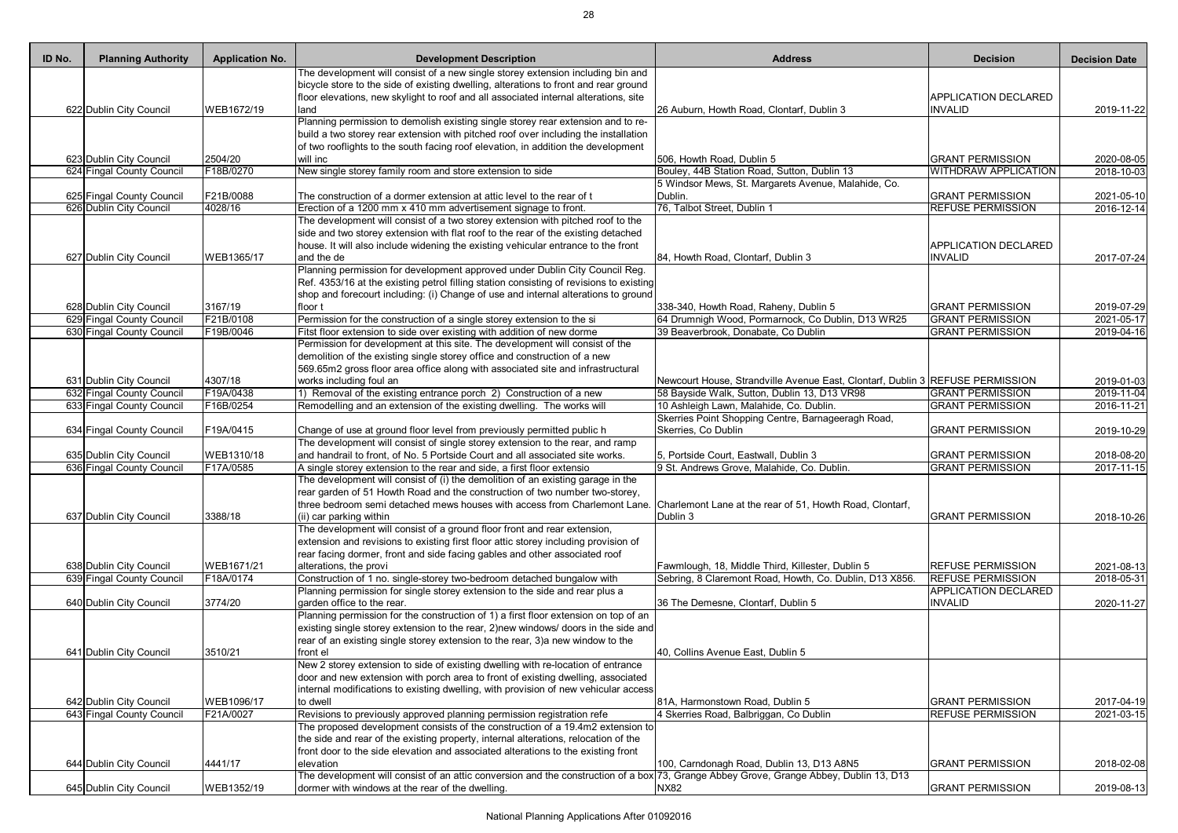| ID No. | Planning Authority | Application No. | Development Description | Address | Decision | Decision Date |
|---|---|---|---|---|---|---|
| 622 | Dublin City Council | WEB1672/19 | The development will consist of a new single storey extension including bin and bicycle store to the side of existing dwelling, alterations to front and rear ground floor elevations, new skylight to roof and all associated internal alterations, site land | 26 Auburn, Howth Road, Clontarf, Dublin 3 | APPLICATION DECLARED INVALID | 2019-11-22 |
| 623 | Dublin City Council | 2504/20 | Planning permission to demolish existing single storey rear extension and to re-build a two storey rear extension with pitched roof over including the installation of two rooflights to the south facing roof elevation, in addition the development will inc | 506, Howth Road, Dublin 5 | GRANT PERMISSION | 2020-08-05 |
| 624 | Fingal County Council | F18B/0270 | New single storey family room and store extension to side | Bouley, 44B Station Road, Sutton, Dublin 13 | WITHDRAW APPLICATION | 2018-10-03 |
| 625 | Fingal County Council | F21B/0088 | The construction of a dormer extension at attic level to the rear of t | 5 Windsor Mews, St. Margarets Avenue, Malahide, Co. Dublin. | GRANT PERMISSION | 2021-05-10 |
| 626 | Dublin City Council | 4028/16 | Erection of a 1200 mm x 410 mm advertisement signage to front. | 76, Talbot Street, Dublin 1 | REFUSE PERMISSION | 2016-12-14 |
| 627 | Dublin City Council | WEB1365/17 | The development will consist of a two storey extension with pitched roof to the side and two storey extension with flat roof to the rear of the existing detached house. It will also include widening the existing vehicular entrance to the front and the de | 84, Howth Road, Clontarf, Dublin 3 | APPLICATION DECLARED INVALID | 2017-07-24 |
| 628 | Dublin City Council | 3167/19 | Planning permission for development approved under Dublin City Council Reg. Ref. 4353/16 at the existing petrol filling station consisting of revisions to existing shop and forecourt including: (i) Change of use and internal alterations to ground floor t | 338-340, Howth Road, Raheny, Dublin 5 | GRANT PERMISSION | 2019-07-29 |
| 629 | Fingal County Council | F21B/0108 | Permission for the construction of a single storey extension to the si | 64 Drumnigh Wood, Pormarnock, Co Dublin, D13 WR25 | GRANT PERMISSION | 2021-05-17 |
| 630 | Fingal County Council | F19B/0046 | Fitst floor extension to side over existing with addition of new dorme | 39 Beaverbrook, Donabate, Co Dublin | GRANT PERMISSION | 2019-04-16 |
| 631 | Dublin City Council | 4307/18 | Permission for development at this site. The development will consist of the demolition of the existing single storey office and construction of a new 569.65m2 gross floor area office along with associated site and infrastructural works including foul an | Newcourt House, Strandville Avenue East, Clontarf, Dublin 3 | REFUSE PERMISSION | 2019-01-03 |
| 632 | Fingal County Council | F19A/0438 | 1) Removal of the existing entrance porch 2) Construction of a new | 58 Bayside Walk, Sutton, Dublin 13, D13 VR98 | GRANT PERMISSION | 2019-11-04 |
| 633 | Fingal County Council | F16B/0254 | Remodelling and an extension of the existing dwelling. The works will | 10 Ashleigh Lawn, Malahide, Co. Dublin. | GRANT PERMISSION | 2016-11-21 |
| 634 | Fingal County Council | F19A/0415 | Change of use at ground floor level from previously permitted public h | Skerries Point Shopping Centre, Barnageeragh Road, Skerries, Co Dublin | GRANT PERMISSION | 2019-10-29 |
| 635 | Dublin City Council | WEB1310/18 | The development will consist of single storey extension to the rear, and ramp and handrail to front, of No. 5 Portside Court and all associated site works. | 5, Portside Court, Eastwall, Dublin 3 | GRANT PERMISSION | 2018-08-20 |
| 636 | Fingal County Council | F17A/0585 | A single storey extension to the rear and side, a first floor extensio | 9 St. Andrews Grove, Malahide, Co. Dublin. | GRANT PERMISSION | 2017-11-15 |
| 637 | Dublin City Council | 3388/18 | The development will consist of (i) the demolition of an existing garage in the rear garden of 51 Howth Road and the construction of two number two-storey, three bedroom semi detached mews houses with access from Charlemont Lane. (ii) car parking within | Charlemont Lane at the rear of 51, Howth Road, Clontarf, Dublin 3 | GRANT PERMISSION | 2018-10-26 |
| 638 | Dublin City Council | WEB1671/21 | The development will consist of a ground floor front and rear extension, extension and revisions to existing first floor attic storey including provision of rear facing dormer, front and side facing gables and other associated roof alterations, the provi | Fawmlough, 18, Middle Third, Killester, Dublin 5 | REFUSE PERMISSION | 2021-08-13 |
| 639 | Fingal County Council | F18A/0174 | Construction of 1 no. single-storey two-bedroom detached bungalow with | Sebring, 8 Claremont Road, Howth, Co. Dublin, D13 X856. | REFUSE PERMISSION | 2018-05-31 |
| 640 | Dublin City Council | 3774/20 | Planning permission for single storey extension to the side and rear plus a garden office to the rear. | 36 The Demesne, Clontarf, Dublin 5 | APPLICATION DECLARED INVALID | 2020-11-27 |
| 641 | Dublin City Council | 3510/21 | Planning permission for the construction of 1) a first floor extension on top of an existing single storey extension to the rear, 2)new windows/ doors in the side and rear of an existing single storey extension to the rear, 3)a new window to the front el | 40, Collins Avenue East, Dublin 5 | | |
| 642 | Dublin City Council | WEB1096/17 | New 2 storey extension to side of existing dwelling with re-location of entrance door and new extension with porch area to front of existing dwelling, associated internal modifications to existing dwelling, with provision of new vehicular access to dwell | 81A, Harmonstown Road, Dublin 5 | GRANT PERMISSION | 2017-04-19 |
| 643 | Fingal County Council | F21A/0027 | Revisions to previously approved planning permission registration refe | 4 Skerries Road, Balbriggan, Co Dublin | REFUSE PERMISSION | 2021-03-15 |
| 644 | Dublin City Council | 4441/17 | The proposed development consists of the construction of a 19.4m2 extension to the side and rear of the existing property, internal alterations, relocation of the front door to the side elevation and associated alterations to the existing front elevation | 100, Carndonagh Road, Dublin 13, D13 A8N5 | GRANT PERMISSION | 2018-02-08 |
| 645 | Dublin City Council | WEB1352/19 | The development will consist of an attic conversion and the construction of a box dormer with windows at the rear of the dwelling. | 73, Grange Abbey Grove, Grange Abbey, Dublin 13, D13 NX82 | GRANT PERMISSION | 2019-08-13 |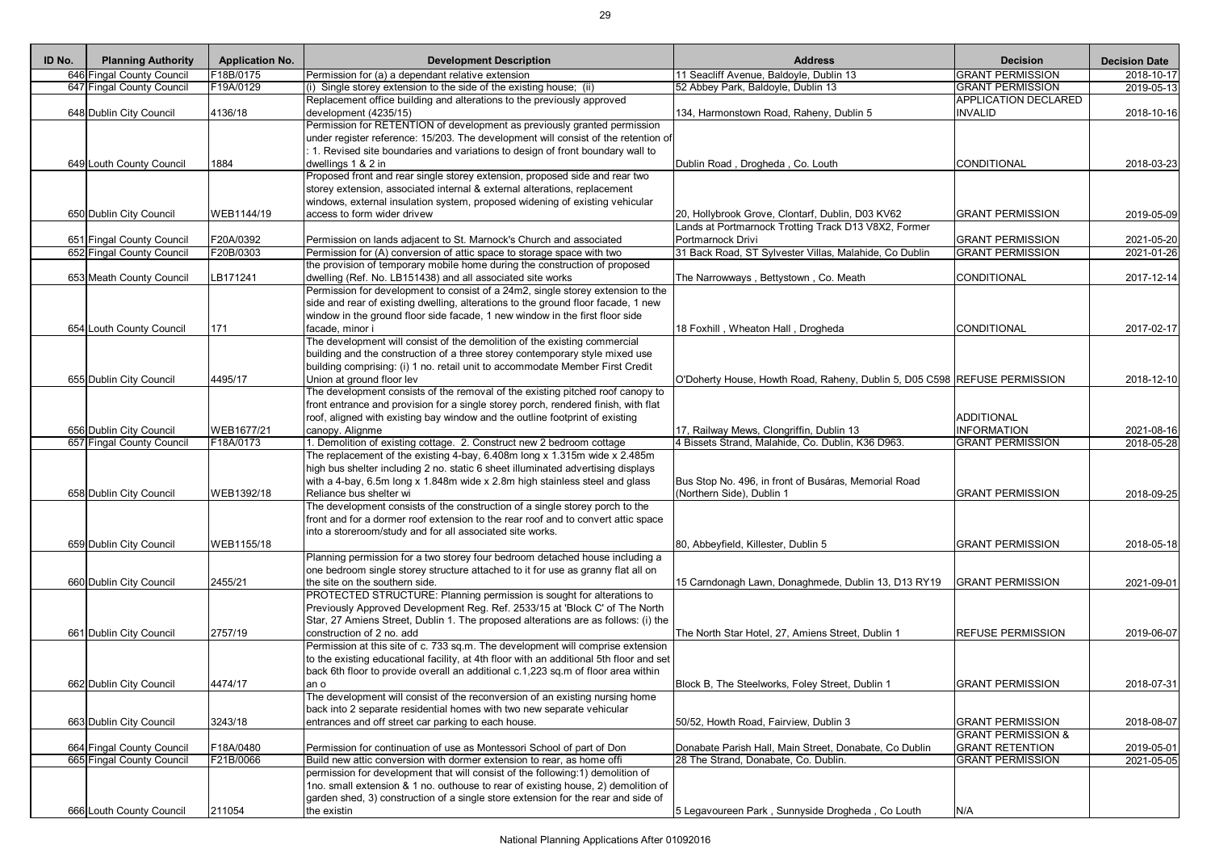| ID No. | Planning Authority | Application No. | Development Description | Address | Decision | Decision Date |
|---|---|---|---|---|---|---|
| 646 | Fingal County Council | F18B/0175 | Permission for (a) a dependant relative extension | 11 Seacliff Avenue, Baldoyle, Dublin 13 | GRANT PERMISSION | 2018-10-17 |
| 647 | Fingal County Council | F19A/0129 | (i) Single storey extension to the side of the existing house; (ii) | 52 Abbey Park, Baldoyle, Dublin 13 | GRANT PERMISSION | 2019-05-13 |
| 648 | Dublin City Council | 4136/18 | Replacement office building and alterations to the previously approved development (4235/15) | 134, Harmonstown Road, Raheny, Dublin 5 | APPLICATION DECLARED INVALID | 2018-10-16 |
| 649 | Louth County Council | 1884 | Permission for RETENTION of development as previously granted permission under register reference: 15/203. The development will consist of the retention of : 1. Revised site boundaries and variations to design of front boundary wall to dwellings 1 & 2 in | Dublin Road , Drogheda , Co. Louth | CONDITIONAL | 2018-03-23 |
| 650 | Dublin City Council | WEB1144/19 | Proposed front and rear single storey extension, proposed side and rear two storey extension, associated internal & external alterations, replacement windows, external insulation system, proposed widening of existing vehicular access to form wider drivew | 20, Hollybrook Grove, Clontarf, Dublin, D03 KV62 | GRANT PERMISSION | 2019-05-09 |
| 651 | Fingal County Council | F20A/0392 | Permission on lands adjacent to St. Marnock's Church and associated | Lands at Portmarnock Trotting Track D13 V8X2, Former Portmarnock Drivi | GRANT PERMISSION | 2021-05-20 |
| 652 | Fingal County Council | F20B/0303 | Permission for (A) conversion of attic space to storage space with two | 31 Back Road, ST Sylvester Villas, Malahide, Co Dublin | GRANT PERMISSION | 2021-01-26 |
| 653 | Meath County Council | LB171241 | the provision of temporary mobile home during the construction of proposed dwelling (Ref. No. LB151438) and all associated site works | The Narrowways , Bettystown , Co. Meath | CONDITIONAL | 2017-12-14 |
| 654 | Louth County Council | 171 | Permission for development to consist of a 24m2, single storey extension to the side and rear of existing dwelling, alterations to the ground floor facade, 1 new window in the ground floor side facade, 1 new window in the first floor side facade, minor i | 18 Foxhill , Wheaton Hall , Drogheda | CONDITIONAL | 2017-02-17 |
| 655 | Dublin City Council | 4495/17 | The development will consist of the demolition of the existing commercial building and the construction of a three storey contemporary style mixed use building comprising: (i) 1 no. retail unit to accommodate Member First Credit Union at ground floor lev | O'Doherty House, Howth Road, Raheny, Dublin 5, D05 C598 | REFUSE PERMISSION | 2018-12-10 |
| 656 | Dublin City Council | WEB1677/21 | The development consists of the removal of the existing pitched roof canopy to front entrance and provision for a single storey porch, rendered finish, with flat roof, aligned with existing bay window and the outline footprint of existing canopy. Alignme | 17, Railway Mews, Clongriffin, Dublin 13 | ADDITIONAL INFORMATION | 2021-08-16 |
| 657 | Fingal County Council | F18A/0173 | 1. Demolition of existing cottage. 2. Construct new 2 bedroom cottage | 4 Bissets Strand, Malahide, Co. Dublin, K36 D963. | GRANT PERMISSION | 2018-05-28 |
| 658 | Dublin City Council | WEB1392/18 | The replacement of the existing 4-bay, 6.408m long x 1.315m wide x 2.485m high bus shelter including 2 no. static 6 sheet illuminated advertising displays with a 4-bay, 6.5m long x 1.848m wide x 2.8m high stainless steel and glass Reliance bus shelter wi | Bus Stop No. 496, in front of Busáras, Memorial Road (Northern Side), Dublin 1 | GRANT PERMISSION | 2018-09-25 |
| 659 | Dublin City Council | WEB1155/18 | The development consists of the construction of a single storey porch to the front and for a dormer roof extension to the rear roof and to convert attic space into a storeroom/study and for all associated site works. | 80, Abbeyfield, Killester, Dublin 5 | GRANT PERMISSION | 2018-05-18 |
| 660 | Dublin City Council | 2455/21 | Planning permission for a two storey four bedroom detached house including a one bedroom single storey structure attached to it for use as granny flat all on the site on the southern side. | 15 Carndonagh Lawn, Donaghmede, Dublin 13, D13 RY19 | GRANT PERMISSION | 2021-09-01 |
| 661 | Dublin City Council | 2757/19 | PROTECTED STRUCTURE: Planning permission is sought for alterations to Previously Approved Development Reg. Ref. 2533/15 at 'Block C' of The North Star, 27 Amiens Street, Dublin 1. The proposed alterations are as follows: (i) the construction of 2 no. add | The North Star Hotel, 27, Amiens Street, Dublin 1 | REFUSE PERMISSION | 2019-06-07 |
| 662 | Dublin City Council | 4474/17 | Permission at this site of c. 733 sq.m. The development will comprise extension to the existing educational facility, at 4th floor with an additional 5th floor and set back 6th floor to provide overall an additional c.1,223 sq.m of floor area within an o | Block B, The Steelworks, Foley Street, Dublin 1 | GRANT PERMISSION | 2018-07-31 |
| 663 | Dublin City Council | 3243/18 | The development will consist of the reconversion of an existing nursing home back into 2 separate residential homes with two new separate vehicular entrances and off street car parking to each house. | 50/52, Howth Road, Fairview, Dublin 3 | GRANT PERMISSION | 2018-08-07 |
| 664 | Fingal County Council | F18A/0480 | Permission for continuation of use as Montessori School of part of Don | Donabate Parish Hall, Main Street, Donabate, Co Dublin | GRANT PERMISSION & GRANT RETENTION | 2019-05-01 |
| 665 | Fingal County Council | F21B/0066 | Build new attic conversion with dormer extension to rear, as home offi | 28 The Strand, Donabate, Co. Dublin. | GRANT PERMISSION | 2021-05-05 |
| 666 | Louth County Council | 211054 | permission for development that will consist of the following:1) demolition of 1no. small extension & 1 no. outhouse to rear of existing house, 2) demolition of garden shed, 3) construction of a single store extension for the rear and side of the existin | 5 Legavoureen Park , Sunnyside Drogheda , Co Louth | N/A | |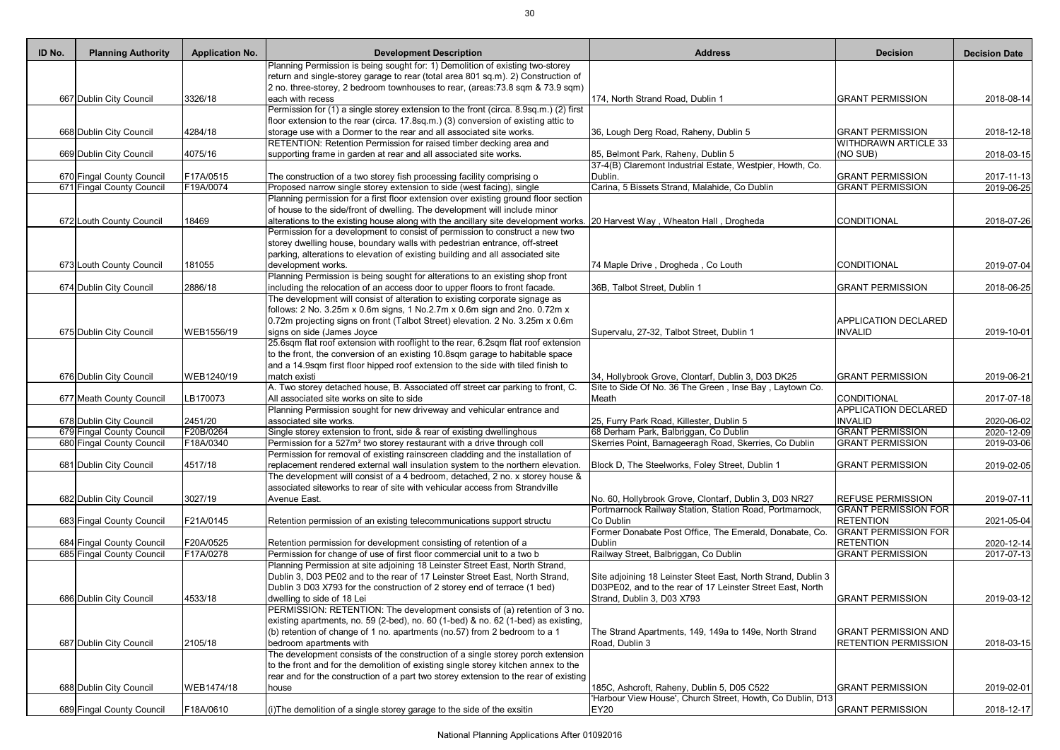| ID No. | Planning Authority | Application No. | Development Description | Address | Decision | Decision Date |
|---|---|---|---|---|---|---|
| 667 | Dublin City Council | 3326/18 | Planning Permission is being sought for: 1) Demolition of existing two-storey return and single-storey garage to rear (total area 801 sq.m). 2) Construction of 2 no. three-storey, 2 bedroom townhouses to rear, (areas:73.8 sqm & 73.9 sqm) each with recess | 174, North Strand Road, Dublin 1 | GRANT PERMISSION | 2018-08-14 |
| 668 | Dublin City Council | 4284/18 | Permission for (1) a single storey extension to the front (circa. 8.9sq.m.) (2) first floor extension to the rear (circa. 17.8sq.m.) (3) conversion of existing attic to storage use with a Dormer to the rear and all associated site works. | 36, Lough Derg Road, Raheny, Dublin 5 | GRANT PERMISSION | 2018-12-18 |
| 669 | Dublin City Council | 4075/16 | RETENTION: Retention Permission for raised timber decking area and supporting frame in garden at rear and all associated site works. | 85, Belmont Park, Raheny, Dublin 5 | WITHDRAWN ARTICLE 33 (NO SUB) | 2018-03-15 |
| 670 | Fingal County Council | F17A/0515 | The construction of a two storey fish processing facility comprising o | 37-4(B) Claremont Industrial Estate, Westpier, Howth, Co. Dublin. | GRANT PERMISSION | 2017-11-13 |
| 671 | Fingal County Council | F19A/0074 | Proposed narrow single storey extension to side (west facing), single | Carina, 5 Bissets Strand, Malahide, Co Dublin | GRANT PERMISSION | 2019-06-25 |
| 672 | Louth County Council | 18469 | Planning permission for a first floor extension over existing ground floor section of house to the side/front of dwelling. The development will include minor alterations to the existing house along with the ancillary site development works. | 20 Harvest Way , Wheaton Hall , Drogheda | CONDITIONAL | 2018-07-26 |
| 673 | Louth County Council | 181055 | Permission for a development to consist of permission to construct a new two storey dwelling house, boundary walls with pedestrian entrance, off-street parking, alterations to elevation of existing building and all associated site development works. | 74 Maple Drive , Drogheda , Co Louth | CONDITIONAL | 2019-07-04 |
| 674 | Dublin City Council | 2886/18 | Planning Permission is being sought for alterations to an existing shop front including the relocation of an access door to upper floors to front facade. | 36B, Talbot Street, Dublin 1 | GRANT PERMISSION | 2018-06-25 |
| 675 | Dublin City Council | WEB1556/19 | The development will consist of alteration to existing corporate signage as follows: 2 No. 3.25m x 0.6m signs, 1 No.2.7m x 0.6m sign and 2no. 0.72m x 0.72m projecting signs on front (Talbot Street) elevation. 2 No. 3.25m x 0.6m signs on side (James Joyce | Supervalu, 27-32, Talbot Street, Dublin 1 | APPLICATION DECLARED INVALID | 2019-10-01 |
| 676 | Dublin City Council | WEB1240/19 | 25.6sqm flat roof extension with rooflight to the rear, 6.2sqm flat roof extension to the front, the conversion of an existing 10.8sqm garage to habitable space and a 14.9sqm first floor hipped roof extension to the side with tiled finish to match existi | 34, Hollybrook Grove, Clontarf, Dublin 3, D03 DK25 | GRANT PERMISSION | 2019-06-21 |
| 677 | Meath County Council | LB170073 | A. Two storey detached house, B. Associated off street car parking to front, C. All associated site works on site to side | Site to Side Of No. 36 The Green , Inse Bay , Laytown Co. Meath | CONDITIONAL | 2017-07-18 |
| 678 | Dublin City Council | 2451/20 | Planning Permission sought for new driveway and vehicular entrance and associated site works. | 25, Furry Park Road, Killester, Dublin 5 | APPLICATION DECLARED INVALID | 2020-06-02 |
| 679 | Fingal County Council | F20B/0264 | Single storey extension to front, side & rear of existing dwellinghous | 68 Derham Park, Balbriggan, Co Dublin | GRANT PERMISSION | 2020-12-09 |
| 680 | Fingal County Council | F18A/0340 | Permission for a 527m² two storey restaurant with a drive through coll | Skerries Point, Barnageeragh Road, Skerries, Co Dublin | GRANT PERMISSION | 2019-03-06 |
| 681 | Dublin City Council | 4517/18 | Permission for removal of existing rainscreen cladding and the installation of replacement rendered external wall insulation system to the northern elevation. | Block D, The Steelworks, Foley Street, Dublin 1 | GRANT PERMISSION | 2019-02-05 |
| 682 | Dublin City Council | 3027/19 | The development will consist of a 4 bedroom, detached, 2 no. x storey house & associated siteworks to rear of site with vehicular access from Strandville Avenue East. | No. 60, Hollybrook Grove, Clontarf, Dublin 3, D03 NR27 | REFUSE PERMISSION | 2019-07-11 |
| 683 | Fingal County Council | F21A/0145 | Retention permission of an existing telecommunications support structu | Portmarnock Railway Station, Station Road, Portmarnock, Co Dublin | GRANT PERMISSION FOR RETENTION | 2021-05-04 |
| 684 | Fingal County Council | F20A/0525 | Retention permission for development consisting of retention of a | Former Donabate Post Office, The Emerald, Donabate, Co. Dublin | GRANT PERMISSION FOR RETENTION | 2020-12-14 |
| 685 | Fingal County Council | F17A/0278 | Permission for change of use of first floor commercial unit to a two b | Railway Street, Balbriggan, Co Dublin | GRANT PERMISSION | 2017-07-13 |
| 686 | Dublin City Council | 4533/18 | Planning Permission at site adjoining 18 Leinster Street East, North Strand, Dublin 3, D03 PE02 and to the rear of 17 Leinster Street East, North Strand, Dublin 3 D03 X793 for the construction of 2 storey end of terrace (1 bed) dwelling to side of 18 Lei | Site adjoining 18 Leinster Steet East, North Strand, Dublin 3 D03PE02, and to the rear of 17 Leinster Street East, North Strand, Dublin 3, D03 X793 | GRANT PERMISSION | 2019-03-12 |
| 687 | Dublin City Council | 2105/18 | PERMISSION: RETENTION: The development consists of (a) retention of 3 no. existing apartments, no. 59 (2-bed), no. 60 (1-bed) & no. 62 (1-bed) as existing, (b) retention of change of 1 no. apartments (no.57) from 2 bedroom to a 1 bedroom apartments with | The Strand Apartments, 149, 149a to 149e, North Strand Road, Dublin 3 | GRANT PERMISSION AND RETENTION PERMISSION | 2018-03-15 |
| 688 | Dublin City Council | WEB1474/18 | The development consists of the construction of a single storey porch extension to the front and for the demolition of existing single storey kitchen annex to the rear and for the construction of a part two storey extension to the rear of existing house | 185C, Ashcroft, Raheny, Dublin 5, D05 C522 | GRANT PERMISSION | 2019-02-01 |
| 689 | Fingal County Council | F18A/0610 | (i)The demolition of a single storey garage to the side of the exsitin | 'Harbour View House', Church Street, Howth, Co Dublin, D13 EY20 | GRANT PERMISSION | 2018-12-17 |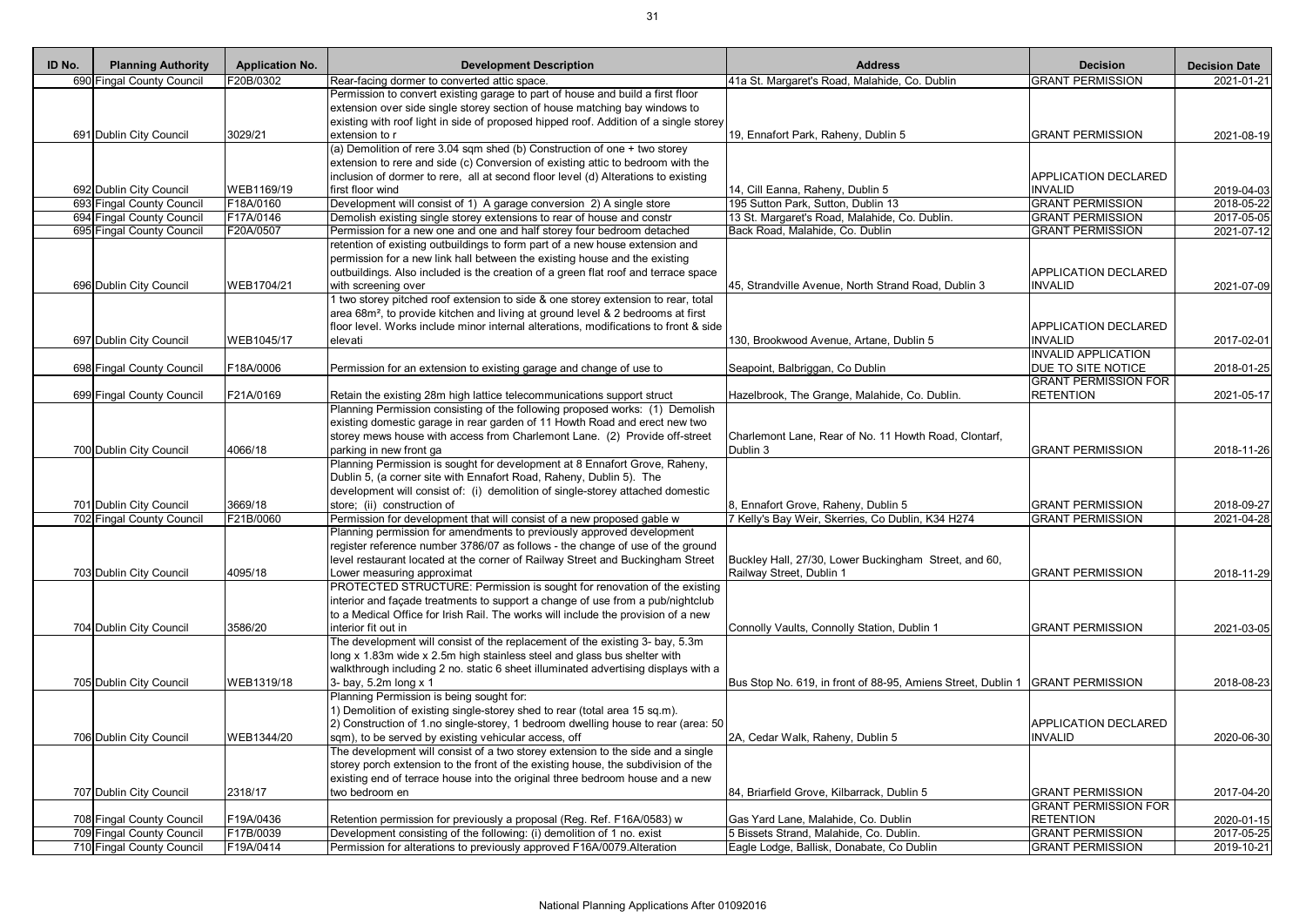| ID No. | Planning Authority | Application No. | Development Description | Address | Decision | Decision Date |
|---|---|---|---|---|---|---|
| 690 | Fingal County Council | F20B/0302 | Rear-facing dormer to converted attic space. | 41a St. Margaret's Road, Malahide, Co. Dublin | GRANT PERMISSION | 2021-01-21 |
| 691 | Dublin City Council | 3029/21 | Permission to convert existing garage to part of house and build a first floor extension over side single storey section of house matching bay windows to existing with roof light in side of proposed hipped roof. Addition of a single storey extension to r | 19, Ennafort Park, Raheny, Dublin 5 | GRANT PERMISSION | 2021-08-19 |
| 692 | Dublin City Council | WEB1169/19 | (a) Demolition of rere 3.04 sqm shed (b) Construction of one + two storey extension to rere and side (c) Conversion of existing attic to bedroom with the inclusion of dormer to rere, all at second floor level (d) Alterations to existing first floor wind | 14, Cill Eanna, Raheny, Dublin 5 | APPLICATION DECLARED INVALID | 2019-04-03 |
| 693 | Fingal County Council | F18A/0160 | Development will consist of 1) A garage conversion 2) A single store | 195 Sutton Park, Sutton, Dublin 13 | GRANT PERMISSION | 2018-05-22 |
| 694 | Fingal County Council | F17A/0146 | Demolish existing single storey extensions to rear of house and constr | 13 St. Margaret's Road, Malahide, Co. Dublin. | GRANT PERMISSION | 2017-05-05 |
| 695 | Fingal County Council | F20A/0507 | Permission for a new one and one and half storey four bedroom detached | Back Road, Malahide, Co. Dublin | GRANT PERMISSION | 2021-07-12 |
| 696 | Dublin City Council | WEB1704/21 | retention of existing outbuildings to form part of a new house extension and permission for a new link hall between the existing house and the existing outbuildings. Also included is the creation of a green flat roof and terrace space with screening over | 45, Strandville Avenue, North Strand Road, Dublin 3 | APPLICATION DECLARED INVALID | 2021-07-09 |
| 697 | Dublin City Council | WEB1045/17 | 1 two storey pitched roof extension to side & one storey extension to rear, total area 68m², to provide kitchen and living at ground level & 2 bedrooms at first floor level. Works include minor internal alterations, modifications to front & side elevati | 130, Brookwood Avenue, Artane, Dublin 5 | APPLICATION DECLARED INVALID | 2017-02-01 |
| 698 | Fingal County Council | F18A/0006 | Permission for an extension to existing garage and change of use to | Seapoint, Balbriggan, Co Dublin | INVALID APPLICATION DUE TO SITE NOTICE | 2018-01-25 |
| 699 | Fingal County Council | F21A/0169 | Retain the existing 28m high lattice telecommunications support struct | Hazelbrook, The Grange, Malahide, Co. Dublin. | GRANT PERMISSION FOR RETENTION | 2021-05-17 |
| 700 | Dublin City Council | 4066/18 | Planning Permission consisting of the following proposed works: (1) Demolish existing domestic garage in rear garden of 11 Howth Road and erect new two storey mews house with access from Charlemont Lane. (2) Provide off-street parking in new front ga | Charlemont Lane, Rear of No. 11 Howth Road, Clontarf, Dublin 3 | GRANT PERMISSION | 2018-11-26 |
| 701 | Dublin City Council | 3669/18 | Planning Permission is sought for development at 8 Ennafort Grove, Raheny, Dublin 5, (a corner site with Ennafort Road, Raheny, Dublin 5). The development will consist of: (i) demolition of single-storey attached domestic store; (ii) construction of | 8, Ennafort Grove, Raheny, Dublin 5 | GRANT PERMISSION | 2018-09-27 |
| 702 | Fingal County Council | F21B/0060 | Permission for development that will consist of a new proposed gable w | 7 Kelly's Bay Weir, Skerries, Co Dublin, K34 H274 | GRANT PERMISSION | 2021-04-28 |
| 703 | Dublin City Council | 4095/18 | Planning permission for amendments to previously approved development register reference number 3786/07 as follows - the change of use of the ground level restaurant located at the corner of Railway Street and Buckingham Street Lower measuring approximat | Buckley Hall, 27/30, Lower Buckingham Street, and 60, Railway Street, Dublin 1 | GRANT PERMISSION | 2018-11-29 |
| 704 | Dublin City Council | 3586/20 | PROTECTED STRUCTURE: Permission is sought for renovation of the existing interior and façade treatments to support a change of use from a pub/nightclub to a Medical Office for Irish Rail. The works will include the provision of a new interior fit out in | Connolly Vaults, Connolly Station, Dublin 1 | GRANT PERMISSION | 2021-03-05 |
| 705 | Dublin City Council | WEB1319/18 | The development will consist of the replacement of the existing 3- bay, 5.3m long x 1.83m wide x 2.5m high stainless steel and glass bus shelter with walkthrough including 2 no. static 6 sheet illuminated advertising displays with a 3- bay, 5.2m long x 1 | Bus Stop No. 619, in front of 88-95, Amiens Street, Dublin 1 | GRANT PERMISSION | 2018-08-23 |
| 706 | Dublin City Council | WEB1344/20 | Planning Permission is being sought for: 1) Demolition of existing single-storey shed to rear (total area 15 sq.m). 2) Construction of 1.no single-storey, 1 bedroom dwelling house to rear (area: 50 sqm), to be served by existing vehicular access, off | 2A, Cedar Walk, Raheny, Dublin 5 | APPLICATION DECLARED INVALID | 2020-06-30 |
| 707 | Dublin City Council | 2318/17 | The development will consist of a two storey extension to the side and a single storey porch extension to the front of the existing house, the subdivision of the existing end of terrace house into the original three bedroom house and a new two bedroom en | 84, Briarfield Grove, Kilbarrack, Dublin 5 | GRANT PERMISSION | 2017-04-20 |
| 708 | Fingal County Council | F19A/0436 | Retention permission for previously a proposal (Reg. Ref. F16A/0583) w | Gas Yard Lane, Malahide, Co. Dublin | GRANT PERMISSION FOR RETENTION | 2020-01-15 |
| 709 | Fingal County Council | F17B/0039 | Development consisting of the following: (i) demolition of 1 no. exist | 5 Bissets Strand, Malahide, Co. Dublin. | GRANT PERMISSION | 2017-05-25 |
| 710 | Fingal County Council | F19A/0414 | Permission for alterations to previously approved F16A/0079.Alteration | Eagle Lodge, Ballisk, Donabate, Co Dublin | GRANT PERMISSION | 2019-10-21 |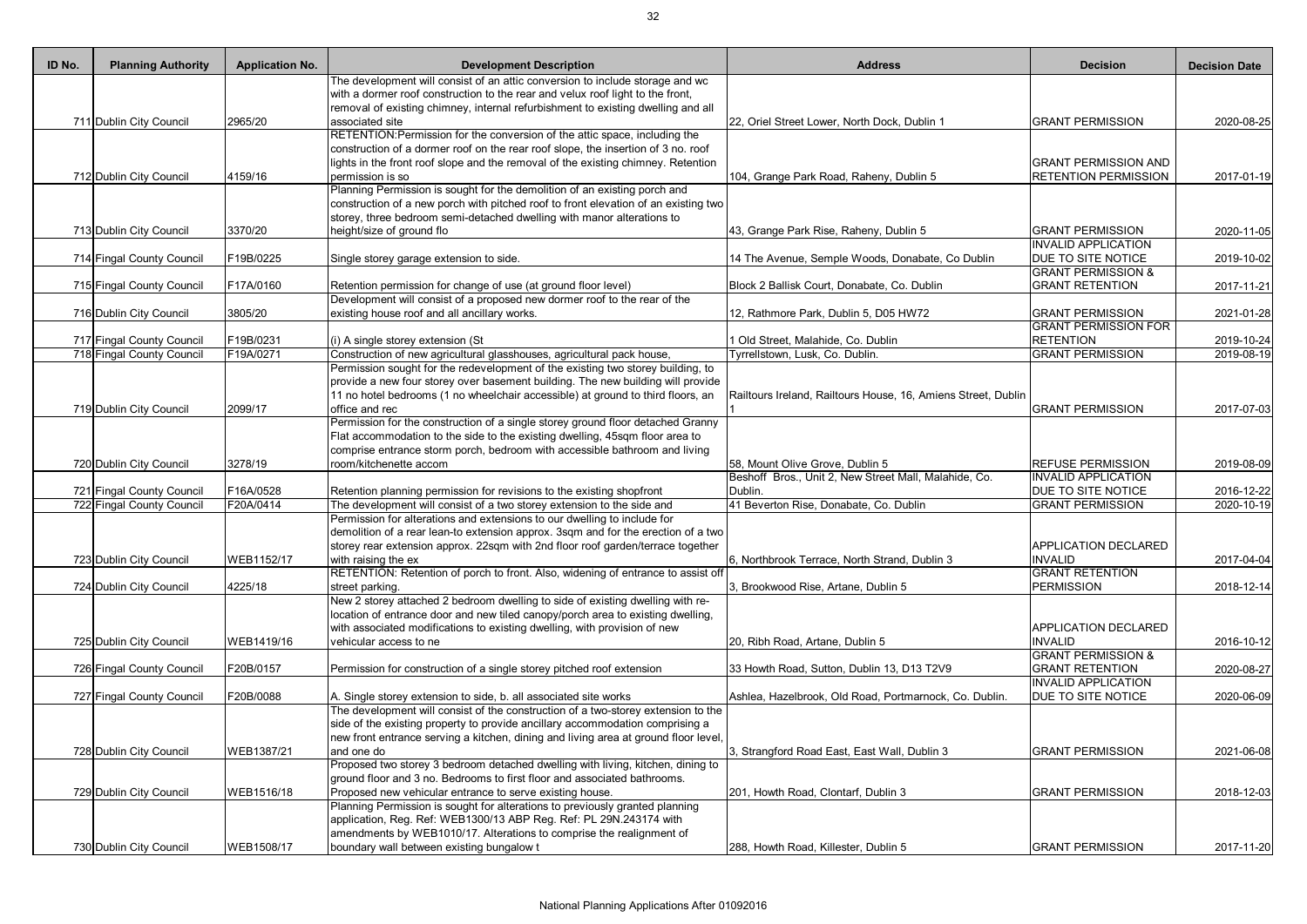| ID No. | Planning Authority | Application No. | Development Description | Address | Decision | Decision Date |
|---|---|---|---|---|---|---|
| 711 | Dublin City Council | 2965/20 | The development will consist of an attic conversion to include storage and wc with a dormer roof construction to the rear and velux roof light to the front, removal of existing chimney, internal refurbishment to existing dwelling and all associated site | 22, Oriel Street Lower, North Dock, Dublin 1 | GRANT PERMISSION | 2020-08-25 |
| 712 | Dublin City Council | 4159/16 | RETENTION:Permission for the conversion of the attic space, including the construction of a dormer roof on the rear roof slope, the insertion of 3 no. roof lights in the front roof slope and the removal of the existing chimney. Retention permission is so | 104, Grange Park Road, Raheny, Dublin 5 | GRANT PERMISSION AND RETENTION PERMISSION | 2017-01-19 |
| 713 | Dublin City Council | 3370/20 | Planning Permission is sought for the demolition of an existing porch and construction of a new porch with pitched roof to front elevation of an existing two storey, three bedroom semi-detached dwelling with manor alterations to height/size of ground flo | 43, Grange Park Rise, Raheny, Dublin 5 | GRANT PERMISSION | 2020-11-05 |
| 714 | Fingal County Council | F19B/0225 | Single storey garage extension to side. | 14 The Avenue, Semple Woods, Donabate, Co Dublin | INVALID APPLICATION DUE TO SITE NOTICE | 2019-10-02 |
| 715 | Fingal County Council | F17A/0160 | Retention permission for change of use (at ground floor level) | Block 2 Ballisk Court, Donabate, Co. Dublin | GRANT PERMISSION & GRANT RETENTION | 2017-11-21 |
| 716 | Dublin City Council | 3805/20 | Development will consist of a proposed new dormer roof to the rear of the existing house roof and all ancillary works. | 12, Rathmore Park, Dublin 5, D05 HW72 | GRANT PERMISSION | 2021-01-28 |
| 717 | Fingal County Council | F19B/0231 | (i) A single storey extension (St | 1 Old Street, Malahide, Co. Dublin | GRANT PERMISSION FOR RETENTION | 2019-10-24 |
| 718 | Fingal County Council | F19A/0271 | Construction of new agricultural glasshouses, agricultural pack house, | Tyrrellstown, Lusk, Co. Dublin. | GRANT PERMISSION | 2019-08-19 |
| 719 | Dublin City Council | 2099/17 | Permission sought for the redevelopment of the existing two storey building, to provide a new four storey over basement building. The new building will provide 11 no hotel bedrooms (1 no wheelchair accessible) at ground to third floors, an office and rec | Railtours Ireland, Railtours House, 16, Amiens Street, Dublin 1 | GRANT PERMISSION | 2017-07-03 |
| 720 | Dublin City Council | 3278/19 | Permission for the construction of a single storey ground floor detached Granny Flat accommodation to the side to the existing dwelling, 45sqm floor area to comprise entrance storm porch, bedroom with accessible bathroom and living room/kitchenette accom | 58, Mount Olive Grove, Dublin 5 | REFUSE PERMISSION | 2019-08-09 |
| 721 | Fingal County Council | F16A/0528 | Retention planning permission for revisions to the existing shopfront | Beshoff Bros., Unit 2, New Street Mall, Malahide, Co. Dublin. | INVALID APPLICATION DUE TO SITE NOTICE | 2016-12-22 |
| 722 | Fingal County Council | F20A/0414 | The development will consist of a two storey extension to the side and | 41 Beverton Rise, Donabate, Co. Dublin | GRANT PERMISSION | 2020-10-19 |
| 723 | Dublin City Council | WEB1152/17 | Permission for alterations and extensions to our dwelling to include for demolition of a rear lean-to extension approx. 3sqm and for the erection of a two storey rear extension approx. 22sqm with 2nd floor roof garden/terrace together with raising the ex | 6, Northbrook Terrace, North Strand, Dublin 3 | APPLICATION DECLARED INVALID | 2017-04-04 |
| 724 | Dublin City Council | 4225/18 | RETENTION: Retention of porch to front. Also, widening of entrance to assist off street parking. | 3, Brookwood Rise, Artane, Dublin 5 | GRANT RETENTION PERMISSION | 2018-12-14 |
| 725 | Dublin City Council | WEB1419/16 | New 2 storey attached 2 bedroom dwelling to side of existing dwelling with re-location of entrance door and new tiled canopy/porch area to existing dwelling, with associated modifications to existing dwelling, with provision of new vehicular access to ne | 20, Ribh Road, Artane, Dublin 5 | APPLICATION DECLARED INVALID | 2016-10-12 |
| 726 | Fingal County Council | F20B/0157 | Permission for construction of a single storey pitched roof extension | 33 Howth Road, Sutton, Dublin 13, D13 T2V9 | GRANT PERMISSION & GRANT RETENTION | 2020-08-27 |
| 727 | Fingal County Council | F20B/0088 | A. Single storey extension to side, b. all associated site works | Ashlea, Hazelbrook, Old Road, Portmarnock, Co. Dublin. | INVALID APPLICATION DUE TO SITE NOTICE | 2020-06-09 |
| 728 | Dublin City Council | WEB1387/21 | The development will consist of the construction of a two-storey extension to the side of the existing property to provide ancillary accommodation comprising a new front entrance serving a kitchen, dining and living area at ground floor level, and one do | 3, Strangford Road East, East Wall, Dublin 3 | GRANT PERMISSION | 2021-06-08 |
| 729 | Dublin City Council | WEB1516/18 | Proposed two storey 3 bedroom detached dwelling with living, kitchen, dining to ground floor and 3 no. Bedrooms to first floor and associated bathrooms. Proposed new vehicular entrance to serve existing house. | 201, Howth Road, Clontarf, Dublin 3 | GRANT PERMISSION | 2018-12-03 |
| 730 | Dublin City Council | WEB1508/17 | Planning Permission is sought for alterations to previously granted planning application, Reg. Ref: WEB1300/13 ABP Reg. Ref: PL 29N.243174 with amendments by WEB1010/17. Alterations to comprise the realignment of boundary wall between existing bungalow t | 288, Howth Road, Killester, Dublin 5 | GRANT PERMISSION | 2017-11-20 |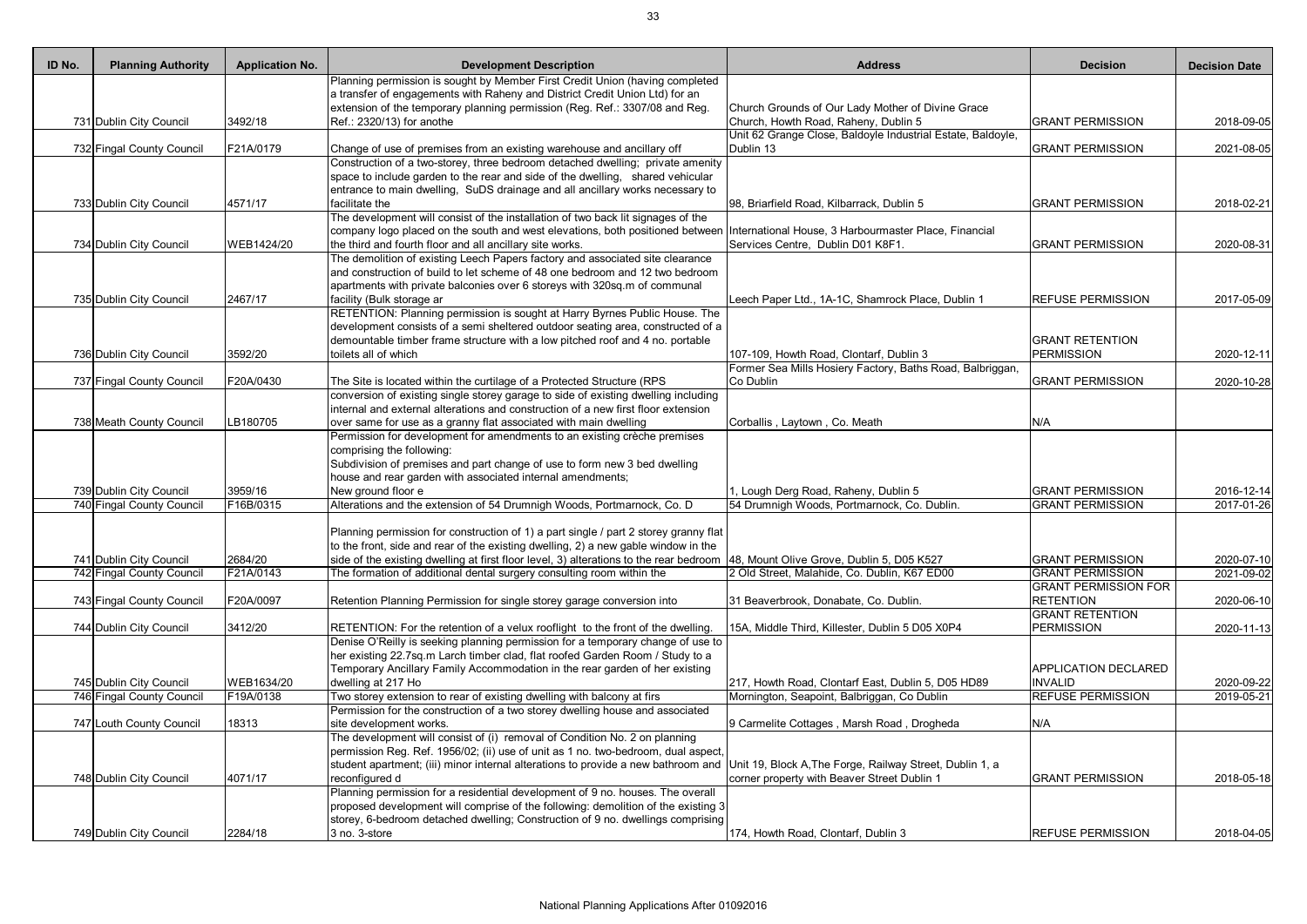| ID No. | Planning Authority | Application No. | Development Description | Address | Decision | Decision Date |
|---|---|---|---|---|---|---|
| 731 | Dublin City Council | 3492/18 | Planning permission is sought by Member First Credit Union (having completed a transfer of engagements with Raheny and District Credit Union Ltd) for an extension of the temporary planning permission (Reg. Ref.: 3307/08 and Reg. Ref.: 2320/13) for anothe | Church Grounds of Our Lady Mother of Divine Grace Church, Howth Road, Raheny, Dublin 5 | GRANT PERMISSION | 2018-09-05 |
| 732 | Fingal County Council | F21A/0179 | Change of use of premises from an existing warehouse and ancillary off | Unit 62 Grange Close, Baldoyle Industrial Estate, Baldoyle, Dublin 13 | GRANT PERMISSION | 2021-08-05 |
| 733 | Dublin City Council | 4571/17 | Construction of a two-storey, three bedroom detached dwelling; private amenity space to include garden to the rear and side of the dwelling, shared vehicular entrance to main dwelling, SuDS drainage and all ancillary works necessary to facilitate the | 98, Briarfield Road, Kilbarrack, Dublin 5 | GRANT PERMISSION | 2018-02-21 |
| 734 | Dublin City Council | WEB1424/20 | The development will consist of the installation of two back lit signages of the company logo placed on the south and west elevations, both positioned between the third and fourth floor and all ancillary site works. | International House, 3 Harbourmaster Place, Financial Services Centre, Dublin D01 K8F1. | GRANT PERMISSION | 2020-08-31 |
| 735 | Dublin City Council | 2467/17 | The demolition of existing Leech Papers factory and associated site clearance and construction of build to let scheme of 48 one bedroom and 12 two bedroom apartments with private balconies over 6 storeys with 320sq.m of communal facility (Bulk storage ar | Leech Paper Ltd., 1A-1C, Shamrock Place, Dublin 1 | REFUSE PERMISSION | 2017-05-09 |
| 736 | Dublin City Council | 3592/20 | RETENTION: Planning permission is sought at Harry Byrnes Public House. The development consists of a semi sheltered outdoor seating area, constructed of a demountable timber frame structure with a low pitched roof and 4 no. portable toilets all of which | 107-109, Howth Road, Clontarf, Dublin 3 | GRANT RETENTION PERMISSION | 2020-12-11 |
| 737 | Fingal County Council | F20A/0430 | The Site is located within the curtilage of a Protected Structure (RPS | Former Sea Mills Hosiery Factory, Baths Road, Balbriggan, Co Dublin | GRANT PERMISSION | 2020-10-28 |
| 738 | Meath County Council | LB180705 | conversion of existing single storey garage to side of existing dwelling including internal and external alterations and construction of a new first floor extension over same for use as a granny flat associated with main dwelling | Corballis , Laytown , Co. Meath | N/A | |
| 739 | Dublin City Council | 3959/16 | Permission for development for amendments to an existing crèche premises comprising the following: Subdivision of premises and part change of use to form new 3 bed dwelling house and rear garden with associated internal amendments; New ground floor e | 1, Lough Derg Road, Raheny, Dublin 5 | GRANT PERMISSION | 2016-12-14 |
| 740 | Fingal County Council | F16B/0315 | Alterations and the extension of 54 Drumnigh Woods, Portmarnock, Co. D | 54 Drumnigh Woods, Portmarnock, Co. Dublin. | GRANT PERMISSION | 2017-01-26 |
| 741 | Dublin City Council | 2684/20 | Planning permission for construction of 1) a part single / part 2 storey granny flat to the front, side and rear of the existing dwelling, 2) a new gable window in the side of the existing dwelling at first floor level, 3) alterations to the rear bedroom | 48, Mount Olive Grove, Dublin 5, D05 K527 | GRANT PERMISSION | 2020-07-10 |
| 742 | Fingal County Council | F21A/0143 | The formation of additional dental surgery consulting room within the | 2 Old Street, Malahide, Co. Dublin, K67 ED00 | GRANT PERMISSION | 2021-09-02 |
| 743 | Fingal County Council | F20A/0097 | Retention Planning Permission for single storey garage conversion into | 31 Beaverbrook, Donabate, Co. Dublin. | GRANT PERMISSION FOR RETENTION | 2020-06-10 |
| 744 | Dublin City Council | 3412/20 | RETENTION: For the retention of a velux rooflight to the front of the dwelling. | 15A, Middle Third, Killester, Dublin 5 D05 X0P4 | GRANT RETENTION PERMISSION | 2020-11-13 |
| 745 | Dublin City Council | WEB1634/20 | Denise O'Reilly is seeking planning permission for a temporary change of use to her existing 22.7sq.m Larch timber clad, flat roofed Garden Room / Study to a Temporary Ancillary Family Accommodation in the rear garden of her existing dwelling at 217 Ho | 217, Howth Road, Clontarf East, Dublin 5, D05 HD89 | APPLICATION DECLARED INVALID | 2020-09-22 |
| 746 | Fingal County Council | F19A/0138 | Two storey extension to rear of existing dwelling with balcony at firs | Mornington, Seapoint, Balbriggan, Co Dublin | REFUSE PERMISSION | 2019-05-21 |
| 747 | Louth County Council | 18313 | Permission for the construction of a two storey dwelling house and associated site development works. | 9 Carmelite Cottages , Marsh Road , Drogheda | N/A | |
| 748 | Dublin City Council | 4071/17 | The development will consist of (i) removal of Condition No. 2 on planning permission Reg. Ref. 1956/02; (ii) use of unit as 1 no. two-bedroom, dual aspect, student apartment; (iii) minor internal alterations to provide a new bathroom and reconfigured d | Unit 19, Block A,The Forge, Railway Street, Dublin 1, a corner property with Beaver Street Dublin 1 | GRANT PERMISSION | 2018-05-18 |
| 749 | Dublin City Council | 2284/18 | Planning permission for a residential development of 9 no. houses. The overall proposed development will comprise of the following: demolition of the existing 3 storey, 6-bedroom detached dwelling; Construction of 9 no. dwellings comprising 3 no. 3-store | 174, Howth Road, Clontarf, Dublin 3 | REFUSE PERMISSION | 2018-04-05 |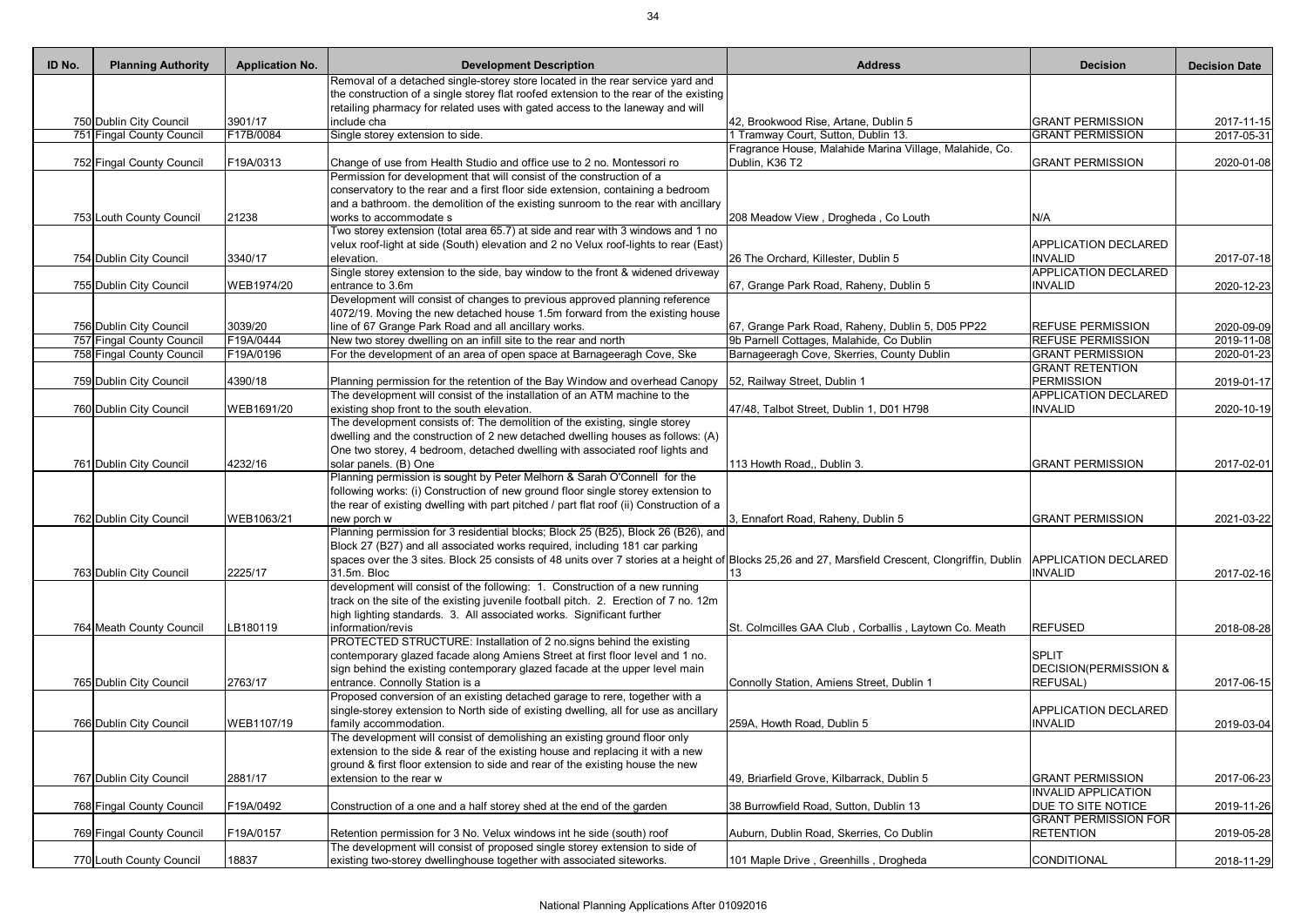| ID No. | Planning Authority | Application No. | Development Description | Address | Decision | Decision Date |
|---|---|---|---|---|---|---|
| 750 | Dublin City Council | 3901/17 | Removal of a detached single-storey store located in the rear service yard and the construction of a single storey flat roofed extension to the rear of the existing retailing pharmacy for related uses with gated access to the laneway and will include cha | 42, Brookwood Rise, Artane, Dublin 5 | GRANT PERMISSION | 2017-11-15 |
| 751 | Fingal County Council | F17B/0084 | Single storey extension to side. | 1 Tramway Court, Sutton, Dublin 13. | GRANT PERMISSION | 2017-05-31 |
| 752 | Fingal County Council | F19A/0313 | Change of use from Health Studio and office use to 2 no. Montessori ro | Fragrance House, Malahide Marina Village, Malahide, Co. Dublin, K36 T2 | GRANT PERMISSION | 2020-01-08 |
| 753 | Louth County Council | 21238 | Permission for development that will consist of the construction of a conservatory to the rear and a first floor side extension, containing a bedroom and a bathroom. the demolition of the existing sunroom to the rear with ancillary works to accommodate s | 208 Meadow View , Drogheda , Co Louth | N/A | |
| 754 | Dublin City Council | 3340/17 | Two storey extension (total area 65.7) at side and rear with 3 windows and 1 no velux roof-light at side (South) elevation and 2 no Velux roof-lights to rear (East) elevation. | 26 The Orchard, Killester, Dublin 5 | APPLICATION DECLARED INVALID | 2017-07-18 |
| 755 | Dublin City Council | WEB1974/20 | Single storey extension to the side, bay window to the front & widened driveway entrance to 3.6m | 67, Grange Park Road, Raheny, Dublin 5 | APPLICATION DECLARED INVALID | 2020-12-23 |
| 756 | Dublin City Council | 3039/20 | Development will consist of changes to previous approved planning reference 4072/19. Moving the new detached house 1.5m forward from the existing house line of 67 Grange Park Road and all ancillary works. | 67, Grange Park Road, Raheny, Dublin 5, D05 PP22 | REFUSE PERMISSION | 2020-09-09 |
| 757 | Fingal County Council | F19A/0444 | New two storey dwelling on an infill site to the rear and north | 9b Parnell Cottages, Malahide, Co Dublin | REFUSE PERMISSION | 2019-11-08 |
| 758 | Fingal County Council | F19A/0196 | For the development of an area of open space at Barnageeragh Cove, Ske | Barnageeragh Cove, Skerries, County Dublin | GRANT PERMISSION | 2020-01-23 |
| 759 | Dublin City Council | 4390/18 | Planning permission for the retention of the Bay Window and overhead Canopy | 52, Railway Street, Dublin 1 | GRANT RETENTION PERMISSION | 2019-01-17 |
| 760 | Dublin City Council | WEB1691/20 | The development will consist of the installation of an ATM machine to the existing shop front to the south elevation. | 47/48, Talbot Street, Dublin 1, D01 H798 | APPLICATION DECLARED INVALID | 2020-10-19 |
| 761 | Dublin City Council | 4232/16 | The development consists of: The demolition of the existing, single storey dwelling and the construction of 2 new detached dwelling houses as follows: (A) One two storey, 4 bedroom, detached dwelling with associated roof lights and solar panels. (B) One | 113 Howth Road,, Dublin 3. | GRANT PERMISSION | 2017-02-01 |
| 762 | Dublin City Council | WEB1063/21 | Planning permission is sought by Peter Melhorn & Sarah O'Connell for the following works: (i) Construction of new ground floor single storey extension to the rear of existing dwelling with part pitched / part flat roof (ii) Construction of a new porch w | 3, Ennafort Road, Raheny, Dublin 5 | GRANT PERMISSION | 2021-03-22 |
| 763 | Dublin City Council | 2225/17 | Planning permission for 3 residential blocks; Block 25 (B25), Block 26 (B26), and Block 27 (B27) and all associated works required, including 181 car parking spaces over the 3 sites. Block 25 consists of 48 units over 7 stories at a height of 31.5m. Bloc | Blocks 25,26 and 27, Marsfield Crescent, Clongriffin, Dublin 13 | APPLICATION DECLARED INVALID | 2017-02-16 |
| 764 | Meath County Council | LB180119 | development will consist of the following: 1. Construction of a new running track on the site of the existing juvenile football pitch. 2. Erection of 7 no. 12m high lighting standards. 3. All associated works. Significant further information/revis | St. Colmcilles GAA Club , Corballis , Laytown Co. Meath | REFUSED | 2018-08-28 |
| 765 | Dublin City Council | 2763/17 | PROTECTED STRUCTURE: Installation of 2 no.signs behind the existing contemporary glazed facade along Amiens Street at first floor level and 1 no. sign behind the existing contemporary glazed facade at the upper level main entrance. Connolly Station is a | Connolly Station, Amiens Street, Dublin 1 | SPLIT DECISION(PERMISSION & REFUSAL) | 2017-06-15 |
| 766 | Dublin City Council | WEB1107/19 | Proposed conversion of an existing detached garage to rere, together with a single-storey extension to North side of existing dwelling, all for use as ancillary family accommodation. | 259A, Howth Road, Dublin 5 | APPLICATION DECLARED INVALID | 2019-03-04 |
| 767 | Dublin City Council | 2881/17 | The development will consist of demolishing an existing ground floor only extension to the side & rear of the existing house and replacing it with a new ground & first floor extension to side and rear of the existing house the new extension to the rear w | 49, Briarfield Grove, Kilbarrack, Dublin 5 | GRANT PERMISSION | 2017-06-23 |
| 768 | Fingal County Council | F19A/0492 | Construction of a one and a half storey shed at the end of the garden | 38 Burrowfield Road, Sutton, Dublin 13 | INVALID APPLICATION DUE TO SITE NOTICE | 2019-11-26 |
| 769 | Fingal County Council | F19A/0157 | Retention permission for 3 No. Velux windows int he side (south) roof | Auburn, Dublin Road, Skerries, Co Dublin | GRANT PERMISSION FOR RETENTION | 2019-05-28 |
| 770 | Louth County Council | 18837 | The development will consist of proposed single storey extension to side of existing two-storey dwellinghouse together with associated siteworks. | 101 Maple Drive , Greenhills , Drogheda | CONDITIONAL | 2018-11-29 |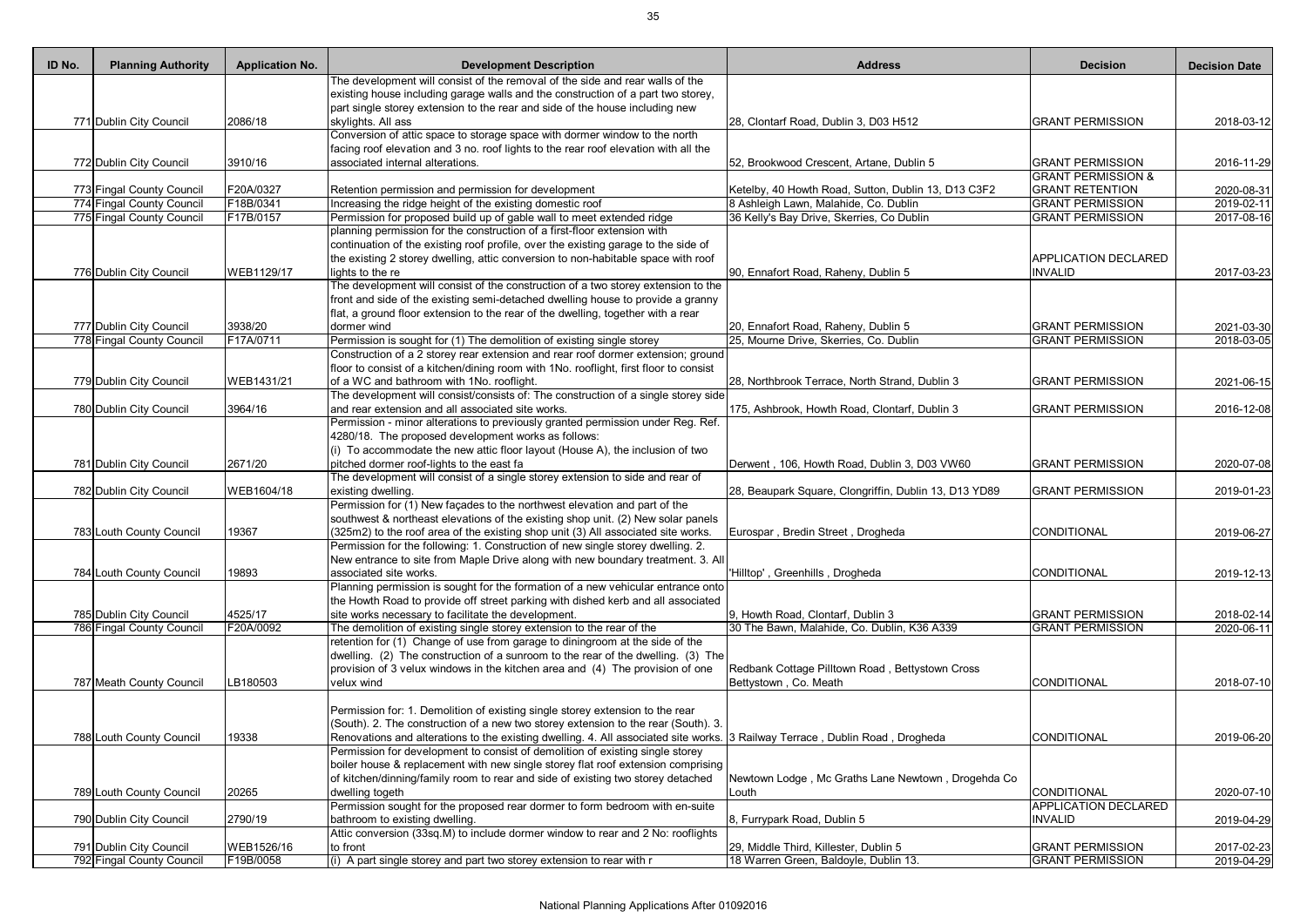| ID No. | Planning Authority | Application No. | Development Description | Address | Decision | Decision Date |
|---|---|---|---|---|---|---|
| 771 | Dublin City Council | 2086/18 | The development will consist of the removal of the side and rear walls of the existing house including garage walls and the construction of a part two storey, part single storey extension to the rear and side of the house including new skylights. All ass | 28, Clontarf Road, Dublin 3, D03 H512 | GRANT PERMISSION | 2018-03-12 |
| 772 | Dublin City Council | 3910/16 | Conversion of attic space to storage space with dormer window to the north facing roof elevation and 3 no. roof lights to the rear roof elevation with all the associated internal alterations. | 52, Brookwood Crescent, Artane, Dublin 5 | GRANT PERMISSION | 2016-11-29 |
| 773 | Fingal County Council | F20A/0327 | Retention permission and permission for development | Ketelby, 40 Howth Road, Sutton, Dublin 13, D13 C3F2 | GRANT PERMISSION & GRANT RETENTION | 2020-08-31 |
| 774 | Fingal County Council | F18B/0341 | Increasing the ridge height of the existing domestic roof | 8 Ashleigh Lawn, Malahide, Co. Dublin | GRANT PERMISSION | 2019-02-11 |
| 775 | Fingal County Council | F17B/0157 | Permission for proposed build up of gable wall to meet extended ridge | 36 Kelly's Bay Drive, Skerries, Co Dublin | GRANT PERMISSION | 2017-08-16 |
| 776 | Dublin City Council | WEB1129/17 | planning permission for the construction of a first-floor extension with continuation of the existing roof profile, over the existing garage to the side of the existing 2 storey dwelling, attic conversion to non-habitable space with roof lights to the re | 90, Ennafort Road, Raheny, Dublin 5 | APPLICATION DECLARED INVALID | 2017-03-23 |
| 777 | Dublin City Council | 3938/20 | The development will consist of the construction of a two storey extension to the front and side of the existing semi-detached dwelling house to provide a granny flat, a ground floor extension to the rear of the dwelling, together with a rear dormer wind | 20, Ennafort Road, Raheny, Dublin 5 | GRANT PERMISSION | 2021-03-30 |
| 778 | Fingal County Council | F17A/0711 | Permission is sought for (1) The demolition of existing single storey | 25, Mourne Drive, Skerries, Co. Dublin | GRANT PERMISSION | 2018-03-05 |
| 779 | Dublin City Council | WEB1431/21 | Construction of a 2 storey rear extension and rear roof dormer extension; ground floor to consist of a kitchen/dining room with 1No. rooflight, first floor to consist of a WC and bathroom with 1No. rooflight. | 28, Northbrook Terrace, North Strand, Dublin 3 | GRANT PERMISSION | 2021-06-15 |
| 780 | Dublin City Council | 3964/16 | The development will consist/consists of: The construction of a single storey side and rear extension and all associated site works. | 175, Ashbrook, Howth Road, Clontarf, Dublin 3 | GRANT PERMISSION | 2016-12-08 |
| 781 | Dublin City Council | 2671/20 | Permission - minor alterations to previously granted permission under Reg. Ref. 4280/18. The proposed development works as follows: (i) To accommodate the new attic floor layout (House A), the inclusion of two pitched dormer roof-lights to the east fa | Derwent , 106, Howth Road, Dublin 3, D03 VW60 | GRANT PERMISSION | 2020-07-08 |
| 782 | Dublin City Council | WEB1604/18 | The development will consist of a single storey extension to side and rear of existing dwelling. | 28, Beaupark Square, Clongriffin, Dublin 13, D13 YD89 | GRANT PERMISSION | 2019-01-23 |
| 783 | Louth County Council | 19367 | Permission for (1) New façades to the northwest elevation and part of the southwest & northeast elevations of the existing shop unit. (2) New solar panels (325m2) to the roof area of the existing shop unit (3) All associated site works. | Eurospar , Bredin Street , Drogheda | CONDITIONAL | 2019-06-27 |
| 784 | Louth County Council | 19893 | Permission for the following: 1. Construction of new single storey dwelling. 2. New entrance to site from Maple Drive along with new boundary treatment. 3. All associated site works. | 'Hilltop' , Greenhills , Drogheda | CONDITIONAL | 2019-12-13 |
| 785 | Dublin City Council | 4525/17 | Planning permission is sought for the formation of a new vehicular entrance onto the Howth Road to provide off street parking with dished kerb and all associated site works necessary to facilitate the development. | 9, Howth Road, Clontarf, Dublin 3 | GRANT PERMISSION | 2018-02-14 |
| 786 | Fingal County Council | F20A/0092 | The demolition of existing single storey extension to the rear of the | 30 The Bawn, Malahide, Co. Dublin, K36 A339 | GRANT PERMISSION | 2020-06-11 |
| 787 | Meath County Council | LB180503 | retention for (1) Change of use from garage to diningroom at the side of the dwelling. (2) The construction of a sunroom to the rear of the dwelling. (3) The provision of 3 velux windows in the kitchen area and (4) The provision of one velux wind | Redbank Cottage Pilltown Road , Bettystown Cross Bettystown , Co. Meath | CONDITIONAL | 2018-07-10 |
| 788 | Louth County Council | 19338 | Permission for: 1. Demolition of existing single storey extension to the rear (South). 2. The construction of a new two storey extension to the rear (South). 3. Renovations and alterations to the existing dwelling. 4. All associated site works. | 3 Railway Terrace , Dublin Road , Drogheda | CONDITIONAL | 2019-06-20 |
| 789 | Louth County Council | 20265 | Permission for development to consist of demolition of existing single storey boiler house & replacement with new single storey flat roof extension comprising of kitchen/dinning/family room to rear and side of existing two storey detached dwelling togeth | Newtown Lodge , Mc Graths Lane Newtown , Drogehda Co Louth | CONDITIONAL | 2020-07-10 |
| 790 | Dublin City Council | 2790/19 | Permission sought for the proposed rear dormer to form bedroom with en-suite bathroom to existing dwelling. | 8, Furrypark Road, Dublin 5 | APPLICATION DECLARED INVALID | 2019-04-29 |
| 791 | Dublin City Council | WEB1526/16 | Attic conversion (33sq.M) to include dormer window to rear and 2 No: rooflights to front | 29, Middle Third, Killester, Dublin 5 | GRANT PERMISSION | 2017-02-23 |
| 792 | Fingal County Council | F19B/0058 | (i) A part single storey and part two storey extension to rear with r | 18 Warren Green, Baldoyle, Dublin 13. | GRANT PERMISSION | 2019-04-29 |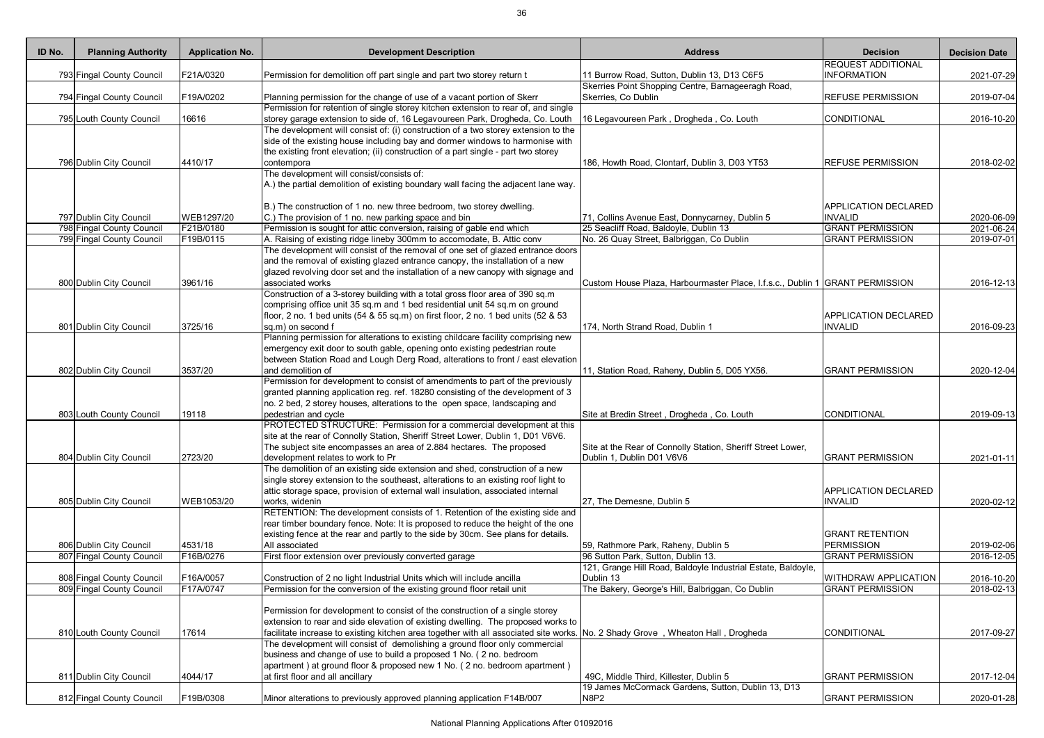| ID No. | Planning Authority | Application No. | Development Description | Address | Decision | Decision Date |
|---|---|---|---|---|---|---|
| 793 | Fingal County Council | F21A/0320 | Permission for demolition off part single and part two storey return t | 11 Burrow Road, Sutton, Dublin 13, D13 C6F5 | REQUEST ADDITIONAL INFORMATION | 2021-07-29 |
| 794 | Fingal County Council | F19A/0202 | Planning permission for the change of use of a vacant portion of Skerr | Skerries Point Shopping Centre, Barnageeragh Road, Skerries, Co Dublin | REFUSE PERMISSION | 2019-07-04 |
| 795 | Louth County Council | 16616 | Permission for retention of single storey kitchen extension to rear of, and single storey garage extension to side of, 16 Legavoureen Park, Drogheda, Co. Louth | 16 Legavoureen Park , Drogheda , Co. Louth | CONDITIONAL | 2016-10-20 |
| 796 | Dublin City Council | 4410/17 | The development will consist of: (i) construction of a two storey extension to the side of the existing house including bay and dormer windows to harmonise with the existing front elevation; (ii) construction of a part single - part two storey contempora | 186, Howth Road, Clontarf, Dublin 3, D03 YT53 | REFUSE PERMISSION | 2018-02-02 |
| 797 | Dublin City Council | WEB1297/20 | The development will consist/consists of: A.) the partial demolition of existing boundary wall facing the adjacent lane way. B.) The construction of 1 no. new three bedroom, two storey dwelling. C.) The provision of 1 no. new parking space and bin | 71, Collins Avenue East, Donnycarney, Dublin 5 | APPLICATION DECLARED INVALID | 2020-06-09 |
| 798 | Fingal County Council | F21B/0180 | Permission is sought for attic conversion, raising of gable end which | 25 Seacliff Road, Baldoyle, Dublin 13 | GRANT PERMISSION | 2021-06-24 |
| 799 | Fingal County Council | F19B/0115 | A. Raising of existing ridge lineby 300mm to accomodate, B. Attic conv | No. 26 Quay Street, Balbriggan, Co Dublin | GRANT PERMISSION | 2019-07-01 |
| 800 | Dublin City Council | 3961/16 | The development will consist of the removal of one set of glazed entrance doors and the removal of existing glazed entrance canopy, the installation of a new glazed revolving door set and the installation of a new canopy with signage and associated works | Custom House Plaza, Harbourmaster Place, I.f.s.c., Dublin 1 | GRANT PERMISSION | 2016-12-13 |
| 801 | Dublin City Council | 3725/16 | Construction of a 3-storey building with a total gross floor area of 390 sq.m comprising office unit 35 sq.m and 1 bed residential unit 54 sq.m on ground floor, 2 no. 1 bed units (54 & 55 sq.m) on first floor, 2 no. 1 bed units (52 & 53 sq.m) on second f | 174, North Strand Road, Dublin 1 | APPLICATION DECLARED INVALID | 2016-09-23 |
| 802 | Dublin City Council | 3537/20 | Planning permission for alterations to existing childcare facility comprising new emergency exit door to south gable, opening onto existing pedestrian route between Station Road and Lough Derg Road, alterations to front / east elevation and demolition of | 11, Station Road, Raheny, Dublin 5, D05 YX56. | GRANT PERMISSION | 2020-12-04 |
| 803 | Louth County Council | 19118 | Permission for development to consist of amendments to part of the previously granted planning application reg. ref. 18280 consisting of the development of 3 no. 2 bed, 2 storey houses, alterations to the open space, landscaping and pedestrian and cycle | Site at Bredin Street , Drogheda , Co. Louth | CONDITIONAL | 2019-09-13 |
| 804 | Dublin City Council | 2723/20 | PROTECTED STRUCTURE: Permission for a commercial development at this site at the rear of Connolly Station, Sheriff Street Lower, Dublin 1, D01 V6V6. The subject site encompasses an area of 2.884 hectares. The proposed development relates to work to Pr | Site at the Rear of Connolly Station, Sheriff Street Lower, Dublin 1, Dublin D01 V6V6 | GRANT PERMISSION | 2021-01-11 |
| 805 | Dublin City Council | WEB1053/20 | The demolition of an existing side extension and shed, construction of a new single storey extension to the southeast, alterations to an existing roof light to attic storage space, provision of external wall insulation, associated internal works, widenin | 27, The Demesne, Dublin 5 | APPLICATION DECLARED INVALID | 2020-02-12 |
| 806 | Dublin City Council | 4531/18 | RETENTION: The development consists of 1. Retention of the existing side and rear timber boundary fence. Note: It is proposed to reduce the height of the one existing fence at the rear and partly to the side by 30cm. See plans for details. All associated | 59, Rathmore Park, Raheny, Dublin 5 | GRANT RETENTION PERMISSION | 2019-02-06 |
| 807 | Fingal County Council | F16B/0276 | First floor extension over previously converted garage | 96 Sutton Park, Sutton, Dublin 13. | GRANT PERMISSION | 2016-12-05 |
| 808 | Fingal County Council | F16A/0057 | Construction of 2 no light Industrial Units which will include ancilla | 121, Grange Hill Road, Baldoyle Industrial Estate, Baldoyle, Dublin 13 | WITHDRAW APPLICATION | 2016-10-20 |
| 809 | Fingal County Council | F17A/0747 | Permission for the conversion of the existing ground floor retail unit | The Bakery, George's Hill, Balbriggan, Co Dublin | GRANT PERMISSION | 2018-02-13 |
| 810 | Louth County Council | 17614 | Permission for development to consist of the construction of a single storey extension to rear and side elevation of existing dwelling. The proposed works to facilitate increase to existing kitchen area together with all associated site works. | No. 2 Shady Grove , Wheaton Hall , Drogheda | CONDITIONAL | 2017-09-27 |
| 811 | Dublin City Council | 4044/17 | The development will consist of demolishing a ground floor only commercial business and change of use to build a proposed 1 No. ( 2 no. bedroom apartment ) at ground floor & proposed new 1 No. ( 2 no. bedroom apartment ) at first floor and all ancillary | 49C, Middle Third, Killester, Dublin 5 | GRANT PERMISSION | 2017-12-04 |
| 812 | Fingal County Council | F19B/0308 | Minor alterations to previously approved planning application F14B/007 | 19 James McCormack Gardens, Sutton, Dublin 13, D13 N8P2 | GRANT PERMISSION | 2020-01-28 |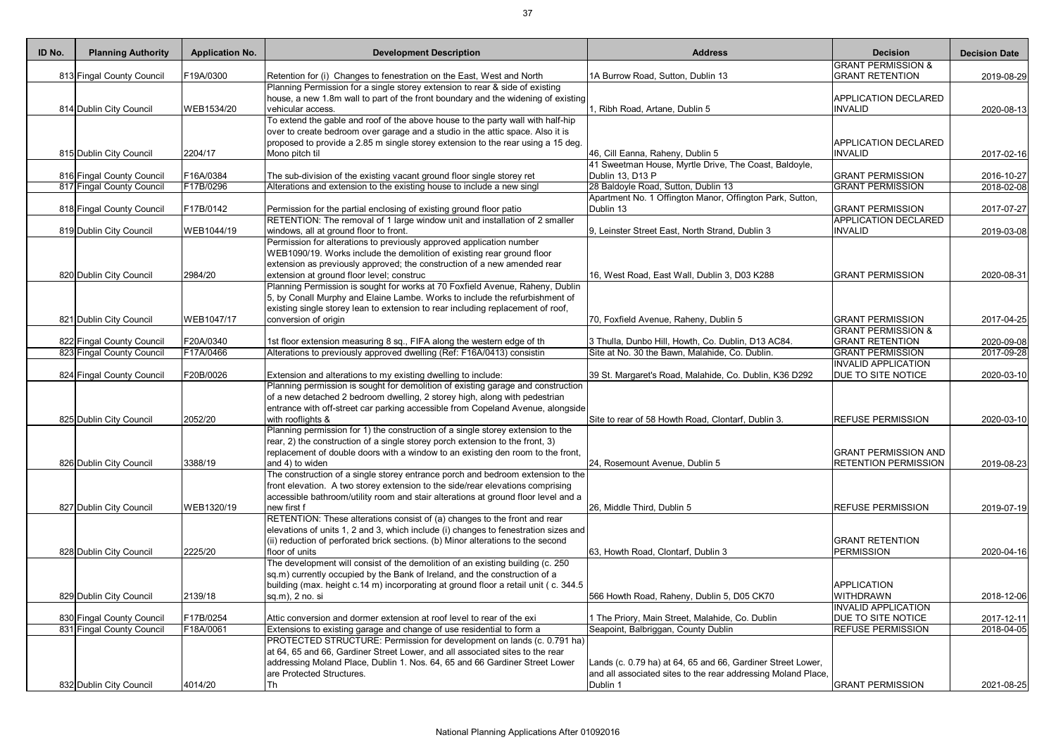| ID No. | Planning Authority | Application No. | Development Description | Address | Decision | Decision Date |
|---|---|---|---|---|---|---|
| 813 | Fingal County Council | F19A/0300 | Retention for (i) Changes to fenestration on the East, West and North | 1A Burrow Road, Sutton, Dublin 13 | GRANT PERMISSION & GRANT RETENTION | 2019-08-29 |
| 814 | Dublin City Council | WEB1534/20 | Planning Permission for a single storey extension to rear & side of existing house, a new 1.8m wall to part of the front boundary and the widening of existing vehicular access. | 1, Ribh Road, Artane, Dublin 5 | APPLICATION DECLARED INVALID | 2020-08-13 |
| 815 | Dublin City Council | 2204/17 | To extend the gable and roof of the above house to the party wall with half-hip over to create bedroom over garage and a studio in the attic space. Also it is proposed to provide a 2.85 m single storey extension to the rear using a 15 deg. Mono pitch til | 46, Cill Eanna, Raheny, Dublin 5 | APPLICATION DECLARED INVALID | 2017-02-16 |
| 816 | Fingal County Council | F16A/0384 | The sub-division of the existing vacant ground floor single storey ret | 41 Sweetman House, Myrtle Drive, The Coast, Baldoyle, Dublin 13, D13 P | GRANT PERMISSION | 2016-10-27 |
| 817 | Fingal County Council | F17B/0296 | Alterations and extension to the existing house to include a new singl | 28 Baldoyle Road, Sutton, Dublin 13 | GRANT PERMISSION | 2018-02-08 |
| 818 | Fingal County Council | F17B/0142 | Permission for the partial enclosing of existing ground floor patio | Apartment No. 1 Offington Manor, Offington Park, Sutton, Dublin 13 | GRANT PERMISSION | 2017-07-27 |
| 819 | Dublin City Council | WEB1044/19 | RETENTION: The removal of 1 large window unit and installation of 2 smaller windows, all at ground floor to front. | 9, Leinster Street East, North Strand, Dublin 3 | APPLICATION DECLARED INVALID | 2019-03-08 |
| 820 | Dublin City Council | 2984/20 | Permission for alterations to previously approved application number WEB1090/19. Works include the demolition of existing rear ground floor extension as previously approved; the construction of a new amended rear extension at ground floor level; construc | 16, West Road, East Wall, Dublin 3, D03 K288 | GRANT PERMISSION | 2020-08-31 |
| 821 | Dublin City Council | WEB1047/17 | Planning Permission is sought for works at 70 Foxfield Avenue, Raheny, Dublin 5, by Conall Murphy and Elaine Lambe. Works to include the refurbishment of existing single storey lean to extension to rear including replacement of roof, conversion of origin | 70, Foxfield Avenue, Raheny, Dublin 5 | GRANT PERMISSION | 2017-04-25 |
| 822 | Fingal County Council | F20A/0340 | 1st floor extension measuring 8 sq., FIFA along the western edge of th | 3 Thulla, Dunbo Hill, Howth, Co. Dublin, D13 AC84. | GRANT PERMISSION & GRANT RETENTION | 2020-09-08 |
| 823 | Fingal County Council | F17A/0466 | Alterations to previously approved dwelling (Ref: F16A/0413) consistin | Site at No. 30 the Bawn, Malahide, Co. Dublin. | GRANT PERMISSION | 2017-09-28 |
| 824 | Fingal County Council | F20B/0026 | Extension and alterations to my existing dwelling to include: | 39 St. Margaret's Road, Malahide, Co. Dublin, K36 D292 | INVALID APPLICATION DUE TO SITE NOTICE | 2020-03-10 |
| 825 | Dublin City Council | 2052/20 | Planning permission is sought for demolition of existing garage and construction of a new detached 2 bedroom dwelling, 2 storey high, along with pedestrian entrance with off-street car parking accessible from Copeland Avenue, alongside with rooflights & | Site to rear of 58 Howth Road, Clontarf, Dublin 3. | REFUSE PERMISSION | 2020-03-10 |
| 826 | Dublin City Council | 3388/19 | Planning permission for 1) the construction of a single storey extension to the rear, 2) the construction of a single storey porch extension to the front, 3) replacement of double doors with a window to an existing den room to the front, and 4) to widen | 24, Rosemount Avenue, Dublin 5 | GRANT PERMISSION AND RETENTION PERMISSION | 2019-08-23 |
| 827 | Dublin City Council | WEB1320/19 | The construction of a single storey entrance porch and bedroom extension to the front elevation. A two storey extension to the side/rear elevations comprising accessible bathroom/utility room and stair alterations at ground floor level and a new first f | 26, Middle Third, Dublin 5 | REFUSE PERMISSION | 2019-07-19 |
| 828 | Dublin City Council | 2225/20 | RETENTION: These alterations consist of (a) changes to the front and rear elevations of units 1, 2 and 3, which include (i) changes to fenestration sizes and (ii) reduction of perforated brick sections. (b) Minor alterations to the second floor of units | 63, Howth Road, Clontarf, Dublin 3 | GRANT RETENTION PERMISSION | 2020-04-16 |
| 829 | Dublin City Council | 2139/18 | The development will consist of the demolition of an existing building (c. 250 sq.m) currently occupied by the Bank of Ireland, and the construction of a building (max. height c.14 m) incorporating at ground floor a retail unit ( c. 344.5 sq.m), 2 no. si | 566 Howth Road, Raheny, Dublin 5, D05 CK70 | APPLICATION WITHDRAWN | 2018-12-06 |
| 830 | Fingal County Council | F17B/0254 | Attic conversion and dormer extension at roof level to rear of the exi | 1 The Priory, Main Street, Malahide, Co. Dublin | INVALID APPLICATION DUE TO SITE NOTICE | 2017-12-11 |
| 831 | Fingal County Council | F18A/0061 | Extensions to existing garage and change of use residential to form a | Seapoint, Balbriggan, County Dublin | REFUSE PERMISSION | 2018-04-05 |
| 832 | Dublin City Council | 4014/20 | PROTECTED STRUCTURE: Permission for development on lands (c. 0.791 ha) at 64, 65 and 66, Gardiner Street Lower, and all associated sites to the rear addressing Moland Place, Dublin 1. Nos. 64, 65 and 66 Gardiner Street Lower are Protected Structures. Th | Lands (c. 0.79 ha) at 64, 65 and 66, Gardiner Street Lower, and all associated sites to the rear addressing Moland Place, Dublin 1 | GRANT PERMISSION | 2021-08-25 |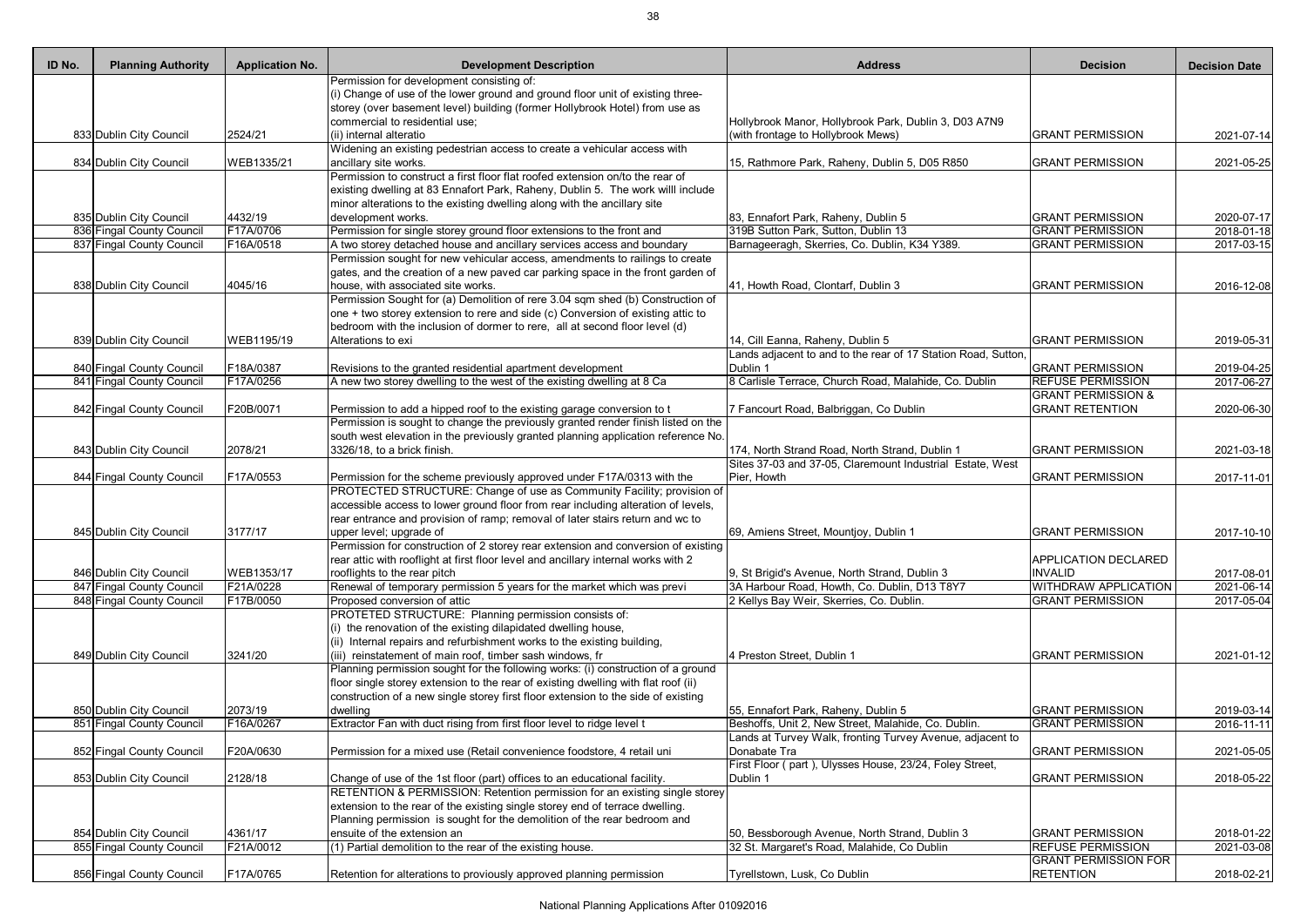| ID No. | Planning Authority | Application No. | Development Description | Address | Decision | Decision Date |
|---|---|---|---|---|---|---|
| 833 | Dublin City Council | 2524/21 | Permission for development consisting of: (i) Change of use of the lower ground and ground floor unit of existing three-storey (over basement level) building (former Hollybrook Hotel) from use as commercial to residential use; (ii) internal alteratio | Hollybrook Manor, Hollybrook Park, Dublin 3, D03 A7N9 (with frontage to Hollybrook Mews) | GRANT PERMISSION | 2021-07-14 |
| 834 | Dublin City Council | WEB1335/21 | Widening an existing pedestrian access to create a vehicular access with ancillary site works. | 15, Rathmore Park, Raheny, Dublin 5, D05 R850 | GRANT PERMISSION | 2021-05-25 |
| 835 | Dublin City Council | 4432/19 | Permission to construct a first floor flat roofed extension on/to the rear of existing dwelling at 83 Ennafort Park, Raheny, Dublin 5. The work willl include minor alterations to the existing dwelling along with the ancillary site development works. | 83, Ennafort Park, Raheny, Dublin 5 | GRANT PERMISSION | 2020-07-17 |
| 836 | Fingal County Council | F17A/0706 | Permission for single storey ground floor extensions to the front and | 319B Sutton Park, Sutton, Dublin 13 | GRANT PERMISSION | 2018-01-18 |
| 837 | Fingal County Council | F16A/0518 | A two storey detached house and ancillary services access and boundary | Barnageeragh, Skerries, Co. Dublin, K34 Y389. | GRANT PERMISSION | 2017-03-15 |
| 838 | Dublin City Council | 4045/16 | Permission sought for new vehicular access, amendments to railings to create gates, and the creation of a new paved car parking space in the front garden of house, with associated site works. | 41, Howth Road, Clontarf, Dublin 3 | GRANT PERMISSION | 2016-12-08 |
| 839 | Dublin City Council | WEB1195/19 | Permission Sought for (a) Demolition of rere 3.04 sqm shed (b) Construction of one + two storey extension to rere and side (c) Conversion of existing attic to bedroom with the inclusion of dormer to rere, all at second floor level (d) Alterations to exi | 14, Cill Eanna, Raheny, Dublin 5 | GRANT PERMISSION | 2019-05-31 |
| 840 | Fingal County Council | F18A/0387 | Revisions to the granted residential apartment development | Lands adjacent to and to the rear of 17 Station Road, Sutton, Dublin 1 | GRANT PERMISSION | 2019-04-25 |
| 841 | Fingal County Council | F17A/0256 | A new two storey dwelling to the west of the existing dwelling at 8 Ca | 8 Carlisle Terrace, Church Road, Malahide, Co. Dublin | REFUSE PERMISSION | 2017-06-27 |
| 842 | Fingal County Council | F20B/0071 | Permission to add a hipped roof to the existing garage conversion to t | 7 Fancourt Road, Balbriggan, Co Dublin | GRANT PERMISSION & GRANT RETENTION | 2020-06-30 |
| 843 | Dublin City Council | 2078/21 | Permission is sought to change the previously granted render finish listed on the south west elevation in the previously granted planning application reference No. 3326/18, to a brick finish. | 174, North Strand Road, North Strand, Dublin 1 | GRANT PERMISSION | 2021-03-18 |
| 844 | Fingal County Council | F17A/0553 | Permission for the scheme previously approved under F17A/0313 with the | Sites 37-03 and 37-05, Claremount Industrial Estate, West Pier, Howth | GRANT PERMISSION | 2017-11-01 |
| 845 | Dublin City Council | 3177/17 | PROTECTED STRUCTURE: Change of use as Community Facility; provision of accessible access to lower ground floor from rear including alteration of levels, rear entrance and provision of ramp; removal of later stairs return and wc to upper level; upgrade of | 69, Amiens Street, Mountjoy, Dublin 1 | GRANT PERMISSION | 2017-10-10 |
| 846 | Dublin City Council | WEB1353/17 | Permission for construction of 2 storey rear extension and conversion of existing rear attic with rooflight at first floor level and ancillary internal works with 2 rooflights to the rear pitch | 9, St Brigid's Avenue, North Strand, Dublin 3 | APPLICATION DECLARED INVALID | 2017-08-01 |
| 847 | Fingal County Council | F21A/0228 | Renewal of temporary permission 5 years for the market which was previ | 3A Harbour Road, Howth, Co. Dublin, D13 T8Y7 | WITHDRAW APPLICATION | 2021-06-14 |
| 848 | Fingal County Council | F17B/0050 | Proposed conversion of attic | 2 Kellys Bay Weir, Skerries, Co. Dublin. | GRANT PERMISSION | 2017-05-04 |
| 849 | Dublin City Council | 3241/20 | PROTETED STRUCTURE: Planning permission consists of: (i) the renovation of the existing dilapidated dwelling house, (ii) Internal repairs and refurbishment works to the existing building, (iii) reinstatement of main roof, timber sash windows, fr | 4 Preston Street, Dublin 1 | GRANT PERMISSION | 2021-01-12 |
| 850 | Dublin City Council | 2073/19 | Planning permission sought for the following works: (i) construction of a ground floor single storey extension to the rear of existing dwelling with flat roof (ii) construction of a new single storey first floor extension to the side of existing dwelling | 55, Ennafort Park, Raheny, Dublin 5 | GRANT PERMISSION | 2019-03-14 |
| 851 | Fingal County Council | F16A/0267 | Extractor Fan with duct rising from first floor level to ridge level t | Beshoffs, Unit 2, New Street, Malahide, Co. Dublin. | GRANT PERMISSION | 2016-11-11 |
| 852 | Fingal County Council | F20A/0630 | Permission for a mixed use (Retail convenience foodstore, 4 retail uni | Lands at Turvey Walk, fronting Turvey Avenue, adjacent to Donabate Tra | GRANT PERMISSION | 2021-05-05 |
| 853 | Dublin City Council | 2128/18 | Change of use of the 1st floor (part) offices to an educational facility. | First Floor ( part ), Ulysses House, 23/24, Foley Street, Dublin 1 | GRANT PERMISSION | 2018-05-22 |
| 854 | Dublin City Council | 4361/17 | RETENTION & PERMISSION: Retention permission for an existing single storey extension to the rear of the existing single storey end of terrace dwelling. Planning permission is sought for the demolition of the rear bedroom and ensuite of the extension an | 50, Bessborough Avenue, North Strand, Dublin 3 | GRANT PERMISSION | 2018-01-22 |
| 855 | Fingal County Council | F21A/0012 | (1) Partial demolition to the rear of the existing house. | 32 St. Margaret's Road, Malahide, Co Dublin | REFUSE PERMISSION | 2021-03-08 |
| 856 | Fingal County Council | F17A/0765 | Retention for alterations to proviously approved planning permission | Tyrellstown, Lusk, Co Dublin | GRANT PERMISSION FOR RETENTION | 2018-02-21 |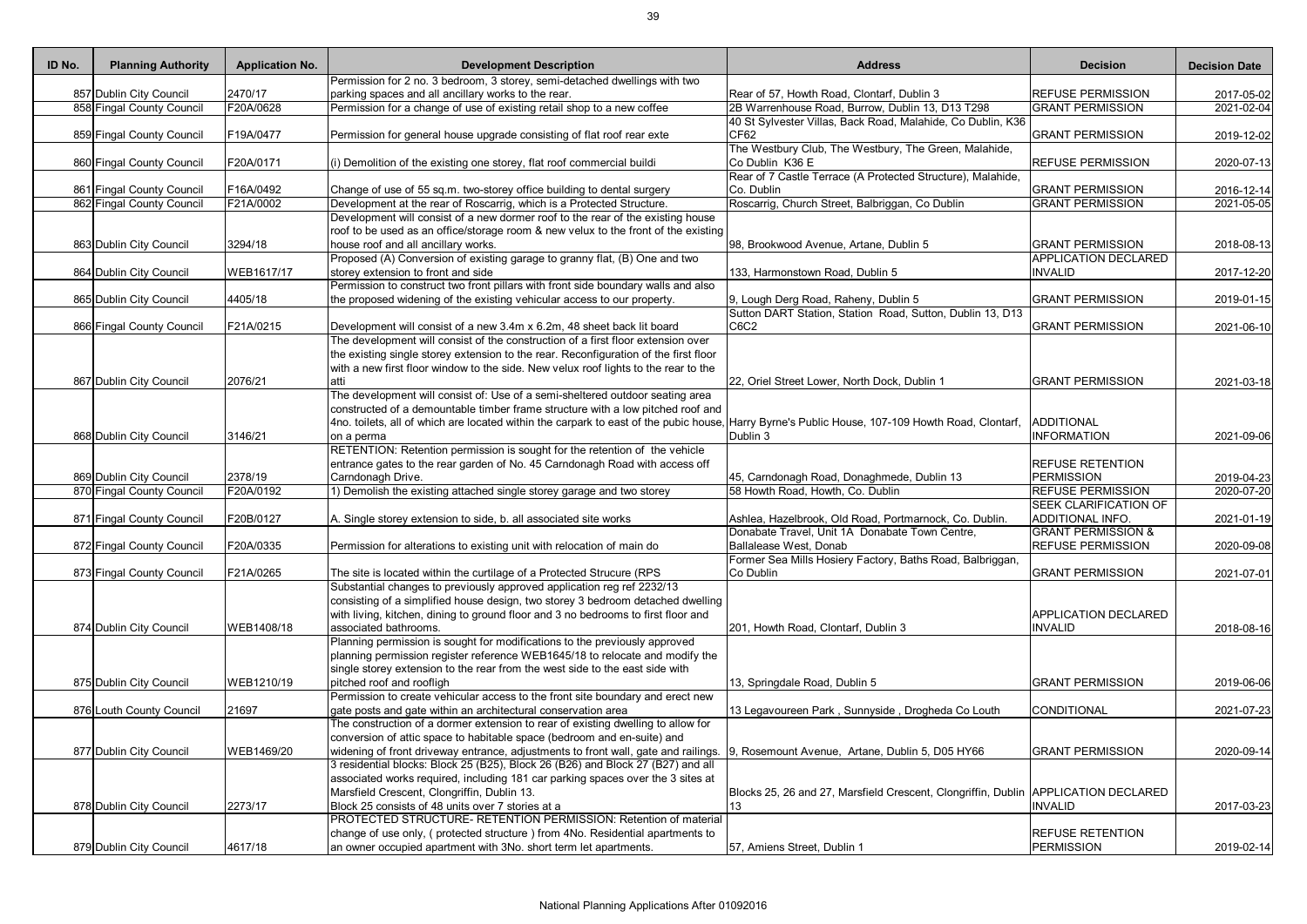| ID No. | Planning Authority | Application No. | Development Description | Address | Decision | Decision Date |
|---|---|---|---|---|---|---|
| 857 | Dublin City Council | 2470/17 | Permission for 2 no. 3 bedroom, 3 storey, semi-detached dwellings with two parking spaces and all ancillary works to the rear. | Rear of 57, Howth Road, Clontarf, Dublin 3 | REFUSE PERMISSION | 2017-05-02 |
| 858 | Fingal County Council | F20A/0628 | Permission for a change of use of existing retail shop to a new coffee | 2B Warrenhouse Road, Burrow, Dublin 13, D13 T298 | GRANT PERMISSION | 2021-02-04 |
| 859 | Fingal County Council | F19A/0477 | Permission for general house upgrade consisting of flat roof rear exte | 40 St Sylvester Villas, Back Road, Malahide, Co Dublin, K36 CF62 | GRANT PERMISSION | 2019-12-02 |
| 860 | Fingal County Council | F20A/0171 | (i) Demolition of the existing one storey, flat roof commercial buildi | The Westbury Club, The Westbury, The Green, Malahide, Co Dublin K36 E | REFUSE PERMISSION | 2020-07-13 |
| 861 | Fingal County Council | F16A/0492 | Change of use of 55 sq.m. two-storey office building to dental surgery | Rear of 7 Castle Terrace (A Protected Structure), Malahide, Co. Dublin | GRANT PERMISSION | 2016-12-14 |
| 862 | Fingal County Council | F21A/0002 | Development at the rear of Roscarrig, which is a Protected Structure. | Roscarrig, Church Street, Balbriggan, Co Dublin | GRANT PERMISSION | 2021-05-05 |
| 863 | Dublin City Council | 3294/18 | Development will consist of a new dormer roof to the rear of the existing house roof to be used as an office/storage room & new velux to the front of the existing house roof and all ancillary works. | 98, Brookwood Avenue, Artane, Dublin 5 | GRANT PERMISSION | 2018-08-13 |
| 864 | Dublin City Council | WEB1617/17 | Proposed (A) Conversion of existing garage to granny flat, (B) One and two storey extension to front and side | 133, Harmonstown Road, Dublin 5 | APPLICATION DECLARED INVALID | 2017-12-20 |
| 865 | Dublin City Council | 4405/18 | Permission to construct two front pillars with front side boundary walls and also the proposed widening of the existing vehicular access to our property. | 9, Lough Derg Road, Raheny, Dublin 5 | GRANT PERMISSION | 2019-01-15 |
| 866 | Fingal County Council | F21A/0215 | Development will consist of a new 3.4m x 6.2m, 48 sheet back lit board | Sutton DART Station, Station Road, Sutton, Dublin 13, D13 C6C2 | GRANT PERMISSION | 2021-06-10 |
| 867 | Dublin City Council | 2076/21 | The development will consist of the construction of a first floor extension over the existing single storey extension to the rear. Reconfiguration of the first floor with a new first floor window to the side. New velux roof lights to the rear to the atti | 22, Oriel Street Lower, North Dock, Dublin 1 | GRANT PERMISSION | 2021-03-18 |
| 868 | Dublin City Council | 3146/21 | The development will consist of: Use of a semi-sheltered outdoor seating area constructed of a demountable timber frame structure with a low pitched roof and 4no. toilets, all of which are located within the carpark to east of the pubic house, on a perma | Harry Byrne's Public House, 107-109 Howth Road, Clontarf, Dublin 3 | ADDITIONAL INFORMATION | 2021-09-06 |
| 869 | Dublin City Council | 2378/19 | RETENTION: Retention permission is sought for the retention of the vehicle entrance gates to the rear garden of No. 45 Carndonagh Road with access off Carndonagh Drive. | 45, Carndonagh Road, Donaghmede, Dublin 13 | REFUSE RETENTION PERMISSION | 2019-04-23 |
| 870 | Fingal County Council | F20A/0192 | 1) Demolish the existing attached single storey garage and two storey | 58 Howth Road, Howth, Co. Dublin | REFUSE PERMISSION | 2020-07-20 |
| 871 | Fingal County Council | F20B/0127 | A. Single storey extension to side, b. all associated site works | Ashlea, Hazelbrook, Old Road, Portmarnock, Co. Dublin. | SEEK CLARIFICATION OF ADDITIONAL INFO. | 2021-01-19 |
| 872 | Fingal County Council | F20A/0335 | Permission for alterations to existing unit with relocation of main do | Donabate Travel, Unit 1A Donabate Town Centre, Ballalease West, Donab | GRANT PERMISSION & REFUSE PERMISSION | 2020-09-08 |
| 873 | Fingal County Council | F21A/0265 | The site is located within the curtilage of a Protected Strucure (RPS | Former Sea Mills Hosiery Factory, Baths Road, Balbriggan, Co Dublin | GRANT PERMISSION | 2021-07-01 |
| 874 | Dublin City Council | WEB1408/18 | Substantial changes to previously approved application reg ref 2232/13 consisting of a simplified house design, two storey 3 bedroom detached dwelling with living, kitchen, dining to ground floor and 3 no bedrooms to first floor and associated bathrooms. | 201, Howth Road, Clontarf, Dublin 3 | APPLICATION DECLARED INVALID | 2018-08-16 |
| 875 | Dublin City Council | WEB1210/19 | Planning permission is sought for modifications to the previously approved planning permission register reference WEB1645/18 to relocate and modify the single storey extension to the rear from the west side to the east side with pitched roof and roofligh | 13, Springdale Road, Dublin 5 | GRANT PERMISSION | 2019-06-06 |
| 876 | Louth County Council | 21697 | Permission to create vehicular access to the front site boundary and erect new gate posts and gate within an architectural conservation area | 13 Legavooreen Park , Sunnyside , Drogheda Co Louth | CONDITIONAL | 2021-07-23 |
| 877 | Dublin City Council | WEB1469/20 | The construction of a dormer extension to rear of existing dwelling to allow for conversion of attic space to habitable space (bedroom and en-suite) and widening of front driveway entrance, adjustments to front wall, gate and railings. | 9, Rosemount Avenue, Artane, Dublin 5, D05 HY66 | GRANT PERMISSION | 2020-09-14 |
| 878 | Dublin City Council | 2273/17 | 3 residential blocks: Block 25 (B25), Block 26 (B26) and Block 27 (B27) and all associated works required, including 181 car parking spaces over the 3 sites at Marsfield Crescent, Clongriffin, Dublin 13. Block 25 consists of 48 units over 7 stories at a | Blocks 25, 26 and 27, Marsfield Crescent, Clongriffin, Dublin 13 | APPLICATION DECLARED INVALID | 2017-03-23 |
| 879 | Dublin City Council | 4617/18 | PROTECTED STRUCTURE- RETENTION PERMISSION: Retention of material change of use only, ( protected structure ) from 4No. Residential apartments to an owner occupied apartment with 3No. short term let apartments. | 57, Amiens Street, Dublin 1 | REFUSE RETENTION PERMISSION | 2019-02-14 |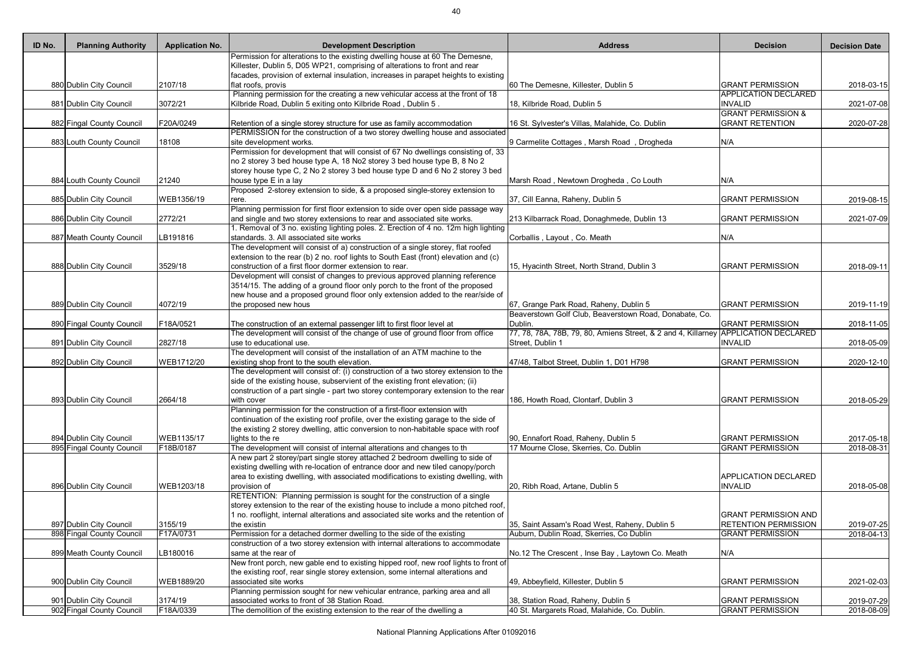| ID No. | Planning Authority | Application No. | Development Description | Address | Decision | Decision Date |
|---|---|---|---|---|---|---|
| 880 | Dublin City Council | 2107/18 | Permission for alterations to the existing dwelling house at 60 The Demesne, Killester, Dublin 5, D05 WP21, comprising of alterations to front and rear facades, provision of external insulation, increases in parapet heights to existing flat roofs, provis | 60 The Demesne, Killester, Dublin 5 | GRANT PERMISSION | 2018-03-15 |
| 881 | Dublin City Council | 3072/21 | Planning permission for the creating a new vehicular access at the front of 18 Kilbride Road, Dublin 5 exiting onto Kilbride Road , Dublin 5 . | 18, Kilbride Road, Dublin 5 | APPLICATION DECLARED INVALID | 2021-07-08 |
| 882 | Fingal County Council | F20A/0249 | Retention of a single storey structure for use as family accommodation | 16 St. Sylvester's Villas, Malahide, Co. Dublin | GRANT PERMISSION & GRANT RETENTION | 2020-07-28 |
| 883 | Louth County Council | 18108 | PERMISSION for the construction of a two storey dwelling house and associated site development works. | 9 Carmelite Cottages , Marsh Road , Drogheda | N/A | |
| 884 | Louth County Council | 21240 | Permission for development that will consist of 67 No dwellings consisting of, 33 no 2 storey 3 bed house type A, 18 No2 storey 3 bed house type B, 8 No 2 storey house type C, 2 No 2 storey 3 bed house type D and 6 No 2 storey 3 bed house type E in a lay | Marsh Road , Newtown Drogheda , Co Louth | N/A | |
| 885 | Dublin City Council | WEB1356/19 | Proposed 2-storey extension to side, & a proposed single-storey extension to rere. | 37, Cill Eanna, Raheny, Dublin 5 | GRANT PERMISSION | 2019-08-15 |
| 886 | Dublin City Council | 2772/21 | Planning permission for first floor extension to side over open side passage way and single and two storey extensions to rear and associated site works. | 213 Kilbarrack Road, Donaghmede, Dublin 13 | GRANT PERMISSION | 2021-07-09 |
| 887 | Meath County Council | LB191816 | 1. Removal of 3 no. existing lighting poles. 2. Erection of 4 no. 12m high lighting standards. 3. All associated site works | Corballis , Layout , Co. Meath | N/A | |
| 888 | Dublin City Council | 3529/18 | The development will consist of a) construction of a single storey, flat roofed extension to the rear (b) 2 no. roof lights to South East (front) elevation and (c) construction of a first floor dormer extension to rear. | 15, Hyacinth Street, North Strand, Dublin 3 | GRANT PERMISSION | 2018-09-11 |
| 889 | Dublin City Council | 4072/19 | Development will consist of changes to previous approved planning reference 3514/15. The adding of a ground floor only porch to the front of the proposed new house and a proposed ground floor only extension added to the rear/side of the proposed new hous | 67, Grange Park Road, Raheny, Dublin 5 | GRANT PERMISSION | 2019-11-19 |
| 890 | Fingal County Council | F18A/0521 | The construction of an external passenger lift to first floor level at | Beaverstown Golf Club, Beaverstown Road, Donabate, Co. Dublin. | GRANT PERMISSION | 2018-11-05 |
| 891 | Dublin City Council | 2827/18 | The development will consist of the change of use of ground floor from office use to educational use. | 77, 78, 78A, 78B, 79, 80, Amiens Street, & 2 and 4, Killarney Street, Dublin 1 | APPLICATION DECLARED INVALID | 2018-05-09 |
| 892 | Dublin City Council | WEB1712/20 | The development will consist of the installation of an ATM machine to the existing shop front to the south elevation. | 47/48, Talbot Street, Dublin 1, D01 H798 | GRANT PERMISSION | 2020-12-10 |
| 893 | Dublin City Council | 2664/18 | The development will consist of: (i) construction of a two storey extension to the side of the existing house, subservient of the existing front elevation; (ii) construction of a part single - part two storey contemporary extension to the rear with cover | 186, Howth Road, Clontarf, Dublin 3 | GRANT PERMISSION | 2018-05-29 |
| 894 | Dublin City Council | WEB1135/17 | Planning permission for the construction of a first-floor extension with continuation of the existing roof profile, over the existing garage to the side of the existing 2 storey dwelling, attic conversion to non-habitable space with roof lights to the re | 90, Ennafort Road, Raheny, Dublin 5 | GRANT PERMISSION | 2017-05-18 |
| 895 | Fingal County Council | F18B/0187 | The development will consist of internal alterations and changes to th | 17 Mourne Close, Skerries, Co. Dublin | GRANT PERMISSION | 2018-08-31 |
| 896 | Dublin City Council | WEB1203/18 | A new part 2 storey/part single storey attached 2 bedroom dwelling to side of existing dwelling with re-location of entrance door and new tiled canopy/porch area to existing dwelling, with associated modifications to existing dwelling, with provision of | 20, Ribh Road, Artane, Dublin 5 | APPLICATION DECLARED INVALID | 2018-05-08 |
| 897 | Dublin City Council | 3155/19 | RETENTION: Planning permission is sought for the construction of a single storey extension to the rear of the existing house to include a mono pitched roof, 1 no. rooflight, internal alterations and associated site works and the retention of the existin | 35, Saint Assam's Road West, Raheny, Dublin 5 | GRANT PERMISSION AND RETENTION PERMISSION | 2019-07-25 |
| 898 | Fingal County Council | F17A/0731 | Permission for a detached dormer dwelling to the side of the existing | Auburn, Dublin Road, Skerries, Co Dublin | GRANT PERMISSION | 2018-04-13 |
| 899 | Meath County Council | LB180016 | construction of a two storey extension with internal alterations to accommodate same at the rear of | No.12 The Crescent , Inse Bay , Laytown Co. Meath | N/A | |
| 900 | Dublin City Council | WEB1889/20 | New front porch, new gable end to existing hipped roof, new roof lights to front of the existing roof, rear single storey extension, some internal alterations and associated site works | 49, Abbeyfield, Killester, Dublin 5 | GRANT PERMISSION | 2021-02-03 |
| 901 | Dublin City Council | 3174/19 | Planning permission sought for new vehicular entrance, parking area and all associated works to front of 38 Station Road. | 38, Station Road, Raheny, Dublin 5 | GRANT PERMISSION | 2019-07-29 |
| 902 | Fingal County Council | F18A/0339 | The demolition of the existing extension to the rear of the dwelling a | 40 St. Margarets Road, Malahide, Co. Dublin. | GRANT PERMISSION | 2018-08-09 |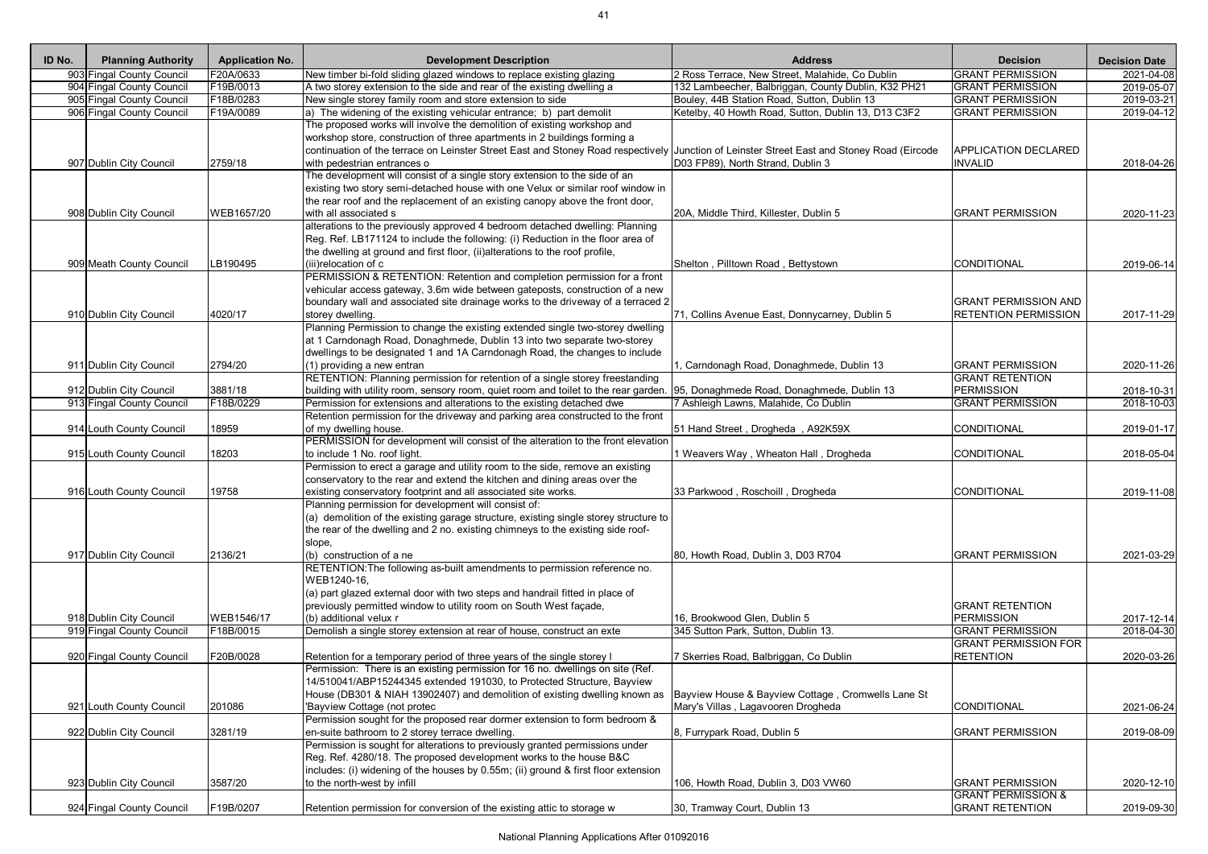| ID No. | Planning Authority | Application No. | Development Description | Address | Decision | Decision Date |
|---|---|---|---|---|---|---|
| 903 | Fingal County Council | F20A/0633 | New timber bi-fold sliding glazed windows to replace existing glazing | 2 Ross Terrace, New Street, Malahide, Co Dublin | GRANT PERMISSION | 2021-04-08 |
| 904 | Fingal County Council | F19B/0013 | A two storey extension to the side and rear of the existing dwelling a | 132 Lambeecher, Balbriggan, County Dublin, K32 PH21 | GRANT PERMISSION | 2019-05-07 |
| 905 | Fingal County Council | F18B/0283 | New single storey family room and store extension to side | Bouley, 44B Station Road, Sutton, Dublin 13 | GRANT PERMISSION | 2019-03-21 |
| 906 | Fingal County Council | F19A/0089 | a) The widening of the existing vehicular entrance; b) part demolit | Ketelby, 40 Howth Road, Sutton, Dublin 13, D13 C3F2 | GRANT PERMISSION | 2019-04-12 |
| 907 | Dublin City Council | 2759/18 | The proposed works will involve the demolition of existing workshop and workshop store, construction of three apartments in 2 buildings forming a continuation of the terrace on Leinster Street East and Stoney Road respectively with pedestrian entrances o | Junction of Leinster Street East and Stoney Road (Eircode D03 FP89), North Strand, Dublin 3 | APPLICATION DECLARED INVALID | 2018-04-26 |
| 908 | Dublin City Council | WEB1657/20 | The development will consist of a single story extension to the side of an existing two story semi-detached house with one Velux or similar roof window in the rear roof and the replacement of an existing canopy above the front door, with all associated s | 20A, Middle Third, Killester, Dublin 5 | GRANT PERMISSION | 2020-11-23 |
| 909 | Meath County Council | LB190495 | alterations to the previously approved 4 bedroom detached dwelling: Planning Reg. Ref. LB171124 to include the following: (i) Reduction in the floor area of the dwelling at ground and first floor, (ii)alterations to the roof profile, (iii)relocation of c | Shelton , Pilltown Road , Bettystown | CONDITIONAL | 2019-06-14 |
| 910 | Dublin City Council | 4020/17 | PERMISSION & RETENTION: Retention and completion permission for a front vehicular access gateway, 3.6m wide between gateposts, construction of a new boundary wall and associated site drainage works to the driveway of a terraced 2 storey dwelling. | 71, Collins Avenue East, Donnycarney, Dublin 5 | GRANT PERMISSION AND RETENTION PERMISSION | 2017-11-29 |
| 911 | Dublin City Council | 2794/20 | Planning Permission to change the existing extended single two-storey dwelling at 1 Carndonagh Road, Donaghmede, Dublin 13 into two separate two-storey dwellings to be designated 1 and 1A Carndonagh Road, the changes to include (1) providing a new entran | 1, Carndonagh Road, Donaghmede, Dublin 13 | GRANT PERMISSION | 2020-11-26 |
| 912 | Dublin City Council | 3881/18 | RETENTION: Planning permission for retention of a single storey freestanding building with utility room, sensory room, quiet room and toilet to the rear garden. | 95, Donaghmede Road, Donaghmede, Dublin 13 | GRANT RETENTION PERMISSION | 2018-10-31 |
| 913 | Fingal County Council | F18B/0229 | Permission for extensions and alterations to the existing detached dwe | 7 Ashleigh Lawns, Malahide, Co Dublin | GRANT PERMISSION | 2018-10-03 |
| 914 | Louth County Council | 18959 | Retention permission for the driveway and parking area constructed to the front of my dwelling house. | 51 Hand Street , Drogheda , A92K59X | CONDITIONAL | 2019-01-17 |
| 915 | Louth County Council | 18203 | PERMISSION for development will consist of the alteration to the front elevation to include 1 No. roof light. | 1 Weavers Way , Wheaton Hall , Drogheda | CONDITIONAL | 2018-05-04 |
| 916 | Louth County Council | 19758 | Permission to erect a garage and utility room to the side, remove an existing conservatory to the rear and extend the kitchen and dining areas over the existing conservatory footprint and all associated site works. | 33 Parkwood , Roschoill , Drogheda | CONDITIONAL | 2019-11-08 |
| 917 | Dublin City Council | 2136/21 | Planning permission for development will consist of: (a) demolition of the existing garage structure, existing single storey structure to the rear of the dwelling and 2 no. existing chimneys to the existing side roof-slope, (b) construction of a ne | 80, Howth Road, Dublin 3, D03 R704 | GRANT PERMISSION | 2021-03-29 |
| 918 | Dublin City Council | WEB1546/17 | RETENTION:The following as-built amendments to permission reference no. WEB1240-16, (a) part glazed external door with two steps and handrail fitted in place of previously permitted window to utility room on South West façade, (b) additional velux r | 16, Brookwood Glen, Dublin 5 | GRANT RETENTION PERMISSION | 2017-12-14 |
| 919 | Fingal County Council | F18B/0015 | Demolish a single storey extension at rear of house, construct an exte | 345 Sutton Park, Sutton, Dublin 13. | GRANT PERMISSION | 2018-04-30 |
| 920 | Fingal County Council | F20B/0028 | Retention for a temporary period of three years of the single storey l | 7 Skerries Road, Balbriggan, Co Dublin | GRANT PERMISSION FOR RETENTION | 2020-03-26 |
| 921 | Louth County Council | 201086 | Permission: There is an existing permission for 16 no. dwellings on site (Ref. 14/510041/ABP15244345 extended 191030, to Protected Structure, Bayview House (DB301 & NIAH 13902407) and demolition of existing dwelling known as 'Bayview Cottage (not protec | Bayview House & Bayview Cottage , Cromwells Lane St Mary's Villas , Lagavooren Drogheda | CONDITIONAL | 2021-06-24 |
| 922 | Dublin City Council | 3281/19 | Permission sought for the proposed rear dormer extension to form bedroom & en-suite bathroom to 2 storey terrace dwelling. | 8, Furrypark Road, Dublin 5 | GRANT PERMISSION | 2019-08-09 |
| 923 | Dublin City Council | 3587/20 | Permission is sought for alterations to previously granted permissions under Reg. Ref. 4280/18. The proposed development works to the house B&C includes: (i) widening of the houses by 0.55m; (ii) ground & first floor extension to the north-west by infill | 106, Howth Road, Dublin 3, D03 VW60 | GRANT PERMISSION | 2020-12-10 |
| 924 | Fingal County Council | F19B/0207 | Retention permission for conversion of the existing attic to storage w | 30, Tramway Court, Dublin 13 | GRANT PERMISSION & GRANT RETENTION | 2019-09-30 |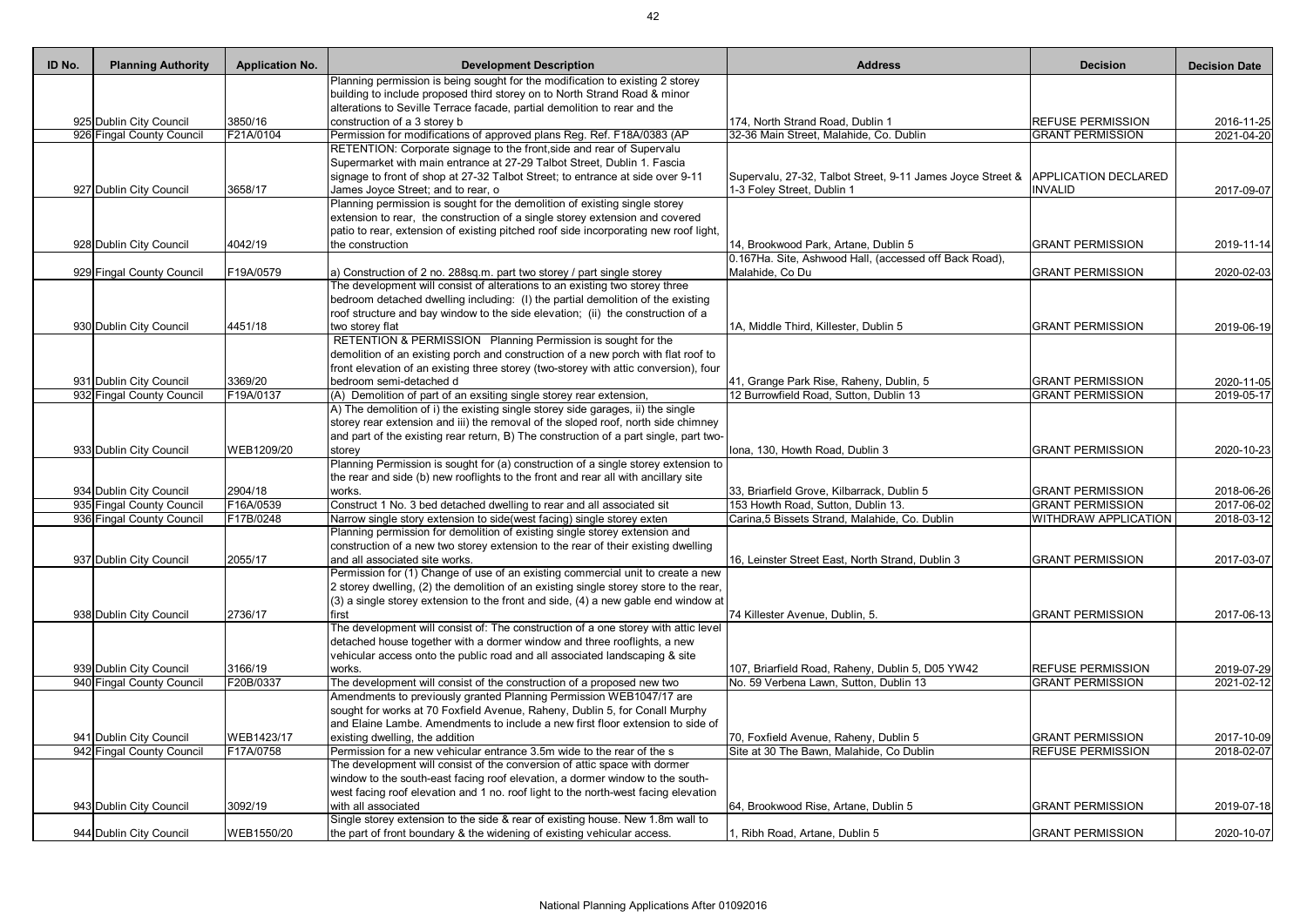| ID No. | Planning Authority | Application No. | Development Description | Address | Decision | Decision Date |
|---|---|---|---|---|---|---|
| 925 | Dublin City Council | 3850/16 | Planning permission is being sought for the modification to existing 2 storey building to include proposed third storey on to North Strand Road & minor alterations to Seville Terrace facade, partial demolition to rear and the construction of a 3 storey b | 174, North Strand Road, Dublin 1 | REFUSE PERMISSION | 2016-11-25 |
| 926 | Fingal County Council | F21A/0104 | Permission for modifications of approved plans Reg. Ref. F18A/0383 (AP | 32-36 Main Street, Malahide, Co. Dublin | GRANT PERMISSION | 2021-04-20 |
| 927 | Dublin City Council | 3658/17 | RETENTION: Corporate signage to the front,side and rear of Supervalu Supermarket with main entrance at 27-29 Talbot Street, Dublin 1. Fascia signage to front of shop at 27-32 Talbot Street; to entrance at side over 9-11 James Joyce Street; and to rear, o | Supervalu, 27-32, Talbot Street, 9-11 James Joyce Street & 1-3 Foley Street, Dublin 1 | APPLICATION DECLARED INVALID | 2017-09-07 |
| 928 | Dublin City Council | 4042/19 | Planning permission is sought for the demolition of existing single storey extension to rear, the construction of a single storey extension and covered patio to rear, extension of existing pitched roof side incorporating new roof light, the construction | 14, Brookwood Park, Artane, Dublin 5 | GRANT PERMISSION | 2019-11-14 |
| 929 | Fingal County Council | F19A/0579 | a) Construction of 2 no. 288sq.m. part two storey / part single storey | 0.167Ha. Site, Ashwood Hall, (accessed off Back Road), Malahide, Co Du | GRANT PERMISSION | 2020-02-03 |
| 930 | Dublin City Council | 4451/18 | The development will consist of alterations to an existing two storey three bedroom detached dwelling including: (I) the partial demolition of the existing roof structure and bay window to the side elevation; (ii) the construction of a two storey flat | 1A, Middle Third, Killester, Dublin 5 | GRANT PERMISSION | 2019-06-19 |
| 931 | Dublin City Council | 3369/20 | RETENTION & PERMISSION Planning Permission is sought for the demolition of an existing porch and construction of a new porch with flat roof to front elevation of an existing three storey (two-storey with attic conversion), four bedroom semi-detached d | 41, Grange Park Rise, Raheny, Dublin, 5 | GRANT PERMISSION | 2020-11-05 |
| 932 | Fingal County Council | F19A/0137 | (A) Demolition of part of an exsiting single storey rear extension, | 12 Burrowfield Road, Sutton, Dublin 13 | GRANT PERMISSION | 2019-05-17 |
| 933 | Dublin City Council | WEB1209/20 | A) The demolition of i) the existing single storey side garages, ii) the single storey rear extension and iii) the removal of the sloped roof, north side chimney and part of the existing rear return, B) The construction of a part single, part two-storey | Iona, 130, Howth Road, Dublin 3 | GRANT PERMISSION | 2020-10-23 |
| 934 | Dublin City Council | 2904/18 | Planning Permission is sought for (a) construction of a single storey extension to the rear and side (b) new rooflights to the front and rear all with ancillary site works. | 33, Briarfield Grove, Kilbarrack, Dublin 5 | GRANT PERMISSION | 2018-06-26 |
| 935 | Fingal County Council | F16A/0539 | Construct 1 No. 3 bed detached dwelling to rear and all associated sit | 153 Howth Road, Sutton, Dublin 13. | GRANT PERMISSION | 2017-06-02 |
| 936 | Fingal County Council | F17B/0248 | Narrow single story extension to side(west facing) single storey exten | Carina,5 Bissets Strand, Malahide, Co. Dublin | WITHDRAW APPLICATION | 2018-03-12 |
| 937 | Dublin City Council | 2055/17 | Planning permission for demolition of existing single storey extension and construction of a new two storey extension to the rear of their existing dwelling and all associated site works. | 16, Leinster Street East, North Strand, Dublin 3 | GRANT PERMISSION | 2017-03-07 |
| 938 | Dublin City Council | 2736/17 | Permission for (1) Change of use of an existing commercial unit to create a new 2 storey dwelling, (2) the demolition of an existing single storey store to the rear, (3) a single storey extension to the front and side, (4) a new gable end window at first | 74 Killester Avenue, Dublin, 5. | GRANT PERMISSION | 2017-06-13 |
| 939 | Dublin City Council | 3166/19 | The development will consist of: The construction of a one storey with attic level detached house together with a dormer window and three rooflights, a new vehicular access onto the public road and all associated landscaping & site works. | 107, Briarfield Road, Raheny, Dublin 5, D05 YW42 | REFUSE PERMISSION | 2019-07-29 |
| 940 | Fingal County Council | F20B/0337 | The development will consist of the construction of a proposed new two | No. 59 Verbena Lawn, Sutton, Dublin 13 | GRANT PERMISSION | 2021-02-12 |
| 941 | Dublin City Council | WEB1423/17 | Amendments to previously granted Planning Permission WEB1047/17 are sought for works at 70 Foxfield Avenue, Raheny, Dublin 5, for Conall Murphy and Elaine Lambe. Amendments to include a new first floor extension to side of existing dwelling, the addition | 70, Foxfield Avenue, Raheny, Dublin 5 | GRANT PERMISSION | 2017-10-09 |
| 942 | Fingal County Council | F17A/0758 | Permission for a new vehicular entrance 3.5m wide to the rear of the s | Site at 30 The Bawn, Malahide, Co Dublin | REFUSE PERMISSION | 2018-02-07 |
| 943 | Dublin City Council | 3092/19 | The development will consist of the conversion of attic space with dormer window to the south-east facing roof elevation, a dormer window to the south-west facing roof elevation and 1 no. roof light to the north-west facing elevation with all associated | 64, Brookwood Rise, Artane, Dublin 5 | GRANT PERMISSION | 2019-07-18 |
| 944 | Dublin City Council | WEB1550/20 | Single storey extension to the side & rear of existing house. New 1.8m wall to the part of front boundary & the widening of existing vehicular access. | 1, Ribh Road, Artane, Dublin 5 | GRANT PERMISSION | 2020-10-07 |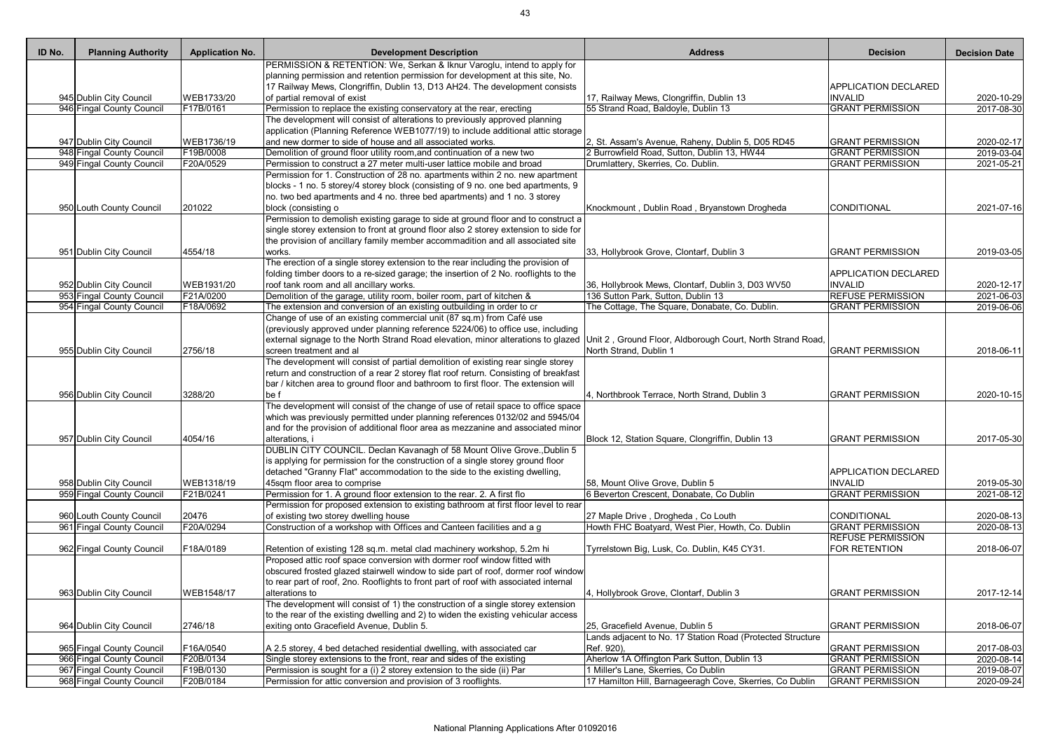| ID No. | Planning Authority | Application No. | Development Description | Address | Decision | Decision Date |
|---|---|---|---|---|---|---|
| 945 | Dublin City Council | WEB1733/20 | PERMISSION & RETENTION: We, Serkan & Iknur Varoglu, intend to apply for planning permission and retention permission for development at this site, No. 17 Railway Mews, Clongriffin, Dublin 13, D13 AH24. The development consists of partial removal of exist | 17, Railway Mews, Clongriffin, Dublin 13 | APPLICATION DECLARED INVALID | 2020-10-29 |
| 946 | Fingal County Council | F17B/0161 | Permission to replace the existing conservatory at the rear, erecting | 55 Strand Road, Baldoyle, Dublin 13 | GRANT PERMISSION | 2017-08-30 |
| 947 | Dublin City Council | WEB1736/19 | The development will consist of alterations to previously approved planning application (Planning Reference WEB1077/19) to include additional attic storage and new dormer to side of house and all associated works. | 2, St. Assam's Avenue, Raheny, Dublin 5, D05 RD45 | GRANT PERMISSION | 2020-02-17 |
| 948 | Fingal County Council | F19B/0008 | Demolition of ground floor utility room,and continuation of a new two | 2 Burrowfield Road, Sutton, Dublin 13, HW44 | GRANT PERMISSION | 2019-03-04 |
| 949 | Fingal County Council | F20A/0529 | Permission to construct a 27 meter multi-user lattice mobile and broad | Drumlattery, Skerries, Co. Dublin. | GRANT PERMISSION | 2021-05-21 |
| 950 | Louth County Council | 201022 | Permission for 1. Construction of 28 no. apartments within 2 no. new apartment blocks - 1 no. 5 storey/4 storey block (consisting of 9 no. one bed apartments, 9 no. two bed apartments and 4 no. three bed apartments) and 1 no. 3 storey block (consisting o | Knockmount , Dublin Road , Bryanstown Drogheda | CONDITIONAL | 2021-07-16 |
| 951 | Dublin City Council | 4554/18 | Permission to demolish existing garage to side at ground floor and to construct a single storey extension to front at ground floor also 2 storey extension to side for the provision of ancillary family member accommadition and all associated site works. | 33, Hollybrook Grove, Clontarf, Dublin 3 | GRANT PERMISSION | 2019-03-05 |
| 952 | Dublin City Council | WEB1931/20 | The erection of a single storey extension to the rear including the provision of folding timber doors to a re-sized garage; the insertion of 2 No. rooflights to the roof tank room and all ancillary works. | 36, Hollybrook Mews, Clontarf, Dublin 3, D03 WV50 | APPLICATION DECLARED INVALID | 2020-12-17 |
| 953 | Fingal County Council | F21A/0200 | Demolition of the garage, utility room, boiler room, part of kitchen & | 136 Sutton Park, Sutton, Dublin 13 | REFUSE PERMISSION | 2021-06-03 |
| 954 | Fingal County Council | F18A/0692 | The extension and conversion of an existing outbuilding in order to cr | The Cottage, The Square, Donabate, Co. Dublin. | GRANT PERMISSION | 2019-06-06 |
| 955 | Dublin City Council | 2756/18 | Change of use of an existing commercial unit (87 sq.m) from Café use (previously approved under planning reference 5224/06) to office use, including external signage to the North Strand Road elevation, minor alterations to glazed screen treatment and al | Unit 2 , Ground Floor, Aldborough Court, North Strand Road, North Strand, Dublin 1 | GRANT PERMISSION | 2018-06-11 |
| 956 | Dublin City Council | 3288/20 | The development will consist of partial demolition of existing rear single storey return and construction of a rear 2 storey flat roof return. Consisting of breakfast bar / kitchen area to ground floor and bathroom to first floor. The extension will be f | 4, Northbrook Terrace, North Strand, Dublin 3 | GRANT PERMISSION | 2020-10-15 |
| 957 | Dublin City Council | 4054/16 | The development will consist of the change of use of retail space to office space which was previously permitted under planning references 0132/02 and 5945/04 and for the provision of additional floor area as mezzanine and associated minor alterations, i | Block 12, Station Square, Clongriffin, Dublin 13 | GRANT PERMISSION | 2017-05-30 |
| 958 | Dublin City Council | WEB1318/19 | DUBLIN CITY COUNCIL. Declan Kavanagh of 58 Mount Olive Grove.,Dublin 5 is applying for permission for the construction of a single storey ground floor detached "Granny Flat" accommodation to the side to the existing dwelling, 45sqm floor area to comprise | 58, Mount Olive Grove, Dublin 5 | APPLICATION DECLARED INVALID | 2019-05-30 |
| 959 | Fingal County Council | F21B/0241 | Permission for 1. A ground floor extension to the rear. 2. A first flo | 6 Beverton Crescent, Donabate, Co Dublin | GRANT PERMISSION | 2021-08-12 |
| 960 | Louth County Council | 20476 | Permission for proposed extension to existing bathroom at first floor level to rear of existing two storey dwelling house | 27 Maple Drive , Drogheda , Co Louth | CONDITIONAL | 2020-08-13 |
| 961 | Fingal County Council | F20A/0294 | Construction of a workshop with Offices and Canteen facilities and a g | Howth FHC Boatyard, West Pier, Howth, Co. Dublin | GRANT PERMISSION | 2020-08-13 |
| 962 | Fingal County Council | F18A/0189 | Retention of existing 128 sq.m. metal clad machinery workshop, 5.2m hi | Tyrrelstown Big, Lusk, Co. Dublin, K45 CY31. | REFUSE PERMISSION FOR RETENTION | 2018-06-07 |
| 963 | Dublin City Council | WEB1548/17 | Proposed attic roof space conversion with dormer roof window fitted with obscured frosted glazed stairwell window to side part of roof, dormer roof window to rear part of roof, 2no. Rooflights to front part of roof with associated internal alterations to | 4, Hollybrook Grove, Clontarf, Dublin 3 | GRANT PERMISSION | 2017-12-14 |
| 964 | Dublin City Council | 2746/18 | The development will consist of 1) the construction of a single storey extension to the rear of the existing dwelling and 2) to widen the existing vehicular access exiting onto Gracefield Avenue, Dublin 5. | 25, Gracefield Avenue, Dublin 5 | GRANT PERMISSION | 2018-06-07 |
| 965 | Fingal County Council | F16A/0540 | A 2.5 storey, 4 bed detached residential dwelling, with associated car | Lands adjacent to No. 17 Station Road (Protected Structure Ref. 920), | GRANT PERMISSION | 2017-08-03 |
| 966 | Fingal County Council | F20B/0134 | Single storey extensions to the front, rear and sides of the existing | Aherlow 1A Offington Park Sutton, Dublin 13 | GRANT PERMISSION | 2020-08-14 |
| 967 | Fingal County Council | F19B/0130 | Permission is sought for a (i) 2 storey extension to the side (ii) Par | 1 Miller's Lane, Skerries, Co Dublin | GRANT PERMISSION | 2019-08-07 |
| 968 | Fingal County Council | F20B/0184 | Permission for attic conversion and provision of 3 rooflights. | 17 Hamilton Hill, Barnageeragh Cove, Skerries, Co Dublin | GRANT PERMISSION | 2020-09-24 |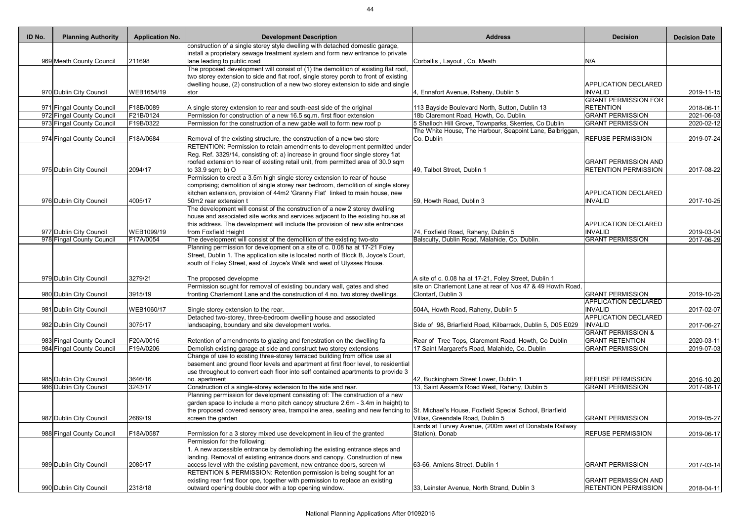| ID No. | Planning Authority | Application No. | Development Description | Address | Decision | Decision Date |
|---|---|---|---|---|---|---|
| 969 | Meath County Council | 211698 | construction of a single storey style dwelling with detached domestic garage, install a proprietary sewage treatment system and form new entrance to private lane leading to public road | Corballis , Layout , Co. Meath | N/A | |
| 970 | Dublin City Council | WEB1654/19 | The proposed development will consist of (1) the demolition of existing flat roof, two storey extension to side and flat roof, single storey porch to front of existing dwelling house, (2) construction of a new two storey extension to side and single stor | 4, Ennafort Avenue, Raheny, Dublin 5 | APPLICATION DECLARED INVALID | 2019-11-15 |
| 971 | Fingal County Council | F18B/0089 | A single storey extension to rear and south-east side of the original | 113 Bayside Boulevard North, Sutton, Dublin 13 | GRANT PERMISSION FOR RETENTION | 2018-06-11 |
| 972 | Fingal County Council | F21B/0124 | Permission for construction of a new 16.5 sq.m. first floor extension | 18b Claremont Road, Howth, Co. Dublin. | GRANT PERMISSION | 2021-06-03 |
| 973 | Fingal County Council | F19B/0322 | Permission for the construction of a new gable wall to form new roof p | 5 Shalloch Hill Grove, Townparks, Skerries, Co Dublin | GRANT PERMISSION | 2020-02-12 |
| 974 | Fingal County Council | F18A/0684 | Removal of the existing structure, the construction of a new two store | The White House, The Harbour, Seapoint Lane, Balbriggan, Co. Dublin | REFUSE PERMISSION | 2019-07-24 |
| 975 | Dublin City Council | 2094/17 | RETENTION: Permission to retain amendments to development permitted under Reg. Ref. 3329/14, consisting of: a) increase in ground floor single storey flat roofed extension to rear of existing retail unit, from permitted area of 30.0 sqm to 33.9 sqm; b) O | 49, Talbot Street, Dublin 1 | GRANT PERMISSION AND RETENTION PERMISSION | 2017-08-22 |
| 976 | Dublin City Council | 4005/17 | Permission to erect a 3.5m high single storey extension to rear of house comprising; demolition of single storey rear bedroom, demolition of single storey kitchen extension, provision of 44m2 'Granny Flat' linked to main house, new 50m2 rear extension t | 59, Howth Road, Dublin 3 | APPLICATION DECLARED INVALID | 2017-10-25 |
| 977 | Dublin City Council | WEB1099/19 | The development will consist of the construction of a new 2 storey dwelling house and associated site works and services adjacent to the existing house at this address. The development will include the provision of new site entrances from Foxfield Height | 74, Foxfield Road, Raheny, Dublin 5 | APPLICATION DECLARED INVALID | 2019-03-04 |
| 978 | Fingal County Council | F17A/0054 | The development will consist of the demolition of the existing two-sto | Balsculty, Dublin Road, Malahide, Co. Dublin. | GRANT PERMISSION | 2017-06-29 |
| 979 | Dublin City Council | 3279/21 | Planning permission for development on a site of c. 0.08 ha at 17-21 Foley Street, Dublin 1. The application site is located north of Block B, Joyce's Court, south of Foley Street, east of Joyce's Walk and west of Ulysses House. The proposed developme | A site of c. 0.08 ha at 17-21, Foley Street, Dublin 1 | | |
| 980 | Dublin City Council | 3915/19 | Permission sought for removal of existing boundary wall, gates and shed fronting Charlemont Lane and the construction of 4 no. two storey dwellings. | site on Charlemont Lane at rear of Nos 47 & 49 Howth Road, Clontarf, Dublin 3 | GRANT PERMISSION | 2019-10-25 |
| 981 | Dublin City Council | WEB1060/17 | Single storey extension to the rear. | 504A, Howth Road, Raheny, Dublin 5 | APPLICATION DECLARED INVALID | 2017-02-07 |
| 982 | Dublin City Council | 3075/17 | Detached two-storey, three-bedroom dwelling house and associated landscaping, boundary and site development works. | Side of 98, Briarfield Road, Kilbarrack, Dublin 5, D05 E029 | APPLICATION DECLARED INVALID | 2017-06-27 |
| 983 | Fingal County Council | F20A/0016 | Retention of amendments to glazing and fenestration on the dwelling fa | Rear of Tree Tops, Claremont Road, Howth, Co Dublin | GRANT PERMISSION & GRANT RETENTION | 2020-03-11 |
| 984 | Fingal County Council | F19A/0206 | Demolish existing garage at side and construct two storey extensions | 17 Saint Margaret's Road, Malahide, Co. Dublin | GRANT PERMISSION | 2019-07-03 |
| 985 | Dublin City Council | 3646/16 | Change of use to existing three-storey terraced building from office use at basement and ground floor levels and apartment at first floor level, to residential use throughout to convert each floor into self contained apartments to provide 3 no. apartment | 42, Buckingham Street Lower, Dublin 1 | REFUSE PERMISSION | 2016-10-20 |
| 986 | Dublin City Council | 3243/17 | Construction of a single-storey extension to the side and rear. | 13, Saint Assam's Road West, Raheny, Dublin 5 | GRANT PERMISSION | 2017-08-17 |
| 987 | Dublin City Council | 2689/19 | Planning permission for development consisting of: The construction of a new garden space to include a mono pitch canopy structure 2.6m - 3.4m in height) to the proposed covered sensory area, trampoline area, seating and new fencing to screen the garden | St. Michael's House, Foxfield Special School, Briarfield Villas, Greendale Road, Dublin 5 | GRANT PERMISSION | 2019-05-27 |
| 988 | Fingal County Council | F18A/0587 | Permission for a 3 storey mixed use development in lieu of the granted | Lands at Turvey Avenue, (200m west of Donabate Railway Station), Donab | REFUSE PERMISSION | 2019-06-17 |
| 989 | Dublin City Council | 2085/17 | Permission for the following; 1. A new accessible entrance by demolishing the existing entrance steps and landing. Removal of existing entrance doors and canopy. Construction of new access level with the existing pavement, new entrance doors, screen wi | 63-66, Amiens Street, Dublin 1 | GRANT PERMISSION | 2017-03-14 |
| 990 | Dublin City Council | 2318/18 | RETENTION & PERMISSION: Retention permission is being sought for an existing rear first floor ope, together with permission to replace an existing outward opening double door with a top opening window. | 33, Leinster Avenue, North Strand, Dublin 3 | GRANT PERMISSION AND RETENTION PERMISSION | 2018-04-11 |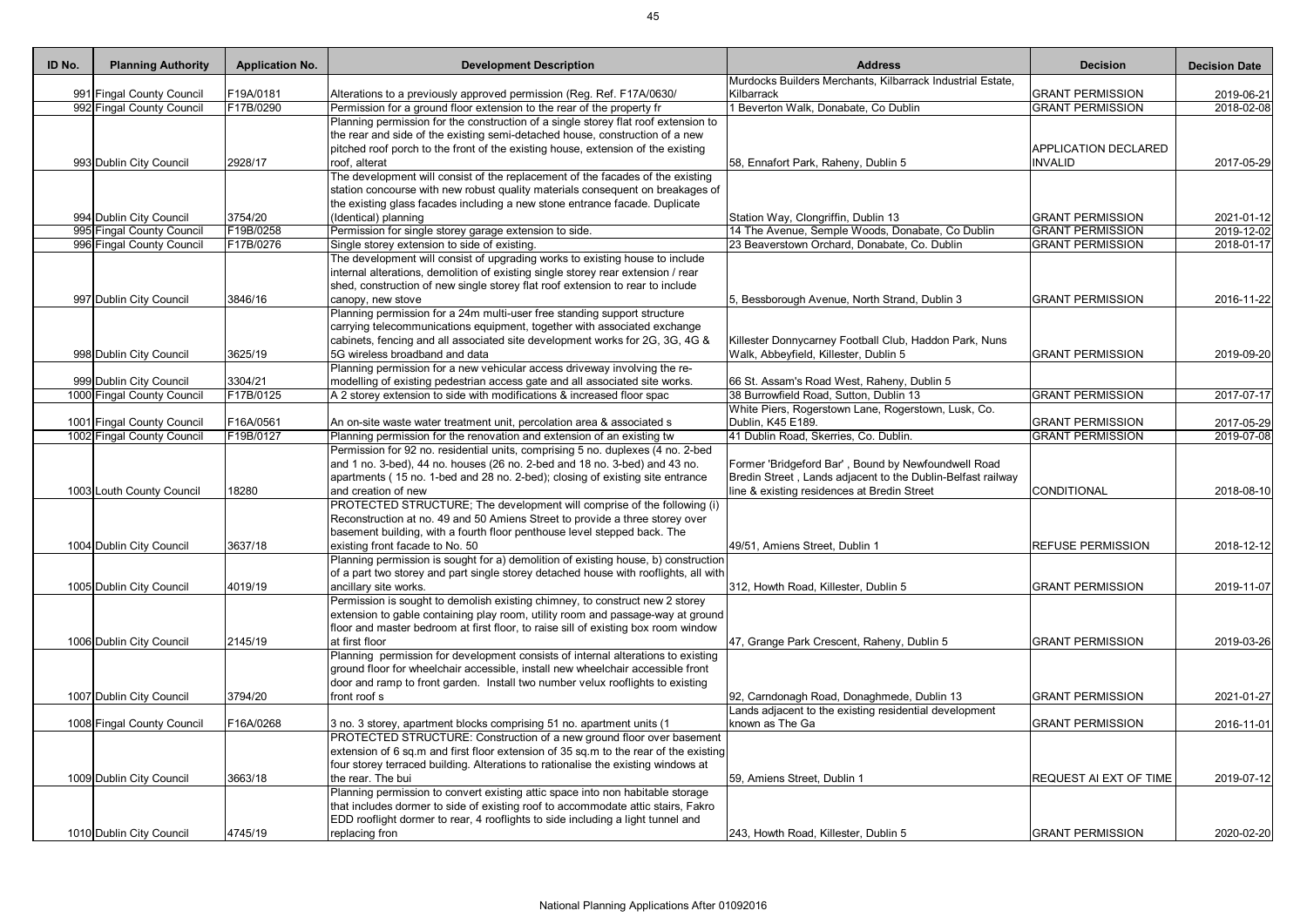| ID No. | Planning Authority | Application No. | Development Description | Address | Decision | Decision Date |
|---|---|---|---|---|---|---|
| 991 | Fingal County Council | F19A/0181 | Alterations to a previously approved permission (Reg. Ref. F17A/0630/ | Murdocks Builders Merchants, Kilbarrack Industrial Estate, Kilbarrack | GRANT PERMISSION | 2019-06-21 |
| 992 | Fingal County Council | F17B/0290 | Permission for a ground floor extension to the rear of the property fr | 1 Beverton Walk, Donabate, Co Dublin | GRANT PERMISSION | 2018-02-08 |
| 993 | Dublin City Council | 2928/17 | Planning permission for the construction of a single storey flat roof extension to the rear and side of the existing semi-detached house, construction of a new pitched roof porch to the front of the existing house, extension of the existing roof, alterat | 58, Ennafort Park, Raheny, Dublin 5 | APPLICATION DECLARED INVALID | 2017-05-29 |
| 994 | Dublin City Council | 3754/20 | The development will consist of the replacement of the facades of the existing station concourse with new robust quality materials consequent on breakages of the existing glass facades including a new stone entrance facade. Duplicate (Identical) planning | Station Way, Clongriffin, Dublin 13 | GRANT PERMISSION | 2021-01-12 |
| 995 | Fingal County Council | F19B/0258 | Permission for single storey garage extension to side. | 14 The Avenue, Semple Woods, Donabate, Co Dublin | GRANT PERMISSION | 2019-12-02 |
| 996 | Fingal County Council | F17B/0276 | Single storey extension to side of existing. | 23 Beaverstown Orchard, Donabate, Co. Dublin | GRANT PERMISSION | 2018-01-17 |
| 997 | Dublin City Council | 3846/16 | The development will consist of upgrading works to existing house to include internal alterations, demolition of existing single storey rear extension / rear shed, construction of new single storey flat roof extension to rear to include canopy, new stove | 5, Bessborough Avenue, North Strand, Dublin 3 | GRANT PERMISSION | 2016-11-22 |
| 998 | Dublin City Council | 3625/19 | Planning permission for a 24m multi-user free standing support structure carrying telecommunications equipment, together with associated exchange cabinets, fencing and all associated site development works for 2G, 3G, 4G & 5G wireless broadband and data | Killester Donnycarney Football Club, Haddon Park, Nuns Walk, Abbeyfield, Killester, Dublin 5 | GRANT PERMISSION | 2019-09-20 |
| 999 | Dublin City Council | 3304/21 | Planning permission for a new vehicular access driveway involving the re-modelling of existing pedestrian access gate and all associated site works. | 66 St. Assam's Road West, Raheny, Dublin 5 | | |
| 1000 | Fingal County Council | F17B/0125 | A 2 storey extension to side with modifications & increased floor spac | 38 Burrowfield Road, Sutton, Dublin 13 | GRANT PERMISSION | 2017-07-17 |
| 1001 | Fingal County Council | F16A/0561 | An on-site waste water treatment unit, percolation area & associated s | White Piers, Rogerstown Lane, Rogerstown, Lusk, Co. Dublin, K45 E189. | GRANT PERMISSION | 2017-05-29 |
| 1002 | Fingal County Council | F19B/0127 | Planning permission for the renovation and extension of an existing tw | 41 Dublin Road, Skerries, Co. Dublin. | GRANT PERMISSION | 2019-07-08 |
| 1003 | Louth County Council | 18280 | Permission for 92 no. residential units, comprising 5 no. duplexes (4 no. 2-bed and 1 no. 3-bed), 44 no. houses (26 no. 2-bed and 18 no. 3-bed) and 43 no. apartments ( 15 no. 1-bed and 28 no. 2-bed); closing of existing site entrance and creation of new | Former 'Bridgeford Bar' , Bound by Newfoundwell Road Bredin Street , Lands adjacent to the Dublin-Belfast railway line & existing residences at Bredin Street | CONDITIONAL | 2018-08-10 |
| 1004 | Dublin City Council | 3637/18 | PROTECTED STRUCTURE; The development will comprise of the following (i) Reconstruction at no. 49 and 50 Amiens Street to provide a three storey over basement building, with a fourth floor penthouse level stepped back. The existing front facade to No. 50 | 49/51, Amiens Street, Dublin 1 | REFUSE PERMISSION | 2018-12-12 |
| 1005 | Dublin City Council | 4019/19 | Planning permission is sought for a) demolition of existing house, b) construction of a part two storey and part single storey detached house with rooflights, all with ancillary site works. | 312, Howth Road, Killester, Dublin 5 | GRANT PERMISSION | 2019-11-07 |
| 1006 | Dublin City Council | 2145/19 | Permission is sought to demolish existing chimney, to construct new 2 storey extension to gable containing play room, utility room and passage-way at ground floor and master bedroom at first floor, to raise sill of existing box room window at first floor | 47, Grange Park Crescent, Raheny, Dublin 5 | GRANT PERMISSION | 2019-03-26 |
| 1007 | Dublin City Council | 3794/20 | Planning permission for development consists of internal alterations to existing ground floor for wheelchair accessible, install new wheelchair accessible front door and ramp to front garden. Install two number velux rooflights to existing front roof s | 92, Carndonagh Road, Donaghmede, Dublin 13 | GRANT PERMISSION | 2021-01-27 |
| 1008 | Fingal County Council | F16A/0268 | 3 no. 3 storey, apartment blocks comprising 51 no. apartment units (1 | Lands adjacent to the existing residential development known as The Ga | GRANT PERMISSION | 2016-11-01 |
| 1009 | Dublin City Council | 3663/18 | PROTECTED STRUCTURE: Construction of a new ground floor over basement extension of 6 sq.m and first floor extension of 35 sq.m to the rear of the existing four storey terraced building. Alterations to rationalise the existing windows at the rear. The bui | 59, Amiens Street, Dublin 1 | REQUEST AI EXT OF TIME | 2019-07-12 |
| 1010 | Dublin City Council | 4745/19 | Planning permission to convert existing attic space into non habitable storage that includes dormer to side of existing roof to accommodate attic stairs, Fakro EDD rooflight dormer to rear, 4 rooflights to side including a light tunnel and replacing fron | 243, Howth Road, Killester, Dublin 5 | GRANT PERMISSION | 2020-02-20 |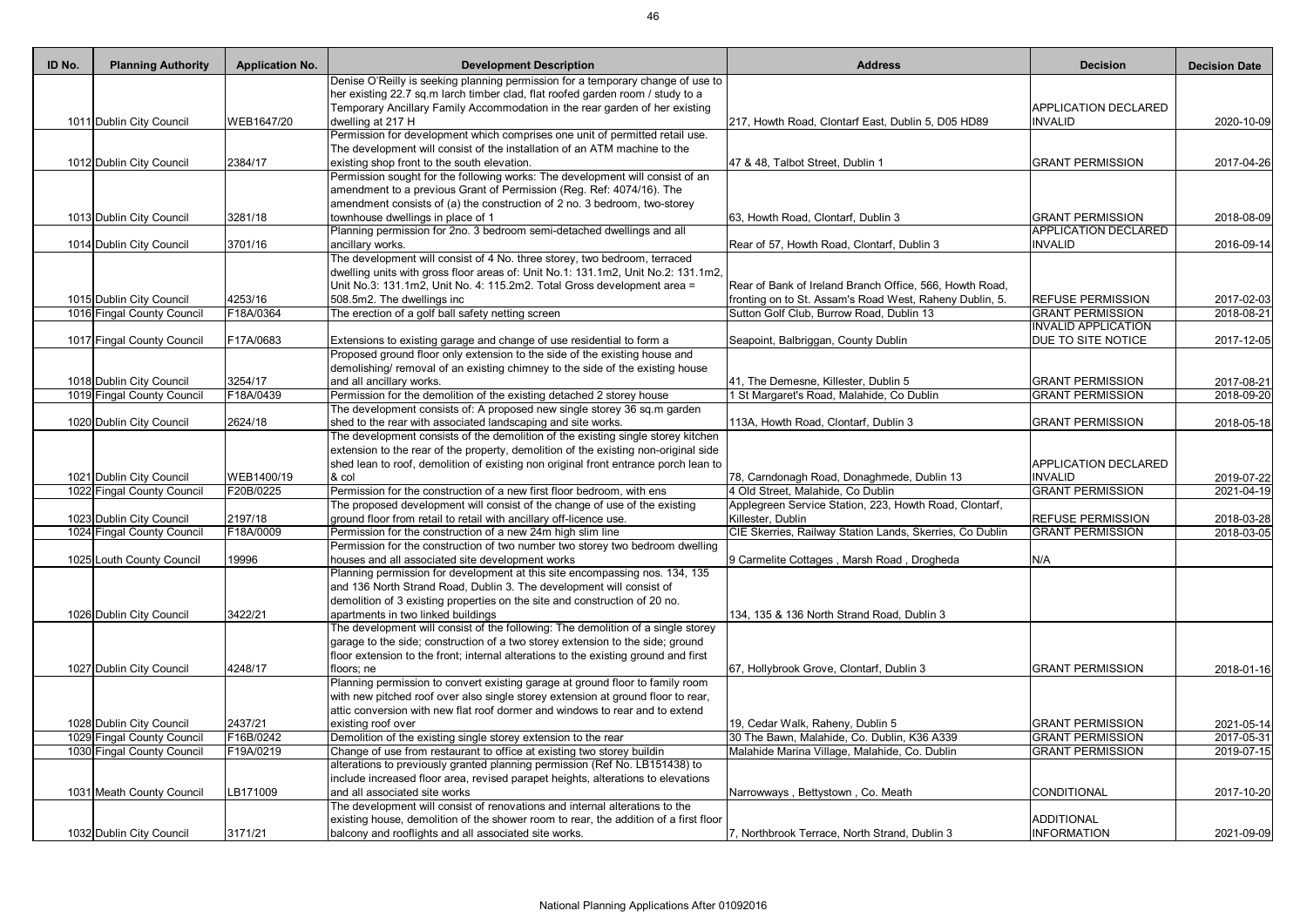| ID No. | Planning Authority | Application No. | Development Description | Address | Decision | Decision Date |
| --- | --- | --- | --- | --- | --- | --- |
| 1011 | Dublin City Council | WEB1647/20 | Denise O'Reilly is seeking planning permission for a temporary change of use to her existing 22.7 sq.m larch timber clad, flat roofed garden room / study to a Temporary Ancillary Family Accommodation in the rear garden of her existing dwelling at 217 H | 217, Howth Road, Clontarf East, Dublin 5, D05 HD89 | APPLICATION DECLARED INVALID | 2020-10-09 |
| 1012 | Dublin City Council | 2384/17 | Permission for development which comprises one unit of permitted retail use. The development will consist of the installation of an ATM machine to the existing shop front to the south elevation. | 47 & 48, Talbot Street, Dublin 1 | GRANT PERMISSION | 2017-04-26 |
| 1013 | Dublin City Council | 3281/18 | Permission sought for the following works: The development will consist of an amendment to a previous Grant of Permission (Reg. Ref: 4074/16). The amendment consists of (a) the construction of 2 no. 3 bedroom, two-storey townhouse dwellings in place of 1 | 63, Howth Road, Clontarf, Dublin 3 | GRANT PERMISSION | 2018-08-09 |
| 1014 | Dublin City Council | 3701/16 | Planning permission for 2no. 3 bedroom semi-detached dwellings and all ancillary works. | Rear of 57, Howth Road, Clontarf, Dublin 3 | APPLICATION DECLARED INVALID | 2016-09-14 |
| 1015 | Dublin City Council | 4253/16 | The development will consist of 4 No. three storey, two bedroom, terraced dwelling units with gross floor areas of: Unit No.1: 131.1m2, Unit No.2: 131.1m2, Unit No.3: 131.1m2, Unit No. 4: 115.2m2. Total Gross development area = 508.5m2. The dwellings inc | Rear of Bank of Ireland Branch Office, 566, Howth Road, fronting on to St. Assam's Road West, Raheny Dublin, 5. | REFUSE PERMISSION | 2017-02-03 |
| 1016 | Fingal County Council | F18A/0364 | The erection of a golf ball safety netting screen | Sutton Golf Club, Burrow Road, Dublin 13 | GRANT PERMISSION | 2018-08-21 |
| 1017 | Fingal County Council | F17A/0683 | Extensions to existing garage and change of use residential to form a | Seapoint, Balbriggan, County Dublin | INVALID APPLICATION DUE TO SITE NOTICE | 2017-12-05 |
| 1018 | Dublin City Council | 3254/17 | Proposed ground floor only extension to the side of the existing house and demolishing/ removal of an existing chimney to the side of the existing house and all ancillary works. | 41, The Demesne, Killester, Dublin 5 | GRANT PERMISSION | 2017-08-21 |
| 1019 | Fingal County Council | F18A/0439 | Permission for the demolition of the existing detached 2 storey house | 1 St Margaret's Road, Malahide, Co Dublin | GRANT PERMISSION | 2018-09-20 |
| 1020 | Dublin City Council | 2624/18 | The development consists of: A proposed new single storey 36 sq.m garden shed to the rear with associated landscaping and site works. | 113A, Howth Road, Clontarf, Dublin 3 | GRANT PERMISSION | 2018-05-18 |
| 1021 | Dublin City Council | WEB1400/19 | The development consists of the demolition of the existing single storey kitchen extension to the rear of the property, demolition of the existing non-original side shed lean to roof, demolition of existing non original front entrance porch lean to & col | 78, Carndonagh Road, Donaghmede, Dublin 13 | APPLICATION DECLARED INVALID | 2019-07-22 |
| 1022 | Fingal County Council | F20B/0225 | Permission for the construction of a new first floor bedroom, with ens | 4 Old Street, Malahide, Co Dublin | GRANT PERMISSION | 2021-04-19 |
| 1023 | Dublin City Council | 2197/18 | The proposed development will consist of the change of use of the existing ground floor from retail to retail with ancillary off-licence use. | Applegreen Service Station, 223, Howth Road, Clontarf, Killester, Dublin | REFUSE PERMISSION | 2018-03-28 |
| 1024 | Fingal County Council | F18A/0009 | Permission for the construction of a new 24m high slim line | CIE Skerries, Railway Station Lands, Skerries, Co Dublin | GRANT PERMISSION | 2018-03-05 |
| 1025 | Louth County Council | 19996 | Permission for the construction of two number two storey two bedroom dwelling houses and all associated site development works | 9 Carmelite Cottages , Marsh Road , Drogheda | N/A | |
| 1026 | Dublin City Council | 3422/21 | Planning permission for development at this site encompassing nos. 134, 135 and 136 North Strand Road, Dublin 3. The development will consist of demolition of 3 existing properties on the site and construction of 20 no. apartments in two linked buildings | 134, 135 & 136 North Strand Road, Dublin 3 | | |
| 1027 | Dublin City Council | 4248/17 | The development will consist of the following: The demolition of a single storey garage to the side; construction of a two storey extension to the side; ground floor extension to the front; internal alterations to the existing ground and first floors; ne | 67, Hollybrook Grove, Clontarf, Dublin 3 | GRANT PERMISSION | 2018-01-16 |
| 1028 | Dublin City Council | 2437/21 | Planning permission to convert existing garage at ground floor to family room with new pitched roof over also single storey extension at ground floor to rear, attic conversion with new flat roof dormer and windows to rear and to extend existing roof over | 19, Cedar Walk, Raheny, Dublin 5 | GRANT PERMISSION | 2021-05-14 |
| 1029 | Fingal County Council | F16B/0242 | Demolition of the existing single storey extension to the rear | 30 The Bawn, Malahide, Co. Dublin, K36 A339 | GRANT PERMISSION | 2017-05-31 |
| 1030 | Fingal County Council | F19A/0219 | Change of use from restaurant to office at existing two storey buildin | Malahide Marina Village, Malahide, Co. Dublin | GRANT PERMISSION | 2019-07-15 |
| 1031 | Meath County Council | LB171009 | alterations to previously granted planning permission (Ref No. LB151438) to include increased floor area, revised parapet heights, alterations to elevations and all associated site works | Narrowways , Bettystown , Co. Meath | CONDITIONAL | 2017-10-20 |
| 1032 | Dublin City Council | 3171/21 | The development will consist of renovations and internal alterations to the existing house, demolition of the shower room to rear, the addition of a first floor balcony and rooflights and all associated site works. | 7, Northbrook Terrace, North Strand, Dublin 3 | ADDITIONAL INFORMATION | 2021-09-09 |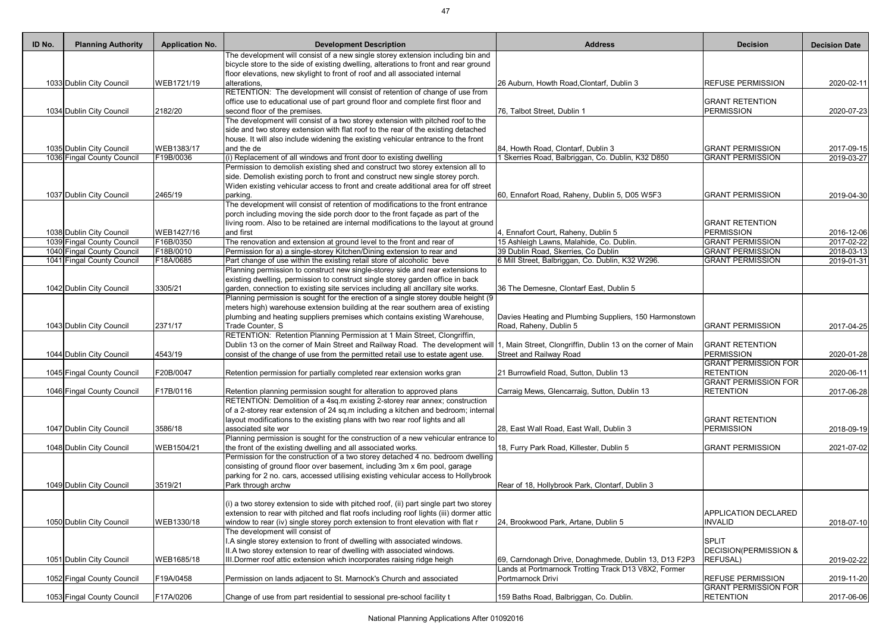| ID No. | Planning Authority | Application No. | Development Description | Address | Decision | Decision Date |
|---|---|---|---|---|---|---|
| 1033 | Dublin City Council | WEB1721/19 | The development will consist of a new single storey extension including bin and bicycle store to the side of existing dwelling, alterations to front and rear ground floor elevations, new skylight to front of roof and all associated internal alterations, | 26 Auburn, Howth Road,Clontarf, Dublin 3 | REFUSE PERMISSION | 2020-02-11 |
| 1034 | Dublin City Council | 2182/20 | RETENTION: The development will consist of retention of change of use from office use to educational use of part ground floor and complete first floor and second floor of the premises. | 76, Talbot Street, Dublin 1 | GRANT RETENTION PERMISSION | 2020-07-23 |
| 1035 | Dublin City Council | WEB1383/17 | The development will consist of a two storey extension with pitched roof to the side and two storey extension with flat roof to the rear of the existing detached house. It will also include widening the existing vehicular entrance to the front and the de | 84, Howth Road, Clontarf, Dublin 3 | GRANT PERMISSION | 2017-09-15 |
| 1036 | Fingal County Council | F19B/0036 | (i) Replacement of all windows and front door to existing dwelling | 1 Skerries Road, Balbriggan, Co. Dublin, K32 D850 | GRANT PERMISSION | 2019-03-27 |
| 1037 | Dublin City Council | 2465/19 | Permission to demolish existing shed and construct two storey extension all to side. Demolish existing porch to front and construct new single storey porch. Widen existing vehicular access to front and create additional area for off street parking. | 60, Ennafort Road, Raheny, Dublin 5, D05 W5F3 | GRANT PERMISSION | 2019-04-30 |
| 1038 | Dublin City Council | WEB1427/16 | The development will consist of retention of modifications to the front entrance porch including moving the side porch door to the front façade as part of the living room. Also to be retained are internal modifications to the layout at ground and first | 4, Ennafort Court, Raheny, Dublin 5 | GRANT RETENTION PERMISSION | 2016-12-06 |
| 1039 | Fingal County Council | F16B/0350 | The renovation and extension at ground level to the front and rear of | 15 Ashleigh Lawns, Malahide, Co. Dublin. | GRANT PERMISSION | 2017-02-22 |
| 1040 | Fingal County Council | F18B/0010 | Permission for a) a single-storey Kitchen/Dining extension to rear and | 39 Dublin Road, Skerries, Co Dublin | GRANT PERMISSION | 2018-03-13 |
| 1041 | Fingal County Council | F18A/0685 | Part change of use within the existing retail store of alcoholic beve | 6 Mill Street, Balbriggan, Co. Dublin, K32 W296. | GRANT PERMISSION | 2019-01-31 |
| 1042 | Dublin City Council | 3305/21 | Planning permission to construct new single-storey side and rear extensions to existing dwelling, permission to construct single storey garden office in back garden, connection to existing site services including all ancillary site works. | 36 The Demesne, Clontarf East, Dublin 5 | | |
| 1043 | Dublin City Council | 2371/17 | Planning permission is sought for the erection of a single storey double height (9 meters high) warehouse extension building at the rear southern area of existing plumbing and heating suppliers premises which contains existing Warehouse, Trade Counter, S | Davies Heating and Plumbing Suppliers, 150 Harmonstown Road, Raheny, Dublin 5 | GRANT PERMISSION | 2017-04-25 |
| 1044 | Dublin City Council | 4543/19 | RETENTION: Retention Planning Permission at 1 Main Street, Clongriffin, Dublin 13 on the corner of Main Street and Railway Road. The development will consist of the change of use from the permitted retail use to estate agent use. | 1, Main Street, Clongriffin, Dublin 13 on the corner of Main Street and Railway Road | GRANT RETENTION PERMISSION | 2020-01-28 |
| 1045 | Fingal County Council | F20B/0047 | Retention permission for partially completed rear extension works gran | 21 Burrowfield Road, Sutton, Dublin 13 | GRANT PERMISSION FOR RETENTION | 2020-06-11 |
| 1046 | Fingal County Council | F17B/0116 | Retention planning permission sought for alteration to approved plans | Carraig Mews, Glencarraig, Sutton, Dublin 13 | GRANT PERMISSION FOR RETENTION | 2017-06-28 |
| 1047 | Dublin City Council | 3586/18 | RETENTION: Demolition of a 4sq.m existing 2-storey rear annex; construction of a 2-storey rear extension of 24 sq.m including a kitchen and bedroom; internal layout modifications to the existing plans with two rear roof lights and all associated site wor | 28, East Wall Road, East Wall, Dublin 3 | GRANT RETENTION PERMISSION | 2018-09-19 |
| 1048 | Dublin City Council | WEB1504/21 | Planning permission is sought for the construction of a new vehicular entrance to the front of the existing dwelling and all associated works. | 18, Furry Park Road, Killester, Dublin 5 | GRANT PERMISSION | 2021-07-02 |
| 1049 | Dublin City Council | 3519/21 | Permission for the construction of a two storey detached 4 no. bedroom dwelling consisting of ground floor over basement, including 3m x 6m pool, garage parking for 2 no. cars, accessed utilising existing vehicular access to Hollybrook Park through archw | Rear of 18, Hollybrook Park, Clontarf, Dublin 3 | | |
| 1050 | Dublin City Council | WEB1330/18 | (i) a two storey extension to side with pitched roof, (ii) part single part two storey extension to rear with pitched and flat roofs including roof lights (iii) dormer attic window to rear (iv) single storey porch extension to front elevation with flat r | 24, Brookwood Park, Artane, Dublin 5 | APPLICATION DECLARED INVALID | 2018-07-10 |
| 1051 | Dublin City Council | WEB1685/18 | The development will consist of I.A single storey extension to front of dwelling with associated windows. II.A two storey extension to rear of dwelling with associated windows. III.Dormer roof attic extension which incorporates raising ridge heigh | 69, Carndonagh Drive, Donaghmede, Dublin 13, D13 F2P3 | SPLIT DECISION(PERMISSION & REFUSAL) | 2019-02-22 |
| 1052 | Fingal County Council | F19A/0458 | Permission on lands adjacent to St. Marnock's Church and associated | Lands at Portmarnock Trotting Track D13 V8X2, Former Portmarnock Drivi | REFUSE PERMISSION | 2019-11-20 |
| 1053 | Fingal County Council | F17A/0206 | Change of use from part residential to sessional pre-school facility t | 159 Baths Road, Balbriggan, Co. Dublin. | GRANT PERMISSION FOR RETENTION | 2017-06-06 |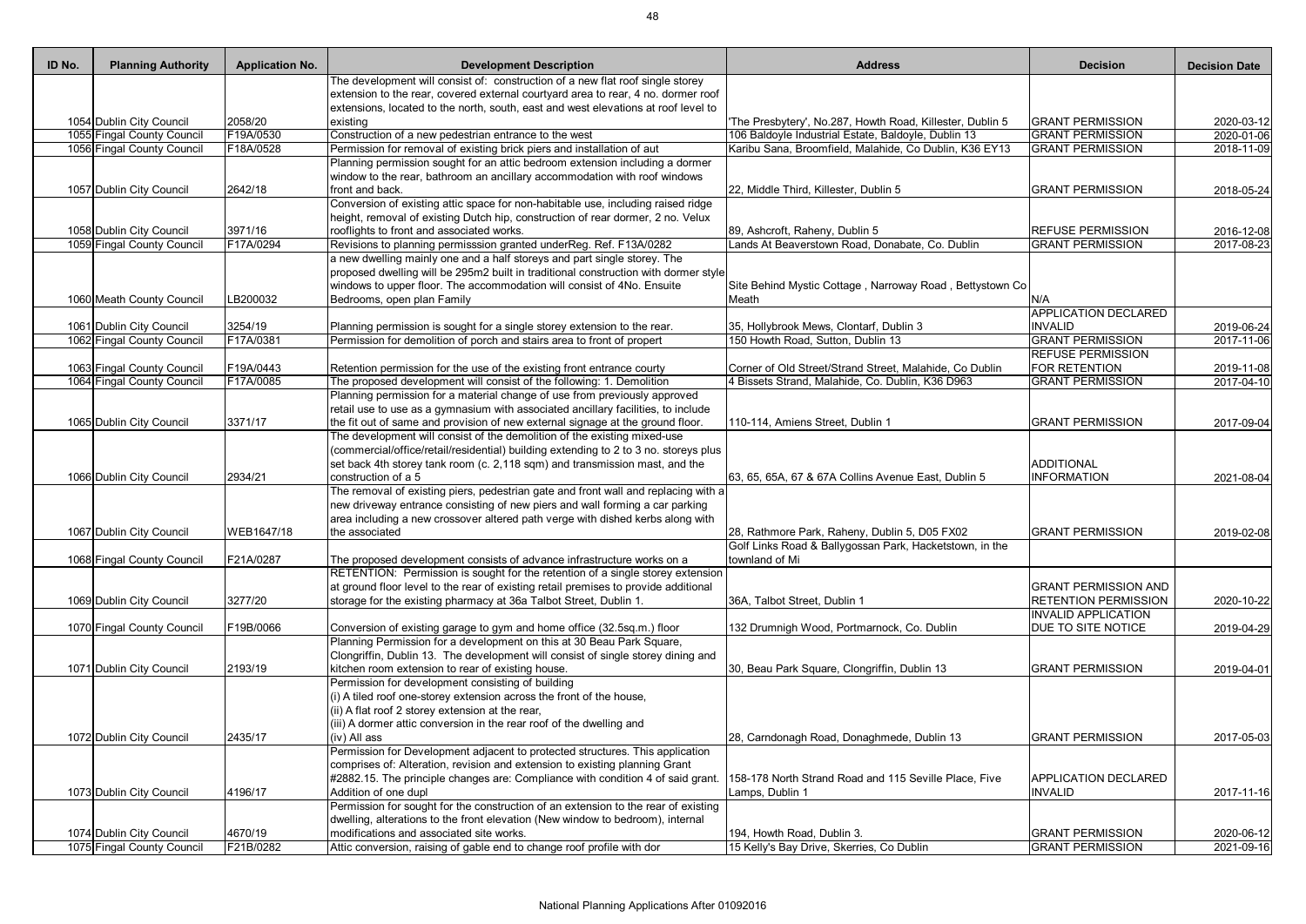| ID No. | Planning Authority | Application No. | Development Description | Address | Decision | Decision Date |
|---|---|---|---|---|---|---|
| 1054 | Dublin City Council | 2058/20 | The development will consist of: construction of a new flat roof single storey extension to the rear, covered external courtyard area to rear, 4 no. dormer roof extensions, located to the north, south, east and west elevations at roof level to existing | 'The Presbytery', No.287, Howth Road, Killester, Dublin 5 | GRANT PERMISSION | 2020-03-12 |
| 1055 | Fingal County Council | F19A/0530 | Construction of a new pedestrian entrance to the west | 106 Baldoyle Industrial Estate, Baldoyle, Dublin 13 | GRANT PERMISSION | 2020-01-06 |
| 1056 | Fingal County Council | F18A/0528 | Permission for removal of existing brick piers and installation of aut | Karibu Sana, Broomfield, Malahide, Co Dublin, K36 EY13 | GRANT PERMISSION | 2018-11-09 |
| 1057 | Dublin City Council | 2642/18 | Planning permission sought for an attic bedroom extension including a dormer window to the rear, bathroom an ancillary accommodation with roof windows front and back. | 22, Middle Third, Killester, Dublin 5 | GRANT PERMISSION | 2018-05-24 |
| 1058 | Dublin City Council | 3971/16 | Conversion of existing attic space for non-habitable use, including raised ridge height, removal of existing Dutch hip, construction of rear dormer, 2 no. Velux rooflights to front and associated works. | 89, Ashcroft, Raheny, Dublin 5 | REFUSE PERMISSION | 2016-12-08 |
| 1059 | Fingal County Council | F17A/0294 | Revisions to planning permisssion granted underReg. Ref. F13A/0282 | Lands At Beaverstown Road, Donabate, Co. Dublin | GRANT PERMISSION | 2017-08-23 |
| 1060 | Meath County Council | LB200032 | a new dwelling mainly one and a half storeys and part single storey. The proposed dwelling will be 295m2 built in traditional construction with dormer style windows to upper floor. The accommodation will consist of 4No. Ensuite Bedrooms, open plan Family | Site Behind Mystic Cottage , Narroway Road , Bettystown Co Meath | N/A | |
| 1061 | Dublin City Council | 3254/19 | Planning permission is sought for a single storey extension to the rear. | 35, Hollybrook Mews, Clontarf, Dublin 3 | APPLICATION DECLARED INVALID | 2019-06-24 |
| 1062 | Fingal County Council | F17A/0381 | Permission for demolition of porch and stairs area to front of propert | 150 Howth Road, Sutton, Dublin 13 | GRANT PERMISSION | 2017-11-06 |
| 1063 | Fingal County Council | F19A/0443 | Retention permission for the use of the existing front entrance courty | Corner of Old Street/Strand Street, Malahide, Co Dublin | REFUSE PERMISSION FOR RETENTION | 2019-11-08 |
| 1064 | Fingal County Council | F17A/0085 | The proposed development will consist of the following: 1. Demolition | 4 Bissets Strand, Malahide, Co. Dublin, K36 D963 | GRANT PERMISSION | 2017-04-10 |
| 1065 | Dublin City Council | 3371/17 | Planning permission for a material change of use from previously approved retail use to use as a gymnasium with associated ancillary facilities, to include the fit out of same and provision of new external signage at the ground floor. | 110-114, Amiens Street, Dublin 1 | GRANT PERMISSION | 2017-09-04 |
| 1066 | Dublin City Council | 2934/21 | The development will consist of the demolition of the existing mixed-use (commercial/office/retail/residential) building extending to 2 to 3 no. storeys plus set back 4th storey tank room (c. 2,118 sqm) and transmission mast, and the construction of a 5 | 63, 65, 65A, 67 & 67A Collins Avenue East, Dublin 5 | ADDITIONAL INFORMATION | 2021-08-04 |
| 1067 | Dublin City Council | WEB1647/18 | The removal of existing piers, pedestrian gate and front wall and replacing with a new driveway entrance consisting of new piers and wall forming a car parking area including a new crossover altered path verge with dished kerbs along with the associated | 28, Rathmore Park, Raheny, Dublin 5, D05 FX02 | GRANT PERMISSION | 2019-02-08 |
| 1068 | Fingal County Council | F21A/0287 | The proposed development consists of advance infrastructure works on a | Golf Links Road & Ballygossan Park, Hacketstown, in the townland of Mi | | |
| 1069 | Dublin City Council | 3277/20 | RETENTION: Permission is sought for the retention of a single storey extension at ground floor level to the rear of existing retail premises to provide additional storage for the existing pharmacy at 36a Talbot Street, Dublin 1. | 36A, Talbot Street, Dublin 1 | GRANT PERMISSION AND RETENTION PERMISSION | 2020-10-22 |
| 1070 | Fingal County Council | F19B/0066 | Conversion of existing garage to gym and home office (32.5sq.m.) floor | 132 Drumnigh Wood, Portmarnock, Co. Dublin | INVALID APPLICATION DUE TO SITE NOTICE | 2019-04-29 |
| 1071 | Dublin City Council | 2193/19 | Planning Permission for a development on this at 30 Beau Park Square, Clongriffin, Dublin 13. The development will consist of single storey dining and kitchen room extension to rear of existing house. | 30, Beau Park Square, Clongriffin, Dublin 13 | GRANT PERMISSION | 2019-04-01 |
| 1072 | Dublin City Council | 2435/17 | Permission for development consisting of building (i) A tiled roof one-storey extension across the front of the house, (ii) A flat roof 2 storey extension at the rear, (iii) A dormer attic conversion in the rear roof of the dwelling and (iv) All ass | 28, Carndonagh Road, Donaghmede, Dublin 13 | GRANT PERMISSION | 2017-05-03 |
| 1073 | Dublin City Council | 4196/17 | Permission for Development adjacent to protected structures. This application comprises of: Alteration, revision and extension to existing planning Grant #2882.15. The principle changes are: Compliance with condition 4 of said grant. Addition of one dupl | 158-178 North Strand Road and 115 Seville Place, Five Lamps, Dublin 1 | APPLICATION DECLARED INVALID | 2017-11-16 |
| 1074 | Dublin City Council | 4670/19 | Permission for sought for the construction of an extension to the rear of existing dwelling, alterations to the front elevation (New window to bedroom), internal modifications and associated site works. | 194, Howth Road, Dublin 3. | GRANT PERMISSION | 2020-06-12 |
| 1075 | Fingal County Council | F21B/0282 | Attic conversion, raising of gable end to change roof profile with dor | 15 Kelly's Bay Drive, Skerries, Co Dublin | GRANT PERMISSION | 2021-09-16 |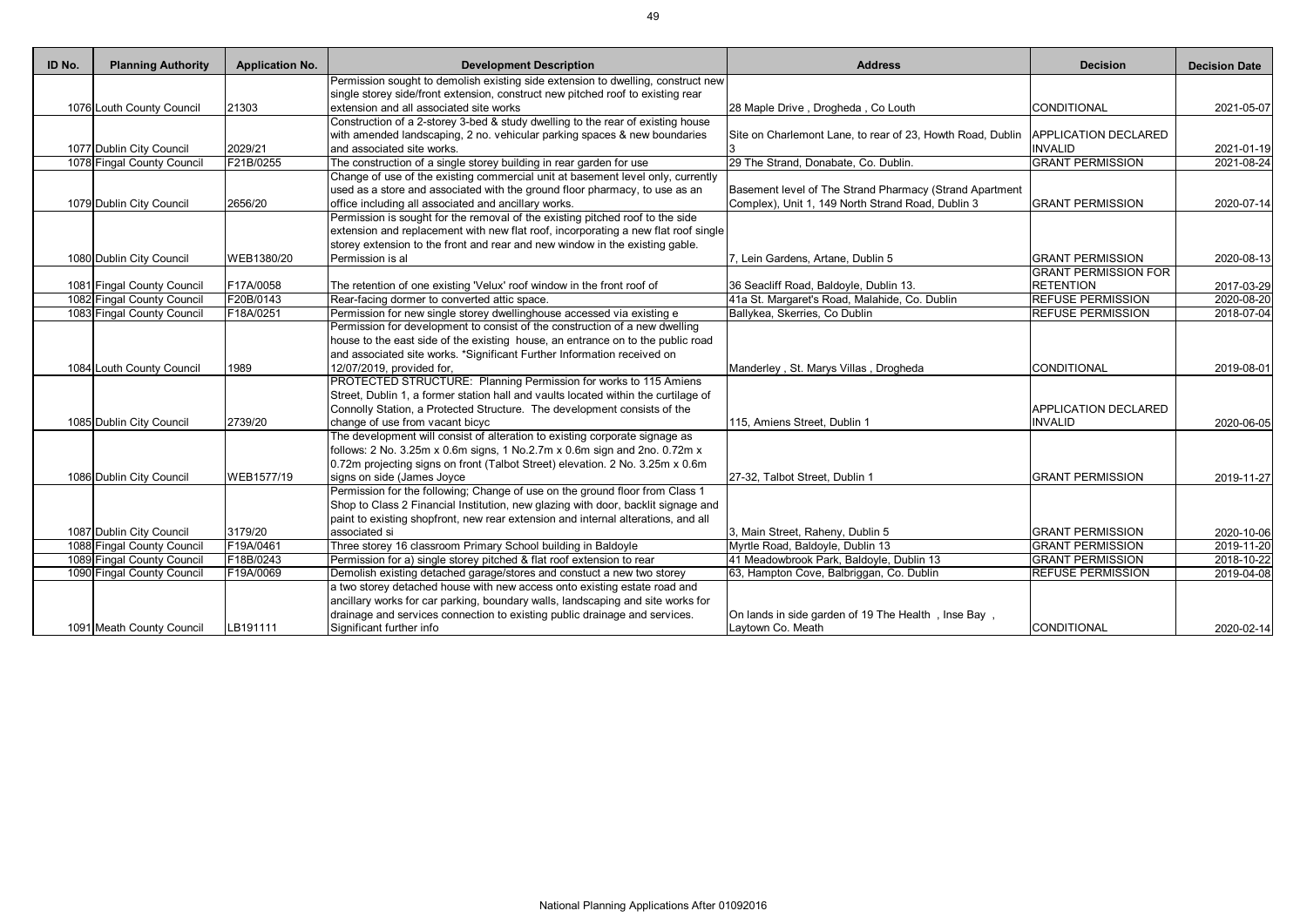| ID No. | Planning Authority | Application No. | Development Description | Address | Decision | Decision Date |
|---|---|---|---|---|---|---|
| 1076 | Louth County Council | 21303 | Permission sought to demolish existing side extension to dwelling, construct new single storey side/front extension, construct new pitched roof to existing rear extension and all associated site works | 28 Maple Drive , Drogheda , Co Louth | CONDITIONAL | 2021-05-07 |
| 1077 | Dublin City Council | 2029/21 | Construction of a 2-storey 3-bed & study dwelling to the rear of existing house with amended landscaping, 2 no. vehicular parking spaces & new boundaries and associated site works. | Site on Charlemont Lane, to rear of 23, Howth Road, Dublin 3 | APPLICATION DECLARED INVALID | 2021-01-19 |
| 1078 | Fingal County Council | F21B/0255 | The construction of a single storey building in rear garden for use | 29 The Strand, Donabate, Co. Dublin. | GRANT PERMISSION | 2021-08-24 |
| 1079 | Dublin City Council | 2656/20 | Change of use of the existing commercial unit at basement level only, currently used as a store and associated with the ground floor pharmacy, to use as an office including all associated and ancillary works. | Basement level of The Strand Pharmacy (Strand Apartment Complex), Unit 1, 149 North Strand Road, Dublin 3 | GRANT PERMISSION | 2020-07-14 |
| 1080 | Dublin City Council | WEB1380/20 | Permission is sought for the removal of the existing pitched roof to the side extension and replacement with new flat roof, incorporating a new flat roof single storey extension to the front and rear and new window in the existing gable. Permission is al | 7, Lein Gardens, Artane, Dublin 5 | GRANT PERMISSION | 2020-08-13 |
| 1081 | Fingal County Council | F17A/0058 | The retention of one existing 'Velux' roof window in the front roof of | 36 Seacliff Road, Baldoyle, Dublin 13. | GRANT PERMISSION FOR RETENTION | 2017-03-29 |
| 1082 | Fingal County Council | F20B/0143 | Rear-facing dormer to converted attic space. | 41a St. Margaret's Road, Malahide, Co. Dublin | REFUSE PERMISSION | 2020-08-20 |
| 1083 | Fingal County Council | F18A/0251 | Permission for new single storey dwellinghouse accessed via existing e | Ballykea, Skerries, Co Dublin | REFUSE PERMISSION | 2018-07-04 |
| 1084 | Louth County Council | 1989 | Permission for development to consist of the construction of a new dwelling house to the east side of the existing house, an entrance on to the public road and associated site works. *Significant Further Information received on 12/07/2019, provided for, | Manderley , St. Marys Villas , Drogheda | CONDITIONAL | 2019-08-01 |
| 1085 | Dublin City Council | 2739/20 | PROTECTED STRUCTURE: Planning Permission for works to 115 Amiens Street, Dublin 1, a former station hall and vaults located within the curtilage of Connolly Station, a Protected Structure. The development consists of the change of use from vacant bicyc | 115, Amiens Street, Dublin 1 | APPLICATION DECLARED INVALID | 2020-06-05 |
| 1086 | Dublin City Council | WEB1577/19 | The development will consist of alteration to existing corporate signage as follows: 2 No. 3.25m x 0.6m signs, 1 No.2.7m x 0.6m sign and 2no. 0.72m x 0.72m projecting signs on front (Talbot Street) elevation. 2 No. 3.25m x 0.6m signs on side (James Joyce | 27-32, Talbot Street, Dublin 1 | GRANT PERMISSION | 2019-11-27 |
| 1087 | Dublin City Council | 3179/20 | Permission for the following; Change of use on the ground floor from Class 1 Shop to Class 2 Financial Institution, new glazing with door, backlit signage and paint to existing shopfront, new rear extension and internal alterations, and all associated si | 3, Main Street, Raheny, Dublin 5 | GRANT PERMISSION | 2020-10-06 |
| 1088 | Fingal County Council | F19A/0461 | Three storey 16 classroom Primary School building in Baldoyle | Myrtle Road, Baldoyle, Dublin 13 | GRANT PERMISSION | 2019-11-20 |
| 1089 | Fingal County Council | F18B/0243 | Permission for a) single storey pitched & flat roof extension to rear | 41 Meadowbrook Park, Baldoyle, Dublin 13 | GRANT PERMISSION | 2018-10-22 |
| 1090 | Fingal County Council | F19A/0069 | Demolish existing detached garage/stores and constuct a new two storey | 63, Hampton Cove, Balbriggan, Co. Dublin | REFUSE PERMISSION | 2019-04-08 |
| 1091 | Meath County Council | LB191111 | a two storey detached house with new access onto existing estate road and ancillary works for car parking, boundary walls, landscaping and site works for drainage and services connection to existing public drainage and services. Significant further info | On lands in side garden of 19 The Health , Inse Bay , Laytown Co. Meath | CONDITIONAL | 2020-02-14 |